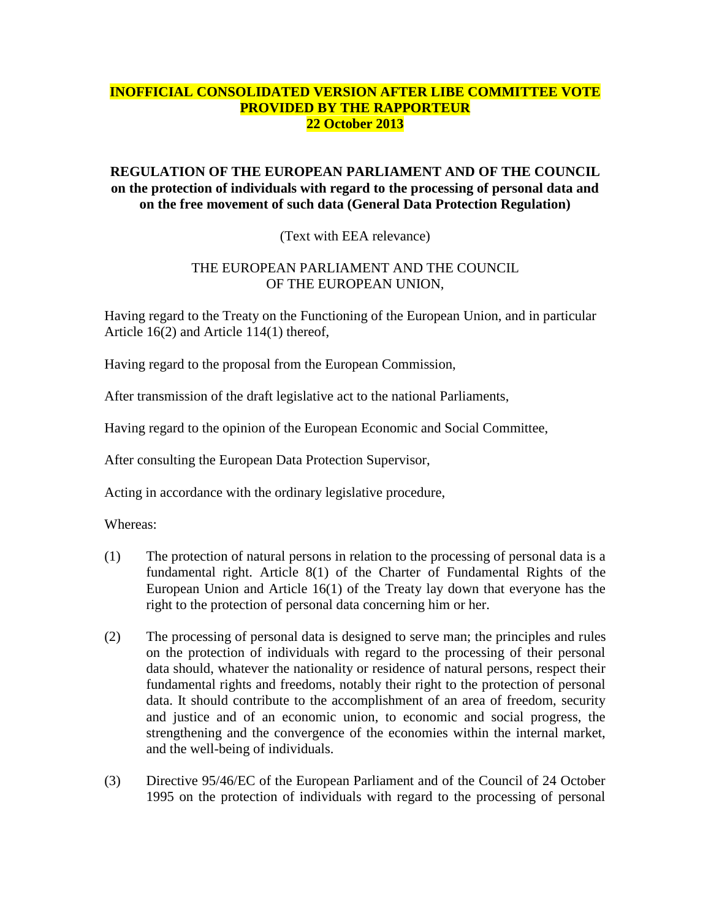**INOFFICIAL CONSOLIDATED VERSION AFTER LIBE COMMITTEE VOTE PROVIDED BY THE RAPPORTEUR**
**22 October 2013**

# REGULATION OF THE EUROPEAN PARLIAMENT AND OF THE COUNCIL on the protection of individuals with regard to the processing of personal data and on the free movement of such data (General Data Protection Regulation)

(Text with EEA relevance)

THE EUROPEAN PARLIAMENT AND THE COUNCIL OF THE EUROPEAN UNION,

Having regard to the Treaty on the Functioning of the European Union, and in particular Article 16(2) and Article 114(1) thereof,

Having regard to the proposal from the European Commission,

After transmission of the draft legislative act to the national Parliaments,

Having regard to the opinion of the European Economic and Social Committee,

After consulting the European Data Protection Supervisor,

Acting in accordance with the ordinary legislative procedure,

Whereas:

(1) The protection of natural persons in relation to the processing of personal data is a fundamental right. Article 8(1) of the Charter of Fundamental Rights of the European Union and Article 16(1) of the Treaty lay down that everyone has the right to the protection of personal data concerning him or her.

(2) The processing of personal data is designed to serve man; the principles and rules on the protection of individuals with regard to the processing of their personal data should, whatever the nationality or residence of natural persons, respect their fundamental rights and freedoms, notably their right to the protection of personal data. It should contribute to the accomplishment of an area of freedom, security and justice and of an economic union, to economic and social progress, the strengthening and the convergence of the economies within the internal market, and the well-being of individuals.

(3) Directive 95/46/EC of the European Parliament and of the Council of 24 October 1995 on the protection of individuals with regard to the processing of personal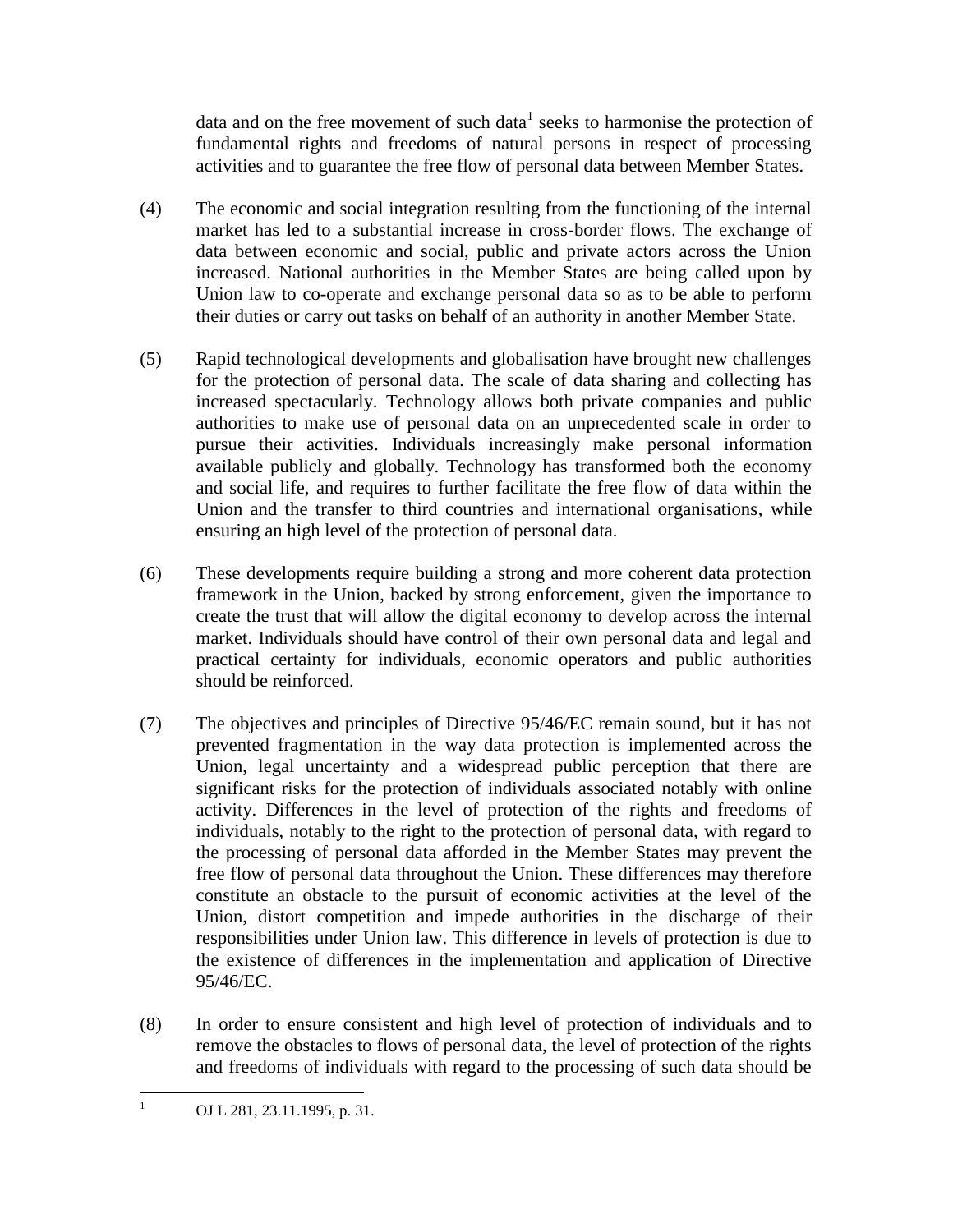data and on the free movement of such data[1] seeks to harmonise the protection of fundamental rights and freedoms of natural persons in respect of processing activities and to guarantee the free flow of personal data between Member States.

(4) The economic and social integration resulting from the functioning of the internal market has led to a substantial increase in cross-border flows. The exchange of data between economic and social, public and private actors across the Union increased. National authorities in the Member States are being called upon by Union law to co-operate and exchange personal data so as to be able to perform their duties or carry out tasks on behalf of an authority in another Member State.

(5) Rapid technological developments and globalisation have brought new challenges for the protection of personal data. The scale of data sharing and collecting has increased spectacularly. Technology allows both private companies and public authorities to make use of personal data on an unprecedented scale in order to pursue their activities. Individuals increasingly make personal information available publicly and globally. Technology has transformed both the economy and social life, and requires to further facilitate the free flow of data within the Union and the transfer to third countries and international organisations, while ensuring an high level of the protection of personal data.

(6) These developments require building a strong and more coherent data protection framework in the Union, backed by strong enforcement, given the importance to create the trust that will allow the digital economy to develop across the internal market. Individuals should have control of their own personal data and legal and practical certainty for individuals, economic operators and public authorities should be reinforced.

(7) The objectives and principles of Directive 95/46/EC remain sound, but it has not prevented fragmentation in the way data protection is implemented across the Union, legal uncertainty and a widespread public perception that there are significant risks for the protection of individuals associated notably with online activity. Differences in the level of protection of the rights and freedoms of individuals, notably to the right to the protection of personal data, with regard to the processing of personal data afforded in the Member States may prevent the free flow of personal data throughout the Union. These differences may therefore constitute an obstacle to the pursuit of economic activities at the level of the Union, distort competition and impede authorities in the discharge of their responsibilities under Union law. This difference in levels of protection is due to the existence of differences in the implementation and application of Directive 95/46/EC.

(8) In order to ensure consistent and high level of protection of individuals and to remove the obstacles to flows of personal data, the level of protection of the rights and freedoms of individuals with regard to the processing of such data should be

---

[1] OJ L 281, 23.11.1995, p. 31.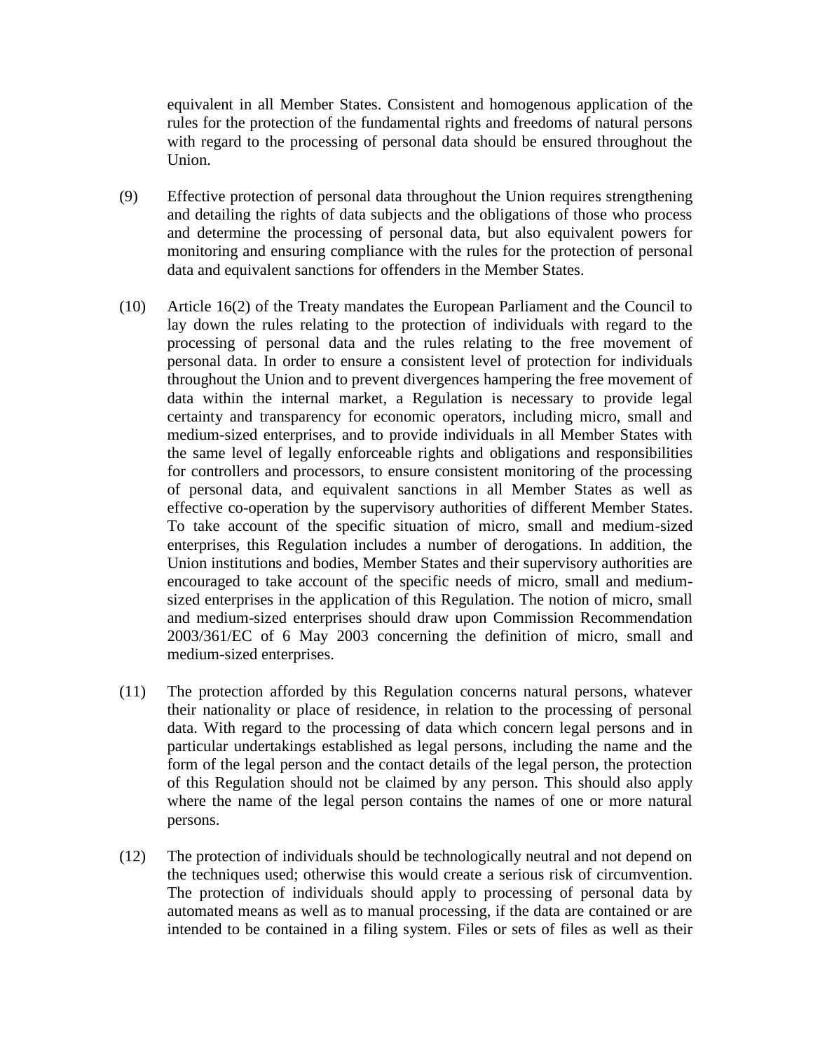equivalent in all Member States. Consistent and homogenous application of the rules for the protection of the fundamental rights and freedoms of natural persons with regard to the processing of personal data should be ensured throughout the Union.

(9) Effective protection of personal data throughout the Union requires strengthening and detailing the rights of data subjects and the obligations of those who process and determine the processing of personal data, but also equivalent powers for monitoring and ensuring compliance with the rules for the protection of personal data and equivalent sanctions for offenders in the Member States.

(10) Article 16(2) of the Treaty mandates the European Parliament and the Council to lay down the rules relating to the protection of individuals with regard to the processing of personal data and the rules relating to the free movement of personal data. In order to ensure a consistent level of protection for individuals throughout the Union and to prevent divergences hampering the free movement of data within the internal market, a Regulation is necessary to provide legal certainty and transparency for economic operators, including micro, small and medium-sized enterprises, and to provide individuals in all Member States with the same level of legally enforceable rights and obligations and responsibilities for controllers and processors, to ensure consistent monitoring of the processing of personal data, and equivalent sanctions in all Member States as well as effective co-operation by the supervisory authorities of different Member States. To take account of the specific situation of micro, small and medium-sized enterprises, this Regulation includes a number of derogations. In addition, the Union institutions and bodies, Member States and their supervisory authorities are encouraged to take account of the specific needs of micro, small and medium-sized enterprises in the application of this Regulation. The notion of micro, small and medium-sized enterprises should draw upon Commission Recommendation 2003/361/EC of 6 May 2003 concerning the definition of micro, small and medium-sized enterprises.

(11) The protection afforded by this Regulation concerns natural persons, whatever their nationality or place of residence, in relation to the processing of personal data. With regard to the processing of data which concern legal persons and in particular undertakings established as legal persons, including the name and the form of the legal person and the contact details of the legal person, the protection of this Regulation should not be claimed by any person. This should also apply where the name of the legal person contains the names of one or more natural persons.

(12) The protection of individuals should be technologically neutral and not depend on the techniques used; otherwise this would create a serious risk of circumvention. The protection of individuals should apply to processing of personal data by automated means as well as to manual processing, if the data are contained or are intended to be contained in a filing system. Files or sets of files as well as their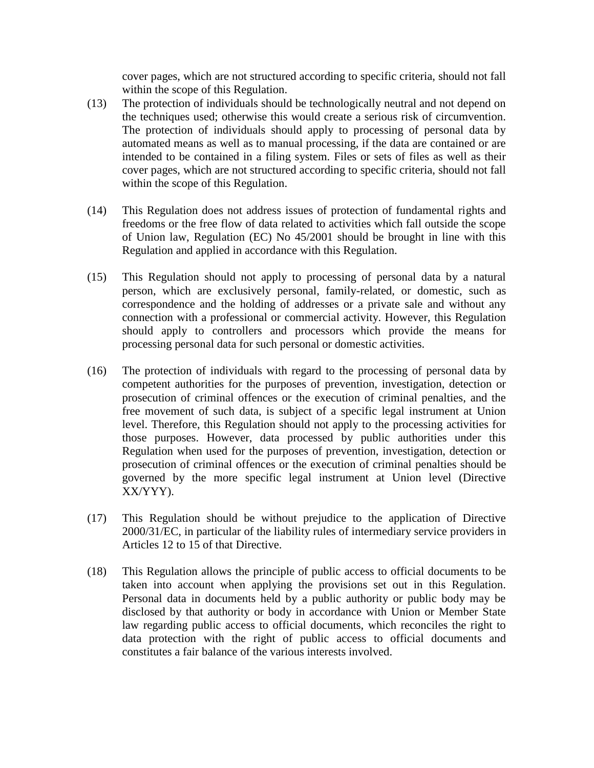cover pages, which are not structured according to specific criteria, should not fall within the scope of this Regulation.

(13) The protection of individuals should be technologically neutral and not depend on the techniques used; otherwise this would create a serious risk of circumvention. The protection of individuals should apply to processing of personal data by automated means as well as to manual processing, if the data are contained or are intended to be contained in a filing system. Files or sets of files as well as their cover pages, which are not structured according to specific criteria, should not fall within the scope of this Regulation.

(14) This Regulation does not address issues of protection of fundamental rights and freedoms or the free flow of data related to activities which fall outside the scope of Union law, Regulation (EC) No 45/2001 should be brought in line with this Regulation and applied in accordance with this Regulation.

(15) This Regulation should not apply to processing of personal data by a natural person, which are exclusively personal, family-related, or domestic, such as correspondence and the holding of addresses or a private sale and without any connection with a professional or commercial activity. However, this Regulation should apply to controllers and processors which provide the means for processing personal data for such personal or domestic activities.

(16) The protection of individuals with regard to the processing of personal data by competent authorities for the purposes of prevention, investigation, detection or prosecution of criminal offences or the execution of criminal penalties, and the free movement of such data, is subject of a specific legal instrument at Union level. Therefore, this Regulation should not apply to the processing activities for those purposes. However, data processed by public authorities under this Regulation when used for the purposes of prevention, investigation, detection or prosecution of criminal offences or the execution of criminal penalties should be governed by the more specific legal instrument at Union level (Directive XX/YYY).

(17) This Regulation should be without prejudice to the application of Directive 2000/31/EC, in particular of the liability rules of intermediary service providers in Articles 12 to 15 of that Directive.

(18) This Regulation allows the principle of public access to official documents to be taken into account when applying the provisions set out in this Regulation. Personal data in documents held by a public authority or public body may be disclosed by that authority or body in accordance with Union or Member State law regarding public access to official documents, which reconciles the right to data protection with the right of public access to official documents and constitutes a fair balance of the various interests involved.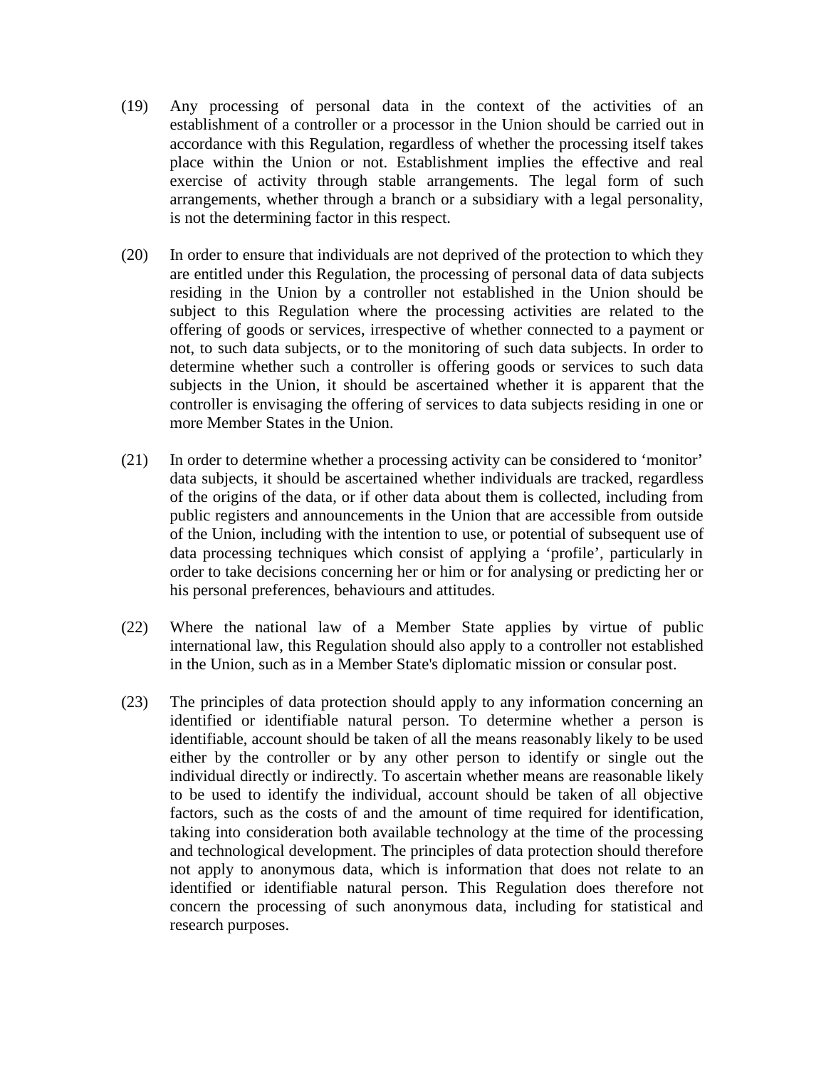(19) Any processing of personal data in the context of the activities of an establishment of a controller or a processor in the Union should be carried out in accordance with this Regulation, regardless of whether the processing itself takes place within the Union or not. Establishment implies the effective and real exercise of activity through stable arrangements. The legal form of such arrangements, whether through a branch or a subsidiary with a legal personality, is not the determining factor in this respect.

(20) In order to ensure that individuals are not deprived of the protection to which they are entitled under this Regulation, the processing of personal data of data subjects residing in the Union by a controller not established in the Union should be subject to this Regulation where the processing activities are related to the offering of goods or services, irrespective of whether connected to a payment or not, to such data subjects, or to the monitoring of such data subjects. In order to determine whether such a controller is offering goods or services to such data subjects in the Union, it should be ascertained whether it is apparent that the controller is envisaging the offering of services to data subjects residing in one or more Member States in the Union.

(21) In order to determine whether a processing activity can be considered to 'monitor' data subjects, it should be ascertained whether individuals are tracked, regardless of the origins of the data, or if other data about them is collected, including from public registers and announcements in the Union that are accessible from outside of the Union, including with the intention to use, or potential of subsequent use of data processing techniques which consist of applying a 'profile', particularly in order to take decisions concerning her or him or for analysing or predicting her or his personal preferences, behaviours and attitudes.

(22) Where the national law of a Member State applies by virtue of public international law, this Regulation should also apply to a controller not established in the Union, such as in a Member State's diplomatic mission or consular post.

(23) The principles of data protection should apply to any information concerning an identified or identifiable natural person. To determine whether a person is identifiable, account should be taken of all the means reasonably likely to be used either by the controller or by any other person to identify or single out the individual directly or indirectly. To ascertain whether means are reasonable likely to be used to identify the individual, account should be taken of all objective factors, such as the costs of and the amount of time required for identification, taking into consideration both available technology at the time of the processing and technological development. The principles of data protection should therefore not apply to anonymous data, which is information that does not relate to an identified or identifiable natural person. This Regulation does therefore not concern the processing of such anonymous data, including for statistical and research purposes.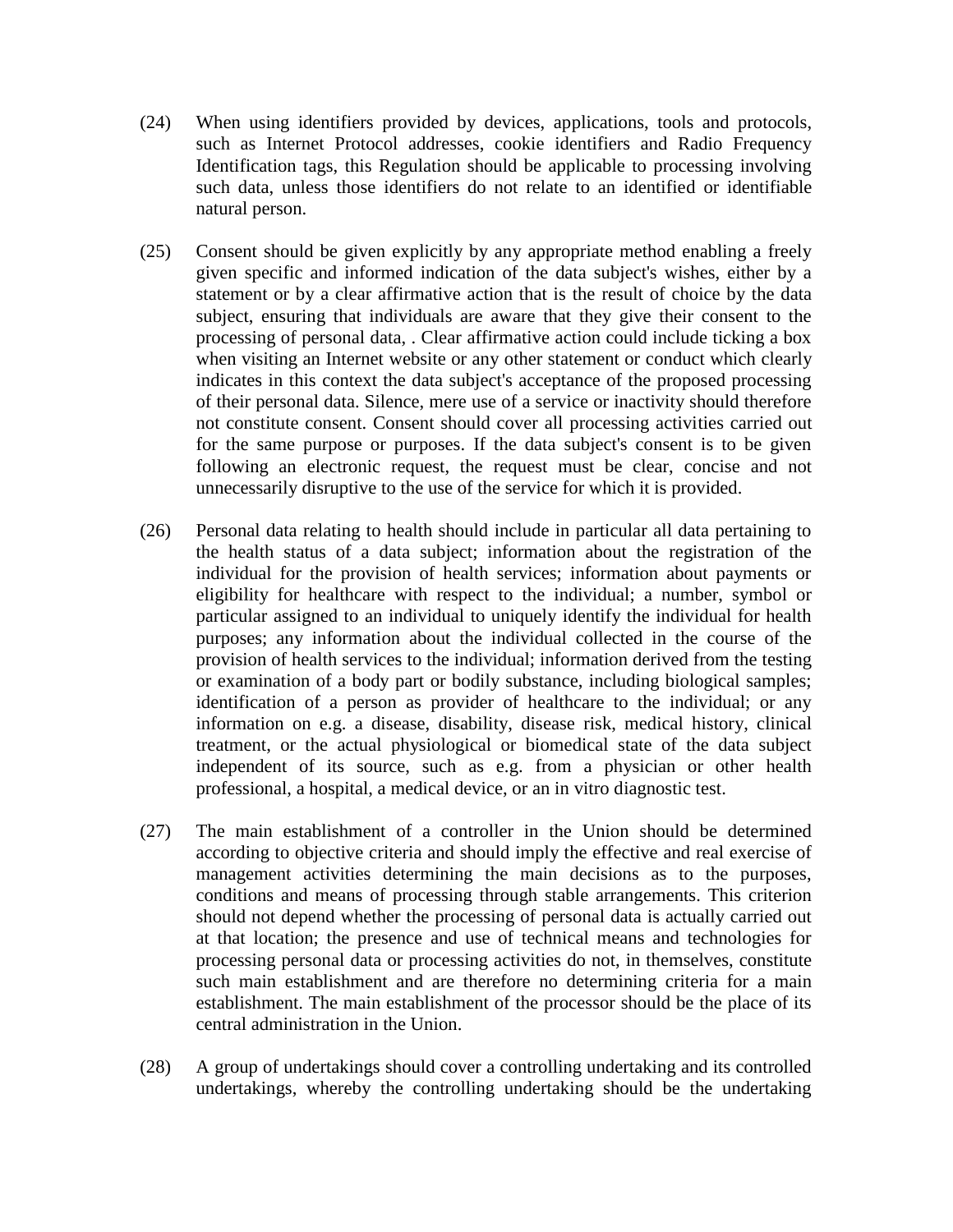(24) When using identifiers provided by devices, applications, tools and protocols, such as Internet Protocol addresses, cookie identifiers and Radio Frequency Identification tags, this Regulation should be applicable to processing involving such data, unless those identifiers do not relate to an identified or identifiable natural person.

(25) Consent should be given explicitly by any appropriate method enabling a freely given specific and informed indication of the data subject's wishes, either by a statement or by a clear affirmative action that is the result of choice by the data subject, ensuring that individuals are aware that they give their consent to the processing of personal data, . Clear affirmative action could include ticking a box when visiting an Internet website or any other statement or conduct which clearly indicates in this context the data subject's acceptance of the proposed processing of their personal data. Silence, mere use of a service or inactivity should therefore not constitute consent. Consent should cover all processing activities carried out for the same purpose or purposes. If the data subject's consent is to be given following an electronic request, the request must be clear, concise and not unnecessarily disruptive to the use of the service for which it is provided.

(26) Personal data relating to health should include in particular all data pertaining to the health status of a data subject; information about the registration of the individual for the provision of health services; information about payments or eligibility for healthcare with respect to the individual; a number, symbol or particular assigned to an individual to uniquely identify the individual for health purposes; any information about the individual collected in the course of the provision of health services to the individual; information derived from the testing or examination of a body part or bodily substance, including biological samples; identification of a person as provider of healthcare to the individual; or any information on e.g. a disease, disability, disease risk, medical history, clinical treatment, or the actual physiological or biomedical state of the data subject independent of its source, such as e.g. from a physician or other health professional, a hospital, a medical device, or an in vitro diagnostic test.

(27) The main establishment of a controller in the Union should be determined according to objective criteria and should imply the effective and real exercise of management activities determining the main decisions as to the purposes, conditions and means of processing through stable arrangements. This criterion should not depend whether the processing of personal data is actually carried out at that location; the presence and use of technical means and technologies for processing personal data or processing activities do not, in themselves, constitute such main establishment and are therefore no determining criteria for a main establishment. The main establishment of the processor should be the place of its central administration in the Union.

(28) A group of undertakings should cover a controlling undertaking and its controlled undertakings, whereby the controlling undertaking should be the undertaking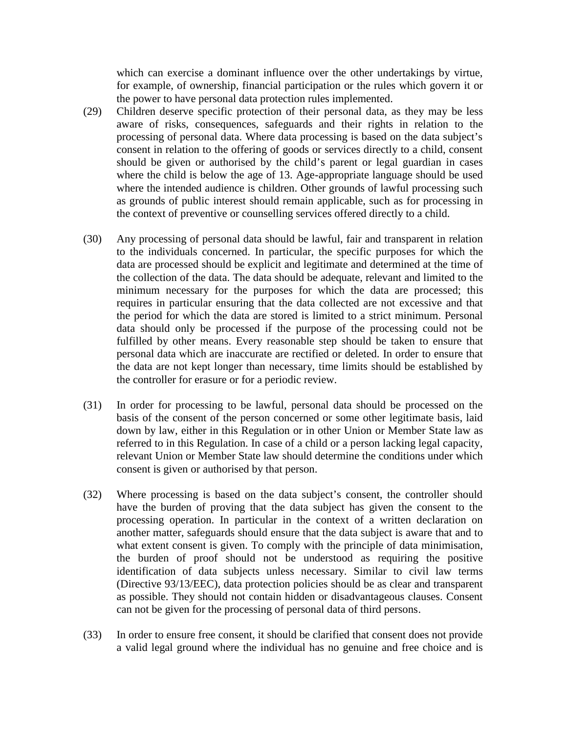which can exercise a dominant influence over the other undertakings by virtue, for example, of ownership, financial participation or the rules which govern it or the power to have personal data protection rules implemented.

(29) Children deserve specific protection of their personal data, as they may be less aware of risks, consequences, safeguards and their rights in relation to the processing of personal data. Where data processing is based on the data subject's consent in relation to the offering of goods or services directly to a child, consent should be given or authorised by the child's parent or legal guardian in cases where the child is below the age of 13. Age-appropriate language should be used where the intended audience is children. Other grounds of lawful processing such as grounds of public interest should remain applicable, such as for processing in the context of preventive or counselling services offered directly to a child.

(30) Any processing of personal data should be lawful, fair and transparent in relation to the individuals concerned. In particular, the specific purposes for which the data are processed should be explicit and legitimate and determined at the time of the collection of the data. The data should be adequate, relevant and limited to the minimum necessary for the purposes for which the data are processed; this requires in particular ensuring that the data collected are not excessive and that the period for which the data are stored is limited to a strict minimum. Personal data should only be processed if the purpose of the processing could not be fulfilled by other means. Every reasonable step should be taken to ensure that personal data which are inaccurate are rectified or deleted. In order to ensure that the data are not kept longer than necessary, time limits should be established by the controller for erasure or for a periodic review.

(31) In order for processing to be lawful, personal data should be processed on the basis of the consent of the person concerned or some other legitimate basis, laid down by law, either in this Regulation or in other Union or Member State law as referred to in this Regulation. In case of a child or a person lacking legal capacity, relevant Union or Member State law should determine the conditions under which consent is given or authorised by that person.

(32) Where processing is based on the data subject's consent, the controller should have the burden of proving that the data subject has given the consent to the processing operation. In particular in the context of a written declaration on another matter, safeguards should ensure that the data subject is aware that and to what extent consent is given. To comply with the principle of data minimisation, the burden of proof should not be understood as requiring the positive identification of data subjects unless necessary. Similar to civil law terms (Directive 93/13/EEC), data protection policies should be as clear and transparent as possible. They should not contain hidden or disadvantageous clauses. Consent can not be given for the processing of personal data of third persons.

(33) In order to ensure free consent, it should be clarified that consent does not provide a valid legal ground where the individual has no genuine and free choice and is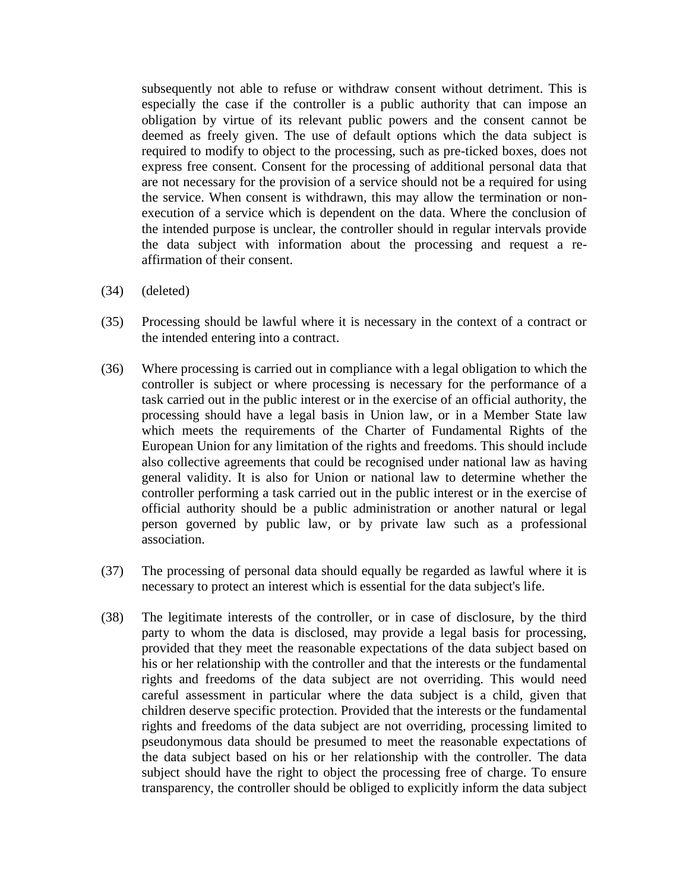subsequently not able to refuse or withdraw consent without detriment. This is especially the case if the controller is a public authority that can impose an obligation by virtue of its relevant public powers and the consent cannot be deemed as freely given. The use of default options which the data subject is required to modify to object to the processing, such as pre-ticked boxes, does not express free consent. Consent for the processing of additional personal data that are not necessary for the provision of a service should not be a required for using the service. When consent is withdrawn, this may allow the termination or non-execution of a service which is dependent on the data. Where the conclusion of the intended purpose is unclear, the controller should in regular intervals provide the data subject with information about the processing and request a re-affirmation of their consent.

(34) (deleted)

(35) Processing should be lawful where it is necessary in the context of a contract or the intended entering into a contract.

(36) Where processing is carried out in compliance with a legal obligation to which the controller is subject or where processing is necessary for the performance of a task carried out in the public interest or in the exercise of an official authority, the processing should have a legal basis in Union law, or in a Member State law which meets the requirements of the Charter of Fundamental Rights of the European Union for any limitation of the rights and freedoms. This should include also collective agreements that could be recognised under national law as having general validity. It is also for Union or national law to determine whether the controller performing a task carried out in the public interest or in the exercise of official authority should be a public administration or another natural or legal person governed by public law, or by private law such as a professional association.

(37) The processing of personal data should equally be regarded as lawful where it is necessary to protect an interest which is essential for the data subject's life.

(38) The legitimate interests of the controller, or in case of disclosure, by the third party to whom the data is disclosed, may provide a legal basis for processing, provided that they meet the reasonable expectations of the data subject based on his or her relationship with the controller and that the interests or the fundamental rights and freedoms of the data subject are not overriding. This would need careful assessment in particular where the data subject is a child, given that children deserve specific protection. Provided that the interests or the fundamental rights and freedoms of the data subject are not overriding, processing limited to pseudonymous data should be presumed to meet the reasonable expectations of the data subject based on his or her relationship with the controller. The data subject should have the right to object the processing free of charge. To ensure transparency, the controller should be obliged to explicitly inform the data subject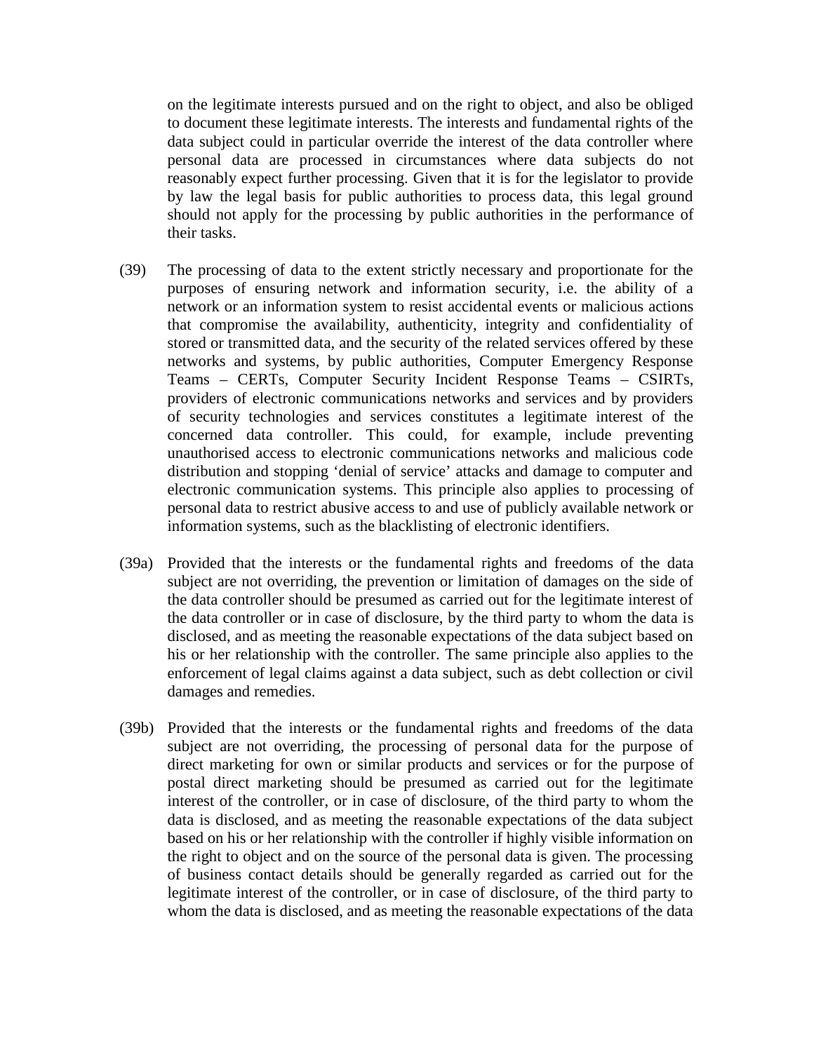on the legitimate interests pursued and on the right to object, and also be obliged to document these legitimate interests. The interests and fundamental rights of the data subject could in particular override the interest of the data controller where personal data are processed in circumstances where data subjects do not reasonably expect further processing. Given that it is for the legislator to provide by law the legal basis for public authorities to process data, this legal ground should not apply for the processing by public authorities in the performance of their tasks.

(39) The processing of data to the extent strictly necessary and proportionate for the purposes of ensuring network and information security, i.e. the ability of a network or an information system to resist accidental events or malicious actions that compromise the availability, authenticity, integrity and confidentiality of stored or transmitted data, and the security of the related services offered by these networks and systems, by public authorities, Computer Emergency Response Teams – CERTs, Computer Security Incident Response Teams – CSIRTs, providers of electronic communications networks and services and by providers of security technologies and services constitutes a legitimate interest of the concerned data controller. This could, for example, include preventing unauthorised access to electronic communications networks and malicious code distribution and stopping 'denial of service' attacks and damage to computer and electronic communication systems. This principle also applies to processing of personal data to restrict abusive access to and use of publicly available network or information systems, such as the blacklisting of electronic identifiers.

(39a) Provided that the interests or the fundamental rights and freedoms of the data subject are not overriding, the prevention or limitation of damages on the side of the data controller should be presumed as carried out for the legitimate interest of the data controller or in case of disclosure, by the third party to whom the data is disclosed, and as meeting the reasonable expectations of the data subject based on his or her relationship with the controller. The same principle also applies to the enforcement of legal claims against a data subject, such as debt collection or civil damages and remedies.

(39b) Provided that the interests or the fundamental rights and freedoms of the data subject are not overriding, the processing of personal data for the purpose of direct marketing for own or similar products and services or for the purpose of postal direct marketing should be presumed as carried out for the legitimate interest of the controller, or in case of disclosure, of the third party to whom the data is disclosed, and as meeting the reasonable expectations of the data subject based on his or her relationship with the controller if highly visible information on the right to object and on the source of the personal data is given. The processing of business contact details should be generally regarded as carried out for the legitimate interest of the controller, or in case of disclosure, of the third party to whom the data is disclosed, and as meeting the reasonable expectations of the data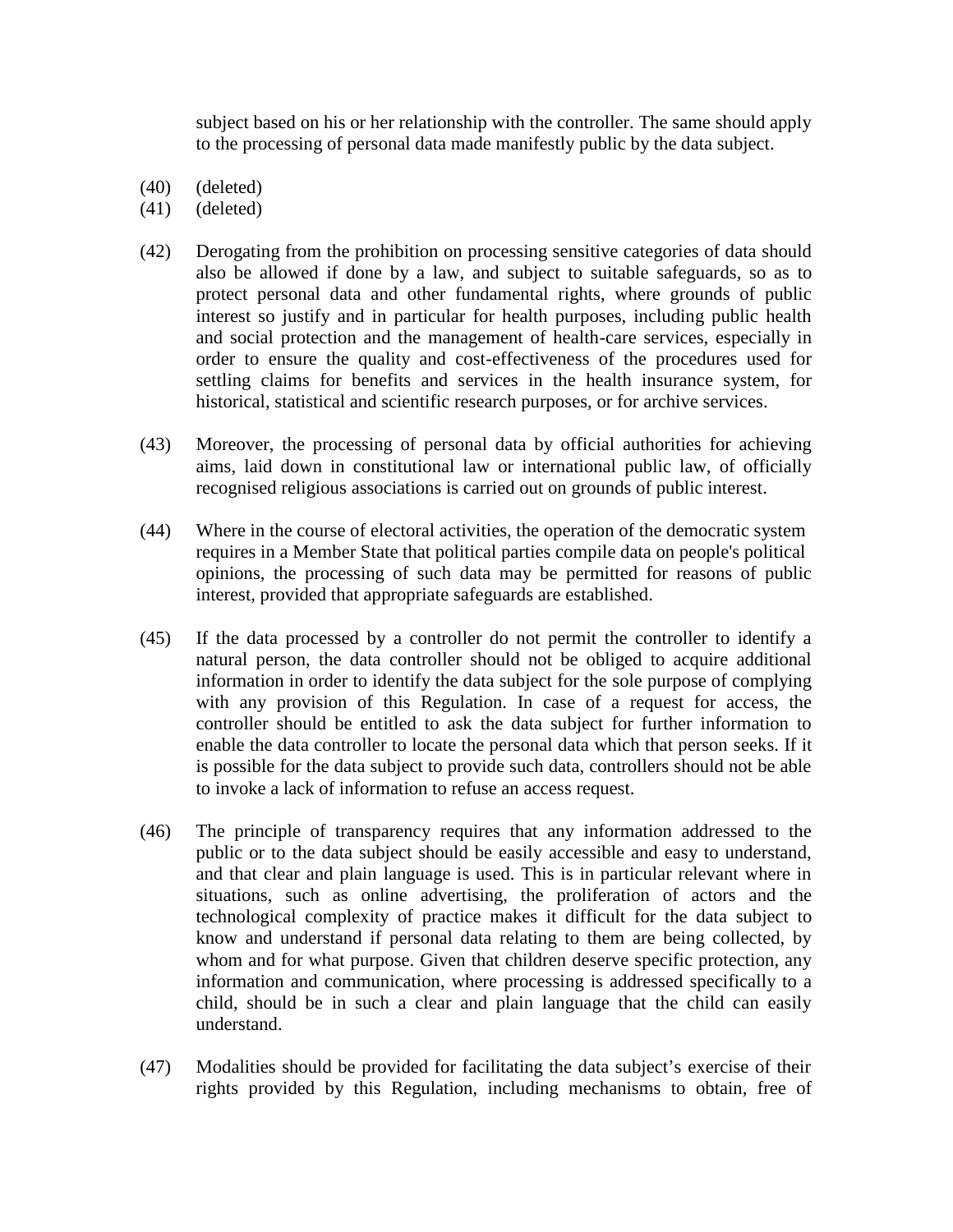subject based on his or her relationship with the controller. The same should apply to the processing of personal data made manifestly public by the data subject.

(40) (deleted)

(41) (deleted)

(42) Derogating from the prohibition on processing sensitive categories of data should also be allowed if done by a law, and subject to suitable safeguards, so as to protect personal data and other fundamental rights, where grounds of public interest so justify and in particular for health purposes, including public health and social protection and the management of health-care services, especially in order to ensure the quality and cost-effectiveness of the procedures used for settling claims for benefits and services in the health insurance system, for historical, statistical and scientific research purposes, or for archive services.

(43) Moreover, the processing of personal data by official authorities for achieving aims, laid down in constitutional law or international public law, of officially recognised religious associations is carried out on grounds of public interest.

(44) Where in the course of electoral activities, the operation of the democratic system requires in a Member State that political parties compile data on people's political opinions, the processing of such data may be permitted for reasons of public interest, provided that appropriate safeguards are established.

(45) If the data processed by a controller do not permit the controller to identify a natural person, the data controller should not be obliged to acquire additional information in order to identify the data subject for the sole purpose of complying with any provision of this Regulation. In case of a request for access, the controller should be entitled to ask the data subject for further information to enable the data controller to locate the personal data which that person seeks. If it is possible for the data subject to provide such data, controllers should not be able to invoke a lack of information to refuse an access request.

(46) The principle of transparency requires that any information addressed to the public or to the data subject should be easily accessible and easy to understand, and that clear and plain language is used. This is in particular relevant where in situations, such as online advertising, the proliferation of actors and the technological complexity of practice makes it difficult for the data subject to know and understand if personal data relating to them are being collected, by whom and for what purpose. Given that children deserve specific protection, any information and communication, where processing is addressed specifically to a child, should be in such a clear and plain language that the child can easily understand.

(47) Modalities should be provided for facilitating the data subject's exercise of their rights provided by this Regulation, including mechanisms to obtain, free of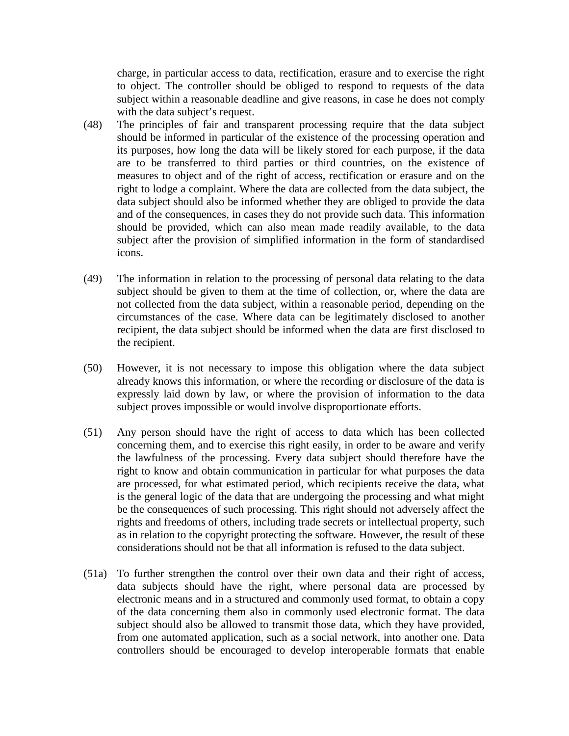charge, in particular access to data, rectification, erasure and to exercise the right to object. The controller should be obliged to respond to requests of the data subject within a reasonable deadline and give reasons, in case he does not comply with the data subject's request.

(48) The principles of fair and transparent processing require that the data subject should be informed in particular of the existence of the processing operation and its purposes, how long the data will be likely stored for each purpose, if the data are to be transferred to third parties or third countries, on the existence of measures to object and of the right of access, rectification or erasure and on the right to lodge a complaint. Where the data are collected from the data subject, the data subject should also be informed whether they are obliged to provide the data and of the consequences, in cases they do not provide such data. This information should be provided, which can also mean made readily available, to the data subject after the provision of simplified information in the form of standardised icons.

(49) The information in relation to the processing of personal data relating to the data subject should be given to them at the time of collection, or, where the data are not collected from the data subject, within a reasonable period, depending on the circumstances of the case. Where data can be legitimately disclosed to another recipient, the data subject should be informed when the data are first disclosed to the recipient.

(50) However, it is not necessary to impose this obligation where the data subject already knows this information, or where the recording or disclosure of the data is expressly laid down by law, or where the provision of information to the data subject proves impossible or would involve disproportionate efforts.

(51) Any person should have the right of access to data which has been collected concerning them, and to exercise this right easily, in order to be aware and verify the lawfulness of the processing. Every data subject should therefore have the right to know and obtain communication in particular for what purposes the data are processed, for what estimated period, which recipients receive the data, what is the general logic of the data that are undergoing the processing and what might be the consequences of such processing. This right should not adversely affect the rights and freedoms of others, including trade secrets or intellectual property, such as in relation to the copyright protecting the software. However, the result of these considerations should not be that all information is refused to the data subject.

(51a) To further strengthen the control over their own data and their right of access, data subjects should have the right, where personal data are processed by electronic means and in a structured and commonly used format, to obtain a copy of the data concerning them also in commonly used electronic format. The data subject should also be allowed to transmit those data, which they have provided, from one automated application, such as a social network, into another one. Data controllers should be encouraged to develop interoperable formats that enable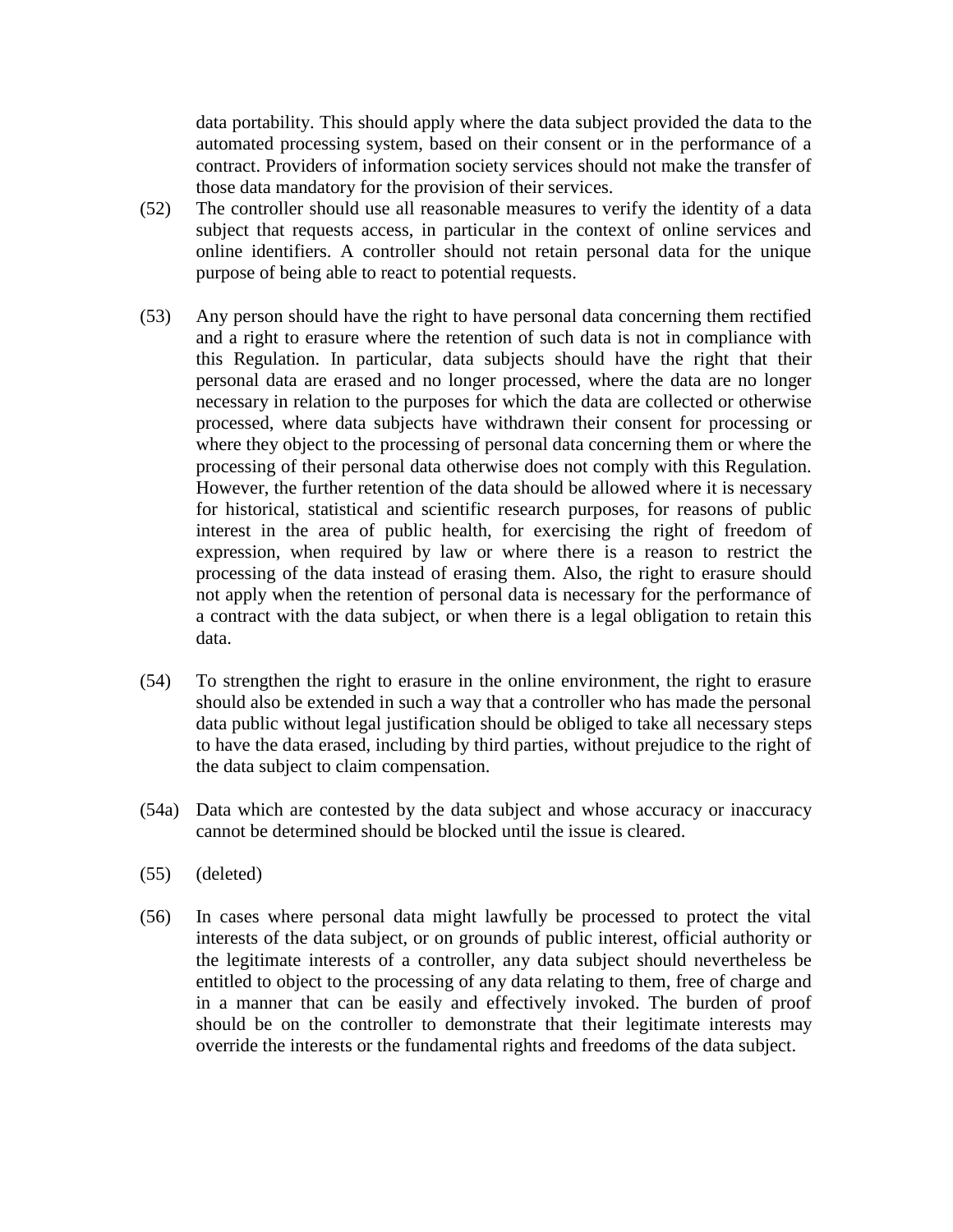data portability. This should apply where the data subject provided the data to the automated processing system, based on their consent or in the performance of a contract. Providers of information society services should not make the transfer of those data mandatory for the provision of their services.

(52) The controller should use all reasonable measures to verify the identity of a data subject that requests access, in particular in the context of online services and online identifiers. A controller should not retain personal data for the unique purpose of being able to react to potential requests.

(53) Any person should have the right to have personal data concerning them rectified and a right to erasure where the retention of such data is not in compliance with this Regulation. In particular, data subjects should have the right that their personal data are erased and no longer processed, where the data are no longer necessary in relation to the purposes for which the data are collected or otherwise processed, where data subjects have withdrawn their consent for processing or where they object to the processing of personal data concerning them or where the processing of their personal data otherwise does not comply with this Regulation. However, the further retention of the data should be allowed where it is necessary for historical, statistical and scientific research purposes, for reasons of public interest in the area of public health, for exercising the right of freedom of expression, when required by law or where there is a reason to restrict the processing of the data instead of erasing them. Also, the right to erasure should not apply when the retention of personal data is necessary for the performance of a contract with the data subject, or when there is a legal obligation to retain this data.

(54) To strengthen the right to erasure in the online environment, the right to erasure should also be extended in such a way that a controller who has made the personal data public without legal justification should be obliged to take all necessary steps to have the data erased, including by third parties, without prejudice to the right of the data subject to claim compensation.

(54a) Data which are contested by the data subject and whose accuracy or inaccuracy cannot be determined should be blocked until the issue is cleared.

(55) (deleted)

(56) In cases where personal data might lawfully be processed to protect the vital interests of the data subject, or on grounds of public interest, official authority or the legitimate interests of a controller, any data subject should nevertheless be entitled to object to the processing of any data relating to them, free of charge and in a manner that can be easily and effectively invoked. The burden of proof should be on the controller to demonstrate that their legitimate interests may override the interests or the fundamental rights and freedoms of the data subject.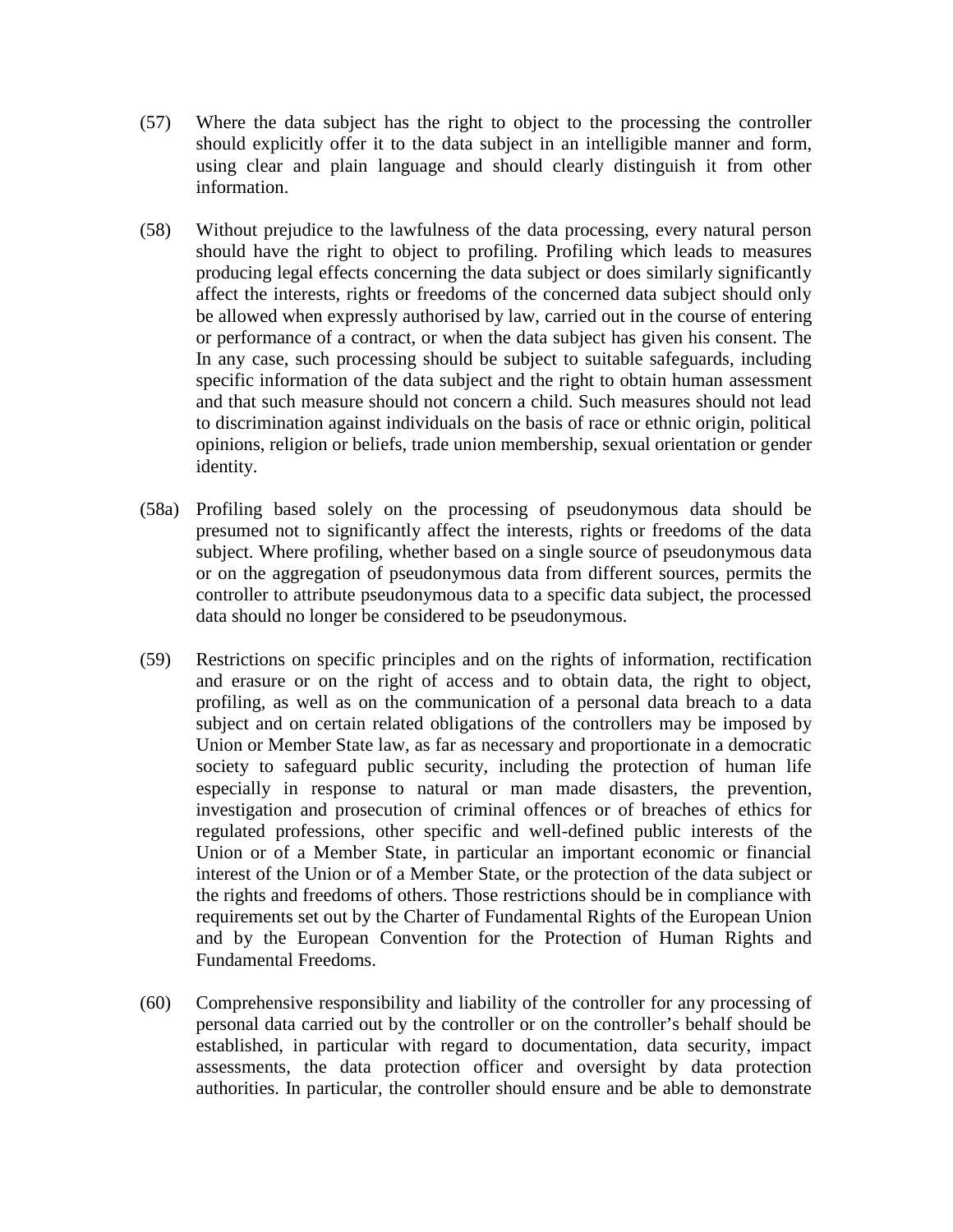(57) Where the data subject has the right to object to the processing the controller should explicitly offer it to the data subject in an intelligible manner and form, using clear and plain language and should clearly distinguish it from other information.

(58) Without prejudice to the lawfulness of the data processing, every natural person should have the right to object to profiling. Profiling which leads to measures producing legal effects concerning the data subject or does similarly significantly affect the interests, rights or freedoms of the concerned data subject should only be allowed when expressly authorised by law, carried out in the course of entering or performance of a contract, or when the data subject has given his consent. The In any case, such processing should be subject to suitable safeguards, including specific information of the data subject and the right to obtain human assessment and that such measure should not concern a child. Such measures should not lead to discrimination against individuals on the basis of race or ethnic origin, political opinions, religion or beliefs, trade union membership, sexual orientation or gender identity.

(58a) Profiling based solely on the processing of pseudonymous data should be presumed not to significantly affect the interests, rights or freedoms of the data subject. Where profiling, whether based on a single source of pseudonymous data or on the aggregation of pseudonymous data from different sources, permits the controller to attribute pseudonymous data to a specific data subject, the processed data should no longer be considered to be pseudonymous.

(59) Restrictions on specific principles and on the rights of information, rectification and erasure or on the right of access and to obtain data, the right to object, profiling, as well as on the communication of a personal data breach to a data subject and on certain related obligations of the controllers may be imposed by Union or Member State law, as far as necessary and proportionate in a democratic society to safeguard public security, including the protection of human life especially in response to natural or man made disasters, the prevention, investigation and prosecution of criminal offences or of breaches of ethics for regulated professions, other specific and well-defined public interests of the Union or of a Member State, in particular an important economic or financial interest of the Union or of a Member State, or the protection of the data subject or the rights and freedoms of others. Those restrictions should be in compliance with requirements set out by the Charter of Fundamental Rights of the European Union and by the European Convention for the Protection of Human Rights and Fundamental Freedoms.

(60) Comprehensive responsibility and liability of the controller for any processing of personal data carried out by the controller or on the controller's behalf should be established, in particular with regard to documentation, data security, impact assessments, the data protection officer and oversight by data protection authorities. In particular, the controller should ensure and be able to demonstrate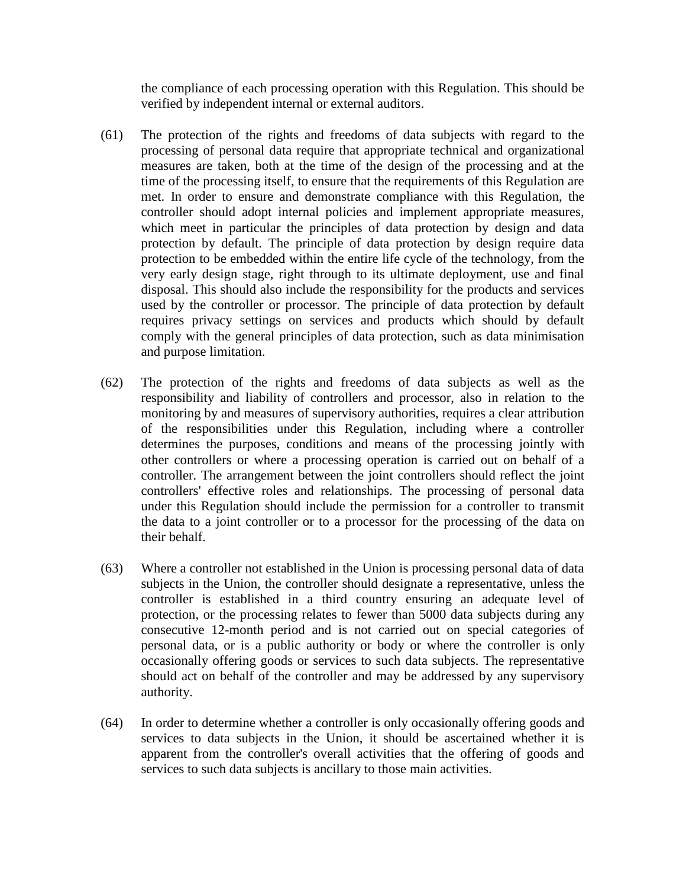the compliance of each processing operation with this Regulation. This should be verified by independent internal or external auditors.

(61) The protection of the rights and freedoms of data subjects with regard to the processing of personal data require that appropriate technical and organizational measures are taken, both at the time of the design of the processing and at the time of the processing itself, to ensure that the requirements of this Regulation are met. In order to ensure and demonstrate compliance with this Regulation, the controller should adopt internal policies and implement appropriate measures, which meet in particular the principles of data protection by design and data protection by default. The principle of data protection by design require data protection to be embedded within the entire life cycle of the technology, from the very early design stage, right through to its ultimate deployment, use and final disposal. This should also include the responsibility for the products and services used by the controller or processor. The principle of data protection by default requires privacy settings on services and products which should by default comply with the general principles of data protection, such as data minimisation and purpose limitation.

(62) The protection of the rights and freedoms of data subjects as well as the responsibility and liability of controllers and processor, also in relation to the monitoring by and measures of supervisory authorities, requires a clear attribution of the responsibilities under this Regulation, including where a controller determines the purposes, conditions and means of the processing jointly with other controllers or where a processing operation is carried out on behalf of a controller. The arrangement between the joint controllers should reflect the joint controllers' effective roles and relationships. The processing of personal data under this Regulation should include the permission for a controller to transmit the data to a joint controller or to a processor for the processing of the data on their behalf.

(63) Where a controller not established in the Union is processing personal data of data subjects in the Union, the controller should designate a representative, unless the controller is established in a third country ensuring an adequate level of protection, or the processing relates to fewer than 5000 data subjects during any consecutive 12-month period and is not carried out on special categories of personal data, or is a public authority or body or where the controller is only occasionally offering goods or services to such data subjects. The representative should act on behalf of the controller and may be addressed by any supervisory authority.

(64) In order to determine whether a controller is only occasionally offering goods and services to data subjects in the Union, it should be ascertained whether it is apparent from the controller's overall activities that the offering of goods and services to such data subjects is ancillary to those main activities.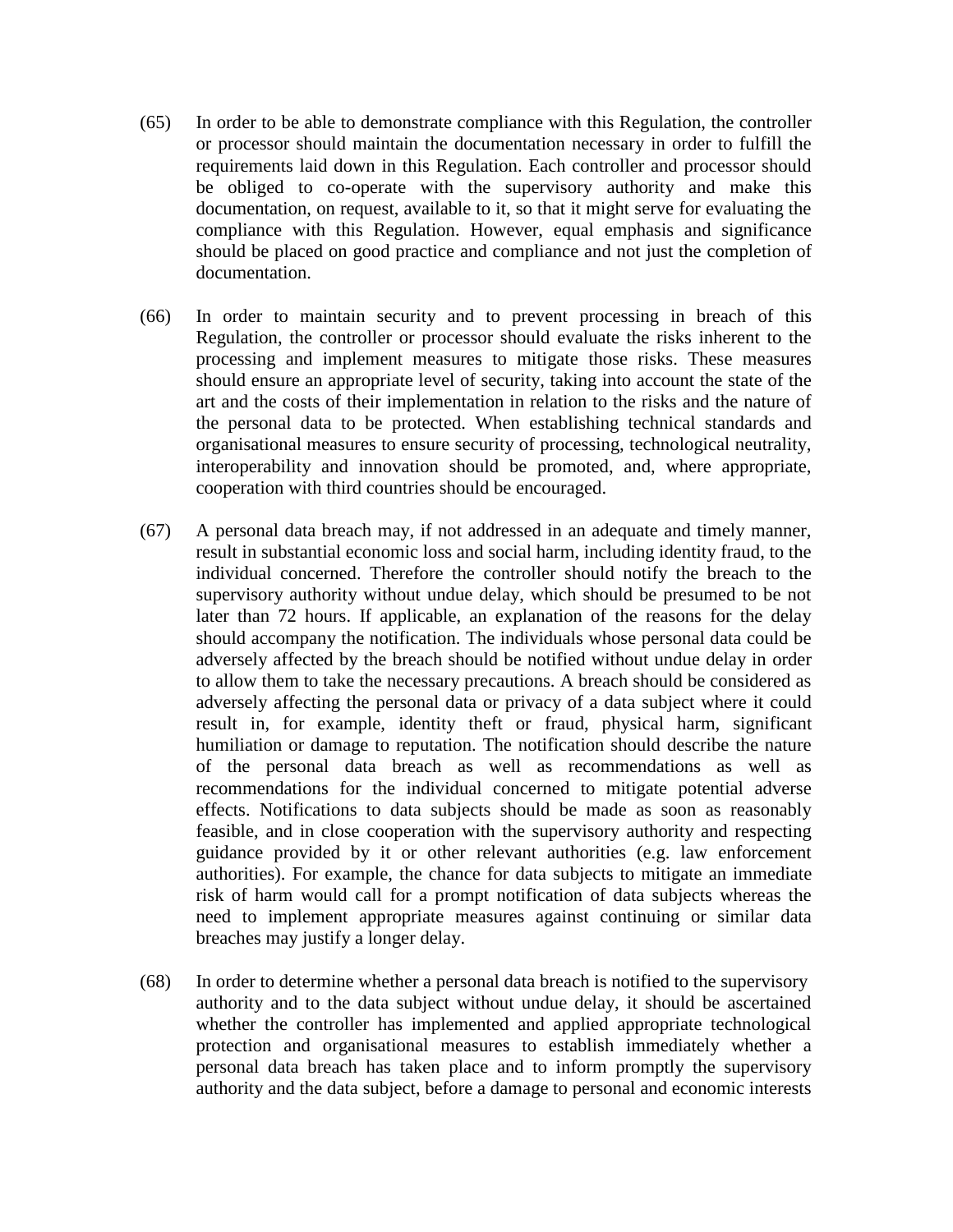(65) In order to be able to demonstrate compliance with this Regulation, the controller or processor should maintain the documentation necessary in order to fulfill the requirements laid down in this Regulation. Each controller and processor should be obliged to co-operate with the supervisory authority and make this documentation, on request, available to it, so that it might serve for evaluating the compliance with this Regulation. However, equal emphasis and significance should be placed on good practice and compliance and not just the completion of documentation.

(66) In order to maintain security and to prevent processing in breach of this Regulation, the controller or processor should evaluate the risks inherent to the processing and implement measures to mitigate those risks. These measures should ensure an appropriate level of security, taking into account the state of the art and the costs of their implementation in relation to the risks and the nature of the personal data to be protected. When establishing technical standards and organisational measures to ensure security of processing, technological neutrality, interoperability and innovation should be promoted, and, where appropriate, cooperation with third countries should be encouraged.

(67) A personal data breach may, if not addressed in an adequate and timely manner, result in substantial economic loss and social harm, including identity fraud, to the individual concerned. Therefore the controller should notify the breach to the supervisory authority without undue delay, which should be presumed to be not later than 72 hours. If applicable, an explanation of the reasons for the delay should accompany the notification. The individuals whose personal data could be adversely affected by the breach should be notified without undue delay in order to allow them to take the necessary precautions. A breach should be considered as adversely affecting the personal data or privacy of a data subject where it could result in, for example, identity theft or fraud, physical harm, significant humiliation or damage to reputation. The notification should describe the nature of the personal data breach as well as recommendations as well as recommendations for the individual concerned to mitigate potential adverse effects. Notifications to data subjects should be made as soon as reasonably feasible, and in close cooperation with the supervisory authority and respecting guidance provided by it or other relevant authorities (e.g. law enforcement authorities). For example, the chance for data subjects to mitigate an immediate risk of harm would call for a prompt notification of data subjects whereas the need to implement appropriate measures against continuing or similar data breaches may justify a longer delay.

(68) In order to determine whether a personal data breach is notified to the supervisory authority and to the data subject without undue delay, it should be ascertained whether the controller has implemented and applied appropriate technological protection and organisational measures to establish immediately whether a personal data breach has taken place and to inform promptly the supervisory authority and the data subject, before a damage to personal and economic interests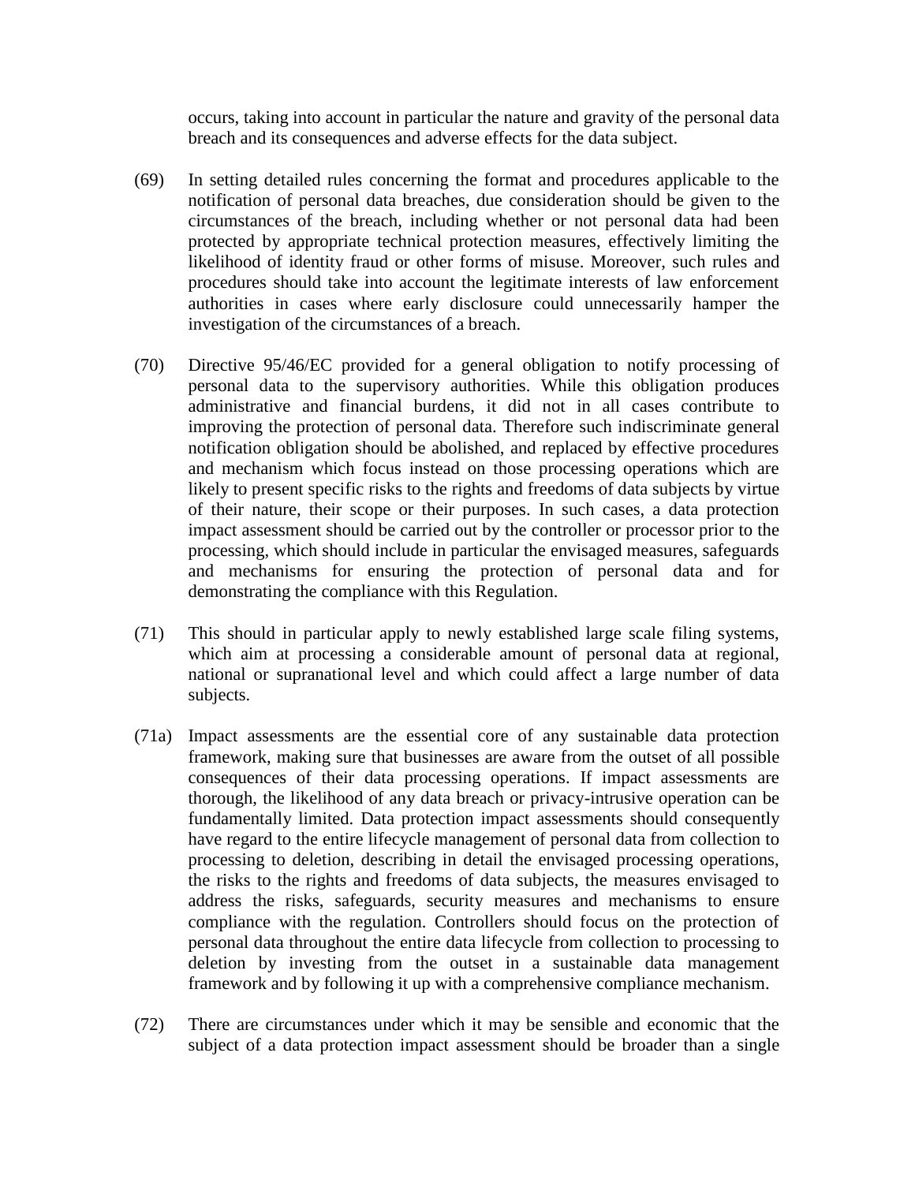occurs, taking into account in particular the nature and gravity of the personal data breach and its consequences and adverse effects for the data subject.

(69) In setting detailed rules concerning the format and procedures applicable to the notification of personal data breaches, due consideration should be given to the circumstances of the breach, including whether or not personal data had been protected by appropriate technical protection measures, effectively limiting the likelihood of identity fraud or other forms of misuse. Moreover, such rules and procedures should take into account the legitimate interests of law enforcement authorities in cases where early disclosure could unnecessarily hamper the investigation of the circumstances of a breach.

(70) Directive 95/46/EC provided for a general obligation to notify processing of personal data to the supervisory authorities. While this obligation produces administrative and financial burdens, it did not in all cases contribute to improving the protection of personal data. Therefore such indiscriminate general notification obligation should be abolished, and replaced by effective procedures and mechanism which focus instead on those processing operations which are likely to present specific risks to the rights and freedoms of data subjects by virtue of their nature, their scope or their purposes. In such cases, a data protection impact assessment should be carried out by the controller or processor prior to the processing, which should include in particular the envisaged measures, safeguards and mechanisms for ensuring the protection of personal data and for demonstrating the compliance with this Regulation.

(71) This should in particular apply to newly established large scale filing systems, which aim at processing a considerable amount of personal data at regional, national or supranational level and which could affect a large number of data subjects.

(71a) Impact assessments are the essential core of any sustainable data protection framework, making sure that businesses are aware from the outset of all possible consequences of their data processing operations. If impact assessments are thorough, the likelihood of any data breach or privacy-intrusive operation can be fundamentally limited. Data protection impact assessments should consequently have regard to the entire lifecycle management of personal data from collection to processing to deletion, describing in detail the envisaged processing operations, the risks to the rights and freedoms of data subjects, the measures envisaged to address the risks, safeguards, security measures and mechanisms to ensure compliance with the regulation. Controllers should focus on the protection of personal data throughout the entire data lifecycle from collection to processing to deletion by investing from the outset in a sustainable data management framework and by following it up with a comprehensive compliance mechanism.

(72) There are circumstances under which it may be sensible and economic that the subject of a data protection impact assessment should be broader than a single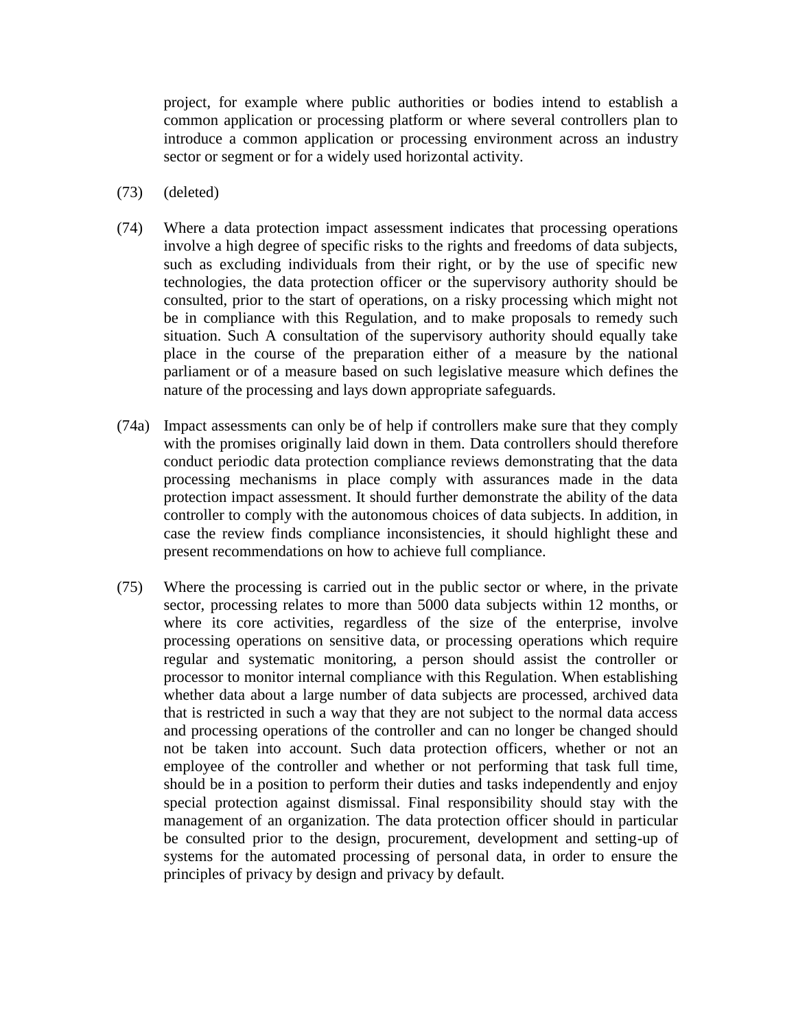project, for example where public authorities or bodies intend to establish a common application or processing platform or where several controllers plan to introduce a common application or processing environment across an industry sector or segment or for a widely used horizontal activity.

(73) (deleted)

(74) Where a data protection impact assessment indicates that processing operations involve a high degree of specific risks to the rights and freedoms of data subjects, such as excluding individuals from their right, or by the use of specific new technologies, the data protection officer or the supervisory authority should be consulted, prior to the start of operations, on a risky processing which might not be in compliance with this Regulation, and to make proposals to remedy such situation. Such A consultation of the supervisory authority should equally take place in the course of the preparation either of a measure by the national parliament or of a measure based on such legislative measure which defines the nature of the processing and lays down appropriate safeguards.

(74a) Impact assessments can only be of help if controllers make sure that they comply with the promises originally laid down in them. Data controllers should therefore conduct periodic data protection compliance reviews demonstrating that the data processing mechanisms in place comply with assurances made in the data protection impact assessment. It should further demonstrate the ability of the data controller to comply with the autonomous choices of data subjects. In addition, in case the review finds compliance inconsistencies, it should highlight these and present recommendations on how to achieve full compliance.

(75) Where the processing is carried out in the public sector or where, in the private sector, processing relates to more than 5000 data subjects within 12 months, or where its core activities, regardless of the size of the enterprise, involve processing operations on sensitive data, or processing operations which require regular and systematic monitoring, a person should assist the controller or processor to monitor internal compliance with this Regulation. When establishing whether data about a large number of data subjects are processed, archived data that is restricted in such a way that they are not subject to the normal data access and processing operations of the controller and can no longer be changed should not be taken into account. Such data protection officers, whether or not an employee of the controller and whether or not performing that task full time, should be in a position to perform their duties and tasks independently and enjoy special protection against dismissal. Final responsibility should stay with the management of an organization. The data protection officer should in particular be consulted prior to the design, procurement, development and setting-up of systems for the automated processing of personal data, in order to ensure the principles of privacy by design and privacy by default.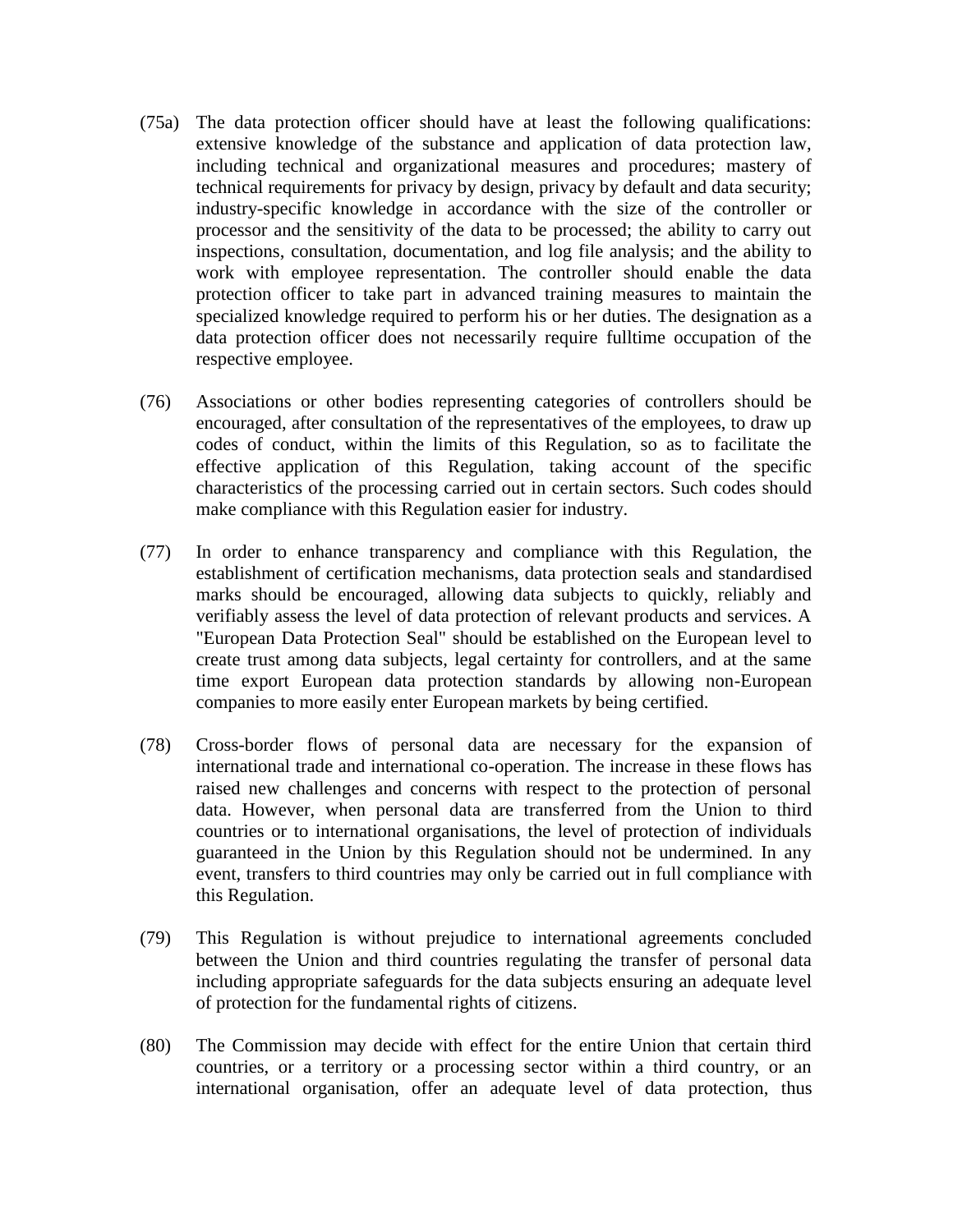(75a) The data protection officer should have at least the following qualifications: extensive knowledge of the substance and application of data protection law, including technical and organizational measures and procedures; mastery of technical requirements for privacy by design, privacy by default and data security; industry-specific knowledge in accordance with the size of the controller or processor and the sensitivity of the data to be processed; the ability to carry out inspections, consultation, documentation, and log file analysis; and the ability to work with employee representation. The controller should enable the data protection officer to take part in advanced training measures to maintain the specialized knowledge required to perform his or her duties. The designation as a data protection officer does not necessarily require fulltime occupation of the respective employee.

(76) Associations or other bodies representing categories of controllers should be encouraged, after consultation of the representatives of the employees, to draw up codes of conduct, within the limits of this Regulation, so as to facilitate the effective application of this Regulation, taking account of the specific characteristics of the processing carried out in certain sectors. Such codes should make compliance with this Regulation easier for industry.

(77) In order to enhance transparency and compliance with this Regulation, the establishment of certification mechanisms, data protection seals and standardised marks should be encouraged, allowing data subjects to quickly, reliably and verifiably assess the level of data protection of relevant products and services. A "European Data Protection Seal" should be established on the European level to create trust among data subjects, legal certainty for controllers, and at the same time export European data protection standards by allowing non-European companies to more easily enter European markets by being certified.

(78) Cross-border flows of personal data are necessary for the expansion of international trade and international co-operation. The increase in these flows has raised new challenges and concerns with respect to the protection of personal data. However, when personal data are transferred from the Union to third countries or to international organisations, the level of protection of individuals guaranteed in the Union by this Regulation should not be undermined. In any event, transfers to third countries may only be carried out in full compliance with this Regulation.

(79) This Regulation is without prejudice to international agreements concluded between the Union and third countries regulating the transfer of personal data including appropriate safeguards for the data subjects ensuring an adequate level of protection for the fundamental rights of citizens.

(80) The Commission may decide with effect for the entire Union that certain third countries, or a territory or a processing sector within a third country, or an international organisation, offer an adequate level of data protection, thus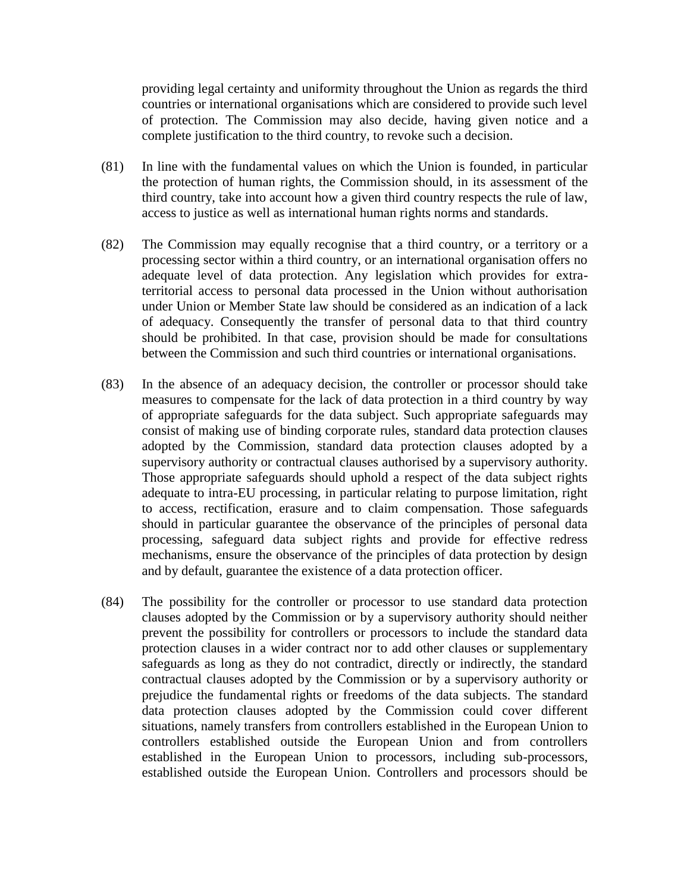providing legal certainty and uniformity throughout the Union as regards the third countries or international organisations which are considered to provide such level of protection. The Commission may also decide, having given notice and a complete justification to the third country, to revoke such a decision.

(81) In line with the fundamental values on which the Union is founded, in particular the protection of human rights, the Commission should, in its assessment of the third country, take into account how a given third country respects the rule of law, access to justice as well as international human rights norms and standards.

(82) The Commission may equally recognise that a third country, or a territory or a processing sector within a third country, or an international organisation offers no adequate level of data protection. Any legislation which provides for extra-territorial access to personal data processed in the Union without authorisation under Union or Member State law should be considered as an indication of a lack of adequacy. Consequently the transfer of personal data to that third country should be prohibited. In that case, provision should be made for consultations between the Commission and such third countries or international organisations.

(83) In the absence of an adequacy decision, the controller or processor should take measures to compensate for the lack of data protection in a third country by way of appropriate safeguards for the data subject. Such appropriate safeguards may consist of making use of binding corporate rules, standard data protection clauses adopted by the Commission, standard data protection clauses adopted by a supervisory authority or contractual clauses authorised by a supervisory authority. Those appropriate safeguards should uphold a respect of the data subject rights adequate to intra-EU processing, in particular relating to purpose limitation, right to access, rectification, erasure and to claim compensation. Those safeguards should in particular guarantee the observance of the principles of personal data processing, safeguard data subject rights and provide for effective redress mechanisms, ensure the observance of the principles of data protection by design and by default, guarantee the existence of a data protection officer.

(84) The possibility for the controller or processor to use standard data protection clauses adopted by the Commission or by a supervisory authority should neither prevent the possibility for controllers or processors to include the standard data protection clauses in a wider contract nor to add other clauses or supplementary safeguards as long as they do not contradict, directly or indirectly, the standard contractual clauses adopted by the Commission or by a supervisory authority or prejudice the fundamental rights or freedoms of the data subjects. The standard data protection clauses adopted by the Commission could cover different situations, namely transfers from controllers established in the European Union to controllers established outside the European Union and from controllers established in the European Union to processors, including sub-processors, established outside the European Union. Controllers and processors should be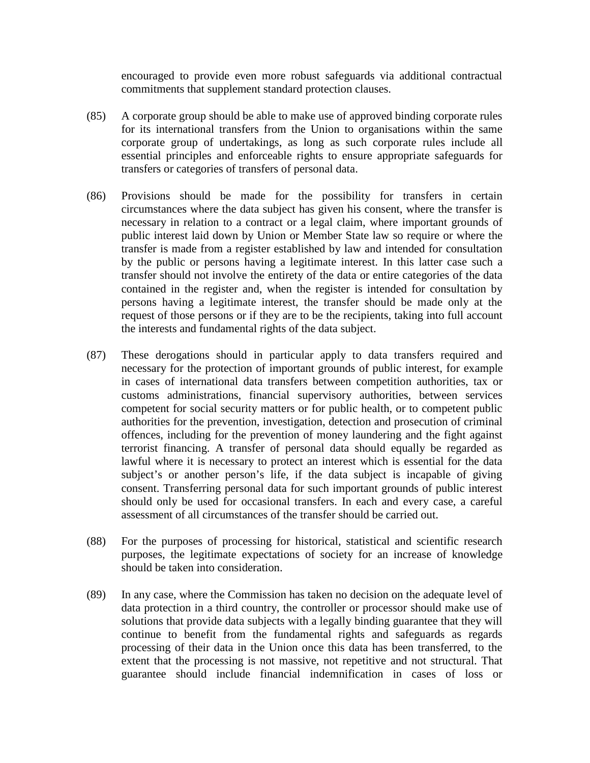encouraged to provide even more robust safeguards via additional contractual commitments that supplement standard protection clauses.

(85) A corporate group should be able to make use of approved binding corporate rules for its international transfers from the Union to organisations within the same corporate group of undertakings, as long as such corporate rules include all essential principles and enforceable rights to ensure appropriate safeguards for transfers or categories of transfers of personal data.

(86) Provisions should be made for the possibility for transfers in certain circumstances where the data subject has given his consent, where the transfer is necessary in relation to a contract or a legal claim, where important grounds of public interest laid down by Union or Member State law so require or where the transfer is made from a register established by law and intended for consultation by the public or persons having a legitimate interest. In this latter case such a transfer should not involve the entirety of the data or entire categories of the data contained in the register and, when the register is intended for consultation by persons having a legitimate interest, the transfer should be made only at the request of those persons or if they are to be the recipients, taking into full account the interests and fundamental rights of the data subject.

(87) These derogations should in particular apply to data transfers required and necessary for the protection of important grounds of public interest, for example in cases of international data transfers between competition authorities, tax or customs administrations, financial supervisory authorities, between services competent for social security matters or for public health, or to competent public authorities for the prevention, investigation, detection and prosecution of criminal offences, including for the prevention of money laundering and the fight against terrorist financing. A transfer of personal data should equally be regarded as lawful where it is necessary to protect an interest which is essential for the data subject's or another person's life, if the data subject is incapable of giving consent. Transferring personal data for such important grounds of public interest should only be used for occasional transfers. In each and every case, a careful assessment of all circumstances of the transfer should be carried out.

(88) For the purposes of processing for historical, statistical and scientific research purposes, the legitimate expectations of society for an increase of knowledge should be taken into consideration.

(89) In any case, where the Commission has taken no decision on the adequate level of data protection in a third country, the controller or processor should make use of solutions that provide data subjects with a legally binding guarantee that they will continue to benefit from the fundamental rights and safeguards as regards processing of their data in the Union once this data has been transferred, to the extent that the processing is not massive, not repetitive and not structural. That guarantee should include financial indemnification in cases of loss or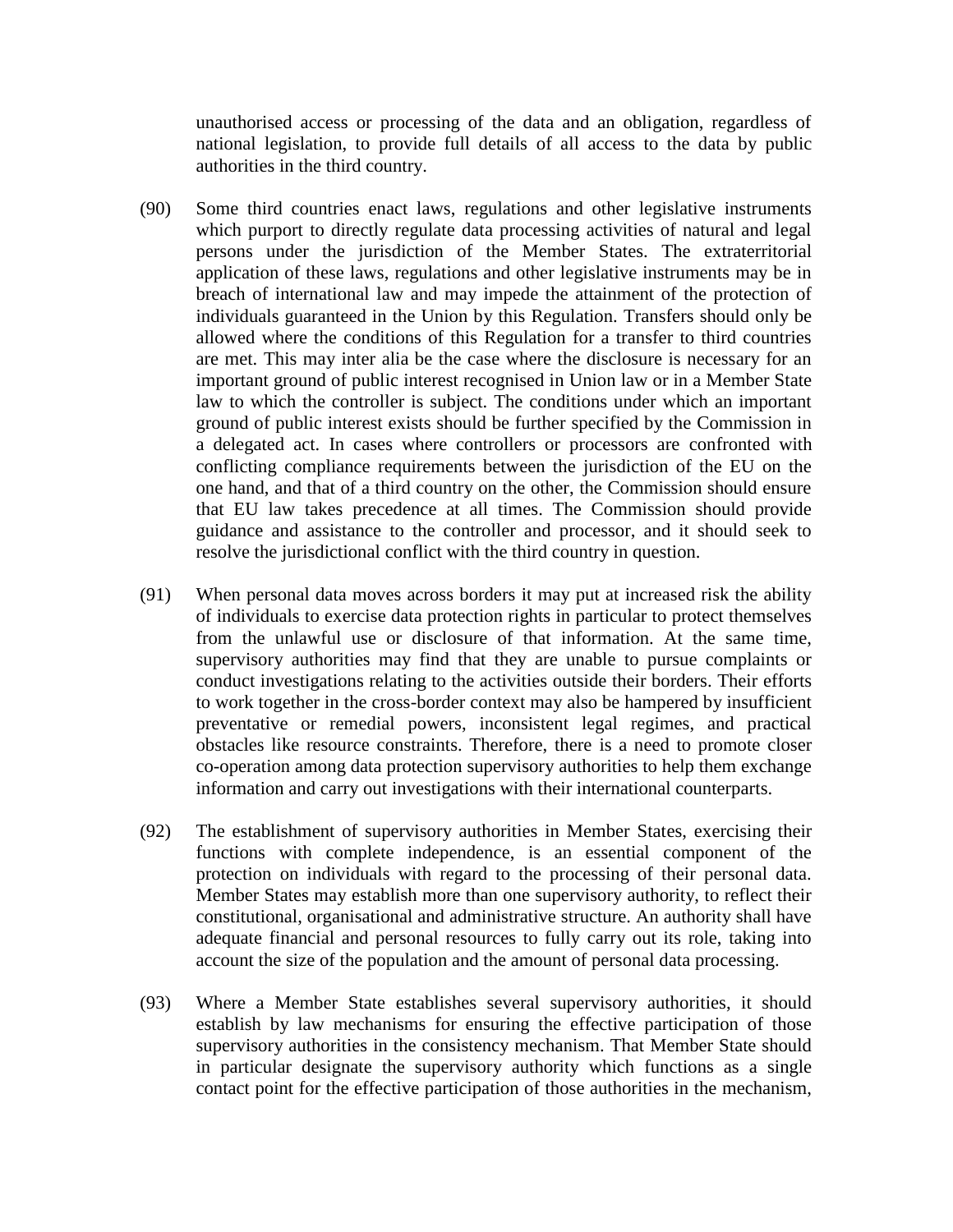unauthorised access or processing of the data and an obligation, regardless of national legislation, to provide full details of all access to the data by public authorities in the third country.

(90) Some third countries enact laws, regulations and other legislative instruments which purport to directly regulate data processing activities of natural and legal persons under the jurisdiction of the Member States. The extraterritorial application of these laws, regulations and other legislative instruments may be in breach of international law and may impede the attainment of the protection of individuals guaranteed in the Union by this Regulation. Transfers should only be allowed where the conditions of this Regulation for a transfer to third countries are met. This may inter alia be the case where the disclosure is necessary for an important ground of public interest recognised in Union law or in a Member State law to which the controller is subject. The conditions under which an important ground of public interest exists should be further specified by the Commission in a delegated act. In cases where controllers or processors are confronted with conflicting compliance requirements between the jurisdiction of the EU on the one hand, and that of a third country on the other, the Commission should ensure that EU law takes precedence at all times. The Commission should provide guidance and assistance to the controller and processor, and it should seek to resolve the jurisdictional conflict with the third country in question.

(91) When personal data moves across borders it may put at increased risk the ability of individuals to exercise data protection rights in particular to protect themselves from the unlawful use or disclosure of that information. At the same time, supervisory authorities may find that they are unable to pursue complaints or conduct investigations relating to the activities outside their borders. Their efforts to work together in the cross-border context may also be hampered by insufficient preventative or remedial powers, inconsistent legal regimes, and practical obstacles like resource constraints. Therefore, there is a need to promote closer co-operation among data protection supervisory authorities to help them exchange information and carry out investigations with their international counterparts.

(92) The establishment of supervisory authorities in Member States, exercising their functions with complete independence, is an essential component of the protection on individuals with regard to the processing of their personal data. Member States may establish more than one supervisory authority, to reflect their constitutional, organisational and administrative structure. An authority shall have adequate financial and personal resources to fully carry out its role, taking into account the size of the population and the amount of personal data processing.

(93) Where a Member State establishes several supervisory authorities, it should establish by law mechanisms for ensuring the effective participation of those supervisory authorities in the consistency mechanism. That Member State should in particular designate the supervisory authority which functions as a single contact point for the effective participation of those authorities in the mechanism,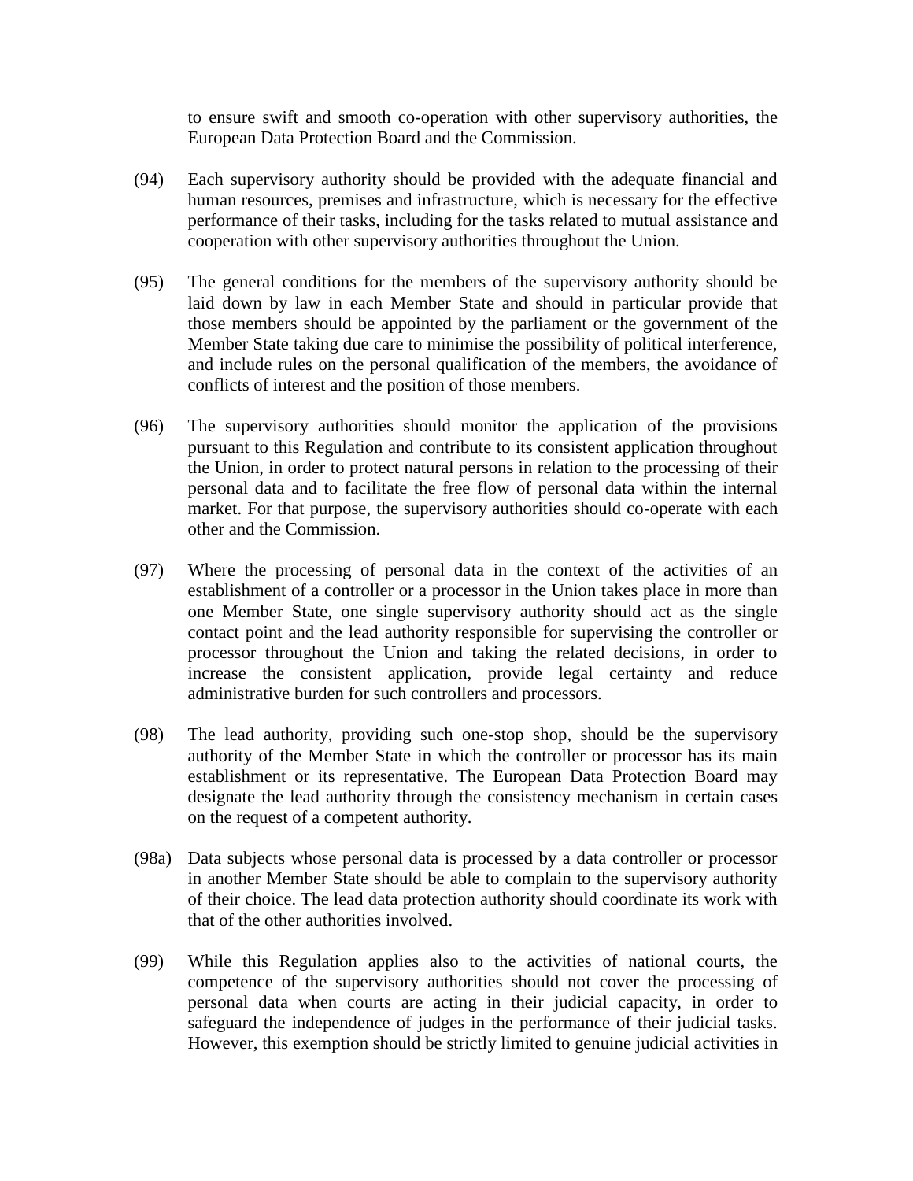to ensure swift and smooth co-operation with other supervisory authorities, the European Data Protection Board and the Commission.

(94) Each supervisory authority should be provided with the adequate financial and human resources, premises and infrastructure, which is necessary for the effective performance of their tasks, including for the tasks related to mutual assistance and cooperation with other supervisory authorities throughout the Union.

(95) The general conditions for the members of the supervisory authority should be laid down by law in each Member State and should in particular provide that those members should be appointed by the parliament or the government of the Member State taking due care to minimise the possibility of political interference, and include rules on the personal qualification of the members, the avoidance of conflicts of interest and the position of those members.

(96) The supervisory authorities should monitor the application of the provisions pursuant to this Regulation and contribute to its consistent application throughout the Union, in order to protect natural persons in relation to the processing of their personal data and to facilitate the free flow of personal data within the internal market. For that purpose, the supervisory authorities should co-operate with each other and the Commission.

(97) Where the processing of personal data in the context of the activities of an establishment of a controller or a processor in the Union takes place in more than one Member State, one single supervisory authority should act as the single contact point and the lead authority responsible for supervising the controller or processor throughout the Union and taking the related decisions, in order to increase the consistent application, provide legal certainty and reduce administrative burden for such controllers and processors.

(98) The lead authority, providing such one-stop shop, should be the supervisory authority of the Member State in which the controller or processor has its main establishment or its representative. The European Data Protection Board may designate the lead authority through the consistency mechanism in certain cases on the request of a competent authority.

(98a) Data subjects whose personal data is processed by a data controller or processor in another Member State should be able to complain to the supervisory authority of their choice. The lead data protection authority should coordinate its work with that of the other authorities involved.

(99) While this Regulation applies also to the activities of national courts, the competence of the supervisory authorities should not cover the processing of personal data when courts are acting in their judicial capacity, in order to safeguard the independence of judges in the performance of their judicial tasks. However, this exemption should be strictly limited to genuine judicial activities in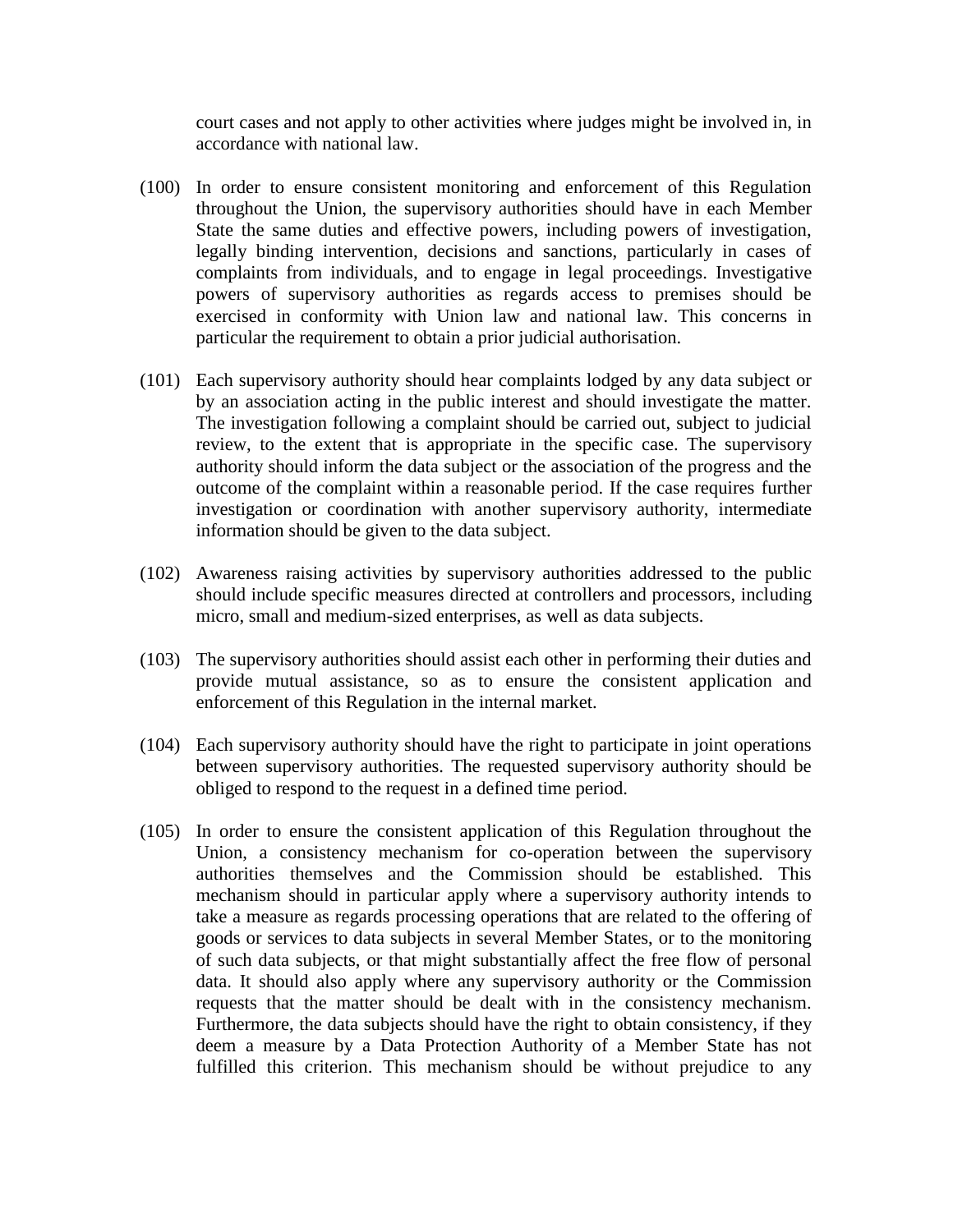court cases and not apply to other activities where judges might be involved in, in accordance with national law.

(100) In order to ensure consistent monitoring and enforcement of this Regulation throughout the Union, the supervisory authorities should have in each Member State the same duties and effective powers, including powers of investigation, legally binding intervention, decisions and sanctions, particularly in cases of complaints from individuals, and to engage in legal proceedings. Investigative powers of supervisory authorities as regards access to premises should be exercised in conformity with Union law and national law. This concerns in particular the requirement to obtain a prior judicial authorisation.

(101) Each supervisory authority should hear complaints lodged by any data subject or by an association acting in the public interest and should investigate the matter. The investigation following a complaint should be carried out, subject to judicial review, to the extent that is appropriate in the specific case. The supervisory authority should inform the data subject or the association of the progress and the outcome of the complaint within a reasonable period. If the case requires further investigation or coordination with another supervisory authority, intermediate information should be given to the data subject.

(102) Awareness raising activities by supervisory authorities addressed to the public should include specific measures directed at controllers and processors, including micro, small and medium-sized enterprises, as well as data subjects.

(103) The supervisory authorities should assist each other in performing their duties and provide mutual assistance, so as to ensure the consistent application and enforcement of this Regulation in the internal market.

(104) Each supervisory authority should have the right to participate in joint operations between supervisory authorities. The requested supervisory authority should be obliged to respond to the request in a defined time period.

(105) In order to ensure the consistent application of this Regulation throughout the Union, a consistency mechanism for co-operation between the supervisory authorities themselves and the Commission should be established. This mechanism should in particular apply where a supervisory authority intends to take a measure as regards processing operations that are related to the offering of goods or services to data subjects in several Member States, or to the monitoring of such data subjects, or that might substantially affect the free flow of personal data. It should also apply where any supervisory authority or the Commission requests that the matter should be dealt with in the consistency mechanism. Furthermore, the data subjects should have the right to obtain consistency, if they deem a measure by a Data Protection Authority of a Member State has not fulfilled this criterion. This mechanism should be without prejudice to any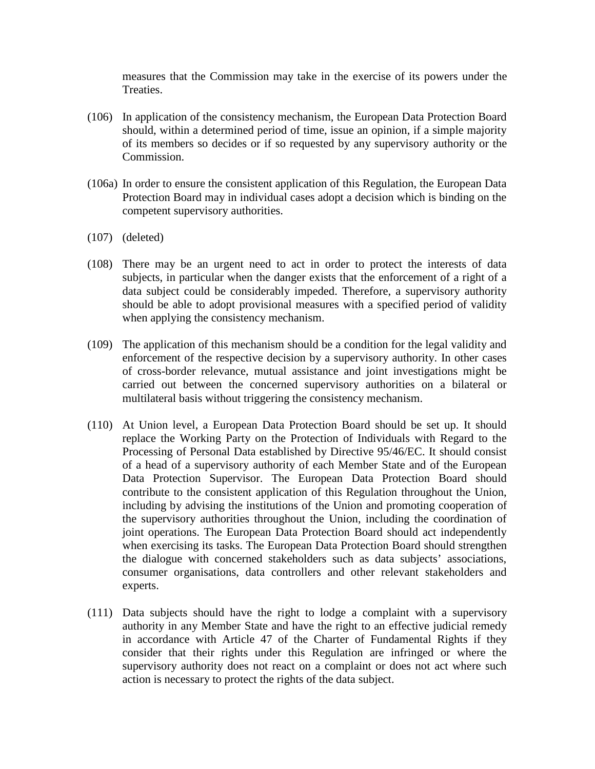measures that the Commission may take in the exercise of its powers under the Treaties.

(106) In application of the consistency mechanism, the European Data Protection Board should, within a determined period of time, issue an opinion, if a simple majority of its members so decides or if so requested by any supervisory authority or the Commission.

(106a) In order to ensure the consistent application of this Regulation, the European Data Protection Board may in individual cases adopt a decision which is binding on the competent supervisory authorities.

(107) (deleted)

(108) There may be an urgent need to act in order to protect the interests of data subjects, in particular when the danger exists that the enforcement of a right of a data subject could be considerably impeded. Therefore, a supervisory authority should be able to adopt provisional measures with a specified period of validity when applying the consistency mechanism.

(109) The application of this mechanism should be a condition for the legal validity and enforcement of the respective decision by a supervisory authority. In other cases of cross-border relevance, mutual assistance and joint investigations might be carried out between the concerned supervisory authorities on a bilateral or multilateral basis without triggering the consistency mechanism.

(110) At Union level, a European Data Protection Board should be set up. It should replace the Working Party on the Protection of Individuals with Regard to the Processing of Personal Data established by Directive 95/46/EC. It should consist of a head of a supervisory authority of each Member State and of the European Data Protection Supervisor. The European Data Protection Board should contribute to the consistent application of this Regulation throughout the Union, including by advising the institutions of the Union and promoting cooperation of the supervisory authorities throughout the Union, including the coordination of joint operations. The European Data Protection Board should act independently when exercising its tasks. The European Data Protection Board should strengthen the dialogue with concerned stakeholders such as data subjects' associations, consumer organisations, data controllers and other relevant stakeholders and experts.

(111) Data subjects should have the right to lodge a complaint with a supervisory authority in any Member State and have the right to an effective judicial remedy in accordance with Article 47 of the Charter of Fundamental Rights if they consider that their rights under this Regulation are infringed or where the supervisory authority does not react on a complaint or does not act where such action is necessary to protect the rights of the data subject.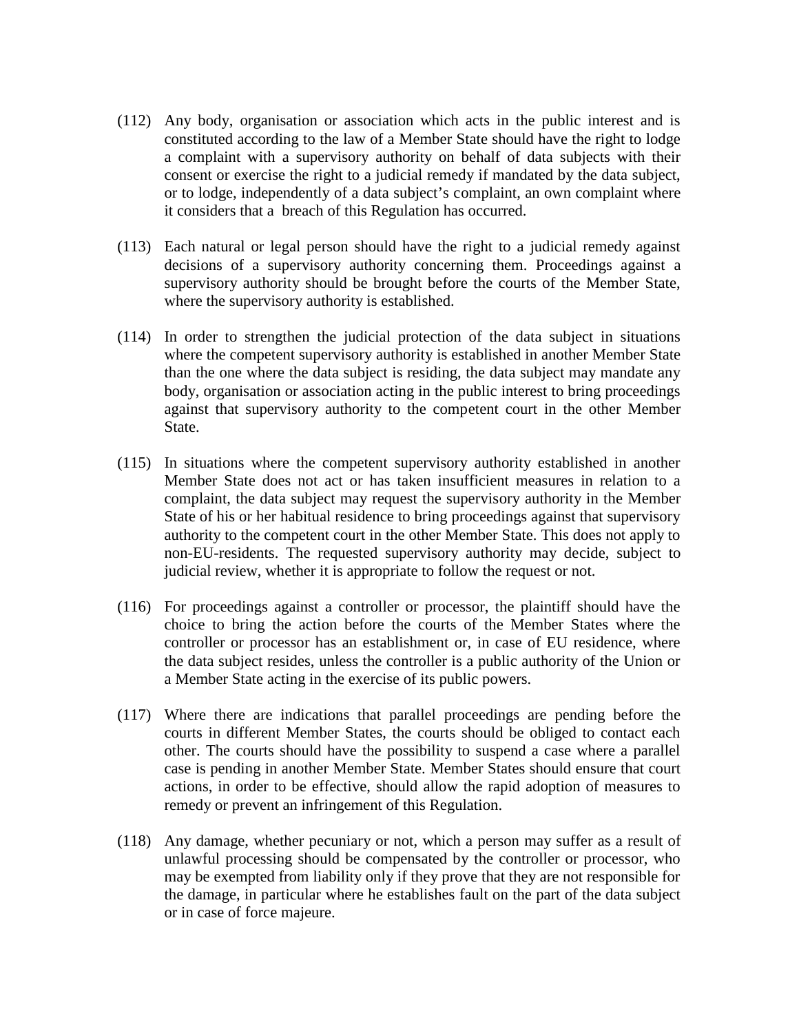(112) Any body, organisation or association which acts in the public interest and is constituted according to the law of a Member State should have the right to lodge a complaint with a supervisory authority on behalf of data subjects with their consent or exercise the right to a judicial remedy if mandated by the data subject, or to lodge, independently of a data subject's complaint, an own complaint where it considers that a breach of this Regulation has occurred.

(113) Each natural or legal person should have the right to a judicial remedy against decisions of a supervisory authority concerning them. Proceedings against a supervisory authority should be brought before the courts of the Member State, where the supervisory authority is established.

(114) In order to strengthen the judicial protection of the data subject in situations where the competent supervisory authority is established in another Member State than the one where the data subject is residing, the data subject may mandate any body, organisation or association acting in the public interest to bring proceedings against that supervisory authority to the competent court in the other Member State.

(115) In situations where the competent supervisory authority established in another Member State does not act or has taken insufficient measures in relation to a complaint, the data subject may request the supervisory authority in the Member State of his or her habitual residence to bring proceedings against that supervisory authority to the competent court in the other Member State. This does not apply to non-EU-residents. The requested supervisory authority may decide, subject to judicial review, whether it is appropriate to follow the request or not.

(116) For proceedings against a controller or processor, the plaintiff should have the choice to bring the action before the courts of the Member States where the controller or processor has an establishment or, in case of EU residence, where the data subject resides, unless the controller is a public authority of the Union or a Member State acting in the exercise of its public powers.

(117) Where there are indications that parallel proceedings are pending before the courts in different Member States, the courts should be obliged to contact each other. The courts should have the possibility to suspend a case where a parallel case is pending in another Member State. Member States should ensure that court actions, in order to be effective, should allow the rapid adoption of measures to remedy or prevent an infringement of this Regulation.

(118) Any damage, whether pecuniary or not, which a person may suffer as a result of unlawful processing should be compensated by the controller or processor, who may be exempted from liability only if they prove that they are not responsible for the damage, in particular where he establishes fault on the part of the data subject or in case of force majeure.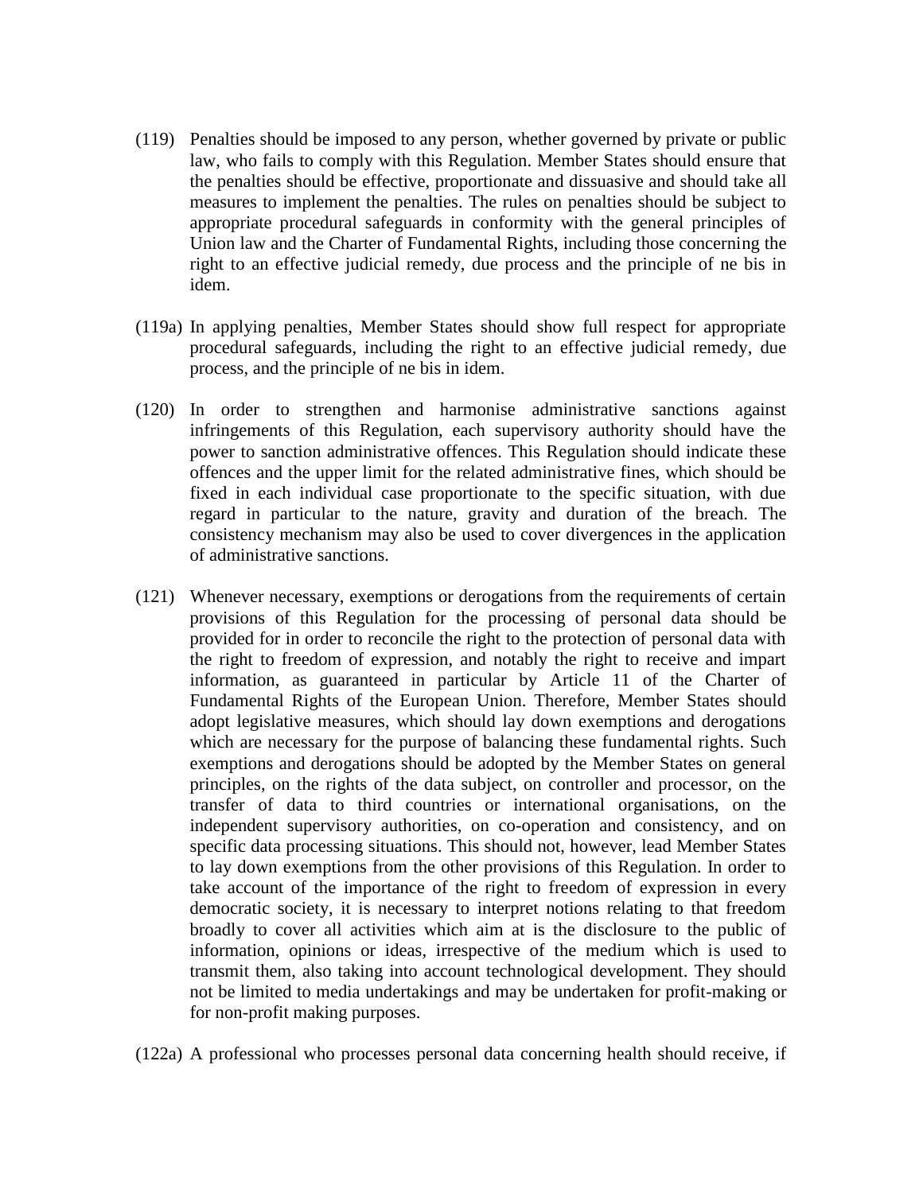(119) Penalties should be imposed to any person, whether governed by private or public law, who fails to comply with this Regulation. Member States should ensure that the penalties should be effective, proportionate and dissuasive and should take all measures to implement the penalties. The rules on penalties should be subject to appropriate procedural safeguards in conformity with the general principles of Union law and the Charter of Fundamental Rights, including those concerning the right to an effective judicial remedy, due process and the principle of ne bis in idem.

(119a) In applying penalties, Member States should show full respect for appropriate procedural safeguards, including the right to an effective judicial remedy, due process, and the principle of ne bis in idem.

(120) In order to strengthen and harmonise administrative sanctions against infringements of this Regulation, each supervisory authority should have the power to sanction administrative offences. This Regulation should indicate these offences and the upper limit for the related administrative fines, which should be fixed in each individual case proportionate to the specific situation, with due regard in particular to the nature, gravity and duration of the breach. The consistency mechanism may also be used to cover divergences in the application of administrative sanctions.

(121) Whenever necessary, exemptions or derogations from the requirements of certain provisions of this Regulation for the processing of personal data should be provided for in order to reconcile the right to the protection of personal data with the right to freedom of expression, and notably the right to receive and impart information, as guaranteed in particular by Article 11 of the Charter of Fundamental Rights of the European Union. Therefore, Member States should adopt legislative measures, which should lay down exemptions and derogations which are necessary for the purpose of balancing these fundamental rights. Such exemptions and derogations should be adopted by the Member States on general principles, on the rights of the data subject, on controller and processor, on the transfer of data to third countries or international organisations, on the independent supervisory authorities, on co-operation and consistency, and on specific data processing situations. This should not, however, lead Member States to lay down exemptions from the other provisions of this Regulation. In order to take account of the importance of the right to freedom of expression in every democratic society, it is necessary to interpret notions relating to that freedom broadly to cover all activities which aim at is the disclosure to the public of information, opinions or ideas, irrespective of the medium which is used to transmit them, also taking into account technological development. They should not be limited to media undertakings and may be undertaken for profit-making or for non-profit making purposes.

(122a) A professional who processes personal data concerning health should receive, if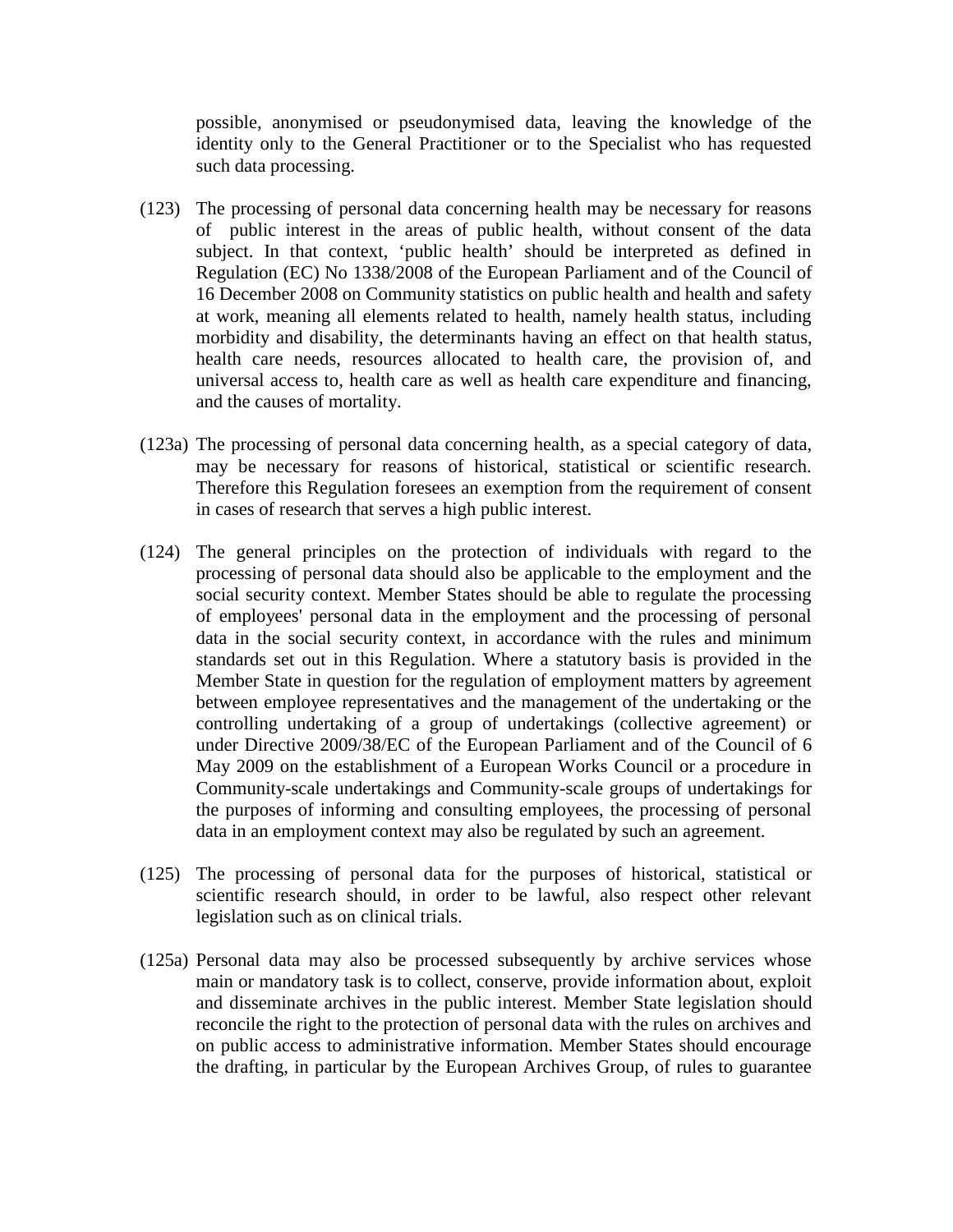possible, anonymised or pseudonymised data, leaving the knowledge of the identity only to the General Practitioner or to the Specialist who has requested such data processing.

(123) The processing of personal data concerning health may be necessary for reasons of public interest in the areas of public health, without consent of the data subject. In that context, 'public health' should be interpreted as defined in Regulation (EC) No 1338/2008 of the European Parliament and of the Council of 16 December 2008 on Community statistics on public health and health and safety at work, meaning all elements related to health, namely health status, including morbidity and disability, the determinants having an effect on that health status, health care needs, resources allocated to health care, the provision of, and universal access to, health care as well as health care expenditure and financing, and the causes of mortality.

(123a) The processing of personal data concerning health, as a special category of data, may be necessary for reasons of historical, statistical or scientific research. Therefore this Regulation foresees an exemption from the requirement of consent in cases of research that serves a high public interest.

(124) The general principles on the protection of individuals with regard to the processing of personal data should also be applicable to the employment and the social security context. Member States should be able to regulate the processing of employees' personal data in the employment and the processing of personal data in the social security context, in accordance with the rules and minimum standards set out in this Regulation. Where a statutory basis is provided in the Member State in question for the regulation of employment matters by agreement between employee representatives and the management of the undertaking or the controlling undertaking of a group of undertakings (collective agreement) or under Directive 2009/38/EC of the European Parliament and of the Council of 6 May 2009 on the establishment of a European Works Council or a procedure in Community-scale undertakings and Community-scale groups of undertakings for the purposes of informing and consulting employees, the processing of personal data in an employment context may also be regulated by such an agreement.

(125) The processing of personal data for the purposes of historical, statistical or scientific research should, in order to be lawful, also respect other relevant legislation such as on clinical trials.

(125a) Personal data may also be processed subsequently by archive services whose main or mandatory task is to collect, conserve, provide information about, exploit and disseminate archives in the public interest. Member State legislation should reconcile the right to the protection of personal data with the rules on archives and on public access to administrative information. Member States should encourage the drafting, in particular by the European Archives Group, of rules to guarantee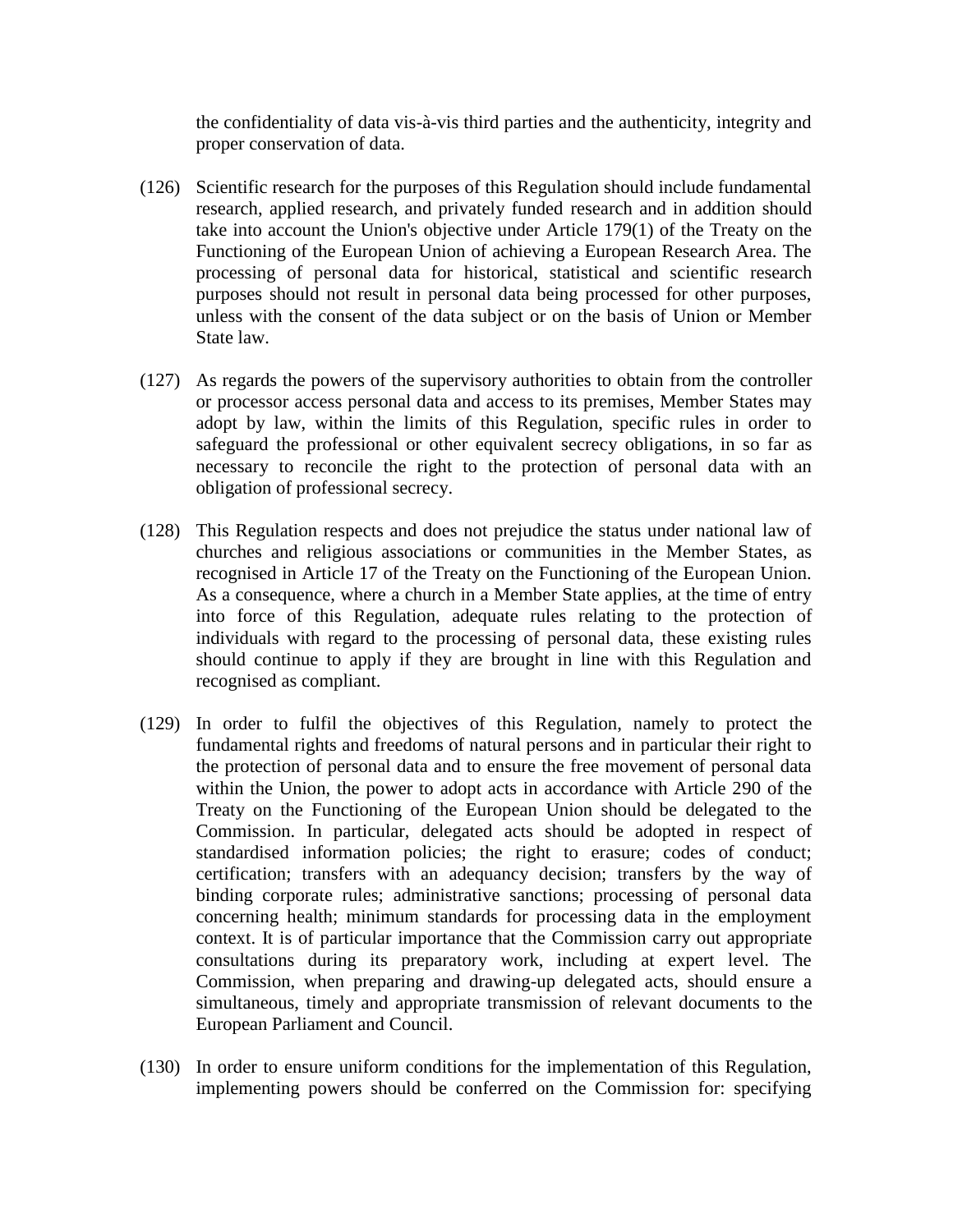the confidentiality of data vis-à-vis third parties and the authenticity, integrity and proper conservation of data.

(126) Scientific research for the purposes of this Regulation should include fundamental research, applied research, and privately funded research and in addition should take into account the Union's objective under Article 179(1) of the Treaty on the Functioning of the European Union of achieving a European Research Area. The processing of personal data for historical, statistical and scientific research purposes should not result in personal data being processed for other purposes, unless with the consent of the data subject or on the basis of Union or Member State law.

(127) As regards the powers of the supervisory authorities to obtain from the controller or processor access personal data and access to its premises, Member States may adopt by law, within the limits of this Regulation, specific rules in order to safeguard the professional or other equivalent secrecy obligations, in so far as necessary to reconcile the right to the protection of personal data with an obligation of professional secrecy.

(128) This Regulation respects and does not prejudice the status under national law of churches and religious associations or communities in the Member States, as recognised in Article 17 of the Treaty on the Functioning of the European Union. As a consequence, where a church in a Member State applies, at the time of entry into force of this Regulation, adequate rules relating to the protection of individuals with regard to the processing of personal data, these existing rules should continue to apply if they are brought in line with this Regulation and recognised as compliant.

(129) In order to fulfil the objectives of this Regulation, namely to protect the fundamental rights and freedoms of natural persons and in particular their right to the protection of personal data and to ensure the free movement of personal data within the Union, the power to adopt acts in accordance with Article 290 of the Treaty on the Functioning of the European Union should be delegated to the Commission. In particular, delegated acts should be adopted in respect of standardised information policies; the right to erasure; codes of conduct; certification; transfers with an adequancy decision; transfers by the way of binding corporate rules; administrative sanctions; processing of personal data concerning health; minimum standards for processing data in the employment context. It is of particular importance that the Commission carry out appropriate consultations during its preparatory work, including at expert level. The Commission, when preparing and drawing-up delegated acts, should ensure a simultaneous, timely and appropriate transmission of relevant documents to the European Parliament and Council.

(130) In order to ensure uniform conditions for the implementation of this Regulation, implementing powers should be conferred on the Commission for: specifying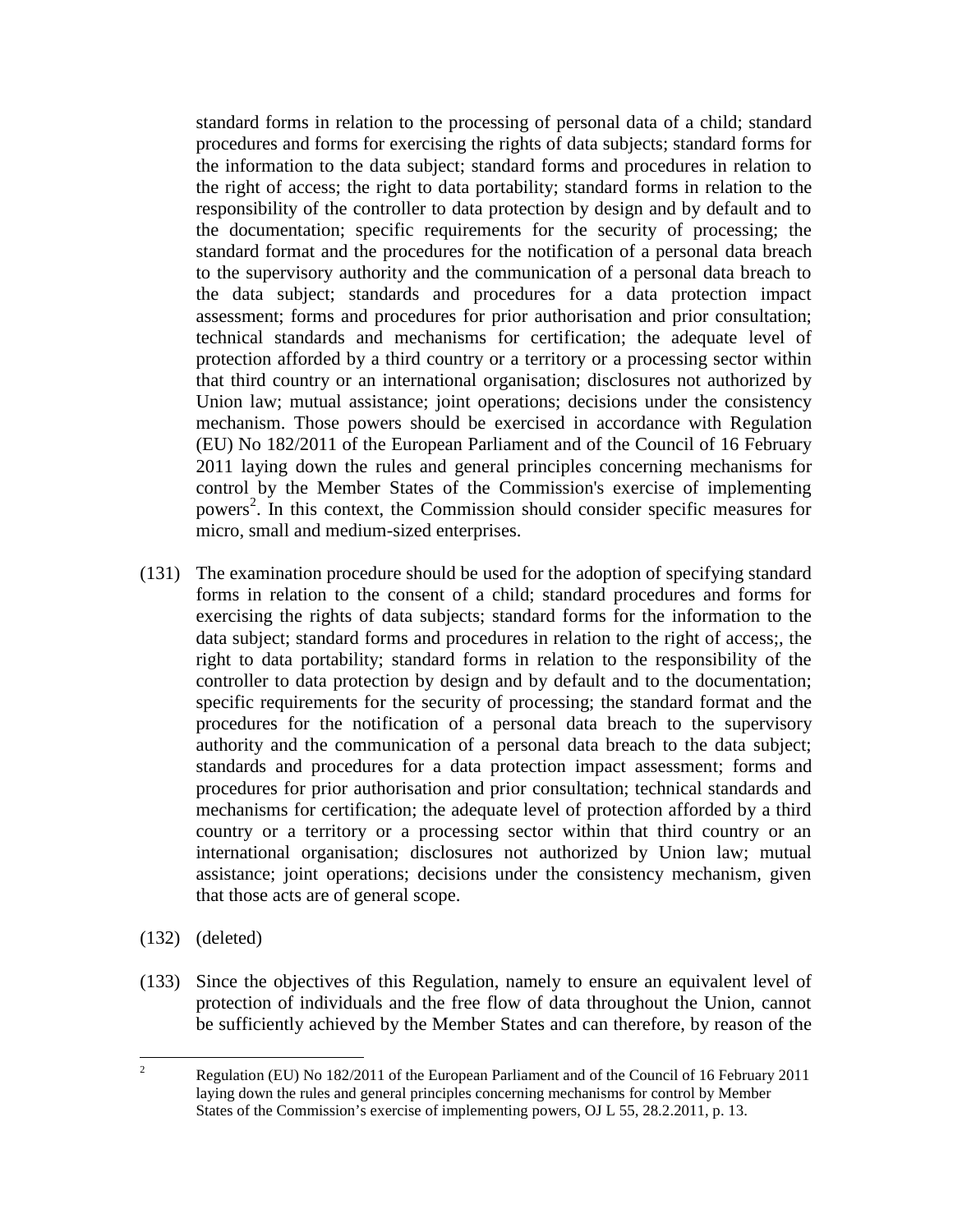standard forms in relation to the processing of personal data of a child; standard procedures and forms for exercising the rights of data subjects; standard forms for the information to the data subject; standard forms and procedures in relation to the right of access; the right to data portability; standard forms in relation to the responsibility of the controller to data protection by design and by default and to the documentation; specific requirements for the security of processing; the standard format and the procedures for the notification of a personal data breach to the supervisory authority and the communication of a personal data breach to the data subject; standards and procedures for a data protection impact assessment; forms and procedures for prior authorisation and prior consultation; technical standards and mechanisms for certification; the adequate level of protection afforded by a third country or a territory or a processing sector within that third country or an international organisation; disclosures not authorized by Union law; mutual assistance; joint operations; decisions under the consistency mechanism. Those powers should be exercised in accordance with Regulation (EU) No 182/2011 of the European Parliament and of the Council of 16 February 2011 laying down the rules and general principles concerning mechanisms for control by the Member States of the Commission's exercise of implementing powers[2]. In this context, the Commission should consider specific measures for micro, small and medium-sized enterprises.

(131) The examination procedure should be used for the adoption of specifying standard forms in relation to the consent of a child; standard procedures and forms for exercising the rights of data subjects; standard forms for the information to the data subject; standard forms and procedures in relation to the right of access;, the right to data portability; standard forms in relation to the responsibility of the controller to data protection by design and by default and to the documentation; specific requirements for the security of processing; the standard format and the procedures for the notification of a personal data breach to the supervisory authority and the communication of a personal data breach to the data subject; standards and procedures for a data protection impact assessment; forms and procedures for prior authorisation and prior consultation; technical standards and mechanisms for certification; the adequate level of protection afforded by a third country or a territory or a processing sector within that third country or an international organisation; disclosures not authorized by Union law; mutual assistance; joint operations; decisions under the consistency mechanism, given that those acts are of general scope.

(132) (deleted)

(133) Since the objectives of this Regulation, namely to ensure an equivalent level of protection of individuals and the free flow of data throughout the Union, cannot be sufficiently achieved by the Member States and can therefore, by reason of the

---

[2] Regulation (EU) No 182/2011 of the European Parliament and of the Council of 16 February 2011 laying down the rules and general principles concerning mechanisms for control by Member States of the Commission's exercise of implementing powers, OJ L 55, 28.2.2011, p. 13.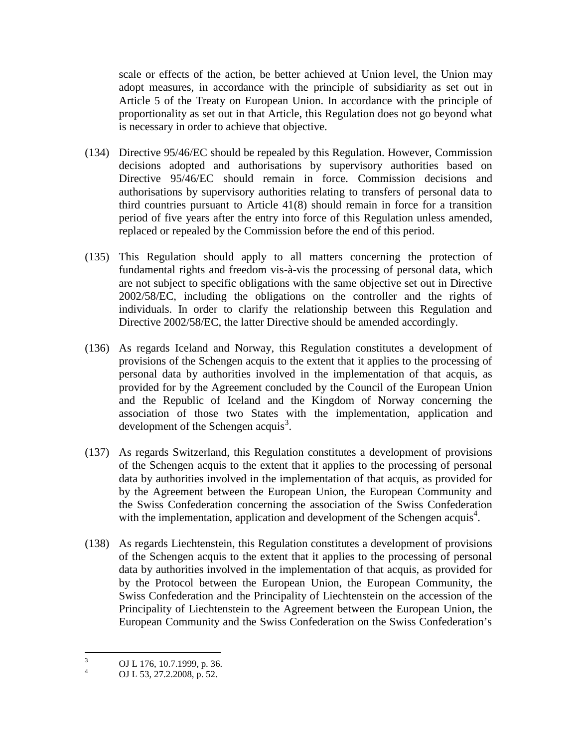scale or effects of the action, be better achieved at Union level, the Union may adopt measures, in accordance with the principle of subsidiarity as set out in Article 5 of the Treaty on European Union. In accordance with the principle of proportionality as set out in that Article, this Regulation does not go beyond what is necessary in order to achieve that objective.

(134) Directive 95/46/EC should be repealed by this Regulation. However, Commission decisions adopted and authorisations by supervisory authorities based on Directive 95/46/EC should remain in force. Commission decisions and authorisations by supervisory authorities relating to transfers of personal data to third countries pursuant to Article 41(8) should remain in force for a transition period of five years after the entry into force of this Regulation unless amended, replaced or repealed by the Commission before the end of this period.

(135) This Regulation should apply to all matters concerning the protection of fundamental rights and freedom vis-à-vis the processing of personal data, which are not subject to specific obligations with the same objective set out in Directive 2002/58/EC, including the obligations on the controller and the rights of individuals. In order to clarify the relationship between this Regulation and Directive 2002/58/EC, the latter Directive should be amended accordingly.

(136) As regards Iceland and Norway, this Regulation constitutes a development of provisions of the Schengen acquis to the extent that it applies to the processing of personal data by authorities involved in the implementation of that acquis, as provided for by the Agreement concluded by the Council of the European Union and the Republic of Iceland and the Kingdom of Norway concerning the association of those two States with the implementation, application and development of the Schengen acquis[3].

(137) As regards Switzerland, this Regulation constitutes a development of provisions of the Schengen acquis to the extent that it applies to the processing of personal data by authorities involved in the implementation of that acquis, as provided for by the Agreement between the European Union, the European Community and the Swiss Confederation concerning the association of the Swiss Confederation with the implementation, application and development of the Schengen acquis[4].

(138) As regards Liechtenstein, this Regulation constitutes a development of provisions of the Schengen acquis to the extent that it applies to the processing of personal data by authorities involved in the implementation of that acquis, as provided for by the Protocol between the European Union, the European Community, the Swiss Confederation and the Principality of Liechtenstein on the accession of the Principality of Liechtenstein to the Agreement between the European Union, the European Community and the Swiss Confederation on the Swiss Confederation's

[3] OJ L 176, 10.7.1999, p. 36.
[4] OJ L 53, 27.2.2008, p. 52.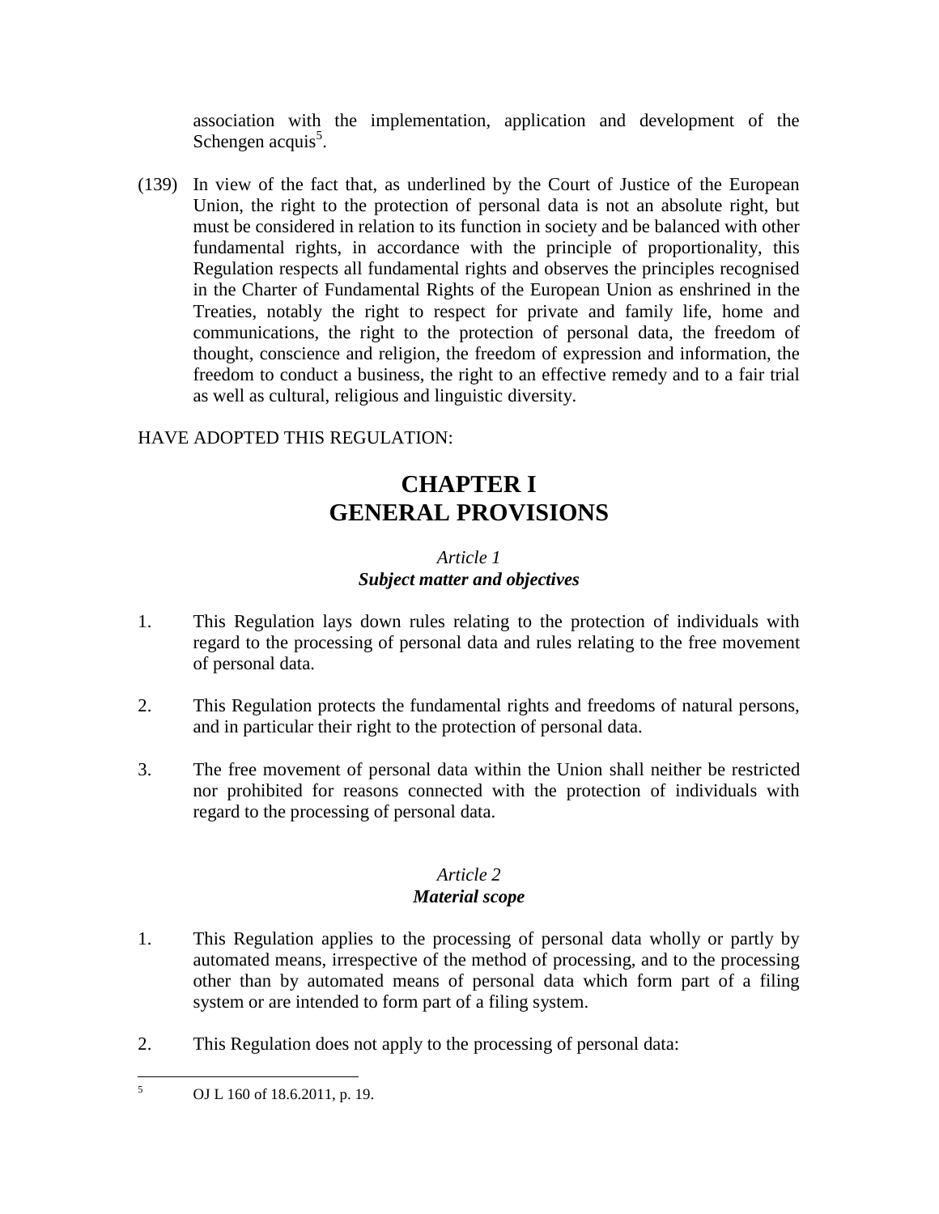association with the implementation, application and development of the Schengen acquis[5].

(139) In view of the fact that, as underlined by the Court of Justice of the European Union, the right to the protection of personal data is not an absolute right, but must be considered in relation to its function in society and be balanced with other fundamental rights, in accordance with the principle of proportionality, this Regulation respects all fundamental rights and observes the principles recognised in the Charter of Fundamental Rights of the European Union as enshrined in the Treaties, notably the right to respect for private and family life, home and communications, the right to the protection of personal data, the freedom of thought, conscience and religion, the freedom of expression and information, the freedom to conduct a business, the right to an effective remedy and to a fair trial as well as cultural, religious and linguistic diversity.

HAVE ADOPTED THIS REGULATION:

# CHAPTER I
# GENERAL PROVISIONS

### *Article 1*
### ***Subject matter and objectives***

1. This Regulation lays down rules relating to the protection of individuals with regard to the processing of personal data and rules relating to the free movement of personal data.

2. This Regulation protects the fundamental rights and freedoms of natural persons, and in particular their right to the protection of personal data.

3. The free movement of personal data within the Union shall neither be restricted nor prohibited for reasons connected with the protection of individuals with regard to the processing of personal data.

### *Article 2*
### ***Material scope***

1. This Regulation applies to the processing of personal data wholly or partly by automated means, irrespective of the method of processing, and to the processing other than by automated means of personal data which form part of a filing system or are intended to form part of a filing system.

2. This Regulation does not apply to the processing of personal data:

---

[5] OJ L 160 of 18.6.2011, p. 19.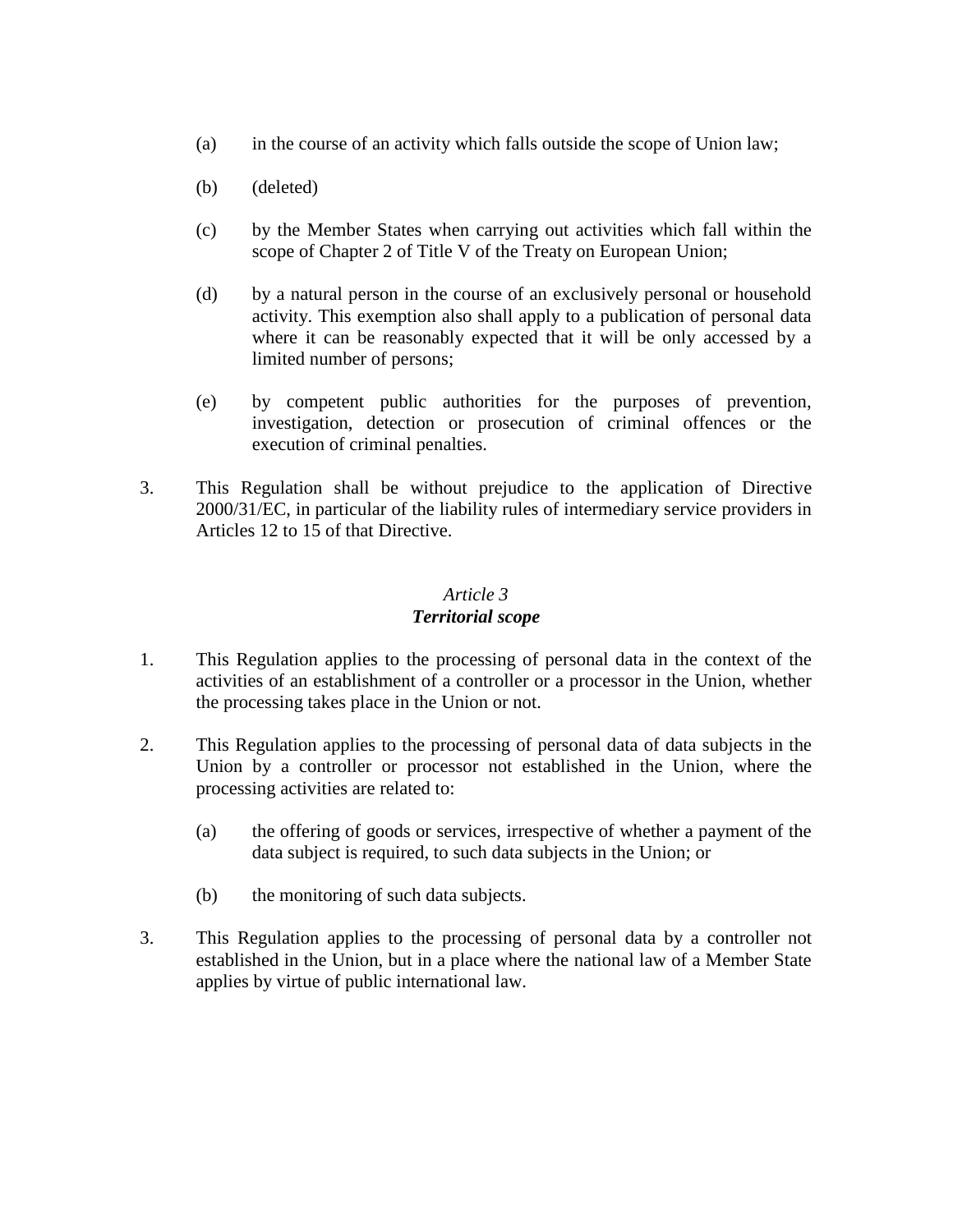(a) in the course of an activity which falls outside the scope of Union law;

(b) (deleted)

(c) by the Member States when carrying out activities which fall within the scope of Chapter 2 of Title V of the Treaty on European Union;

(d) by a natural person in the course of an exclusively personal or household activity. This exemption also shall apply to a publication of personal data where it can be reasonably expected that it will be only accessed by a limited number of persons;

(e) by competent public authorities for the purposes of prevention, investigation, detection or prosecution of criminal offences or the execution of criminal penalties.

3. This Regulation shall be without prejudice to the application of Directive 2000/31/EC, in particular of the liability rules of intermediary service providers in Articles 12 to 15 of that Directive.

### *Article 3*
### ***Territorial scope***

1. This Regulation applies to the processing of personal data in the context of the activities of an establishment of a controller or a processor in the Union, whether the processing takes place in the Union or not.

2. This Regulation applies to the processing of personal data of data subjects in the Union by a controller or processor not established in the Union, where the processing activities are related to:

   (a) the offering of goods or services, irrespective of whether a payment of the data subject is required, to such data subjects in the Union; or

   (b) the monitoring of such data subjects.

3. This Regulation applies to the processing of personal data by a controller not established in the Union, but in a place where the national law of a Member State applies by virtue of public international law.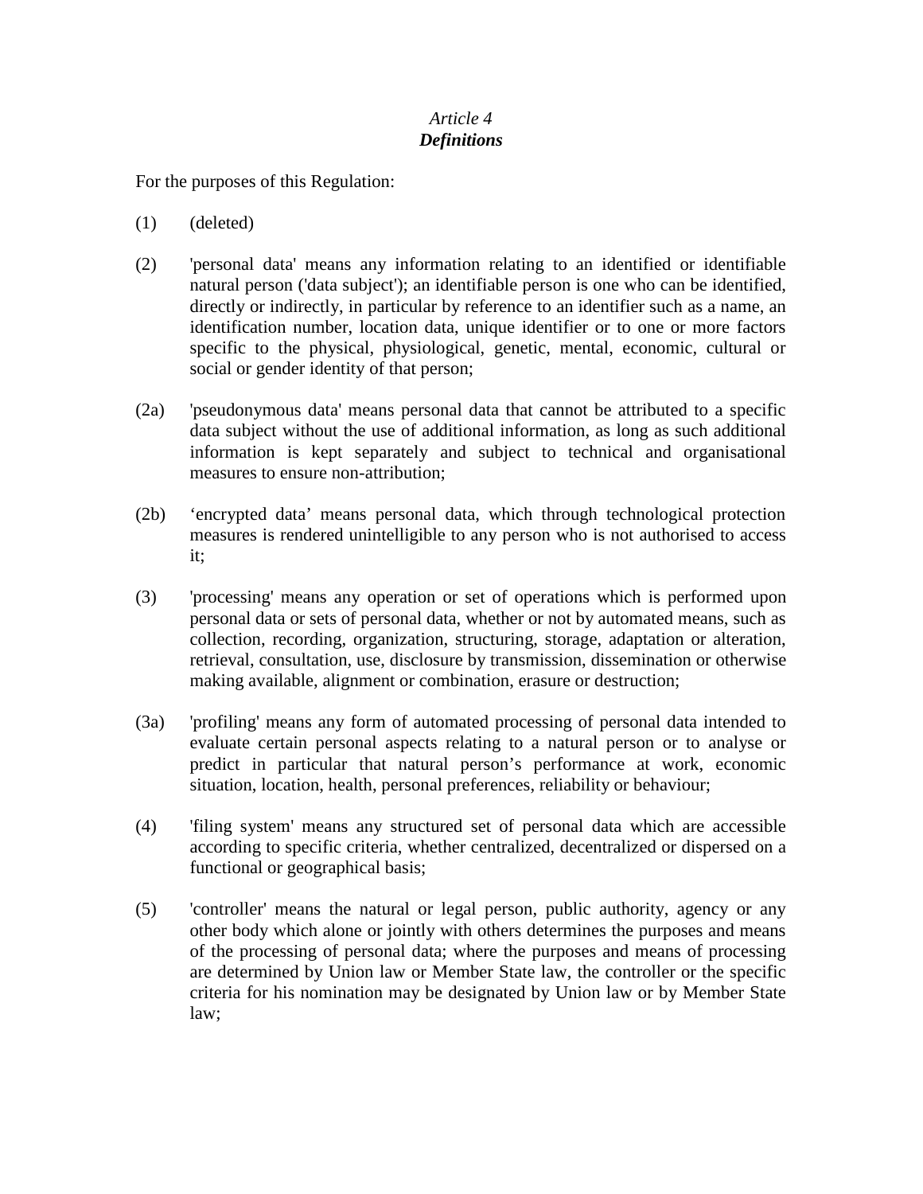*Article 4*
***Definitions***

For the purposes of this Regulation:

(1) (deleted)

(2) 'personal data' means any information relating to an identified or identifiable natural person ('data subject'); an identifiable person is one who can be identified, directly or indirectly, in particular by reference to an identifier such as a name, an identification number, location data, unique identifier or to one or more factors specific to the physical, physiological, genetic, mental, economic, cultural or social or gender identity of that person;

(2a) 'pseudonymous data' means personal data that cannot be attributed to a specific data subject without the use of additional information, as long as such additional information is kept separately and subject to technical and organisational measures to ensure non-attribution;

(2b) ‘encrypted data’ means personal data, which through technological protection measures is rendered unintelligible to any person who is not authorised to access it;

(3) 'processing' means any operation or set of operations which is performed upon personal data or sets of personal data, whether or not by automated means, such as collection, recording, organization, structuring, storage, adaptation or alteration, retrieval, consultation, use, disclosure by transmission, dissemination or otherwise making available, alignment or combination, erasure or destruction;

(3a) 'profiling' means any form of automated processing of personal data intended to evaluate certain personal aspects relating to a natural person or to analyse or predict in particular that natural person’s performance at work, economic situation, location, health, personal preferences, reliability or behaviour;

(4) 'filing system' means any structured set of personal data which are accessible according to specific criteria, whether centralized, decentralized or dispersed on a functional or geographical basis;

(5) 'controller' means the natural or legal person, public authority, agency or any other body which alone or jointly with others determines the purposes and means of the processing of personal data; where the purposes and means of processing are determined by Union law or Member State law, the controller or the specific criteria for his nomination may be designated by Union law or by Member State law;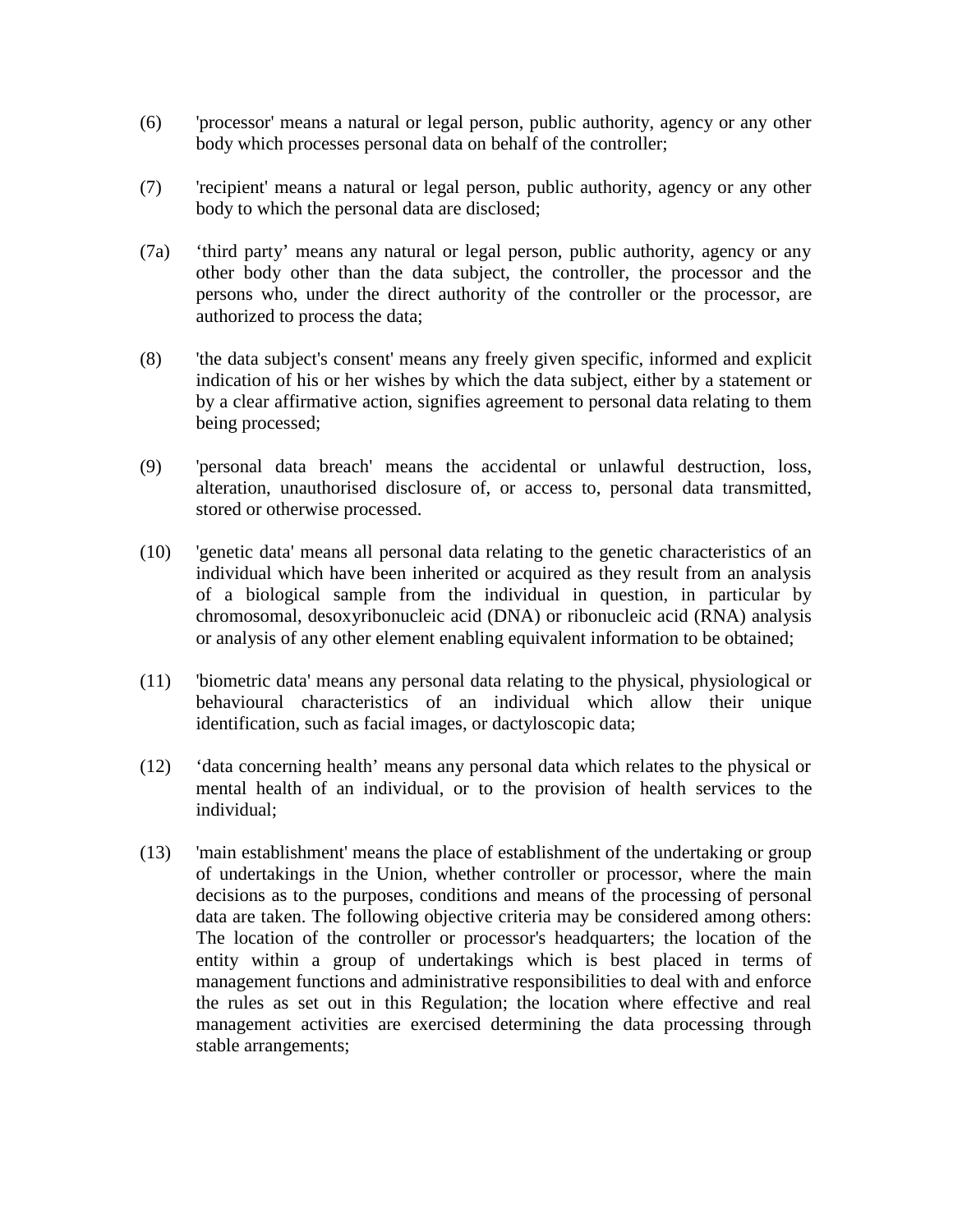(6) 'processor' means a natural or legal person, public authority, agency or any other body which processes personal data on behalf of the controller;

(7) 'recipient' means a natural or legal person, public authority, agency or any other body to which the personal data are disclosed;

(7a) ‘third party’ means any natural or legal person, public authority, agency or any other body other than the data subject, the controller, the processor and the persons who, under the direct authority of the controller or the processor, are authorized to process the data;

(8) 'the data subject's consent' means any freely given specific, informed and explicit indication of his or her wishes by which the data subject, either by a statement or by a clear affirmative action, signifies agreement to personal data relating to them being processed;

(9) 'personal data breach' means the accidental or unlawful destruction, loss, alteration, unauthorised disclosure of, or access to, personal data transmitted, stored or otherwise processed.

(10) 'genetic data' means all personal data relating to the genetic characteristics of an individual which have been inherited or acquired as they result from an analysis of a biological sample from the individual in question, in particular by chromosomal, desoxyribonucleic acid (DNA) or ribonucleic acid (RNA) analysis or analysis of any other element enabling equivalent information to be obtained;

(11) 'biometric data' means any personal data relating to the physical, physiological or behavioural characteristics of an individual which allow their unique identification, such as facial images, or dactyloscopic data;

(12) ‘data concerning health’ means any personal data which relates to the physical or mental health of an individual, or to the provision of health services to the individual;

(13) 'main establishment' means the place of establishment of the undertaking or group of undertakings in the Union, whether controller or processor, where the main decisions as to the purposes, conditions and means of the processing of personal data are taken. The following objective criteria may be considered among others: The location of the controller or processor's headquarters; the location of the entity within a group of undertakings which is best placed in terms of management functions and administrative responsibilities to deal with and enforce the rules as set out in this Regulation; the location where effective and real management activities are exercised determining the data processing through stable arrangements;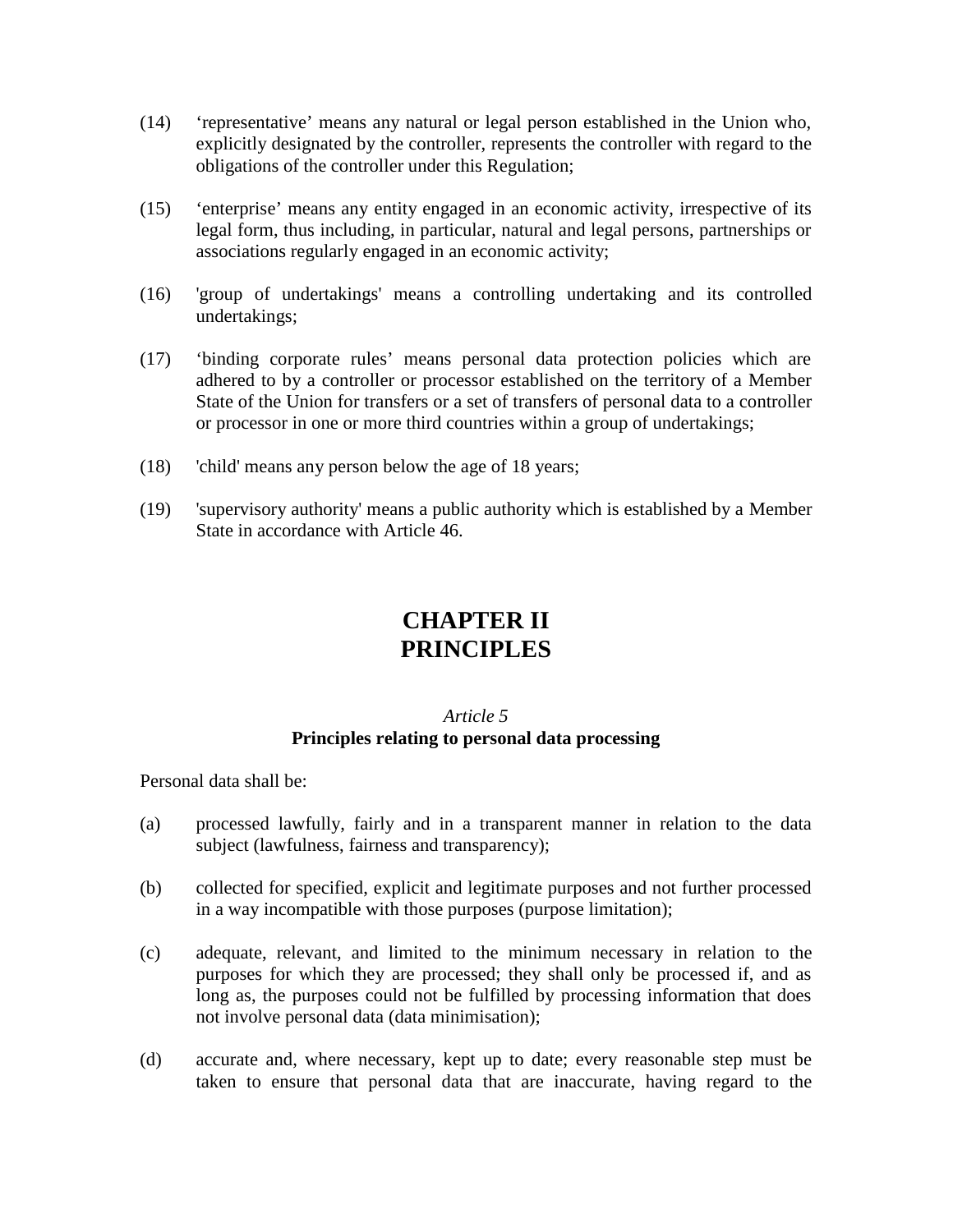(14) ‘representative’ means any natural or legal person established in the Union who, explicitly designated by the controller, represents the controller with regard to the obligations of the controller under this Regulation;

(15) ‘enterprise’ means any entity engaged in an economic activity, irrespective of its legal form, thus including, in particular, natural and legal persons, partnerships or associations regularly engaged in an economic activity;

(16) 'group of undertakings' means a controlling undertaking and its controlled undertakings;

(17) ‘binding corporate rules’ means personal data protection policies which are adhered to by a controller or processor established on the territory of a Member State of the Union for transfers or a set of transfers of personal data to a controller or processor in one or more third countries within a group of undertakings;

(18) 'child' means any person below the age of 18 years;

(19) 'supervisory authority' means a public authority which is established by a Member State in accordance with Article 46.

# CHAPTER II
# PRINCIPLES

*Article 5*
**Principles relating to personal data processing**

Personal data shall be:

(a) processed lawfully, fairly and in a transparent manner in relation to the data subject (lawfulness, fairness and transparency);

(b) collected for specified, explicit and legitimate purposes and not further processed in a way incompatible with those purposes (purpose limitation);

(c) adequate, relevant, and limited to the minimum necessary in relation to the purposes for which they are processed; they shall only be processed if, and as long as, the purposes could not be fulfilled by processing information that does not involve personal data (data minimisation);

(d) accurate and, where necessary, kept up to date; every reasonable step must be taken to ensure that personal data that are inaccurate, having regard to the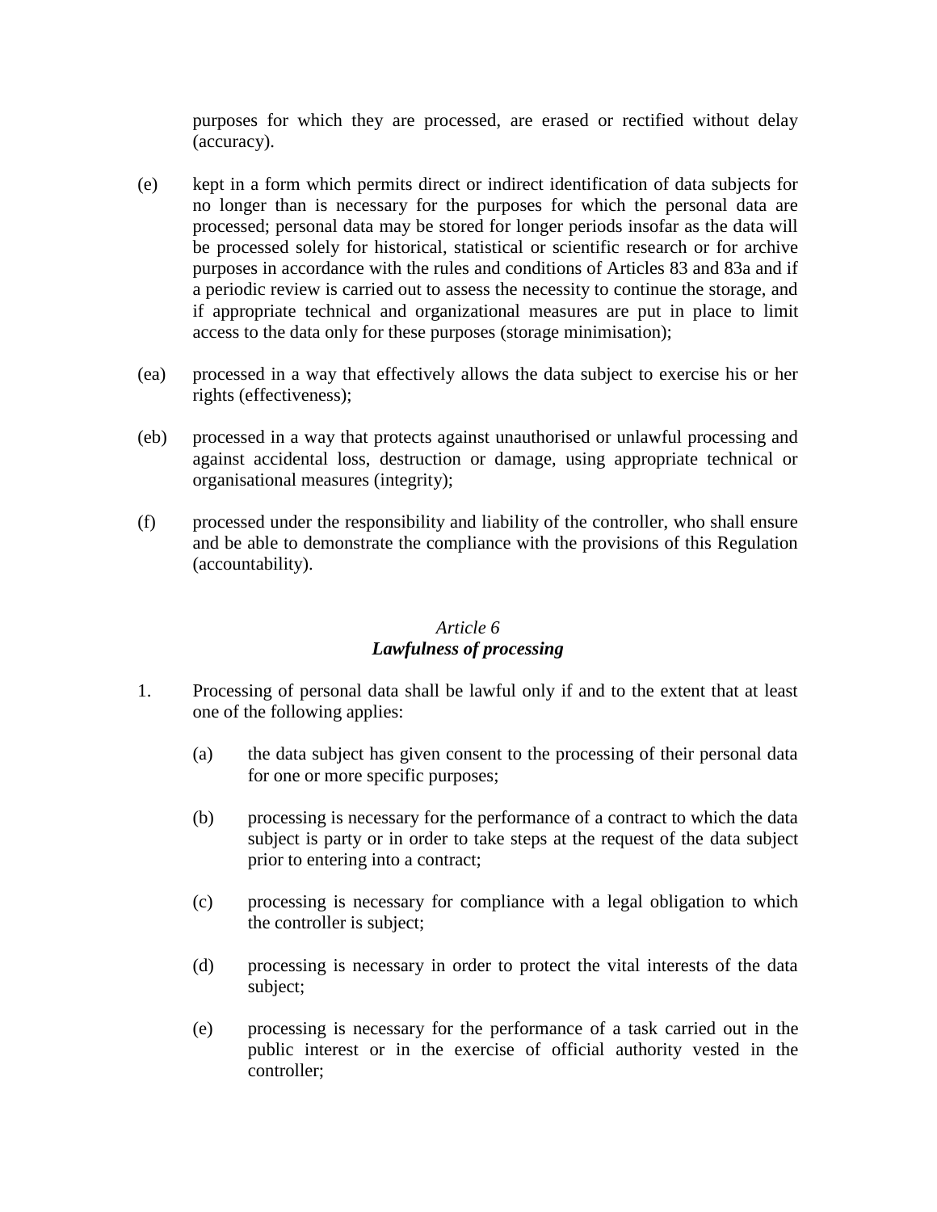purposes for which they are processed, are erased or rectified without delay (accuracy).

(e) kept in a form which permits direct or indirect identification of data subjects for no longer than is necessary for the purposes for which the personal data are processed; personal data may be stored for longer periods insofar as the data will be processed solely for historical, statistical or scientific research or for archive purposes in accordance with the rules and conditions of Articles 83 and 83a and if a periodic review is carried out to assess the necessity to continue the storage, and if appropriate technical and organizational measures are put in place to limit access to the data only for these purposes (storage minimisation);

(ea) processed in a way that effectively allows the data subject to exercise his or her rights (effectiveness);

(eb) processed in a way that protects against unauthorised or unlawful processing and against accidental loss, destruction or damage, using appropriate technical or organisational measures (integrity);

(f) processed under the responsibility and liability of the controller, who shall ensure and be able to demonstrate the compliance with the provisions of this Regulation (accountability).

*Article 6*
***Lawfulness of processing***

1. Processing of personal data shall be lawful only if and to the extent that at least one of the following applies:

    (a) the data subject has given consent to the processing of their personal data for one or more specific purposes;

    (b) processing is necessary for the performance of a contract to which the data subject is party or in order to take steps at the request of the data subject prior to entering into a contract;

    (c) processing is necessary for compliance with a legal obligation to which the controller is subject;

    (d) processing is necessary in order to protect the vital interests of the data subject;

    (e) processing is necessary for the performance of a task carried out in the public interest or in the exercise of official authority vested in the controller;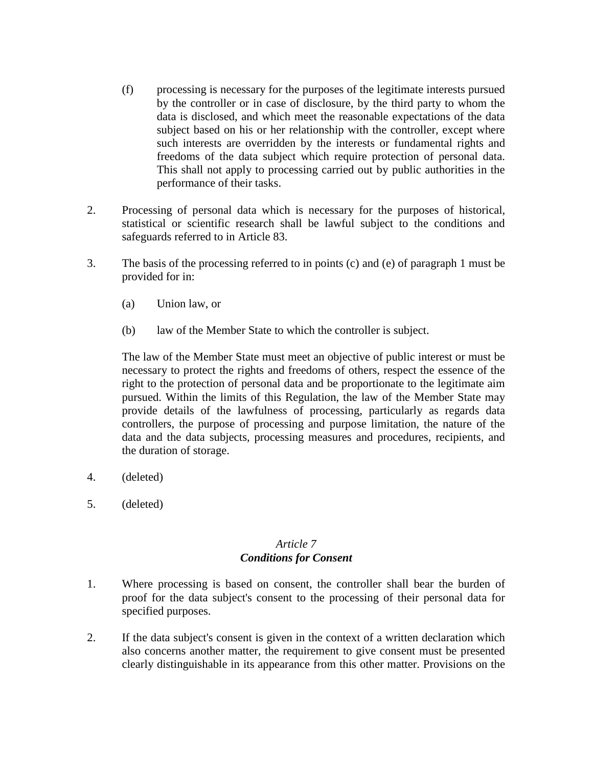(f) processing is necessary for the purposes of the legitimate interests pursued by the controller or in case of disclosure, by the third party to whom the data is disclosed, and which meet the reasonable expectations of the data subject based on his or her relationship with the controller, except where such interests are overridden by the interests or fundamental rights and freedoms of the data subject which require protection of personal data. This shall not apply to processing carried out by public authorities in the performance of their tasks.

2. Processing of personal data which is necessary for the purposes of historical, statistical or scientific research shall be lawful subject to the conditions and safeguards referred to in Article 83.

3. The basis of the processing referred to in points (c) and (e) of paragraph 1 must be provided for in:

   (a) Union law, or

   (b) law of the Member State to which the controller is subject.

   The law of the Member State must meet an objective of public interest or must be necessary to protect the rights and freedoms of others, respect the essence of the right to the protection of personal data and be proportionate to the legitimate aim pursued. Within the limits of this Regulation, the law of the Member State may provide details of the lawfulness of processing, particularly as regards data controllers, the purpose of processing and purpose limitation, the nature of the data and the data subjects, processing measures and procedures, recipients, and the duration of storage.

4. (deleted)

5. (deleted)

### *Article 7*
### ***Conditions for Consent***

1. Where processing is based on consent, the controller shall bear the burden of proof for the data subject's consent to the processing of their personal data for specified purposes.

2. If the data subject's consent is given in the context of a written declaration which also concerns another matter, the requirement to give consent must be presented clearly distinguishable in its appearance from this other matter. Provisions on the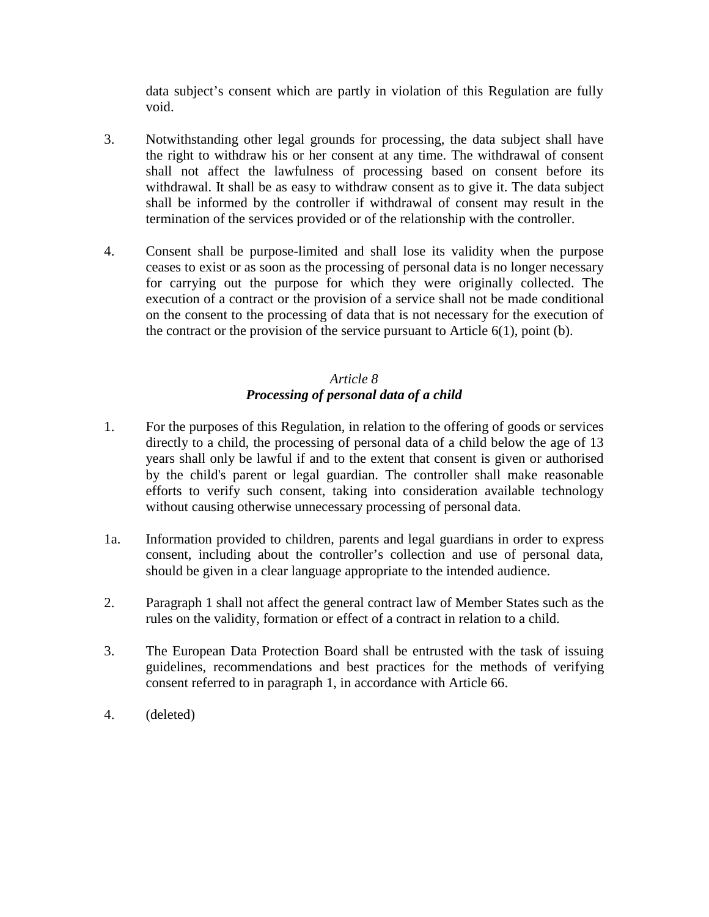data subject's consent which are partly in violation of this Regulation are fully void.

3. Notwithstanding other legal grounds for processing, the data subject shall have the right to withdraw his or her consent at any time. The withdrawal of consent shall not affect the lawfulness of processing based on consent before its withdrawal. It shall be as easy to withdraw consent as to give it. The data subject shall be informed by the controller if withdrawal of consent may result in the termination of the services provided or of the relationship with the controller.

4. Consent shall be purpose-limited and shall lose its validity when the purpose ceases to exist or as soon as the processing of personal data is no longer necessary for carrying out the purpose for which they were originally collected. The execution of a contract or the provision of a service shall not be made conditional on the consent to the processing of data that is not necessary for the execution of the contract or the provision of the service pursuant to Article 6(1), point (b).

### *Article 8*
### ***Processing of personal data of a child***

1. For the purposes of this Regulation, in relation to the offering of goods or services directly to a child, the processing of personal data of a child below the age of 13 years shall only be lawful if and to the extent that consent is given or authorised by the child's parent or legal guardian. The controller shall make reasonable efforts to verify such consent, taking into consideration available technology without causing otherwise unnecessary processing of personal data.

1a. Information provided to children, parents and legal guardians in order to express consent, including about the controller's collection and use of personal data, should be given in a clear language appropriate to the intended audience.

2. Paragraph 1 shall not affect the general contract law of Member States such as the rules on the validity, formation or effect of a contract in relation to a child.

3. The European Data Protection Board shall be entrusted with the task of issuing guidelines, recommendations and best practices for the methods of verifying consent referred to in paragraph 1, in accordance with Article 66.

4. (deleted)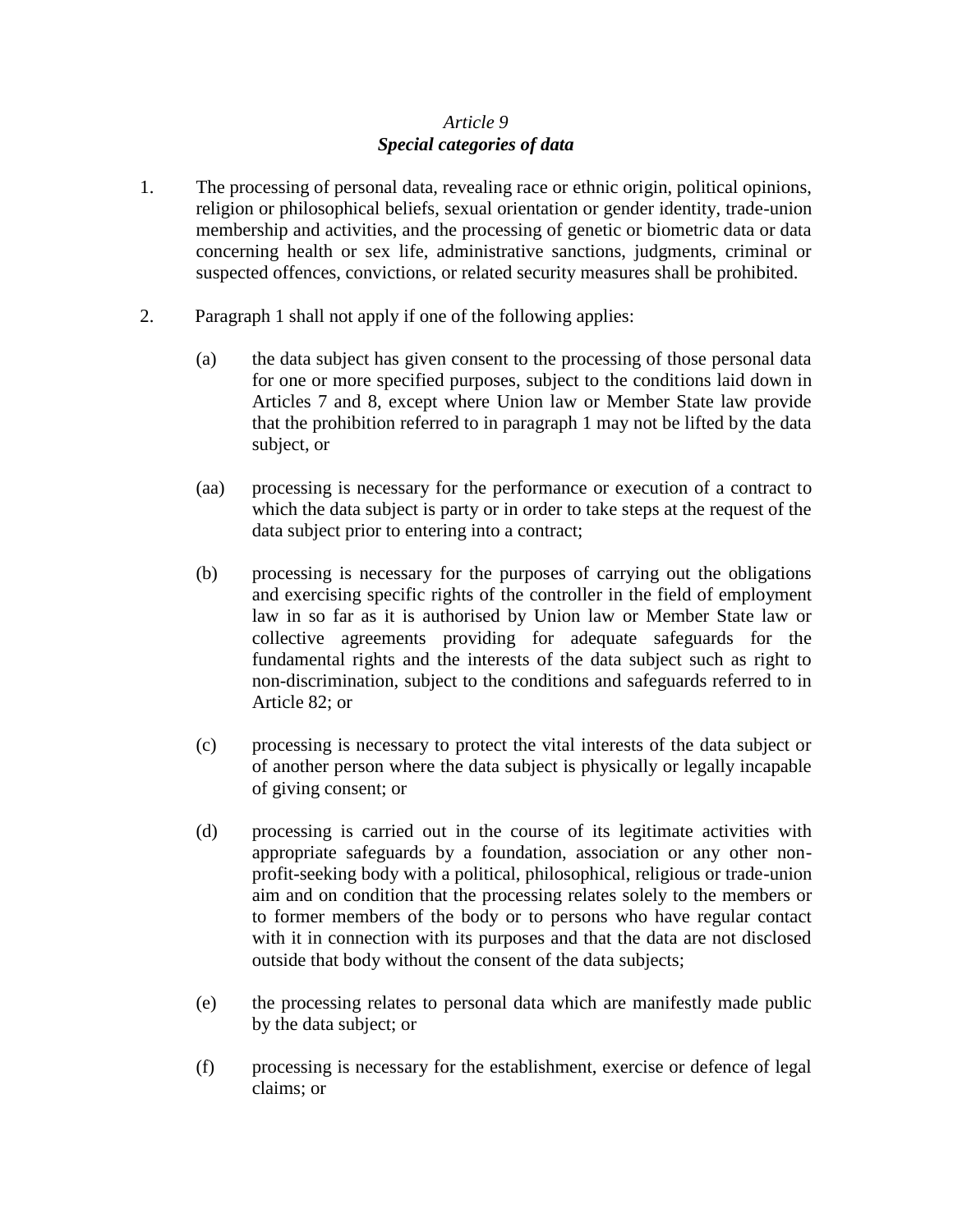*Article 9*
***Special categories of data***

1. The processing of personal data, revealing race or ethnic origin, political opinions, religion or philosophical beliefs, sexual orientation or gender identity, trade-union membership and activities, and the processing of genetic or biometric data or data concerning health or sex life, administrative sanctions, judgments, criminal or suspected offences, convictions, or related security measures shall be prohibited.

2. Paragraph 1 shall not apply if one of the following applies:

   (a) the data subject has given consent to the processing of those personal data for one or more specified purposes, subject to the conditions laid down in Articles 7 and 8, except where Union law or Member State law provide that the prohibition referred to in paragraph 1 may not be lifted by the data subject, or

   (aa) processing is necessary for the performance or execution of a contract to which the data subject is party or in order to take steps at the request of the data subject prior to entering into a contract;

   (b) processing is necessary for the purposes of carrying out the obligations and exercising specific rights of the controller in the field of employment law in so far as it is authorised by Union law or Member State law or collective agreements providing for adequate safeguards for the fundamental rights and the interests of the data subject such as right to non-discrimination, subject to the conditions and safeguards referred to in Article 82; or

   (c) processing is necessary to protect the vital interests of the data subject or of another person where the data subject is physically or legally incapable of giving consent; or

   (d) processing is carried out in the course of its legitimate activities with appropriate safeguards by a foundation, association or any other non-profit-seeking body with a political, philosophical, religious or trade-union aim and on condition that the processing relates solely to the members or to former members of the body or to persons who have regular contact with it in connection with its purposes and that the data are not disclosed outside that body without the consent of the data subjects;

   (e) the processing relates to personal data which are manifestly made public by the data subject; or

   (f) processing is necessary for the establishment, exercise or defence of legal claims; or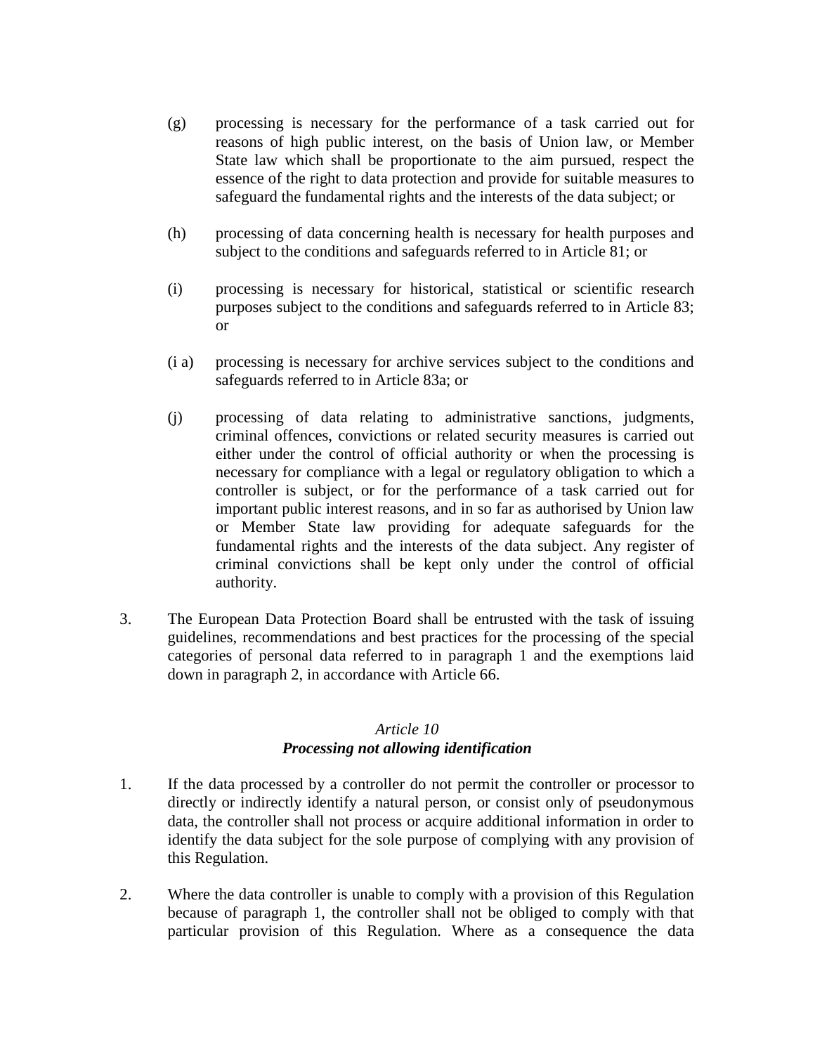(g) processing is necessary for the performance of a task carried out for reasons of high public interest, on the basis of Union law, or Member State law which shall be proportionate to the aim pursued, respect the essence of the right to data protection and provide for suitable measures to safeguard the fundamental rights and the interests of the data subject; or

(h) processing of data concerning health is necessary for health purposes and subject to the conditions and safeguards referred to in Article 81; or

(i) processing is necessary for historical, statistical or scientific research purposes subject to the conditions and safeguards referred to in Article 83; or

(i a) processing is necessary for archive services subject to the conditions and safeguards referred to in Article 83a; or

(j) processing of data relating to administrative sanctions, judgments, criminal offences, convictions or related security measures is carried out either under the control of official authority or when the processing is necessary for compliance with a legal or regulatory obligation to which a controller is subject, or for the performance of a task carried out for important public interest reasons, and in so far as authorised by Union law or Member State law providing for adequate safeguards for the fundamental rights and the interests of the data subject. Any register of criminal convictions shall be kept only under the control of official authority.

3. The European Data Protection Board shall be entrusted with the task of issuing guidelines, recommendations and best practices for the processing of the special categories of personal data referred to in paragraph 1 and the exemptions laid down in paragraph 2, in accordance with Article 66.

### *Article 10*
### ***Processing not allowing identification***

1. If the data processed by a controller do not permit the controller or processor to directly or indirectly identify a natural person, or consist only of pseudonymous data, the controller shall not process or acquire additional information in order to identify the data subject for the sole purpose of complying with any provision of this Regulation.

2. Where the data controller is unable to comply with a provision of this Regulation because of paragraph 1, the controller shall not be obliged to comply with that particular provision of this Regulation. Where as a consequence the data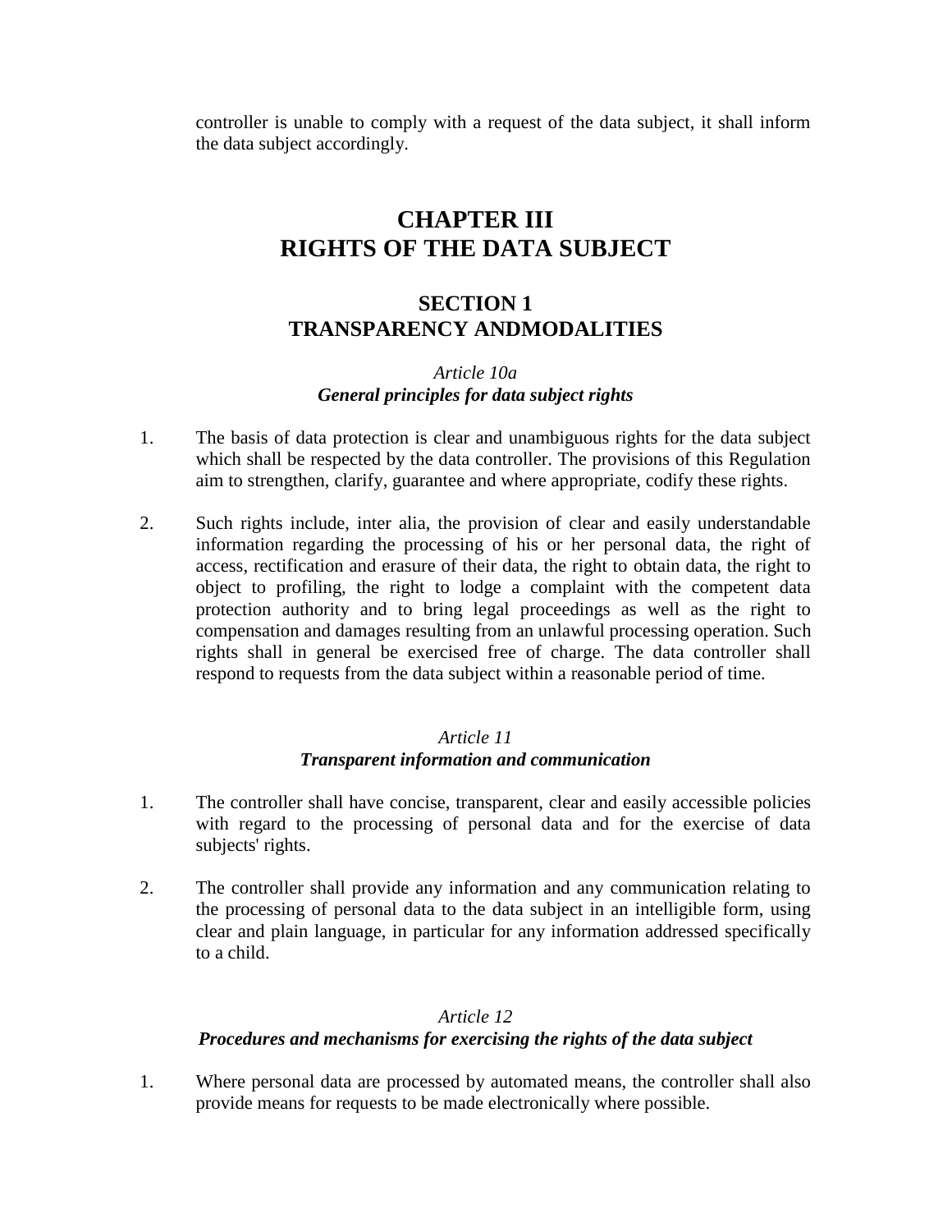controller is unable to comply with a request of the data subject, it shall inform the data subject accordingly.

# CHAPTER III
# RIGHTS OF THE DATA SUBJECT

## SECTION 1
## TRANSPARENCY ANDMODALITIES

### *Article 10a*
### ***General principles for data subject rights***

1. The basis of data protection is clear and unambiguous rights for the data subject which shall be respected by the data controller. The provisions of this Regulation aim to strengthen, clarify, guarantee and where appropriate, codify these rights.

2. Such rights include, inter alia, the provision of clear and easily understandable information regarding the processing of his or her personal data, the right of access, rectification and erasure of their data, the right to obtain data, the right to object to profiling, the right to lodge a complaint with the competent data protection authority and to bring legal proceedings as well as the right to compensation and damages resulting from an unlawful processing operation. Such rights shall in general be exercised free of charge. The data controller shall respond to requests from the data subject within a reasonable period of time.

### *Article 11*
### ***Transparent information and communication***

1. The controller shall have concise, transparent, clear and easily accessible policies with regard to the processing of personal data and for the exercise of data subjects' rights.

2. The controller shall provide any information and any communication relating to the processing of personal data to the data subject in an intelligible form, using clear and plain language, in particular for any information addressed specifically to a child.

### *Article 12*
### ***Procedures and mechanisms for exercising the rights of the data subject***

1. Where personal data are processed by automated means, the controller shall also provide means for requests to be made electronically where possible.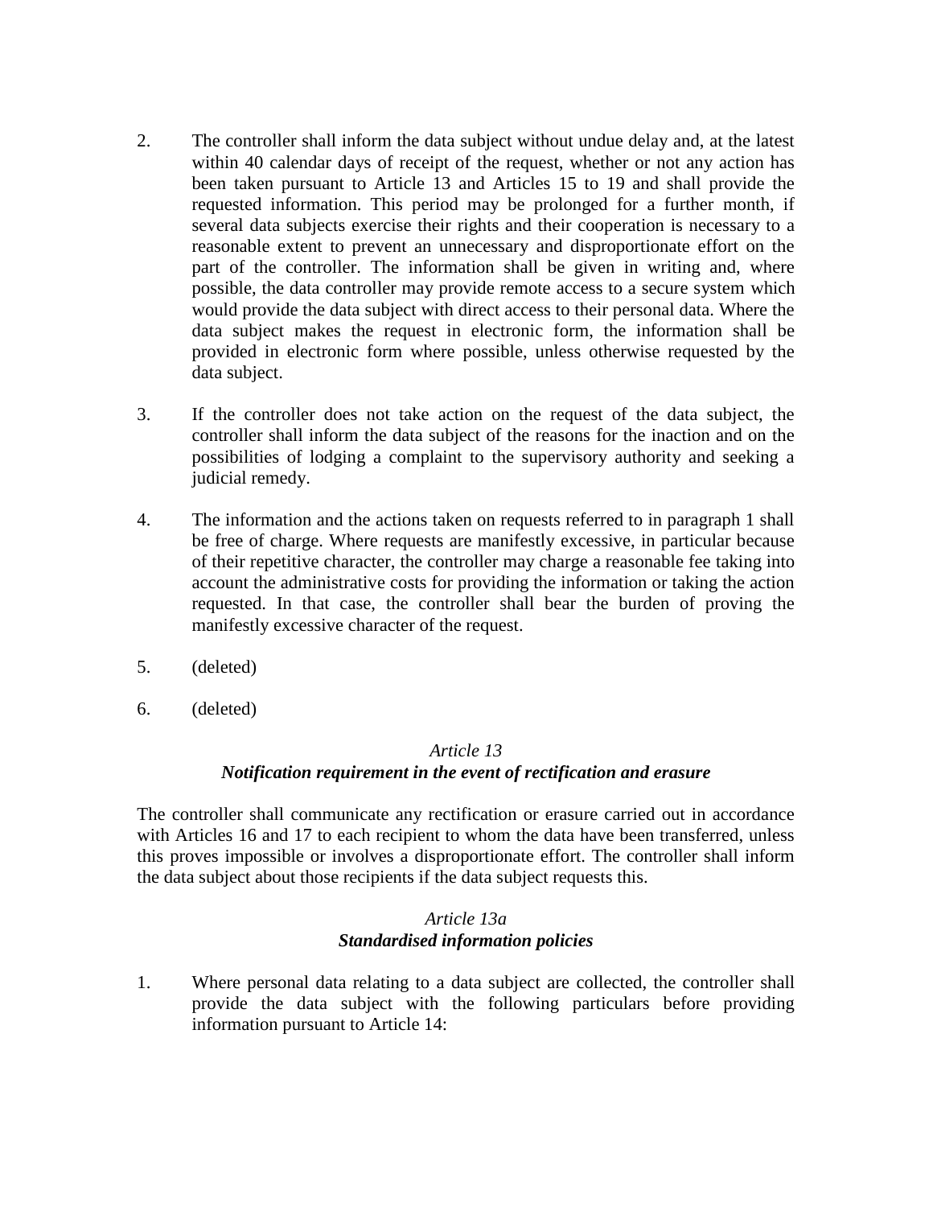2. The controller shall inform the data subject without undue delay and, at the latest within 40 calendar days of receipt of the request, whether or not any action has been taken pursuant to Article 13 and Articles 15 to 19 and shall provide the requested information. This period may be prolonged for a further month, if several data subjects exercise their rights and their cooperation is necessary to a reasonable extent to prevent an unnecessary and disproportionate effort on the part of the controller. The information shall be given in writing and, where possible, the data controller may provide remote access to a secure system which would provide the data subject with direct access to their personal data. Where the data subject makes the request in electronic form, the information shall be provided in electronic form where possible, unless otherwise requested by the data subject.

3. If the controller does not take action on the request of the data subject, the controller shall inform the data subject of the reasons for the inaction and on the possibilities of lodging a complaint to the supervisory authority and seeking a judicial remedy.

4. The information and the actions taken on requests referred to in paragraph 1 shall be free of charge. Where requests are manifestly excessive, in particular because of their repetitive character, the controller may charge a reasonable fee taking into account the administrative costs for providing the information or taking the action requested. In that case, the controller shall bear the burden of proving the manifestly excessive character of the request.

5. (deleted)

6. (deleted)

### *Article 13*
### ***Notification requirement in the event of rectification and erasure***

The controller shall communicate any rectification or erasure carried out in accordance with Articles 16 and 17 to each recipient to whom the data have been transferred, unless this proves impossible or involves a disproportionate effort. The controller shall inform the data subject about those recipients if the data subject requests this.

### *Article 13a*
### ***Standardised information policies***

1. Where personal data relating to a data subject are collected, the controller shall provide the data subject with the following particulars before providing information pursuant to Article 14: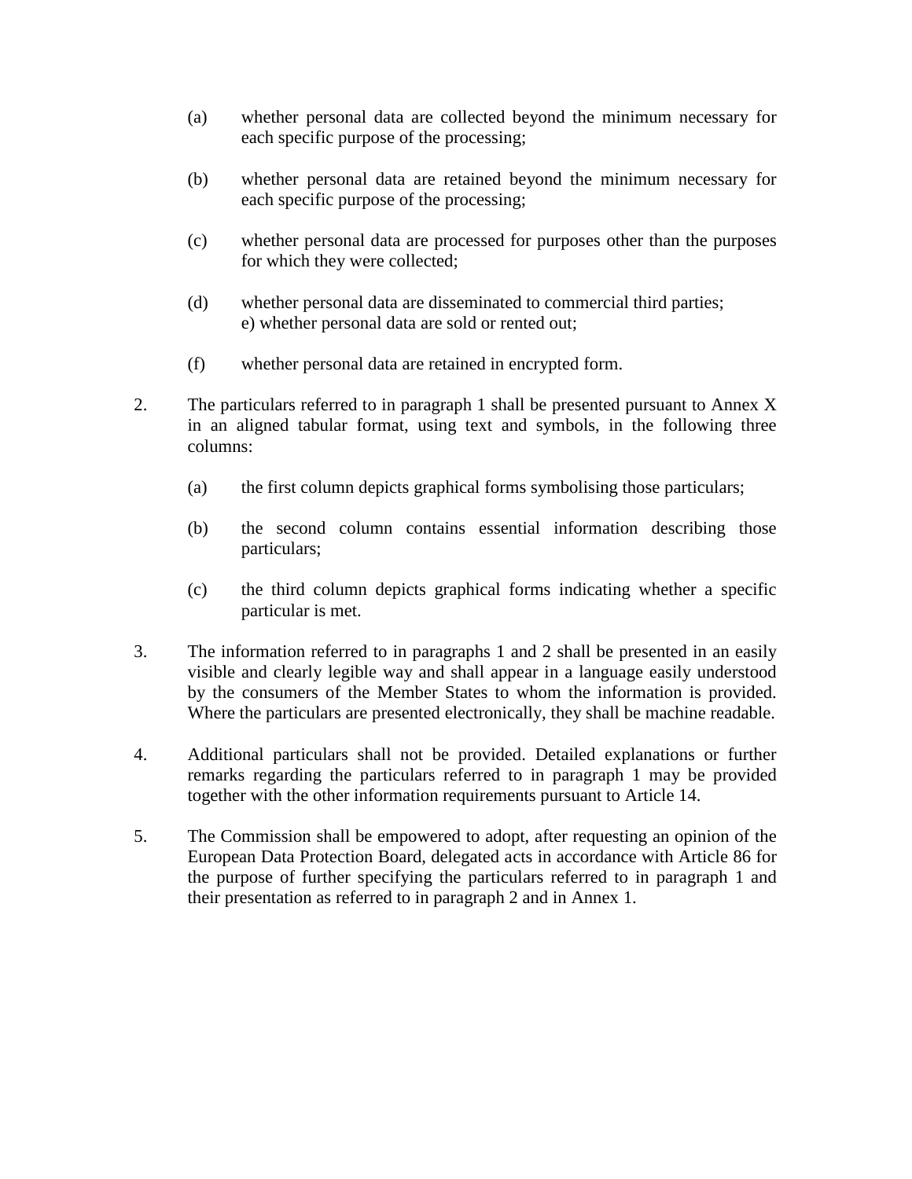(a) whether personal data are collected beyond the minimum necessary for each specific purpose of the processing;

(b) whether personal data are retained beyond the minimum necessary for each specific purpose of the processing;

(c) whether personal data are processed for purposes other than the purposes for which they were collected;

(d) whether personal data are disseminated to commercial third parties;
e) whether personal data are sold or rented out;

(f) whether personal data are retained in encrypted form.

2. The particulars referred to in paragraph 1 shall be presented pursuant to Annex X in an aligned tabular format, using text and symbols, in the following three columns:

(a) the first column depicts graphical forms symbolising those particulars;

(b) the second column contains essential information describing those particulars;

(c) the third column depicts graphical forms indicating whether a specific particular is met.

3. The information referred to in paragraphs 1 and 2 shall be presented in an easily visible and clearly legible way and shall appear in a language easily understood by the consumers of the Member States to whom the information is provided. Where the particulars are presented electronically, they shall be machine readable.

4. Additional particulars shall not be provided. Detailed explanations or further remarks regarding the particulars referred to in paragraph 1 may be provided together with the other information requirements pursuant to Article 14.

5. The Commission shall be empowered to adopt, after requesting an opinion of the European Data Protection Board, delegated acts in accordance with Article 86 for the purpose of further specifying the particulars referred to in paragraph 1 and their presentation as referred to in paragraph 2 and in Annex 1.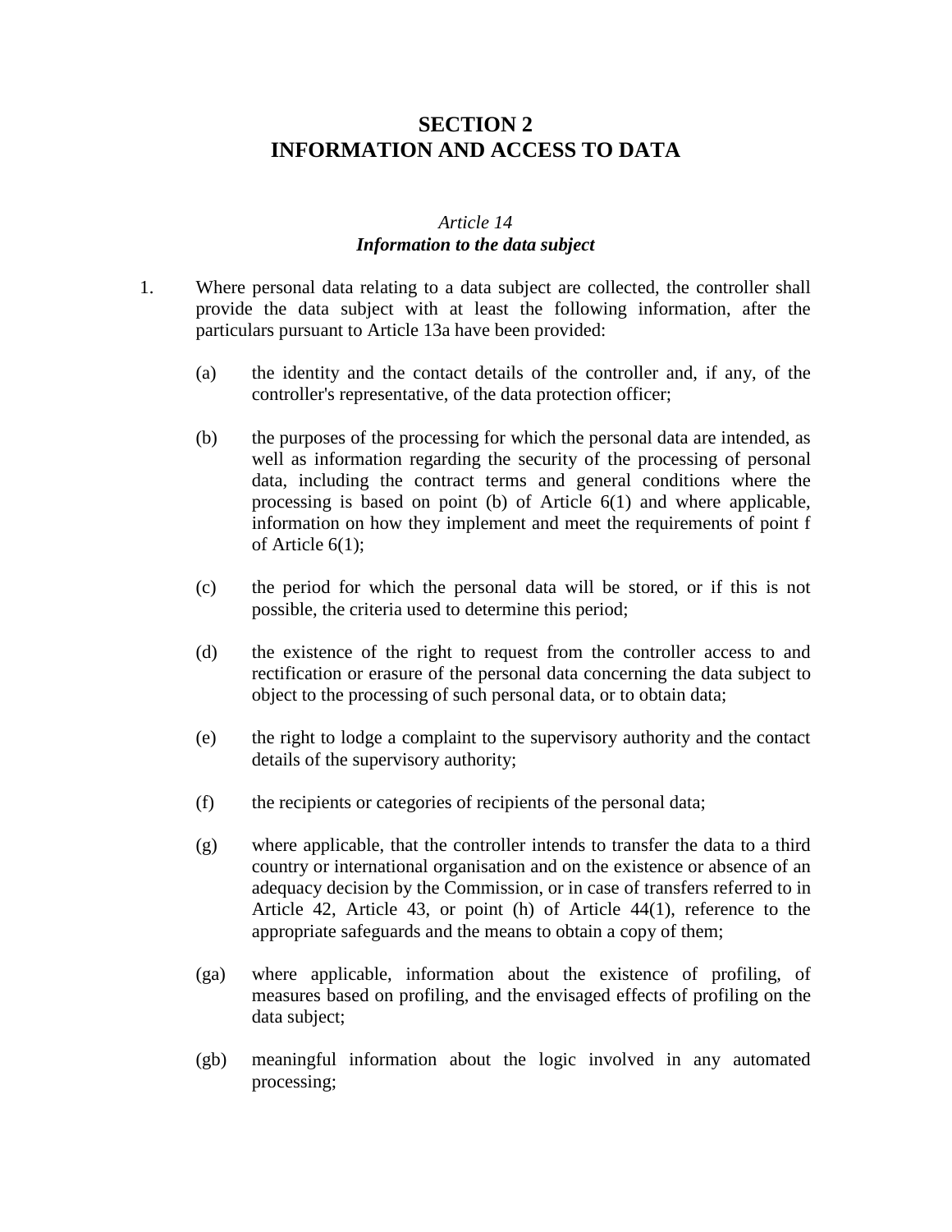# SECTION 2
# INFORMATION AND ACCESS TO DATA

*Article 14*
***Information to the data subject***

1. Where personal data relating to a data subject are collected, the controller shall provide the data subject with at least the following information, after the particulars pursuant to Article 13a have been provided:

   (a) the identity and the contact details of the controller and, if any, of the controller's representative, of the data protection officer;

   (b) the purposes of the processing for which the personal data are intended, as well as information regarding the security of the processing of personal data, including the contract terms and general conditions where the processing is based on point (b) of Article 6(1) and where applicable, information on how they implement and meet the requirements of point f of Article 6(1);

   (c) the period for which the personal data will be stored, or if this is not possible, the criteria used to determine this period;

   (d) the existence of the right to request from the controller access to and rectification or erasure of the personal data concerning the data subject to object to the processing of such personal data, or to obtain data;

   (e) the right to lodge a complaint to the supervisory authority and the contact details of the supervisory authority;

   (f) the recipients or categories of recipients of the personal data;

   (g) where applicable, that the controller intends to transfer the data to a third country or international organisation and on the existence or absence of an adequacy decision by the Commission, or in case of transfers referred to in Article 42, Article 43, or point (h) of Article 44(1), reference to the appropriate safeguards and the means to obtain a copy of them;

   (ga) where applicable, information about the existence of profiling, of measures based on profiling, and the envisaged effects of profiling on the data subject;

   (gb) meaningful information about the logic involved in any automated processing;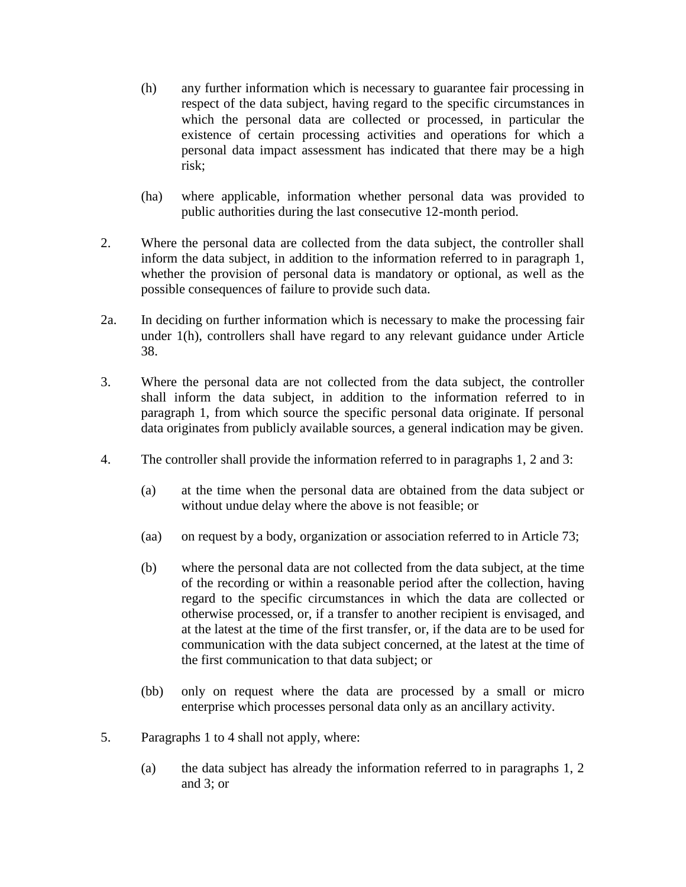(h) any further information which is necessary to guarantee fair processing in respect of the data subject, having regard to the specific circumstances in which the personal data are collected or processed, in particular the existence of certain processing activities and operations for which a personal data impact assessment has indicated that there may be a high risk;

(ha) where applicable, information whether personal data was provided to public authorities during the last consecutive 12-month period.

2. Where the personal data are collected from the data subject, the controller shall inform the data subject, in addition to the information referred to in paragraph 1, whether the provision of personal data is mandatory or optional, as well as the possible consequences of failure to provide such data.

2a. In deciding on further information which is necessary to make the processing fair under 1(h), controllers shall have regard to any relevant guidance under Article 38.

3. Where the personal data are not collected from the data subject, the controller shall inform the data subject, in addition to the information referred to in paragraph 1, from which source the specific personal data originate. If personal data originates from publicly available sources, a general indication may be given.

4. The controller shall provide the information referred to in paragraphs 1, 2 and 3:

(a) at the time when the personal data are obtained from the data subject or without undue delay where the above is not feasible; or

(aa) on request by a body, organization or association referred to in Article 73;

(b) where the personal data are not collected from the data subject, at the time of the recording or within a reasonable period after the collection, having regard to the specific circumstances in which the data are collected or otherwise processed, or, if a transfer to another recipient is envisaged, and at the latest at the time of the first transfer, or, if the data are to be used for communication with the data subject concerned, at the latest at the time of the first communication to that data subject; or

(bb) only on request where the data are processed by a small or micro enterprise which processes personal data only as an ancillary activity.

5. Paragraphs 1 to 4 shall not apply, where:

(a) the data subject has already the information referred to in paragraphs 1, 2 and 3; or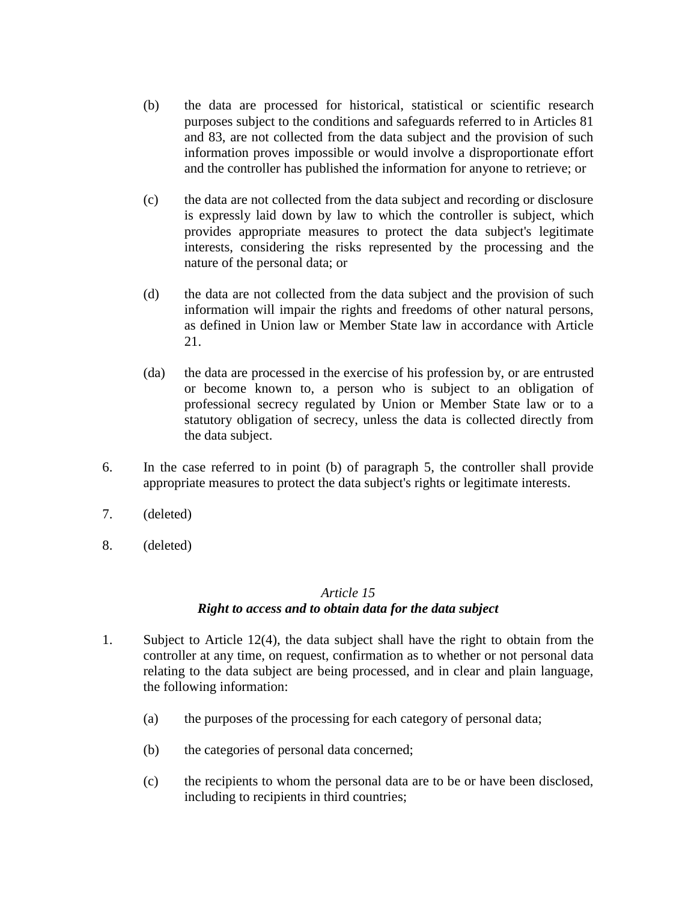(b) the data are processed for historical, statistical or scientific research purposes subject to the conditions and safeguards referred to in Articles 81 and 83, are not collected from the data subject and the provision of such information proves impossible or would involve a disproportionate effort and the controller has published the information for anyone to retrieve; or

(c) the data are not collected from the data subject and recording or disclosure is expressly laid down by law to which the controller is subject, which provides appropriate measures to protect the data subject's legitimate interests, considering the risks represented by the processing and the nature of the personal data; or

(d) the data are not collected from the data subject and the provision of such information will impair the rights and freedoms of other natural persons, as defined in Union law or Member State law in accordance with Article 21.

(da) the data are processed in the exercise of his profession by, or are entrusted or become known to, a person who is subject to an obligation of professional secrecy regulated by Union or Member State law or to a statutory obligation of secrecy, unless the data is collected directly from the data subject.

6. In the case referred to in point (b) of paragraph 5, the controller shall provide appropriate measures to protect the data subject's rights or legitimate interests.

7. (deleted)

8. (deleted)

*Article 15*

***Right to access and to obtain data for the data subject***

1. Subject to Article 12(4), the data subject shall have the right to obtain from the controller at any time, on request, confirmation as to whether or not personal data relating to the data subject are being processed, and in clear and plain language, the following information:

   (a) the purposes of the processing for each category of personal data;

   (b) the categories of personal data concerned;

   (c) the recipients to whom the personal data are to be or have been disclosed, including to recipients in third countries;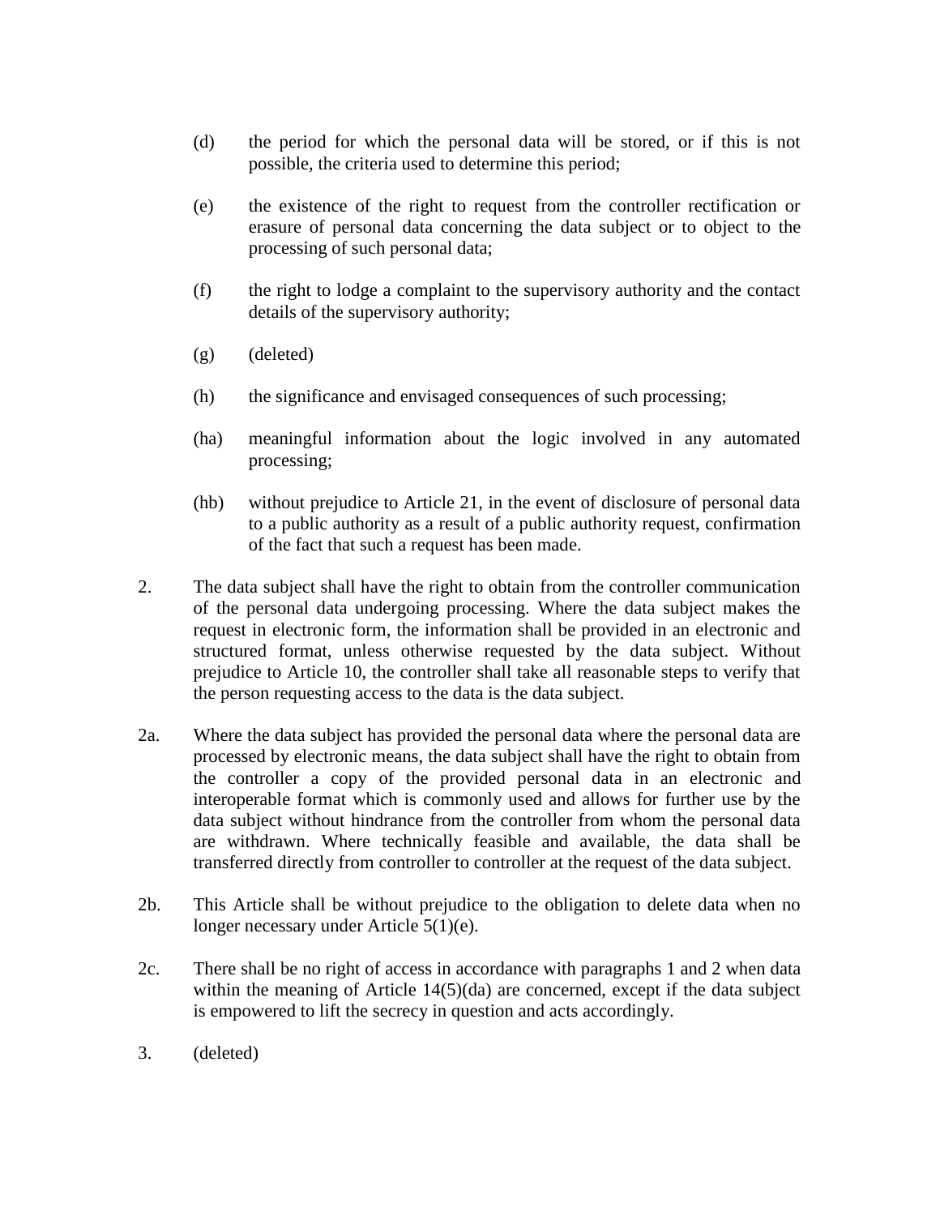(d) the period for which the personal data will be stored, or if this is not possible, the criteria used to determine this period;

(e) the existence of the right to request from the controller rectification or erasure of personal data concerning the data subject or to object to the processing of such personal data;

(f) the right to lodge a complaint to the supervisory authority and the contact details of the supervisory authority;

(g) (deleted)

(h) the significance and envisaged consequences of such processing;

(ha) meaningful information about the logic involved in any automated processing;

(hb) without prejudice to Article 21, in the event of disclosure of personal data to a public authority as a result of a public authority request, confirmation of the fact that such a request has been made.

2. The data subject shall have the right to obtain from the controller communication of the personal data undergoing processing. Where the data subject makes the request in electronic form, the information shall be provided in an electronic and structured format, unless otherwise requested by the data subject. Without prejudice to Article 10, the controller shall take all reasonable steps to verify that the person requesting access to the data is the data subject.

2a. Where the data subject has provided the personal data where the personal data are processed by electronic means, the data subject shall have the right to obtain from the controller a copy of the provided personal data in an electronic and interoperable format which is commonly used and allows for further use by the data subject without hindrance from the controller from whom the personal data are withdrawn. Where technically feasible and available, the data shall be transferred directly from controller to controller at the request of the data subject.

2b. This Article shall be without prejudice to the obligation to delete data when no longer necessary under Article 5(1)(e).

2c. There shall be no right of access in accordance with paragraphs 1 and 2 when data within the meaning of Article 14(5)(da) are concerned, except if the data subject is empowered to lift the secrecy in question and acts accordingly.

3. (deleted)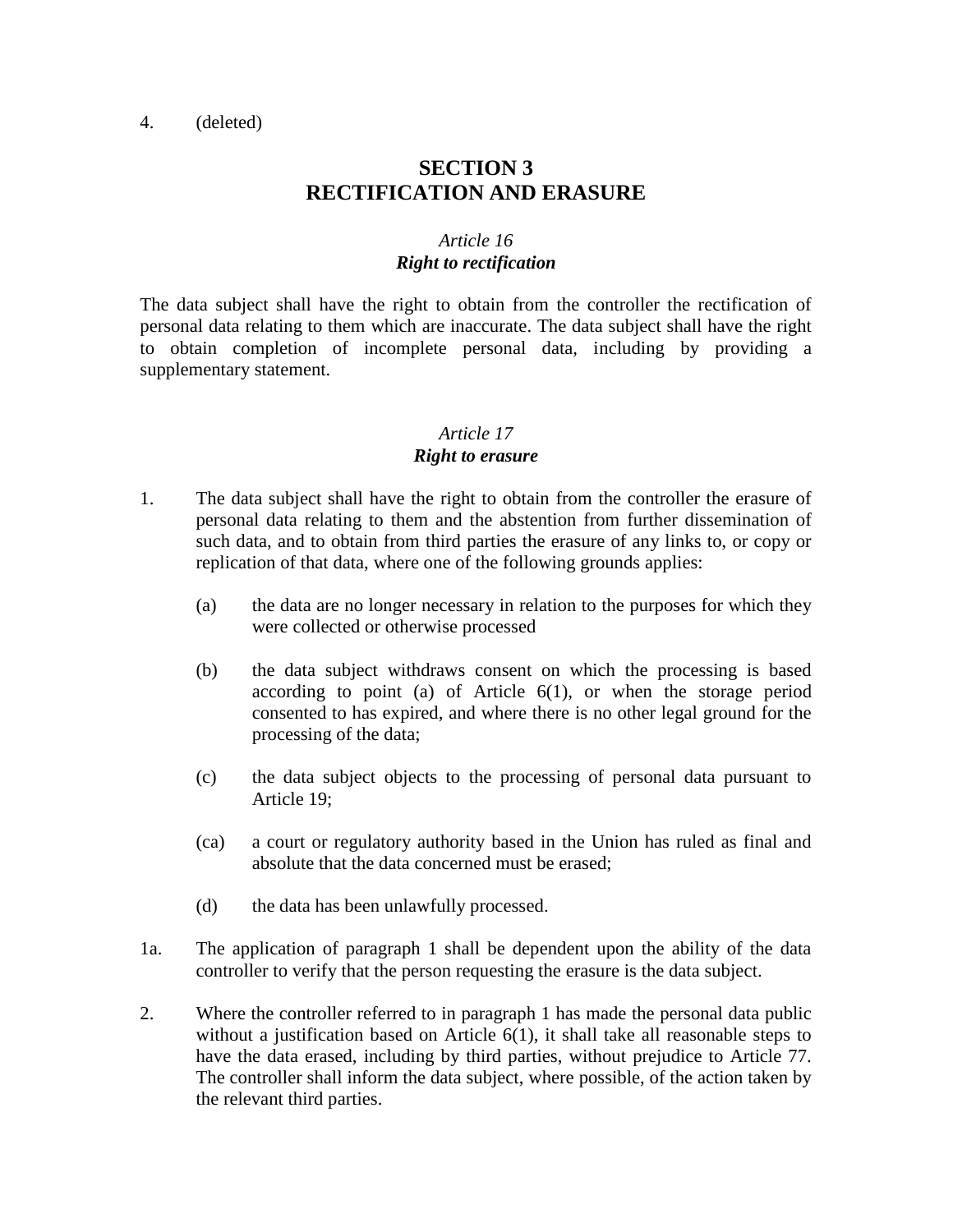4. (deleted)

## SECTION 3
## RECTIFICATION AND ERASURE

### *Article 16*
### ***Right to rectification***

The data subject shall have the right to obtain from the controller the rectification of personal data relating to them which are inaccurate. The data subject shall have the right to obtain completion of incomplete personal data, including by providing a supplementary statement.

### *Article 17*
### ***Right to erasure***

1. The data subject shall have the right to obtain from the controller the erasure of personal data relating to them and the abstention from further dissemination of such data, and to obtain from third parties the erasure of any links to, or copy or replication of that data, where one of the following grounds applies:

   (a) the data are no longer necessary in relation to the purposes for which they were collected or otherwise processed

   (b) the data subject withdraws consent on which the processing is based according to point (a) of Article 6(1), or when the storage period consented to has expired, and where there is no other legal ground for the processing of the data;

   (c) the data subject objects to the processing of personal data pursuant to Article 19;

   (ca) a court or regulatory authority based in the Union has ruled as final and absolute that the data concerned must be erased;

   (d) the data has been unlawfully processed.

1a. The application of paragraph 1 shall be dependent upon the ability of the data controller to verify that the person requesting the erasure is the data subject.

2. Where the controller referred to in paragraph 1 has made the personal data public without a justification based on Article 6(1), it shall take all reasonable steps to have the data erased, including by third parties, without prejudice to Article 77. The controller shall inform the data subject, where possible, of the action taken by the relevant third parties.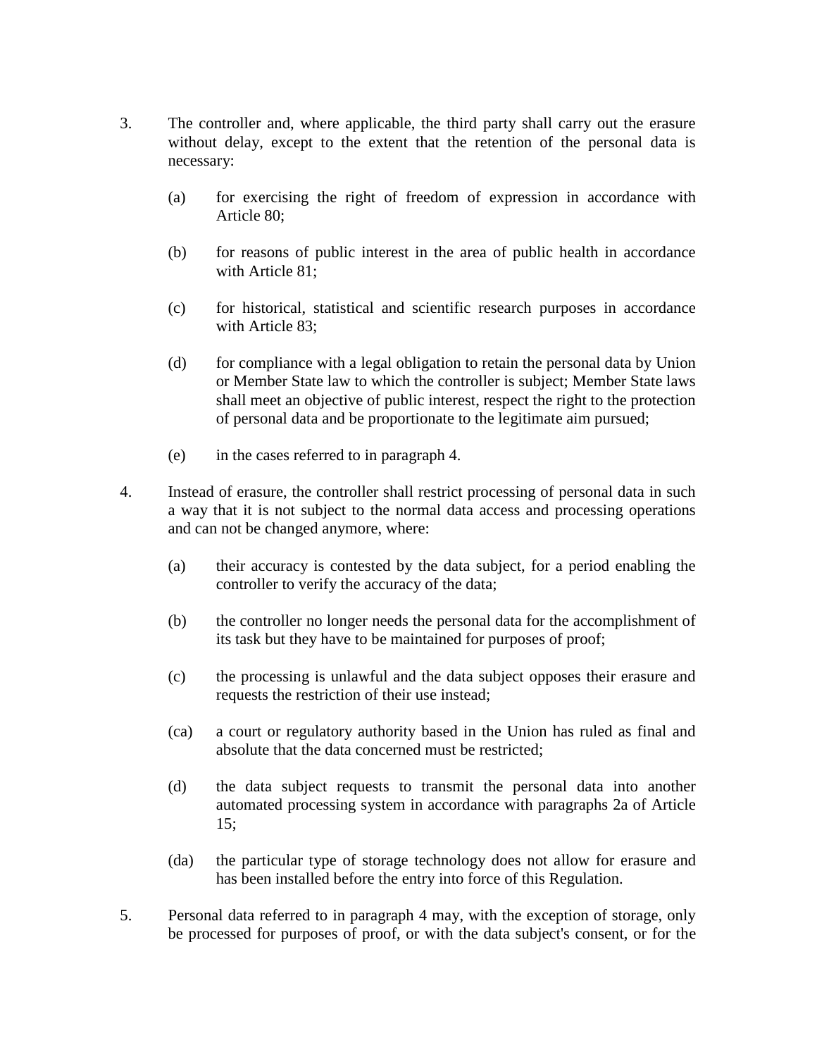3. The controller and, where applicable, the third party shall carry out the erasure without delay, except to the extent that the retention of the personal data is necessary:

   (a) for exercising the right of freedom of expression in accordance with Article 80;

   (b) for reasons of public interest in the area of public health in accordance with Article 81;

   (c) for historical, statistical and scientific research purposes in accordance with Article 83;

   (d) for compliance with a legal obligation to retain the personal data by Union or Member State law to which the controller is subject; Member State laws shall meet an objective of public interest, respect the right to the protection of personal data and be proportionate to the legitimate aim pursued;

   (e) in the cases referred to in paragraph 4.

4. Instead of erasure, the controller shall restrict processing of personal data in such a way that it is not subject to the normal data access and processing operations and can not be changed anymore, where:

   (a) their accuracy is contested by the data subject, for a period enabling the controller to verify the accuracy of the data;

   (b) the controller no longer needs the personal data for the accomplishment of its task but they have to be maintained for purposes of proof;

   (c) the processing is unlawful and the data subject opposes their erasure and requests the restriction of their use instead;

   (ca) a court or regulatory authority based in the Union has ruled as final and absolute that the data concerned must be restricted;

   (d) the data subject requests to transmit the personal data into another automated processing system in accordance with paragraphs 2a of Article 15;

   (da) the particular type of storage technology does not allow for erasure and has been installed before the entry into force of this Regulation.

5. Personal data referred to in paragraph 4 may, with the exception of storage, only be processed for purposes of proof, or with the data subject's consent, or for the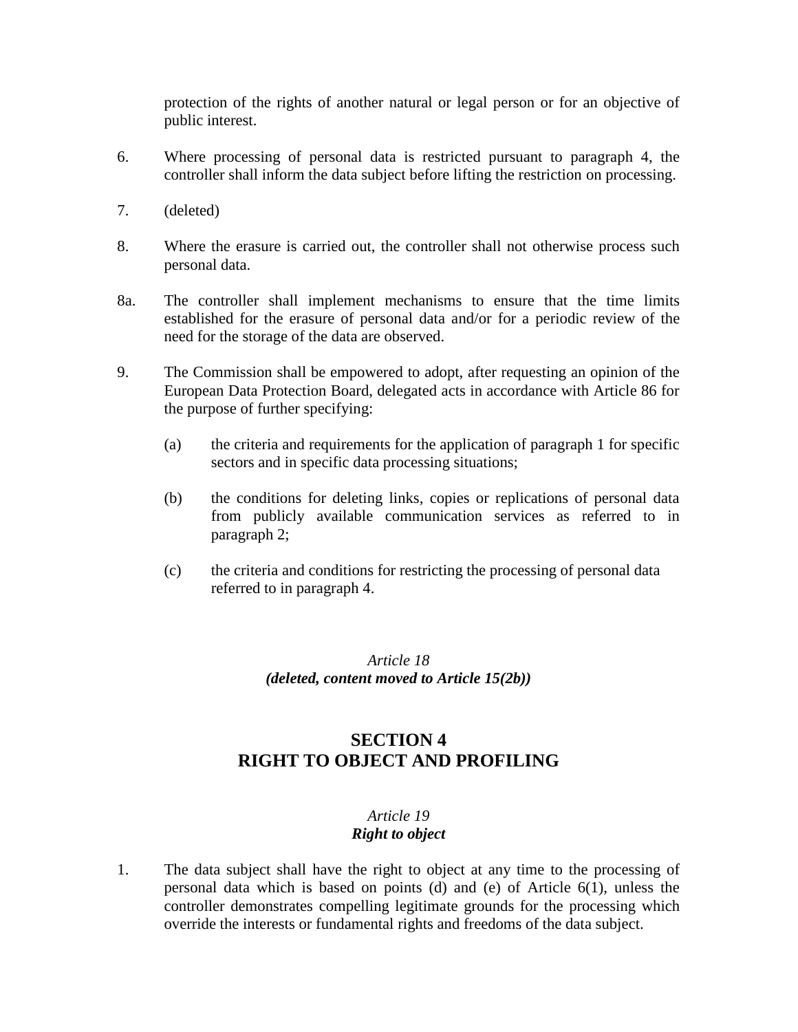protection of the rights of another natural or legal person or for an objective of public interest.

6. Where processing of personal data is restricted pursuant to paragraph 4, the controller shall inform the data subject before lifting the restriction on processing.

7. (deleted)

8. Where the erasure is carried out, the controller shall not otherwise process such personal data.

8a. The controller shall implement mechanisms to ensure that the time limits established for the erasure of personal data and/or for a periodic review of the need for the storage of the data are observed.

9. The Commission shall be empowered to adopt, after requesting an opinion of the European Data Protection Board, delegated acts in accordance with Article 86 for the purpose of further specifying:

   (a) the criteria and requirements for the application of paragraph 1 for specific sectors and in specific data processing situations;

   (b) the conditions for deleting links, copies or replications of personal data from publicly available communication services as referred to in paragraph 2;

   (c) the criteria and conditions for restricting the processing of personal data referred to in paragraph 4.

*Article 18*
***(deleted, content moved to Article 15(2b))***

## SECTION 4
## RIGHT TO OBJECT AND PROFILING

*Article 19*
***Right to object***

1. The data subject shall have the right to object at any time to the processing of personal data which is based on points (d) and (e) of Article 6(1), unless the controller demonstrates compelling legitimate grounds for the processing which override the interests or fundamental rights and freedoms of the data subject.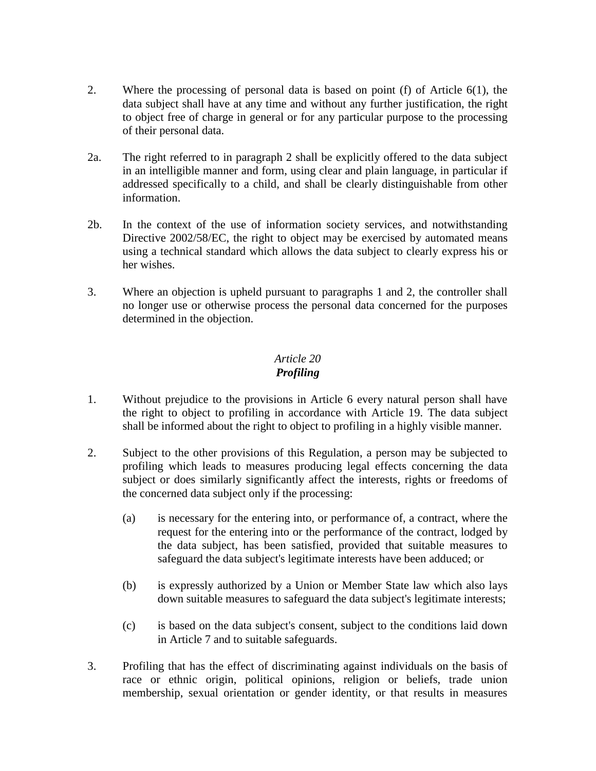2. Where the processing of personal data is based on point (f) of Article 6(1), the data subject shall have at any time and without any further justification, the right to object free of charge in general or for any particular purpose to the processing of their personal data.

2a. The right referred to in paragraph 2 shall be explicitly offered to the data subject in an intelligible manner and form, using clear and plain language, in particular if addressed specifically to a child, and shall be clearly distinguishable from other information.

2b. In the context of the use of information society services, and notwithstanding Directive 2002/58/EC, the right to object may be exercised by automated means using a technical standard which allows the data subject to clearly express his or her wishes.

3. Where an objection is upheld pursuant to paragraphs 1 and 2, the controller shall no longer use or otherwise process the personal data concerned for the purposes determined in the objection.

*Article 20*
***Profiling***

1. Without prejudice to the provisions in Article 6 every natural person shall have the right to object to profiling in accordance with Article 19. The data subject shall be informed about the right to object to profiling in a highly visible manner.

2. Subject to the other provisions of this Regulation, a person may be subjected to profiling which leads to measures producing legal effects concerning the data subject or does similarly significantly affect the interests, rights or freedoms of the concerned data subject only if the processing:

   (a) is necessary for the entering into, or performance of, a contract, where the request for the entering into or the performance of the contract, lodged by the data subject, has been satisfied, provided that suitable measures to safeguard the data subject's legitimate interests have been adduced; or

   (b) is expressly authorized by a Union or Member State law which also lays down suitable measures to safeguard the data subject's legitimate interests;

   (c) is based on the data subject's consent, subject to the conditions laid down in Article 7 and to suitable safeguards.

3. Profiling that has the effect of discriminating against individuals on the basis of race or ethnic origin, political opinions, religion or beliefs, trade union membership, sexual orientation or gender identity, or that results in measures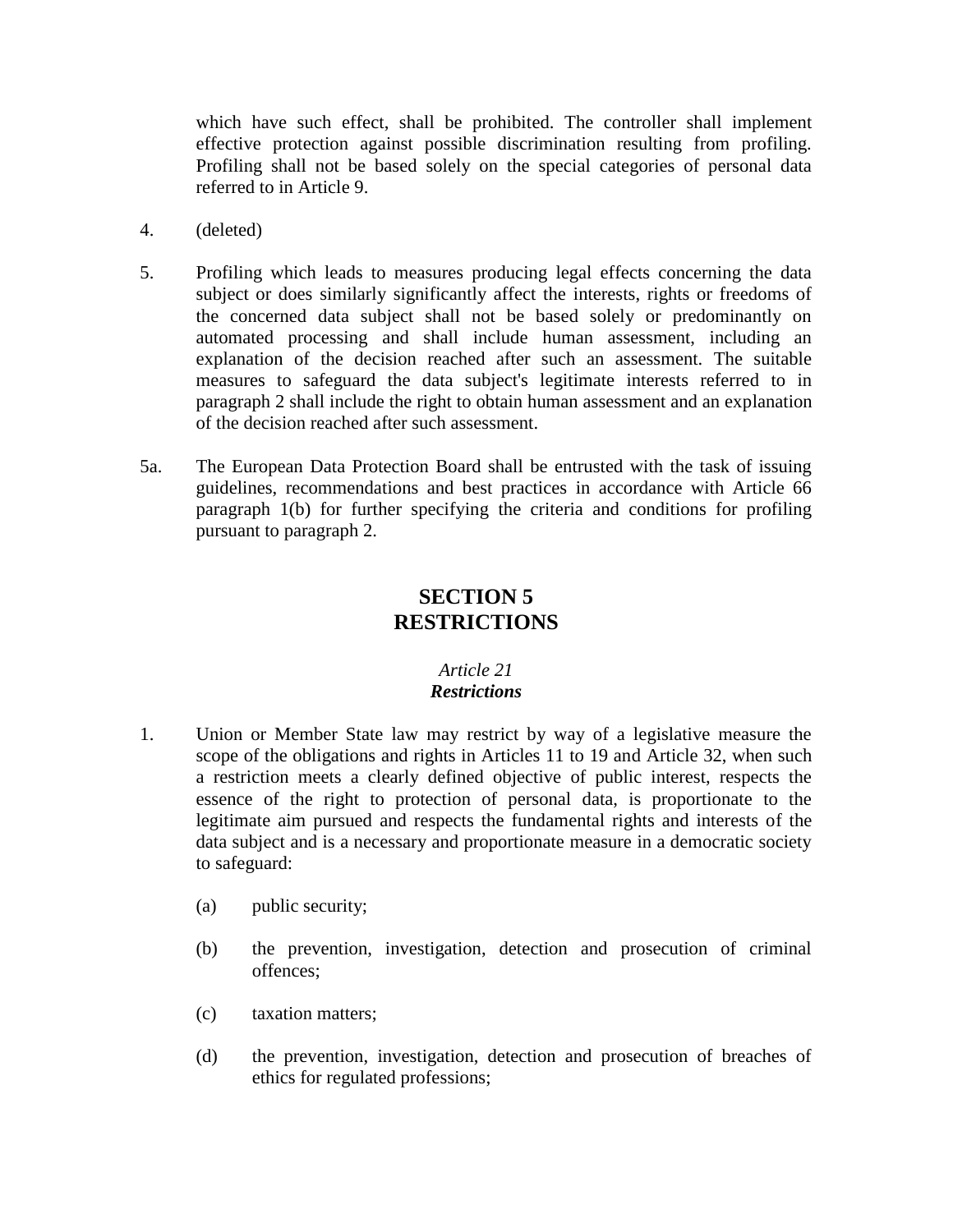which have such effect, shall be prohibited. The controller shall implement effective protection against possible discrimination resulting from profiling. Profiling shall not be based solely on the special categories of personal data referred to in Article 9.

4. (deleted)

5. Profiling which leads to measures producing legal effects concerning the data subject or does similarly significantly affect the interests, rights or freedoms of the concerned data subject shall not be based solely or predominantly on automated processing and shall include human assessment, including an explanation of the decision reached after such an assessment. The suitable measures to safeguard the data subject's legitimate interests referred to in paragraph 2 shall include the right to obtain human assessment and an explanation of the decision reached after such assessment.

5a. The European Data Protection Board shall be entrusted with the task of issuing guidelines, recommendations and best practices in accordance with Article 66 paragraph 1(b) for further specifying the criteria and conditions for profiling pursuant to paragraph 2.

## SECTION 5
## RESTRICTIONS

*Article 21*
***Restrictions***

1. Union or Member State law may restrict by way of a legislative measure the scope of the obligations and rights in Articles 11 to 19 and Article 32, when such a restriction meets a clearly defined objective of public interest, respects the essence of the right to protection of personal data, is proportionate to the legitimate aim pursued and respects the fundamental rights and interests of the data subject and is a necessary and proportionate measure in a democratic society to safeguard:

   (a) public security;

   (b) the prevention, investigation, detection and prosecution of criminal offences;

   (c) taxation matters;

   (d) the prevention, investigation, detection and prosecution of breaches of ethics for regulated professions;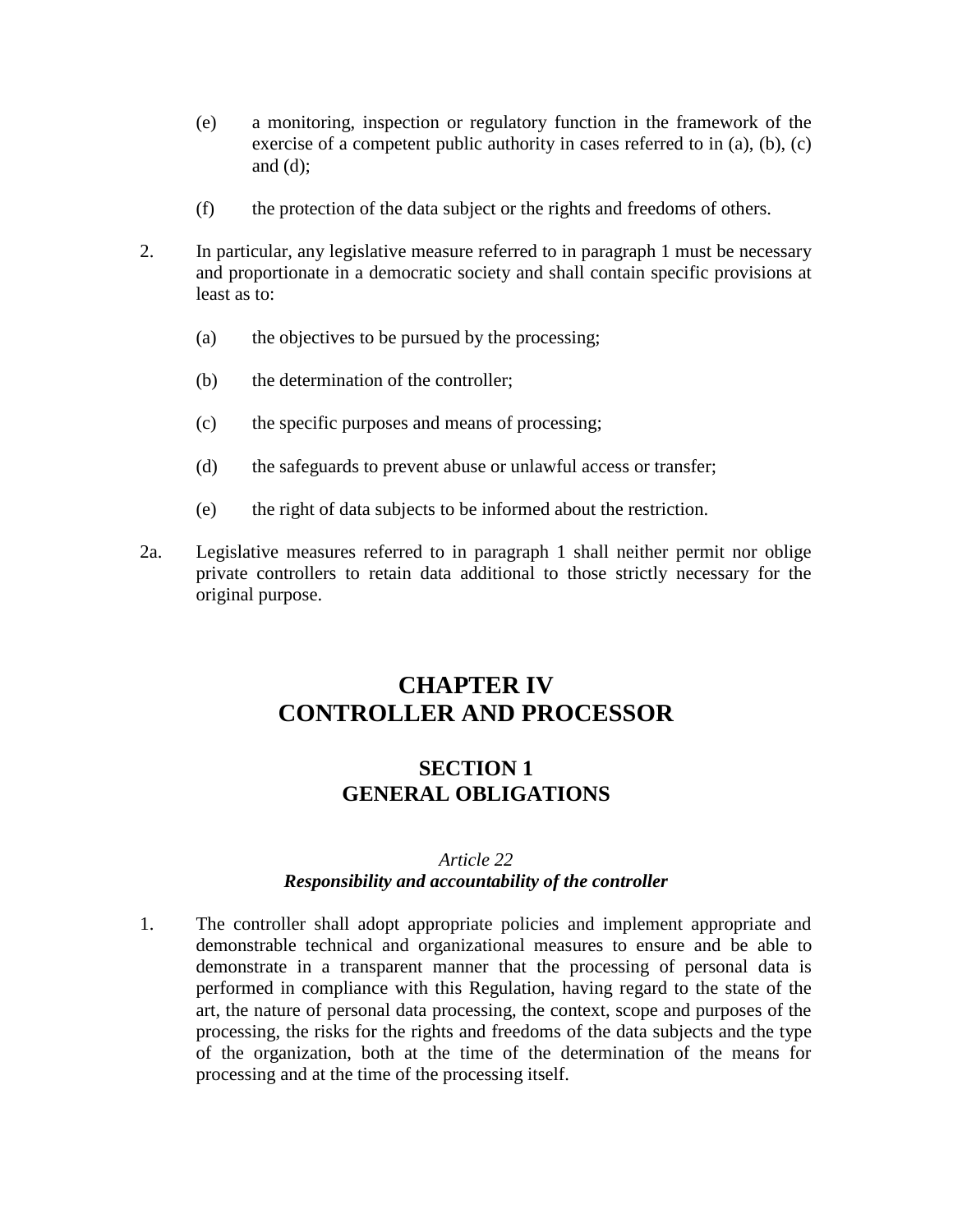(e) a monitoring, inspection or regulatory function in the framework of the exercise of a competent public authority in cases referred to in (a), (b), (c) and (d);

(f) the protection of the data subject or the rights and freedoms of others.

2. In particular, any legislative measure referred to in paragraph 1 must be necessary and proportionate in a democratic society and shall contain specific provisions at least as to:

   (a) the objectives to be pursued by the processing;

   (b) the determination of the controller;

   (c) the specific purposes and means of processing;

   (d) the safeguards to prevent abuse or unlawful access or transfer;

   (e) the right of data subjects to be informed about the restriction.

2a. Legislative measures referred to in paragraph 1 shall neither permit nor oblige private controllers to retain data additional to those strictly necessary for the original purpose.

# CHAPTER IV
# CONTROLLER AND PROCESSOR

## SECTION 1
## GENERAL OBLIGATIONS

### *Article 22*
### ***Responsibility and accountability of the controller***

1. The controller shall adopt appropriate policies and implement appropriate and demonstrable technical and organizational measures to ensure and be able to demonstrate in a transparent manner that the processing of personal data is performed in compliance with this Regulation, having regard to the state of the art, the nature of personal data processing, the context, scope and purposes of the processing, the risks for the rights and freedoms of the data subjects and the type of the organization, both at the time of the determination of the means for processing and at the time of the processing itself.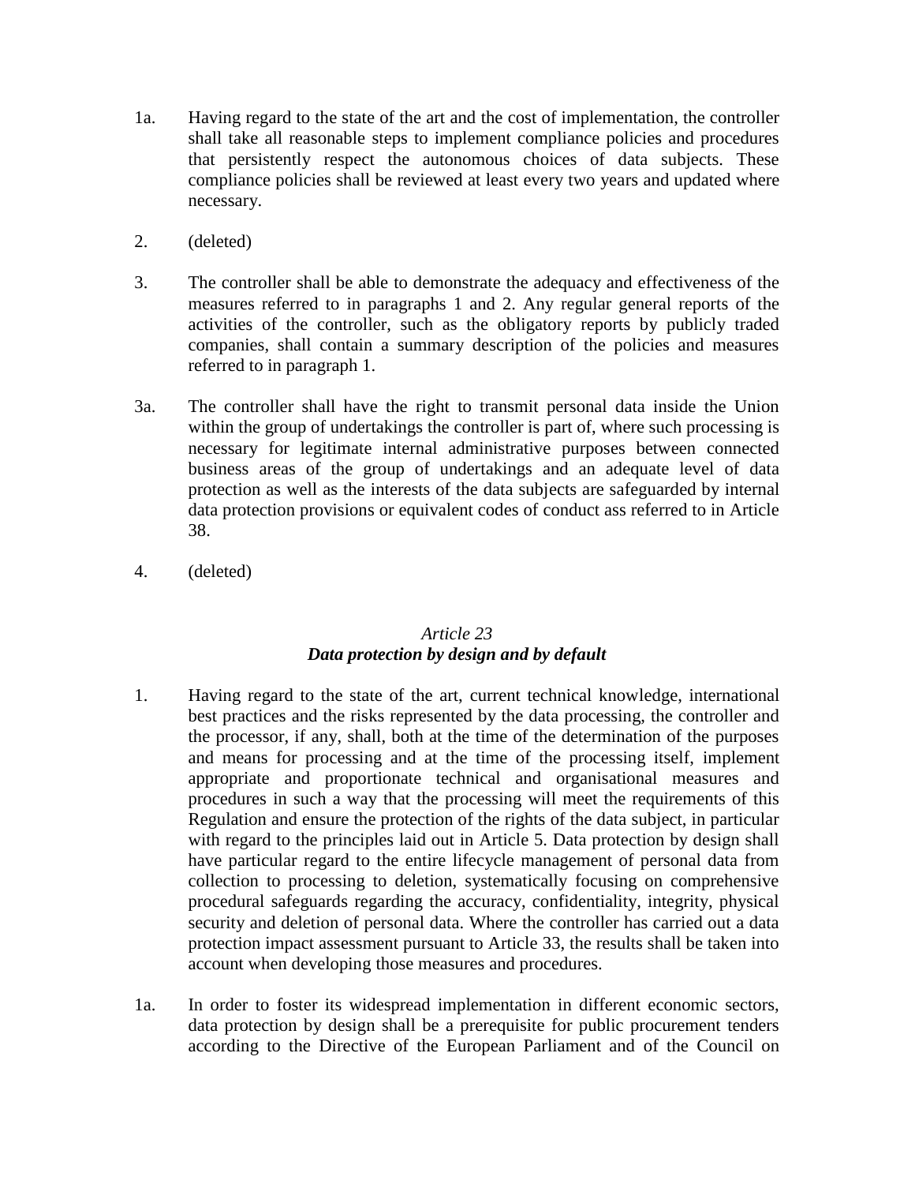1a. Having regard to the state of the art and the cost of implementation, the controller shall take all reasonable steps to implement compliance policies and procedures that persistently respect the autonomous choices of data subjects. These compliance policies shall be reviewed at least every two years and updated where necessary.

2. (deleted)

3. The controller shall be able to demonstrate the adequacy and effectiveness of the measures referred to in paragraphs 1 and 2. Any regular general reports of the activities of the controller, such as the obligatory reports by publicly traded companies, shall contain a summary description of the policies and measures referred to in paragraph 1.

3a. The controller shall have the right to transmit personal data inside the Union within the group of undertakings the controller is part of, where such processing is necessary for legitimate internal administrative purposes between connected business areas of the group of undertakings and an adequate level of data protection as well as the interests of the data subjects are safeguarded by internal data protection provisions or equivalent codes of conduct ass referred to in Article 38.

4. (deleted)

*Article 23*
***Data protection by design and by default***

1. Having regard to the state of the art, current technical knowledge, international best practices and the risks represented by the data processing, the controller and the processor, if any, shall, both at the time of the determination of the purposes and means for processing and at the time of the processing itself, implement appropriate and proportionate technical and organisational measures and procedures in such a way that the processing will meet the requirements of this Regulation and ensure the protection of the rights of the data subject, in particular with regard to the principles laid out in Article 5. Data protection by design shall have particular regard to the entire lifecycle management of personal data from collection to processing to deletion, systematically focusing on comprehensive procedural safeguards regarding the accuracy, confidentiality, integrity, physical security and deletion of personal data. Where the controller has carried out a data protection impact assessment pursuant to Article 33, the results shall be taken into account when developing those measures and procedures.

1a. In order to foster its widespread implementation in different economic sectors, data protection by design shall be a prerequisite for public procurement tenders according to the Directive of the European Parliament and of the Council on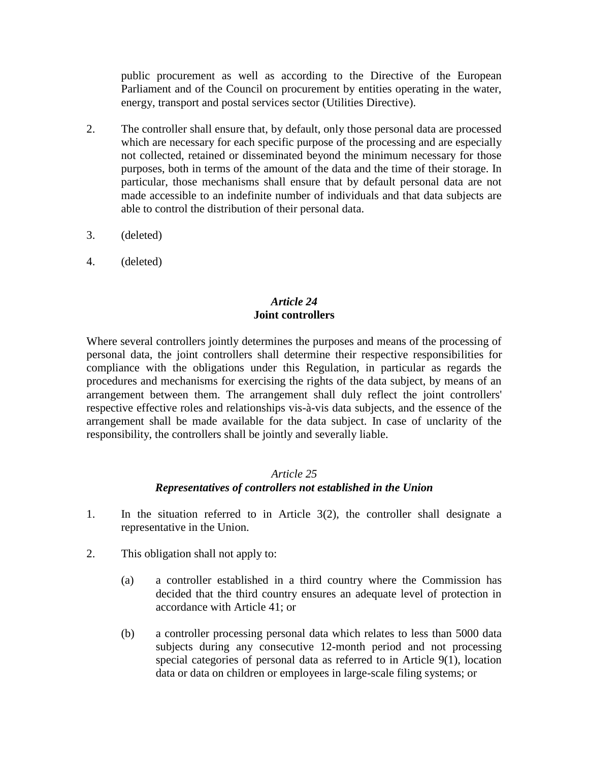public procurement as well as according to the Directive of the European Parliament and of the Council on procurement by entities operating in the water, energy, transport and postal services sector (Utilities Directive).

2. The controller shall ensure that, by default, only those personal data are processed which are necessary for each specific purpose of the processing and are especially not collected, retained or disseminated beyond the minimum necessary for those purposes, both in terms of the amount of the data and the time of their storage. In particular, those mechanisms shall ensure that by default personal data are not made accessible to an indefinite number of individuals and that data subjects are able to control the distribution of their personal data.

3. (deleted)

4. (deleted)

### *Article 24*
### **Joint controllers**

Where several controllers jointly determines the purposes and means of the processing of personal data, the joint controllers shall determine their respective responsibilities for compliance with the obligations under this Regulation, in particular as regards the procedures and mechanisms for exercising the rights of the data subject, by means of an arrangement between them. The arrangement shall duly reflect the joint controllers' respective effective roles and relationships vis-à-vis data subjects, and the essence of the arrangement shall be made available for the data subject. In case of unclarity of the responsibility, the controllers shall be jointly and severally liable.

### *Article 25*
### ***Representatives of controllers not established in the Union***

1. In the situation referred to in Article 3(2), the controller shall designate a representative in the Union.

2. This obligation shall not apply to:

   (a) a controller established in a third country where the Commission has decided that the third country ensures an adequate level of protection in accordance with Article 41; or

   (b) a controller processing personal data which relates to less than 5000 data subjects during any consecutive 12-month period and not processing special categories of personal data as referred to in Article 9(1), location data or data on children or employees in large-scale filing systems; or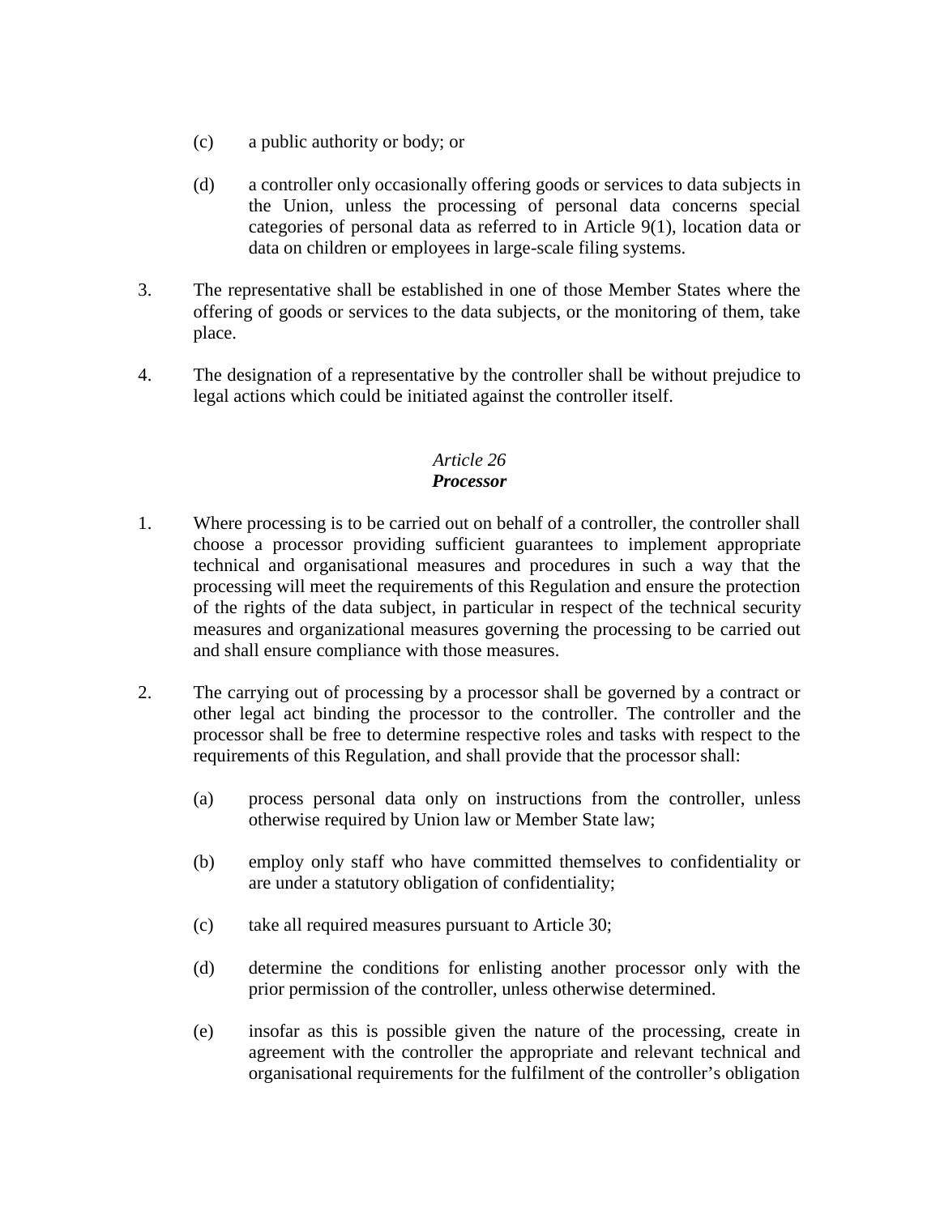(c) a public authority or body; or

(d) a controller only occasionally offering goods or services to data subjects in the Union, unless the processing of personal data concerns special categories of personal data as referred to in Article 9(1), location data or data on children or employees in large-scale filing systems.

3. The representative shall be established in one of those Member States where the offering of goods or services to the data subjects, or the monitoring of them, take place.

4. The designation of a representative by the controller shall be without prejudice to legal actions which could be initiated against the controller itself.

*Article 26*
***Processor***

1. Where processing is to be carried out on behalf of a controller, the controller shall choose a processor providing sufficient guarantees to implement appropriate technical and organisational measures and procedures in such a way that the processing will meet the requirements of this Regulation and ensure the protection of the rights of the data subject, in particular in respect of the technical security measures and organizational measures governing the processing to be carried out and shall ensure compliance with those measures.

2. The carrying out of processing by a processor shall be governed by a contract or other legal act binding the processor to the controller. The controller and the processor shall be free to determine respective roles and tasks with respect to the requirements of this Regulation, and shall provide that the processor shall:

(a) process personal data only on instructions from the controller, unless otherwise required by Union law or Member State law;

(b) employ only staff who have committed themselves to confidentiality or are under a statutory obligation of confidentiality;

(c) take all required measures pursuant to Article 30;

(d) determine the conditions for enlisting another processor only with the prior permission of the controller, unless otherwise determined.

(e) insofar as this is possible given the nature of the processing, create in agreement with the controller the appropriate and relevant technical and organisational requirements for the fulfilment of the controller's obligation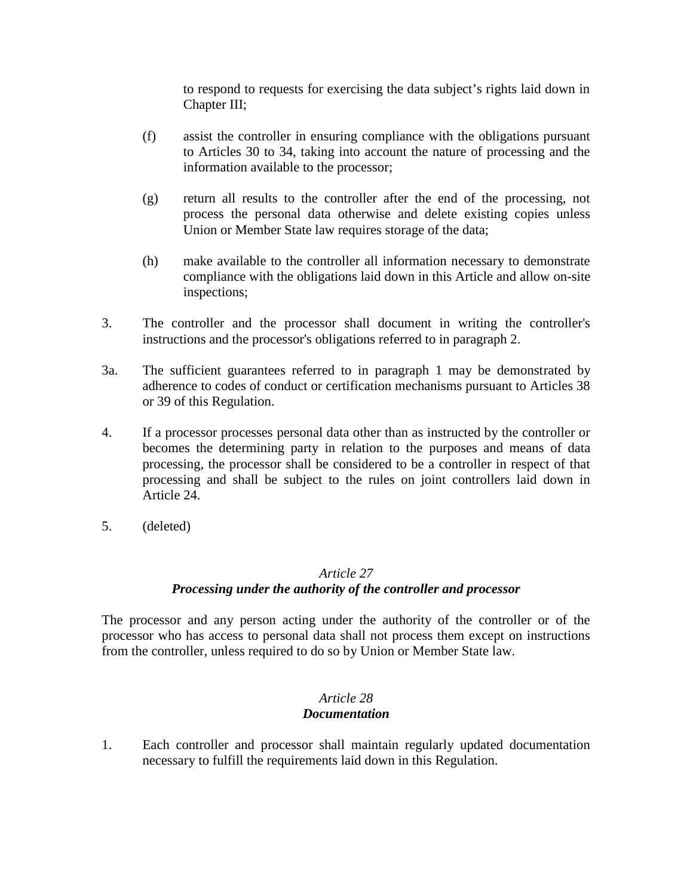to respond to requests for exercising the data subject's rights laid down in Chapter III;

(f) assist the controller in ensuring compliance with the obligations pursuant to Articles 30 to 34, taking into account the nature of processing and the information available to the processor;

(g) return all results to the controller after the end of the processing, not process the personal data otherwise and delete existing copies unless Union or Member State law requires storage of the data;

(h) make available to the controller all information necessary to demonstrate compliance with the obligations laid down in this Article and allow on-site inspections;

3. The controller and the processor shall document in writing the controller's instructions and the processor's obligations referred to in paragraph 2.

3a. The sufficient guarantees referred to in paragraph 1 may be demonstrated by adherence to codes of conduct or certification mechanisms pursuant to Articles 38 or 39 of this Regulation.

4. If a processor processes personal data other than as instructed by the controller or becomes the determining party in relation to the purposes and means of data processing, the processor shall be considered to be a controller in respect of that processing and shall be subject to the rules on joint controllers laid down in Article 24.

5. (deleted)

### *Article 27*
### ***Processing under the authority of the controller and processor***

The processor and any person acting under the authority of the controller or of the processor who has access to personal data shall not process them except on instructions from the controller, unless required to do so by Union or Member State law.

### *Article 28*
### ***Documentation***

1. Each controller and processor shall maintain regularly updated documentation necessary to fulfill the requirements laid down in this Regulation.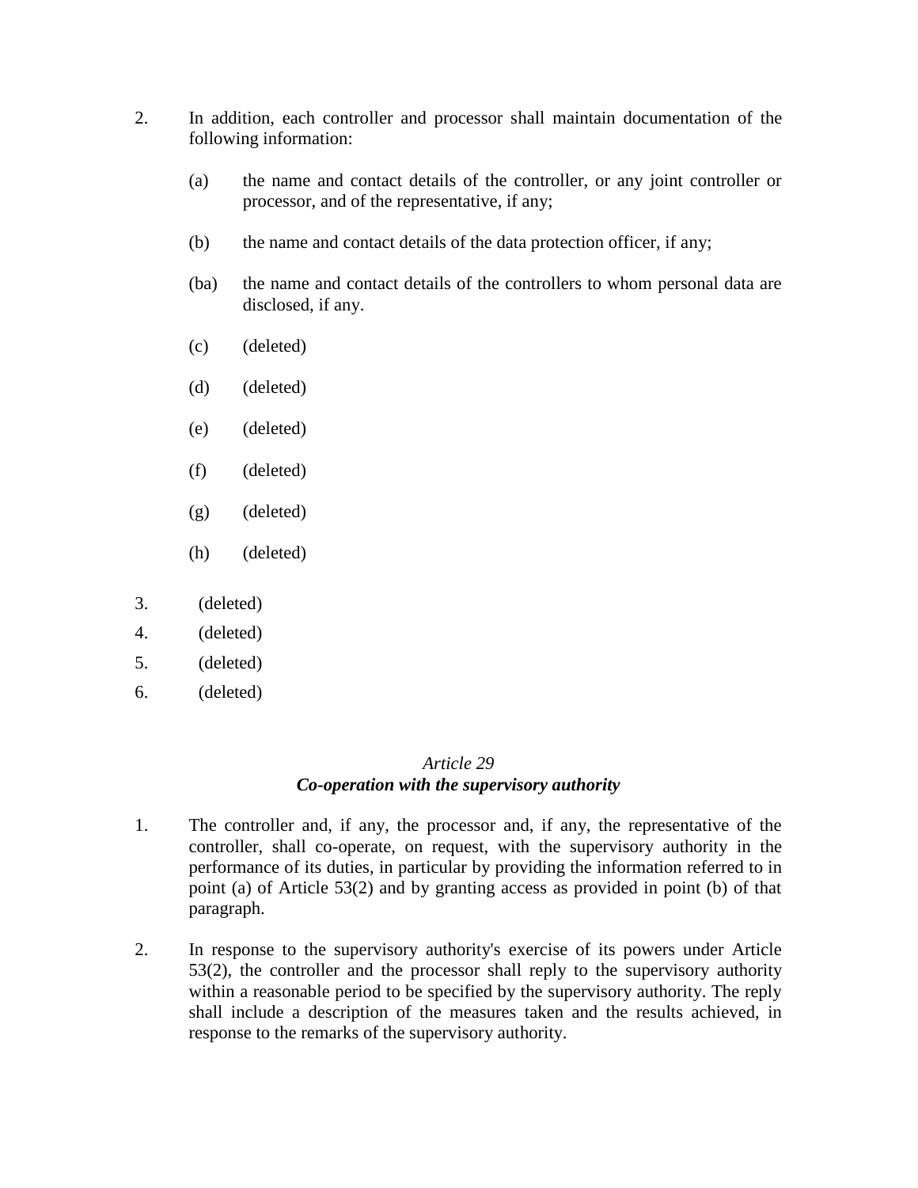2. In addition, each controller and processor shall maintain documentation of the following information:

   (a) the name and contact details of the controller, or any joint controller or processor, and of the representative, if any;

   (b) the name and contact details of the data protection officer, if any;

   (ba) the name and contact details of the controllers to whom personal data are disclosed, if any.

   (c) (deleted)

   (d) (deleted)

   (e) (deleted)

   (f) (deleted)

   (g) (deleted)

   (h) (deleted)

3. (deleted)
4. (deleted)
5. (deleted)
6. (deleted)

*Article 29*
***Co-operation with the supervisory authority***

1. The controller and, if any, the processor and, if any, the representative of the controller, shall co-operate, on request, with the supervisory authority in the performance of its duties, in particular by providing the information referred to in point (a) of Article 53(2) and by granting access as provided in point (b) of that paragraph.

2. In response to the supervisory authority's exercise of its powers under Article 53(2), the controller and the processor shall reply to the supervisory authority within a reasonable period to be specified by the supervisory authority. The reply shall include a description of the measures taken and the results achieved, in response to the remarks of the supervisory authority.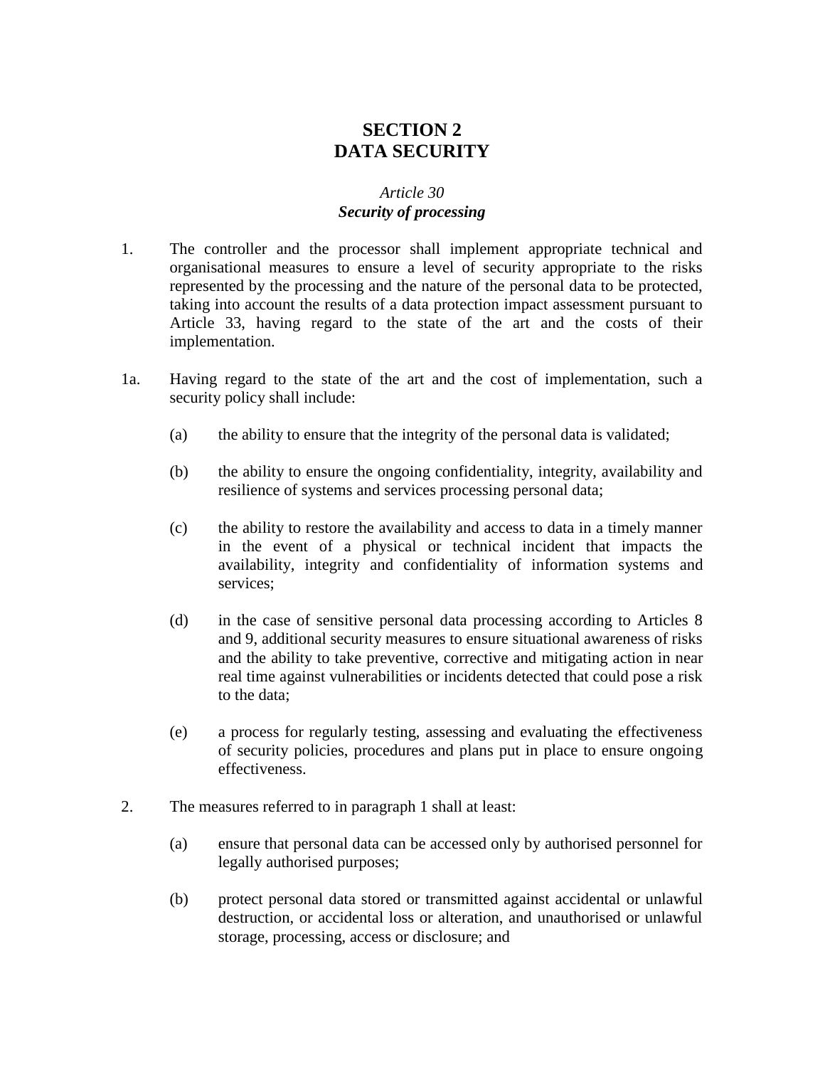## SECTION 2
## DATA SECURITY

*Article 30*
***Security of processing***

1. The controller and the processor shall implement appropriate technical and organisational measures to ensure a level of security appropriate to the risks represented by the processing and the nature of the personal data to be protected, taking into account the results of a data protection impact assessment pursuant to Article 33, having regard to the state of the art and the costs of their implementation.

1a. Having regard to the state of the art and the cost of implementation, such a security policy shall include:

   (a) the ability to ensure that the integrity of the personal data is validated;

   (b) the ability to ensure the ongoing confidentiality, integrity, availability and resilience of systems and services processing personal data;

   (c) the ability to restore the availability and access to data in a timely manner in the event of a physical or technical incident that impacts the availability, integrity and confidentiality of information systems and services;

   (d) in the case of sensitive personal data processing according to Articles 8 and 9, additional security measures to ensure situational awareness of risks and the ability to take preventive, corrective and mitigating action in near real time against vulnerabilities or incidents detected that could pose a risk to the data;

   (e) a process for regularly testing, assessing and evaluating the effectiveness of security policies, procedures and plans put in place to ensure ongoing effectiveness.

2. The measures referred to in paragraph 1 shall at least:

   (a) ensure that personal data can be accessed only by authorised personnel for legally authorised purposes;

   (b) protect personal data stored or transmitted against accidental or unlawful destruction, or accidental loss or alteration, and unauthorised or unlawful storage, processing, access or disclosure; and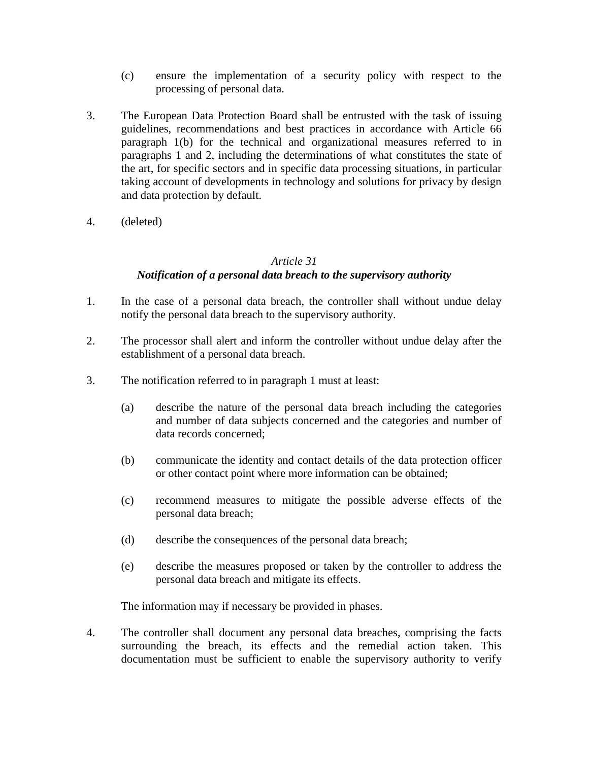(c) ensure the implementation of a security policy with respect to the processing of personal data.

3. The European Data Protection Board shall be entrusted with the task of issuing guidelines, recommendations and best practices in accordance with Article 66 paragraph 1(b) for the technical and organizational measures referred to in paragraphs 1 and 2, including the determinations of what constitutes the state of the art, for specific sectors and in specific data processing situations, in particular taking account of developments in technology and solutions for privacy by design and data protection by default.

4. (deleted)

*Article 31*

***Notification of a personal data breach to the supervisory authority***

1. In the case of a personal data breach, the controller shall without undue delay notify the personal data breach to the supervisory authority.

2. The processor shall alert and inform the controller without undue delay after the establishment of a personal data breach.

3. The notification referred to in paragraph 1 must at least:

   (a) describe the nature of the personal data breach including the categories and number of data subjects concerned and the categories and number of data records concerned;

   (b) communicate the identity and contact details of the data protection officer or other contact point where more information can be obtained;

   (c) recommend measures to mitigate the possible adverse effects of the personal data breach;

   (d) describe the consequences of the personal data breach;

   (e) describe the measures proposed or taken by the controller to address the personal data breach and mitigate its effects.

   The information may if necessary be provided in phases.

4. The controller shall document any personal data breaches, comprising the facts surrounding the breach, its effects and the remedial action taken. This documentation must be sufficient to enable the supervisory authority to verify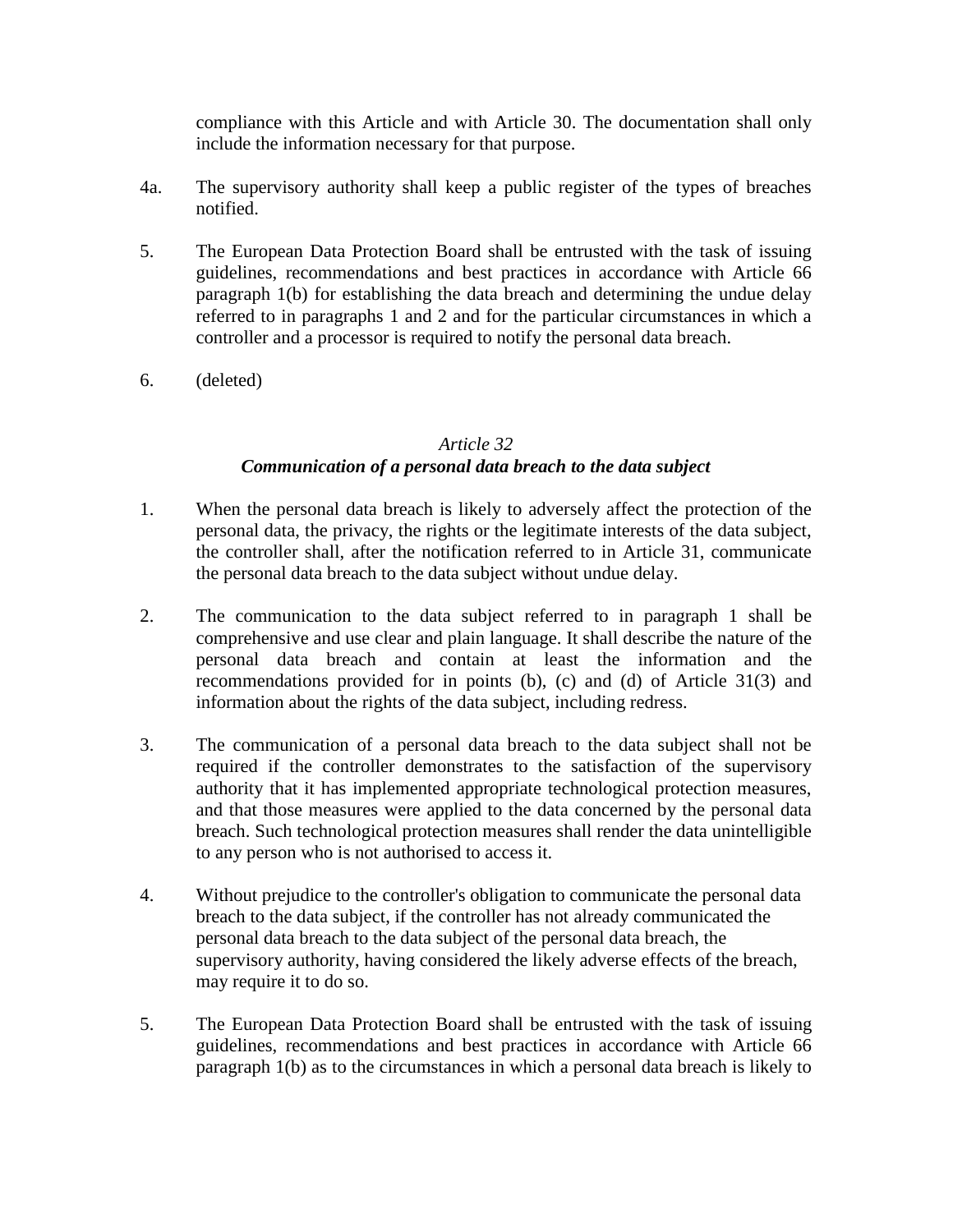compliance with this Article and with Article 30. The documentation shall only include the information necessary for that purpose.

4a. The supervisory authority shall keep a public register of the types of breaches notified.

5. The European Data Protection Board shall be entrusted with the task of issuing guidelines, recommendations and best practices in accordance with Article 66 paragraph 1(b) for establishing the data breach and determining the undue delay referred to in paragraphs 1 and 2 and for the particular circumstances in which a controller and a processor is required to notify the personal data breach.

6. (deleted)

### *Article 32*
### ***Communication of a personal data breach to the data subject***

1. When the personal data breach is likely to adversely affect the protection of the personal data, the privacy, the rights or the legitimate interests of the data subject, the controller shall, after the notification referred to in Article 31, communicate the personal data breach to the data subject without undue delay.

2. The communication to the data subject referred to in paragraph 1 shall be comprehensive and use clear and plain language. It shall describe the nature of the personal data breach and contain at least the information and the recommendations provided for in points (b), (c) and (d) of Article 31(3) and information about the rights of the data subject, including redress.

3. The communication of a personal data breach to the data subject shall not be required if the controller demonstrates to the satisfaction of the supervisory authority that it has implemented appropriate technological protection measures, and that those measures were applied to the data concerned by the personal data breach. Such technological protection measures shall render the data unintelligible to any person who is not authorised to access it.

4. Without prejudice to the controller's obligation to communicate the personal data breach to the data subject, if the controller has not already communicated the personal data breach to the data subject of the personal data breach, the supervisory authority, having considered the likely adverse effects of the breach, may require it to do so.

5. The European Data Protection Board shall be entrusted with the task of issuing guidelines, recommendations and best practices in accordance with Article 66 paragraph 1(b) as to the circumstances in which a personal data breach is likely to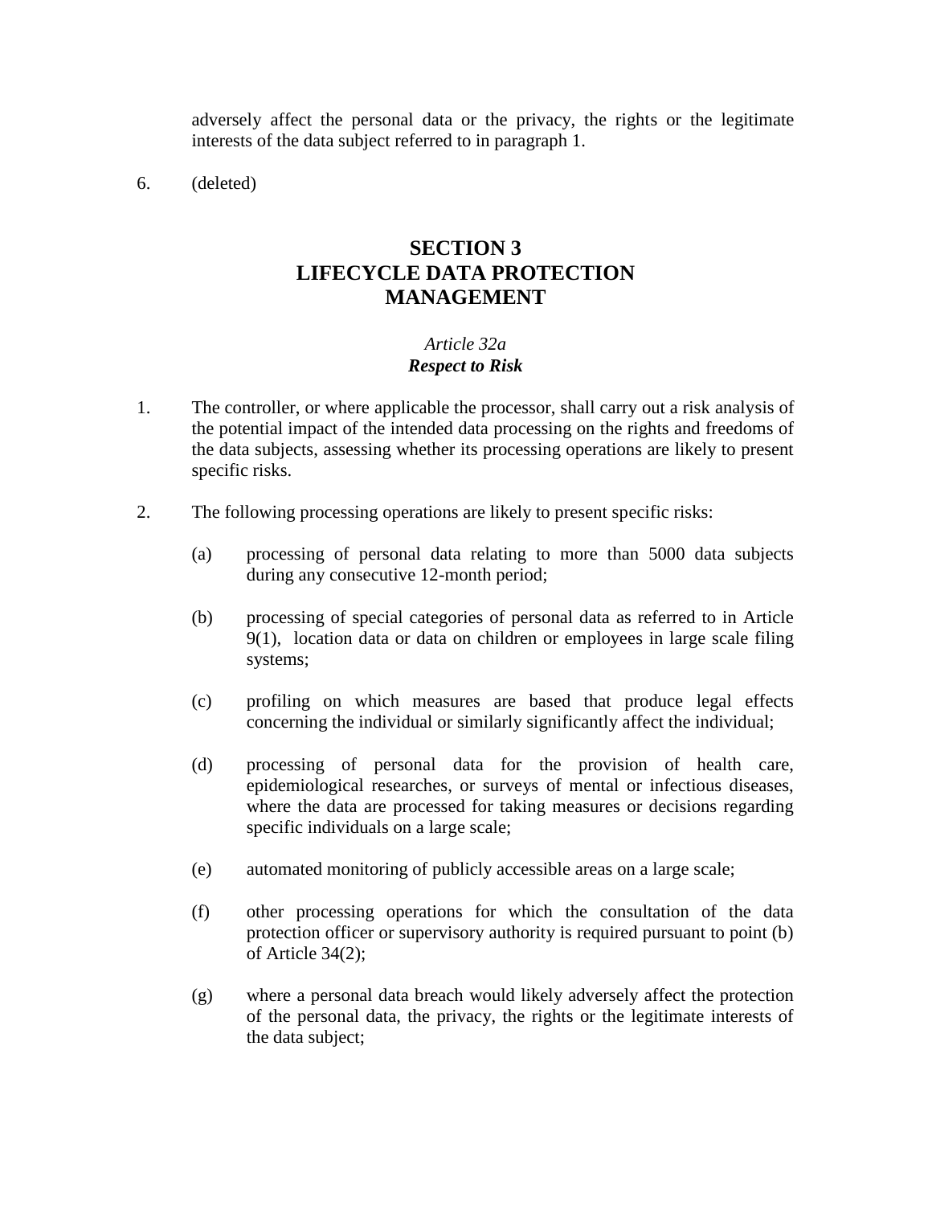adversely affect the personal data or the privacy, the rights or the legitimate interests of the data subject referred to in paragraph 1.

6. (deleted)

## SECTION 3
## LIFECYCLE DATA PROTECTION MANAGEMENT

*Article 32a*
***Respect to Risk***

1. The controller, or where applicable the processor, shall carry out a risk analysis of the potential impact of the intended data processing on the rights and freedoms of the data subjects, assessing whether its processing operations are likely to present specific risks.

2. The following processing operations are likely to present specific risks:

   (a) processing of personal data relating to more than 5000 data subjects during any consecutive 12-month period;

   (b) processing of special categories of personal data as referred to in Article 9(1), location data or data on children or employees in large scale filing systems;

   (c) profiling on which measures are based that produce legal effects concerning the individual or similarly significantly affect the individual;

   (d) processing of personal data for the provision of health care, epidemiological researches, or surveys of mental or infectious diseases, where the data are processed for taking measures or decisions regarding specific individuals on a large scale;

   (e) automated monitoring of publicly accessible areas on a large scale;

   (f) other processing operations for which the consultation of the data protection officer or supervisory authority is required pursuant to point (b) of Article 34(2);

   (g) where a personal data breach would likely adversely affect the protection of the personal data, the privacy, the rights or the legitimate interests of the data subject;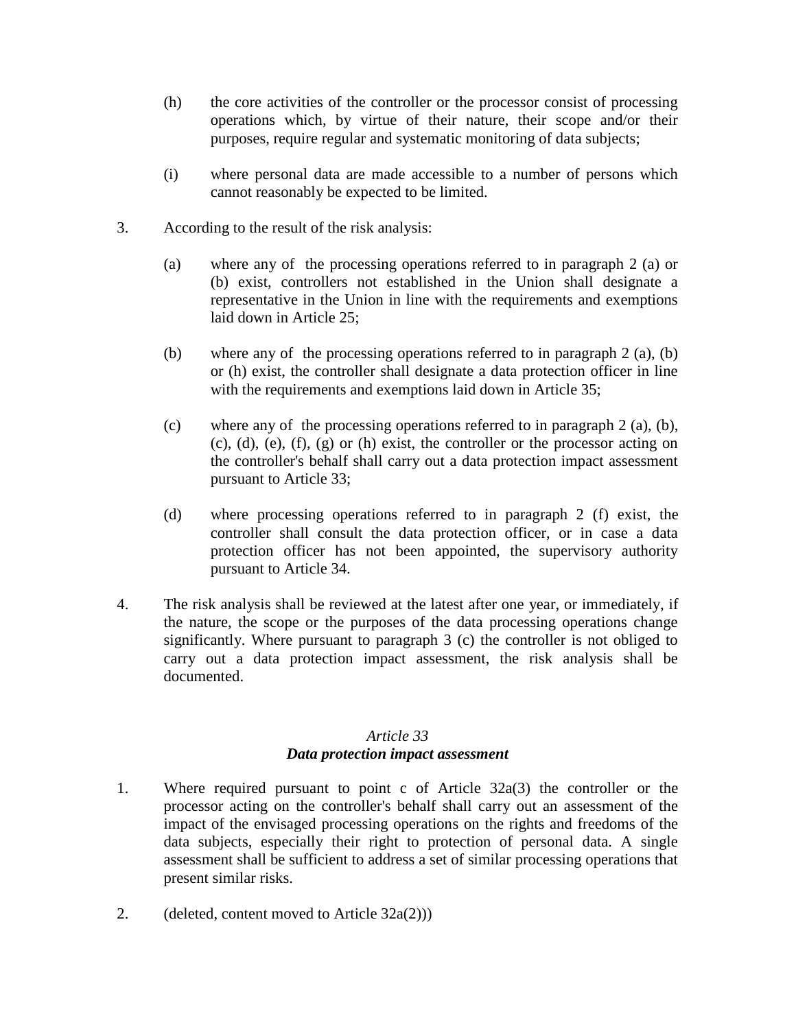(h) the core activities of the controller or the processor consist of processing operations which, by virtue of their nature, their scope and/or their purposes, require regular and systematic monitoring of data subjects;

(i) where personal data are made accessible to a number of persons which cannot reasonably be expected to be limited.

3. According to the result of the risk analysis:

   (a) where any of the processing operations referred to in paragraph 2 (a) or (b) exist, controllers not established in the Union shall designate a representative in the Union in line with the requirements and exemptions laid down in Article 25;

   (b) where any of the processing operations referred to in paragraph 2 (a), (b) or (h) exist, the controller shall designate a data protection officer in line with the requirements and exemptions laid down in Article 35;

   (c) where any of the processing operations referred to in paragraph 2 (a), (b), (c), (d), (e), (f), (g) or (h) exist, the controller or the processor acting on the controller's behalf shall carry out a data protection impact assessment pursuant to Article 33;

   (d) where processing operations referred to in paragraph 2 (f) exist, the controller shall consult the data protection officer, or in case a data protection officer has not been appointed, the supervisory authority pursuant to Article 34.

4. The risk analysis shall be reviewed at the latest after one year, or immediately, if the nature, the scope or the purposes of the data processing operations change significantly. Where pursuant to paragraph 3 (c) the controller is not obliged to carry out a data protection impact assessment, the risk analysis shall be documented.

### *Article 33*
### ***Data protection impact assessment***

1. Where required pursuant to point c of Article 32a(3) the controller or the processor acting on the controller's behalf shall carry out an assessment of the impact of the envisaged processing operations on the rights and freedoms of the data subjects, especially their right to protection of personal data. A single assessment shall be sufficient to address a set of similar processing operations that present similar risks.

2. (deleted, content moved to Article 32a(2)))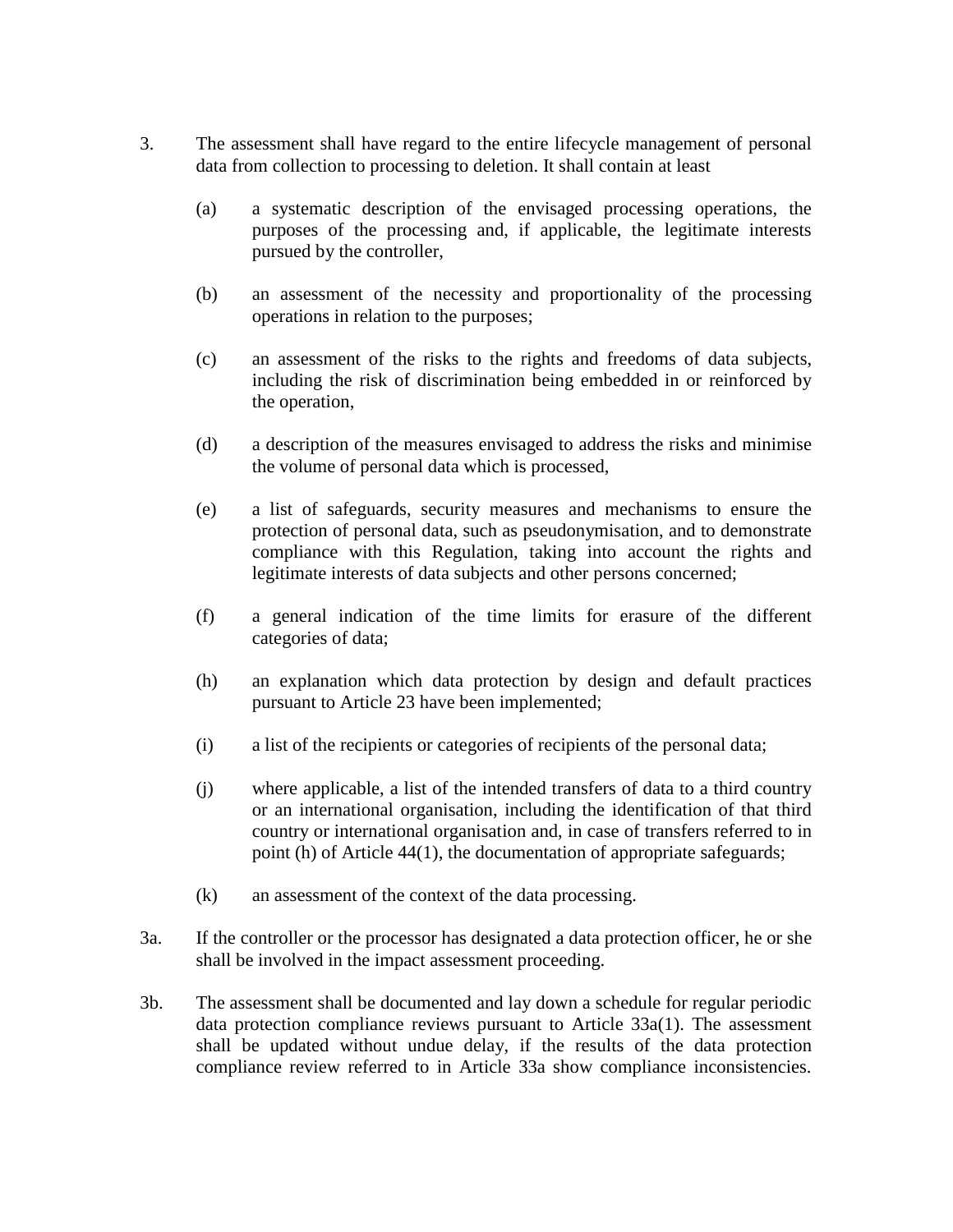3. The assessment shall have regard to the entire lifecycle management of personal data from collection to processing to deletion. It shall contain at least

   (a) a systematic description of the envisaged processing operations, the purposes of the processing and, if applicable, the legitimate interests pursued by the controller,

   (b) an assessment of the necessity and proportionality of the processing operations in relation to the purposes;

   (c) an assessment of the risks to the rights and freedoms of data subjects, including the risk of discrimination being embedded in or reinforced by the operation,

   (d) a description of the measures envisaged to address the risks and minimise the volume of personal data which is processed,

   (e) a list of safeguards, security measures and mechanisms to ensure the protection of personal data, such as pseudonymisation, and to demonstrate compliance with this Regulation, taking into account the rights and legitimate interests of data subjects and other persons concerned;

   (f) a general indication of the time limits for erasure of the different categories of data;

   (h) an explanation which data protection by design and default practices pursuant to Article 23 have been implemented;

   (i) a list of the recipients or categories of recipients of the personal data;

   (j) where applicable, a list of the intended transfers of data to a third country or an international organisation, including the identification of that third country or international organisation and, in case of transfers referred to in point (h) of Article 44(1), the documentation of appropriate safeguards;

   (k) an assessment of the context of the data processing.

3a. If the controller or the processor has designated a data protection officer, he or she shall be involved in the impact assessment proceeding.

3b. The assessment shall be documented and lay down a schedule for regular periodic data protection compliance reviews pursuant to Article 33a(1). The assessment shall be updated without undue delay, if the results of the data protection compliance review referred to in Article 33a show compliance inconsistencies.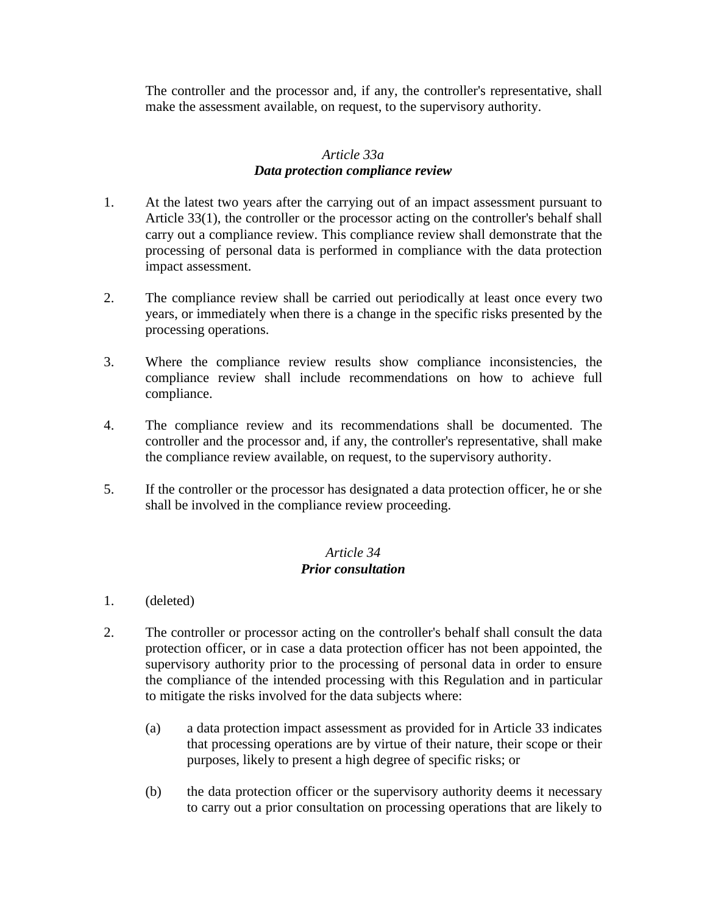The controller and the processor and, if any, the controller's representative, shall make the assessment available, on request, to the supervisory authority.

### *Article 33a*
### ***Data protection compliance review***

1. At the latest two years after the carrying out of an impact assessment pursuant to Article 33(1), the controller or the processor acting on the controller's behalf shall carry out a compliance review. This compliance review shall demonstrate that the processing of personal data is performed in compliance with the data protection impact assessment.

2. The compliance review shall be carried out periodically at least once every two years, or immediately when there is a change in the specific risks presented by the processing operations.

3. Where the compliance review results show compliance inconsistencies, the compliance review shall include recommendations on how to achieve full compliance.

4. The compliance review and its recommendations shall be documented. The controller and the processor and, if any, the controller's representative, shall make the compliance review available, on request, to the supervisory authority.

5. If the controller or the processor has designated a data protection officer, he or she shall be involved in the compliance review proceeding.

### *Article 34*
### ***Prior consultation***

1. (deleted)

2. The controller or processor acting on the controller's behalf shall consult the data protection officer, or in case a data protection officer has not been appointed, the supervisory authority prior to the processing of personal data in order to ensure the compliance of the intended processing with this Regulation and in particular to mitigate the risks involved for the data subjects where:

   (a) a data protection impact assessment as provided for in Article 33 indicates that processing operations are by virtue of their nature, their scope or their purposes, likely to present a high degree of specific risks; or

   (b) the data protection officer or the supervisory authority deems it necessary to carry out a prior consultation on processing operations that are likely to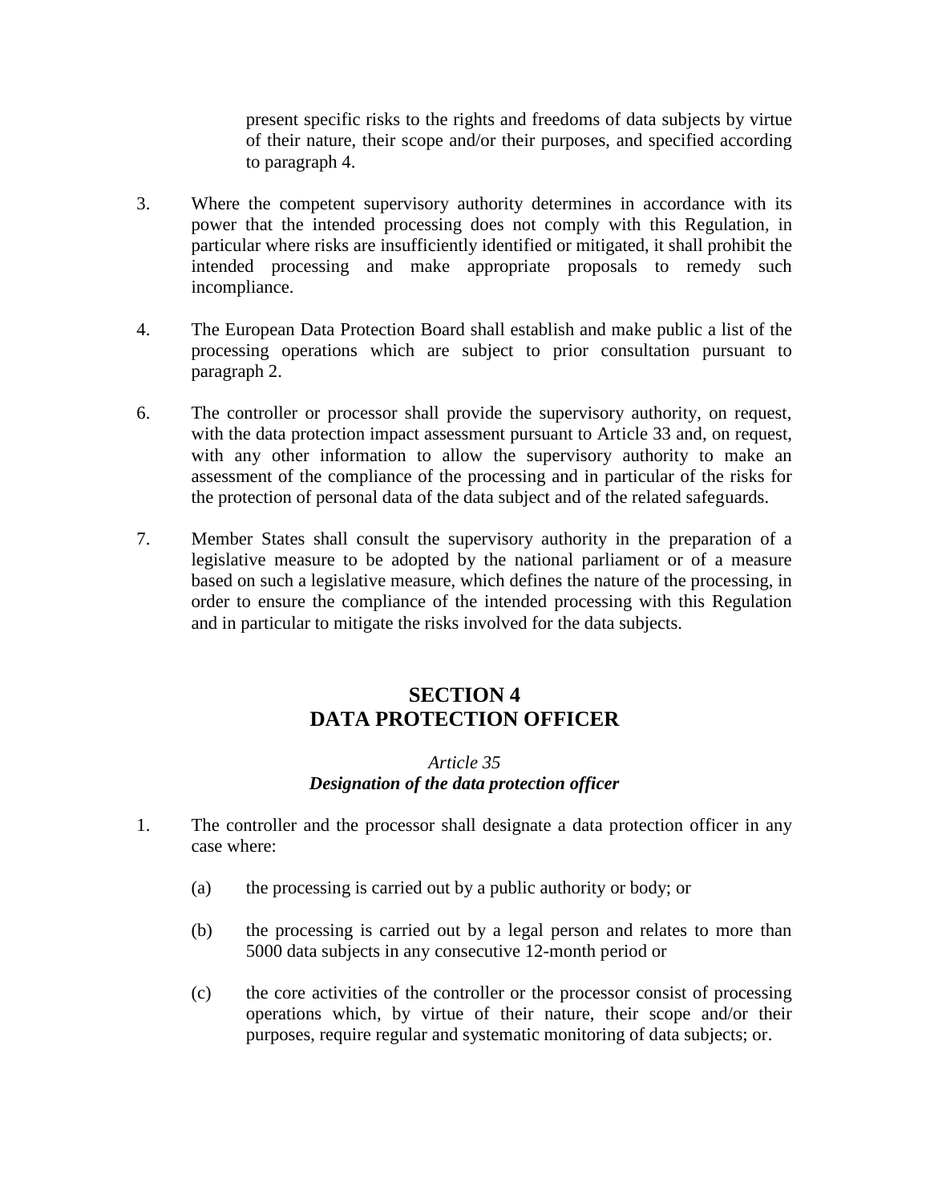present specific risks to the rights and freedoms of data subjects by virtue of their nature, their scope and/or their purposes, and specified according to paragraph 4.

3. Where the competent supervisory authority determines in accordance with its power that the intended processing does not comply with this Regulation, in particular where risks are insufficiently identified or mitigated, it shall prohibit the intended processing and make appropriate proposals to remedy such incompliance.

4. The European Data Protection Board shall establish and make public a list of the processing operations which are subject to prior consultation pursuant to paragraph 2.

6. The controller or processor shall provide the supervisory authority, on request, with the data protection impact assessment pursuant to Article 33 and, on request, with any other information to allow the supervisory authority to make an assessment of the compliance of the processing and in particular of the risks for the protection of personal data of the data subject and of the related safeguards.

7. Member States shall consult the supervisory authority in the preparation of a legislative measure to be adopted by the national parliament or of a measure based on such a legislative measure, which defines the nature of the processing, in order to ensure the compliance of the intended processing with this Regulation and in particular to mitigate the risks involved for the data subjects.

## SECTION 4
## DATA PROTECTION OFFICER

*Article 35*
***Designation of the data protection officer***

1. The controller and the processor shall designate a data protection officer in any case where:

   (a) the processing is carried out by a public authority or body; or

   (b) the processing is carried out by a legal person and relates to more than 5000 data subjects in any consecutive 12-month period or

   (c) the core activities of the controller or the processor consist of processing operations which, by virtue of their nature, their scope and/or their purposes, require regular and systematic monitoring of data subjects; or.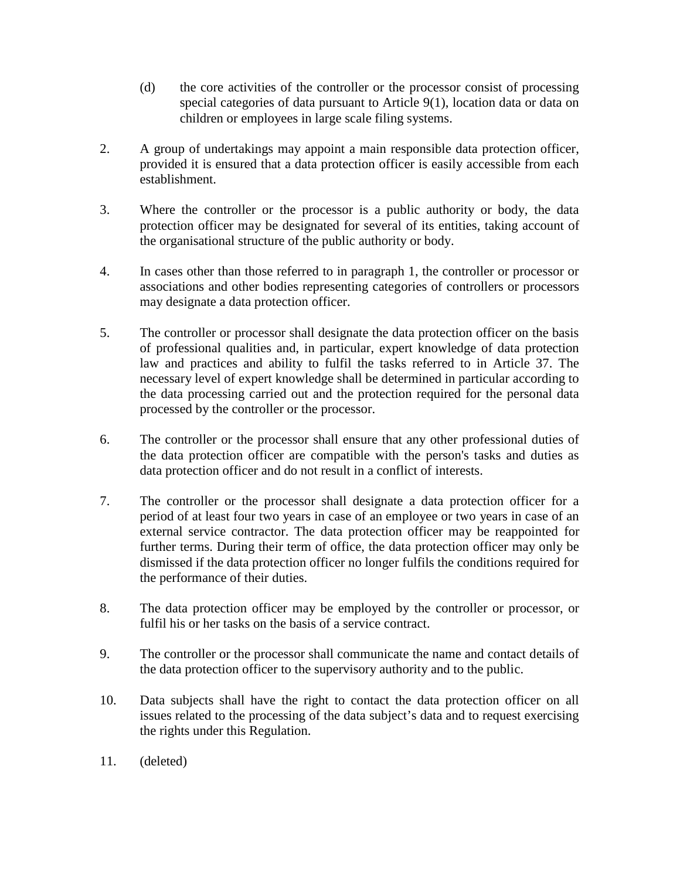(d) the core activities of the controller or the processor consist of processing special categories of data pursuant to Article 9(1), location data or data on children or employees in large scale filing systems.

2. A group of undertakings may appoint a main responsible data protection officer, provided it is ensured that a data protection officer is easily accessible from each establishment.

3. Where the controller or the processor is a public authority or body, the data protection officer may be designated for several of its entities, taking account of the organisational structure of the public authority or body.

4. In cases other than those referred to in paragraph 1, the controller or processor or associations and other bodies representing categories of controllers or processors may designate a data protection officer.

5. The controller or processor shall designate the data protection officer on the basis of professional qualities and, in particular, expert knowledge of data protection law and practices and ability to fulfil the tasks referred to in Article 37. The necessary level of expert knowledge shall be determined in particular according to the data processing carried out and the protection required for the personal data processed by the controller or the processor.

6. The controller or the processor shall ensure that any other professional duties of the data protection officer are compatible with the person's tasks and duties as data protection officer and do not result in a conflict of interests.

7. The controller or the processor shall designate a data protection officer for a period of at least four two years in case of an employee or two years in case of an external service contractor. The data protection officer may be reappointed for further terms. During their term of office, the data protection officer may only be dismissed if the data protection officer no longer fulfils the conditions required for the performance of their duties.

8. The data protection officer may be employed by the controller or processor, or fulfil his or her tasks on the basis of a service contract.

9. The controller or the processor shall communicate the name and contact details of the data protection officer to the supervisory authority and to the public.

10. Data subjects shall have the right to contact the data protection officer on all issues related to the processing of the data subject's data and to request exercising the rights under this Regulation.

11. (deleted)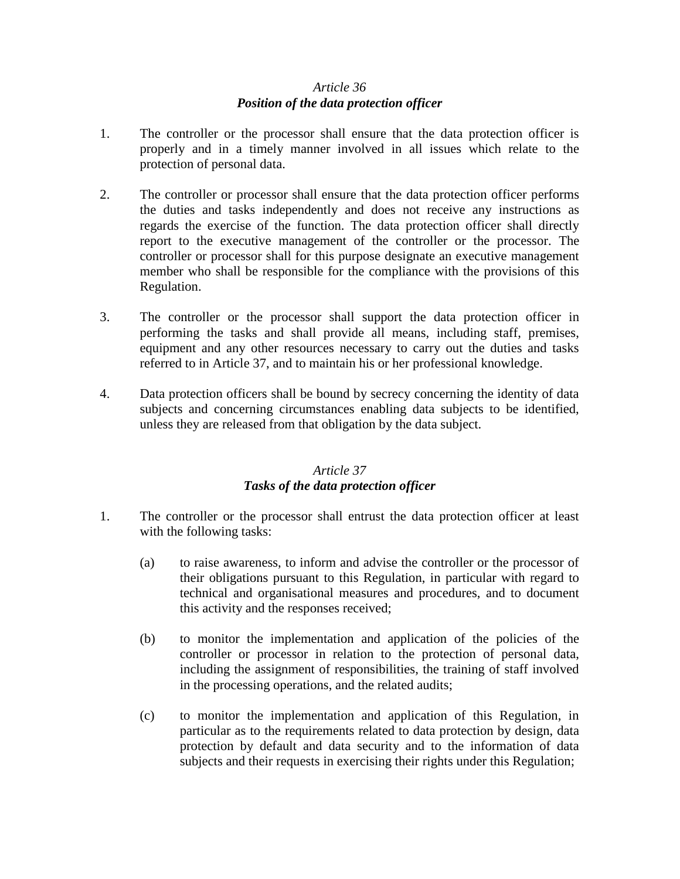*Article 36*
***Position of the data protection officer***

1. The controller or the processor shall ensure that the data protection officer is properly and in a timely manner involved in all issues which relate to the protection of personal data.

2. The controller or processor shall ensure that the data protection officer performs the duties and tasks independently and does not receive any instructions as regards the exercise of the function. The data protection officer shall directly report to the executive management of the controller or the processor. The controller or processor shall for this purpose designate an executive management member who shall be responsible for the compliance with the provisions of this Regulation.

3. The controller or the processor shall support the data protection officer in performing the tasks and shall provide all means, including staff, premises, equipment and any other resources necessary to carry out the duties and tasks referred to in Article 37, and to maintain his or her professional knowledge.

4. Data protection officers shall be bound by secrecy concerning the identity of data subjects and concerning circumstances enabling data subjects to be identified, unless they are released from that obligation by the data subject.

*Article 37*
***Tasks of the data protection officer***

1. The controller or the processor shall entrust the data protection officer at least with the following tasks:

   (a) to raise awareness, to inform and advise the controller or the processor of their obligations pursuant to this Regulation, in particular with regard to technical and organisational measures and procedures, and to document this activity and the responses received;

   (b) to monitor the implementation and application of the policies of the controller or processor in relation to the protection of personal data, including the assignment of responsibilities, the training of staff involved in the processing operations, and the related audits;

   (c) to monitor the implementation and application of this Regulation, in particular as to the requirements related to data protection by design, data protection by default and data security and to the information of data subjects and their requests in exercising their rights under this Regulation;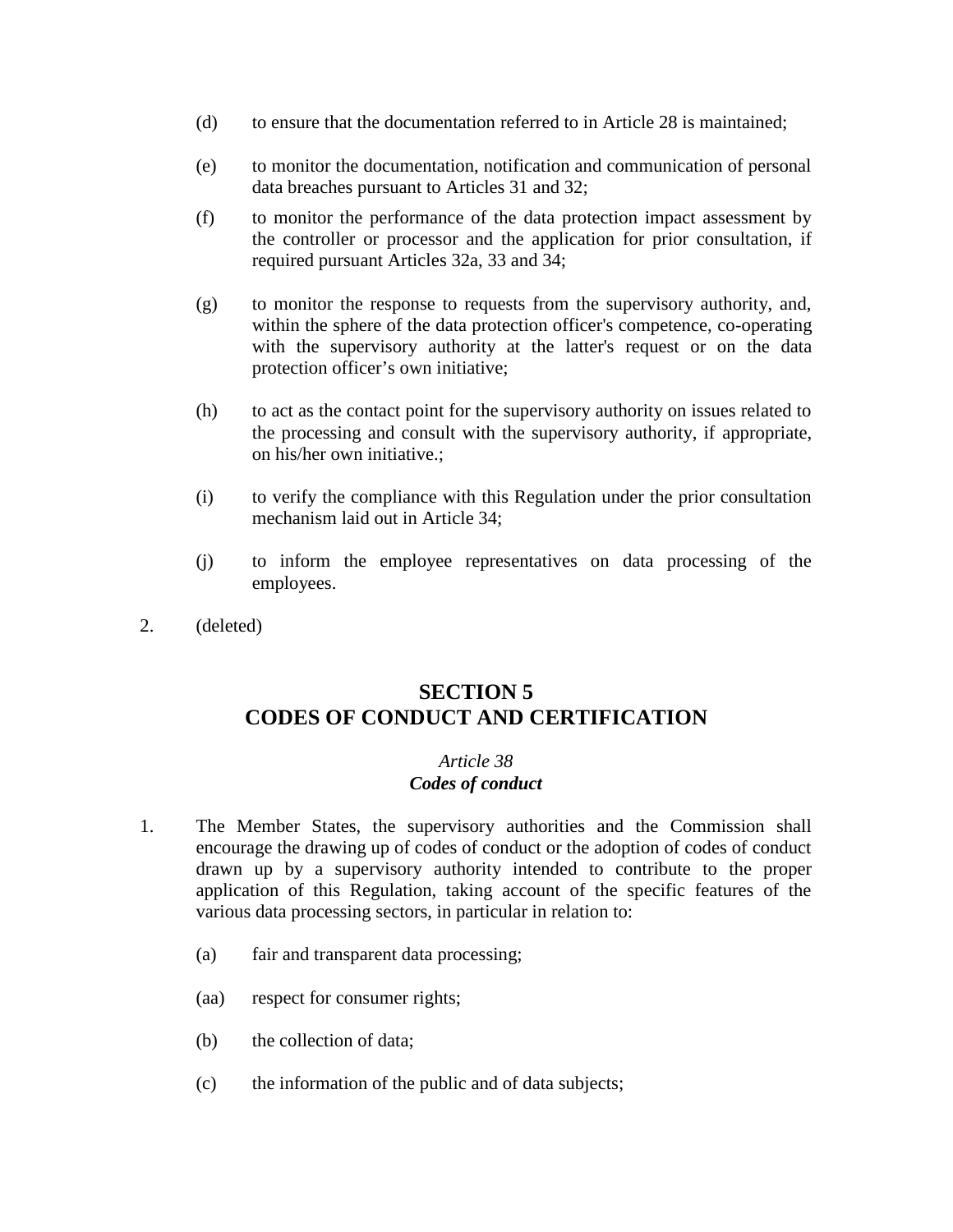(d) to ensure that the documentation referred to in Article 28 is maintained;

(e) to monitor the documentation, notification and communication of personal data breaches pursuant to Articles 31 and 32;

(f) to monitor the performance of the data protection impact assessment by the controller or processor and the application for prior consultation, if required pursuant Articles 32a, 33 and 34;

(g) to monitor the response to requests from the supervisory authority, and, within the sphere of the data protection officer's competence, co-operating with the supervisory authority at the latter's request or on the data protection officer's own initiative;

(h) to act as the contact point for the supervisory authority on issues related to the processing and consult with the supervisory authority, if appropriate, on his/her own initiative.;

(i) to verify the compliance with this Regulation under the prior consultation mechanism laid out in Article 34;

(j) to inform the employee representatives on data processing of the employees.

2. (deleted)

## SECTION 5
## CODES OF CONDUCT AND CERTIFICATION

### *Article 38*
### ***Codes of conduct***

1. The Member States, the supervisory authorities and the Commission shall encourage the drawing up of codes of conduct or the adoption of codes of conduct drawn up by a supervisory authority intended to contribute to the proper application of this Regulation, taking account of the specific features of the various data processing sectors, in particular in relation to:

   (a) fair and transparent data processing;

   (aa) respect for consumer rights;

   (b) the collection of data;

   (c) the information of the public and of data subjects;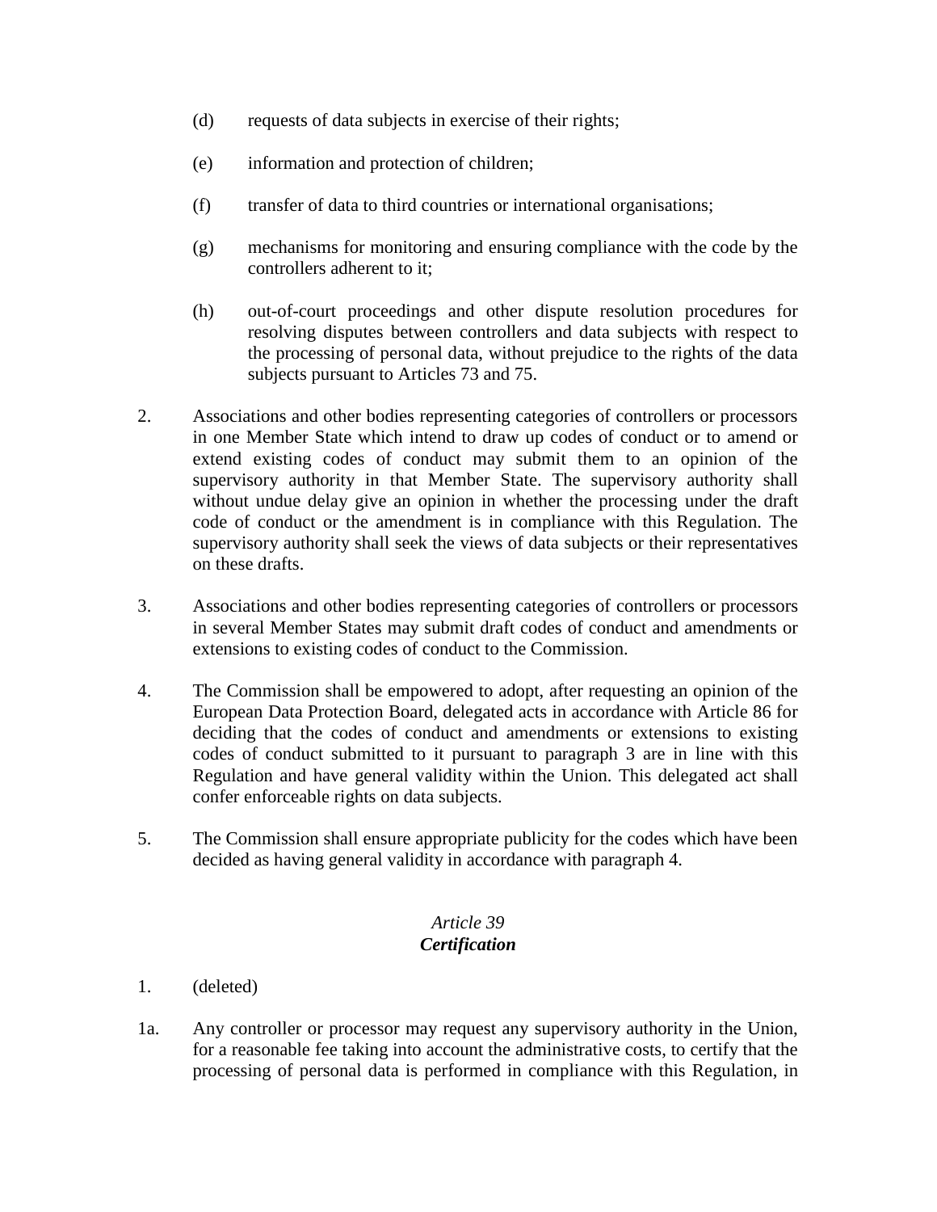(d) requests of data subjects in exercise of their rights;

(e) information and protection of children;

(f) transfer of data to third countries or international organisations;

(g) mechanisms for monitoring and ensuring compliance with the code by the controllers adherent to it;

(h) out-of-court proceedings and other dispute resolution procedures for resolving disputes between controllers and data subjects with respect to the processing of personal data, without prejudice to the rights of the data subjects pursuant to Articles 73 and 75.

2. Associations and other bodies representing categories of controllers or processors in one Member State which intend to draw up codes of conduct or to amend or extend existing codes of conduct may submit them to an opinion of the supervisory authority in that Member State. The supervisory authority shall without undue delay give an opinion in whether the processing under the draft code of conduct or the amendment is in compliance with this Regulation. The supervisory authority shall seek the views of data subjects or their representatives on these drafts.

3. Associations and other bodies representing categories of controllers or processors in several Member States may submit draft codes of conduct and amendments or extensions to existing codes of conduct to the Commission.

4. The Commission shall be empowered to adopt, after requesting an opinion of the European Data Protection Board, delegated acts in accordance with Article 86 for deciding that the codes of conduct and amendments or extensions to existing codes of conduct submitted to it pursuant to paragraph 3 are in line with this Regulation and have general validity within the Union. This delegated act shall confer enforceable rights on data subjects.

5. The Commission shall ensure appropriate publicity for the codes which have been decided as having general validity in accordance with paragraph 4.

*Article 39*
***Certification***

1. (deleted)

1a. Any controller or processor may request any supervisory authority in the Union, for a reasonable fee taking into account the administrative costs, to certify that the processing of personal data is performed in compliance with this Regulation, in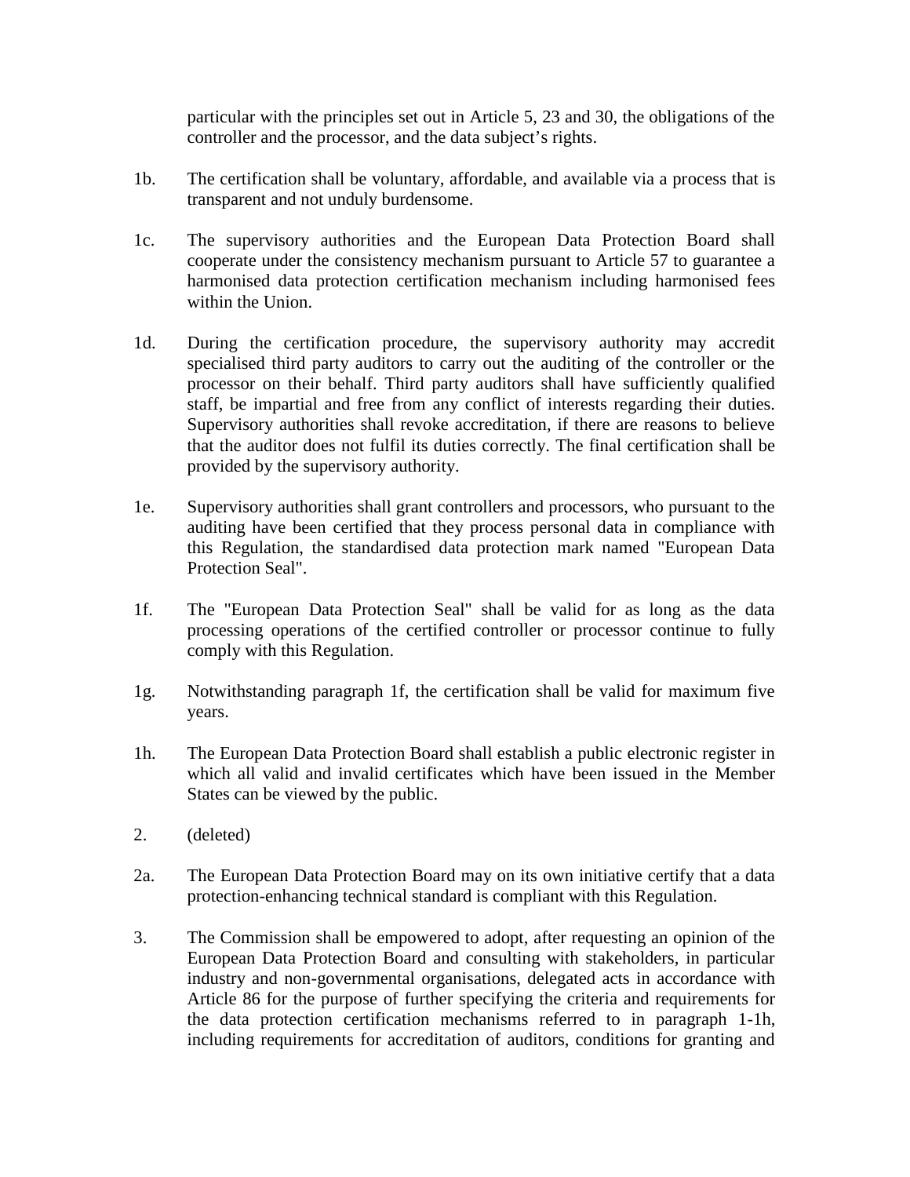particular with the principles set out in Article 5, 23 and 30, the obligations of the controller and the processor, and the data subject's rights.

1b. The certification shall be voluntary, affordable, and available via a process that is transparent and not unduly burdensome.

1c. The supervisory authorities and the European Data Protection Board shall cooperate under the consistency mechanism pursuant to Article 57 to guarantee a harmonised data protection certification mechanism including harmonised fees within the Union.

1d. During the certification procedure, the supervisory authority may accredit specialised third party auditors to carry out the auditing of the controller or the processor on their behalf. Third party auditors shall have sufficiently qualified staff, be impartial and free from any conflict of interests regarding their duties. Supervisory authorities shall revoke accreditation, if there are reasons to believe that the auditor does not fulfil its duties correctly. The final certification shall be provided by the supervisory authority.

1e. Supervisory authorities shall grant controllers and processors, who pursuant to the auditing have been certified that they process personal data in compliance with this Regulation, the standardised data protection mark named "European Data Protection Seal".

1f. The "European Data Protection Seal" shall be valid for as long as the data processing operations of the certified controller or processor continue to fully comply with this Regulation.

1g. Notwithstanding paragraph 1f, the certification shall be valid for maximum five years.

1h. The European Data Protection Board shall establish a public electronic register in which all valid and invalid certificates which have been issued in the Member States can be viewed by the public.

2. (deleted)

2a. The European Data Protection Board may on its own initiative certify that a data protection-enhancing technical standard is compliant with this Regulation.

3. The Commission shall be empowered to adopt, after requesting an opinion of the European Data Protection Board and consulting with stakeholders, in particular industry and non-governmental organisations, delegated acts in accordance with Article 86 for the purpose of further specifying the criteria and requirements for the data protection certification mechanisms referred to in paragraph 1-1h, including requirements for accreditation of auditors, conditions for granting and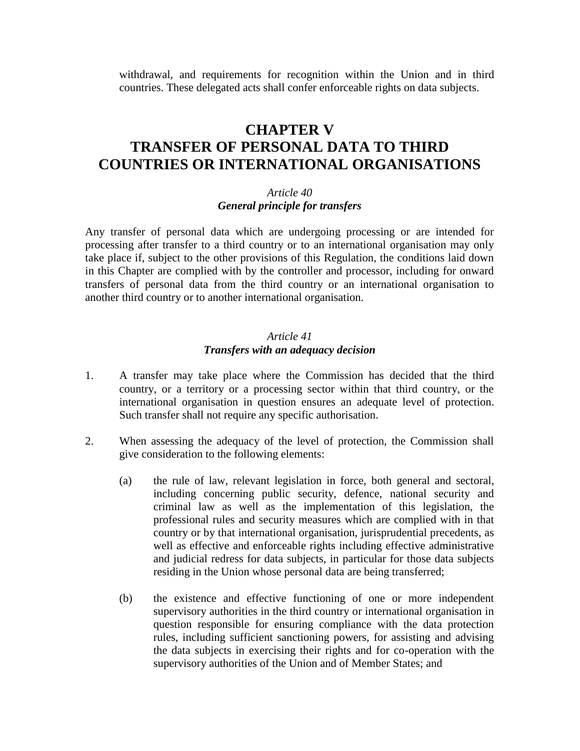withdrawal, and requirements for recognition within the Union and in third countries. These delegated acts shall confer enforceable rights on data subjects.

# CHAPTER V
# TRANSFER OF PERSONAL DATA TO THIRD COUNTRIES OR INTERNATIONAL ORGANISATIONS

*Article 40*
***General principle for transfers***

Any transfer of personal data which are undergoing processing or are intended for processing after transfer to a third country or to an international organisation may only take place if, subject to the other provisions of this Regulation, the conditions laid down in this Chapter are complied with by the controller and processor, including for onward transfers of personal data from the third country or an international organisation to another third country or to another international organisation.

*Article 41*
***Transfers with an adequacy decision***

1. A transfer may take place where the Commission has decided that the third country, or a territory or a processing sector within that third country, or the international organisation in question ensures an adequate level of protection. Such transfer shall not require any specific authorisation.

2. When assessing the adequacy of the level of protection, the Commission shall give consideration to the following elements:

   (a) the rule of law, relevant legislation in force, both general and sectoral, including concerning public security, defence, national security and criminal law as well as the implementation of this legislation, the professional rules and security measures which are complied with in that country or by that international organisation, jurisprudential precedents, as well as effective and enforceable rights including effective administrative and judicial redress for data subjects, in particular for those data subjects residing in the Union whose personal data are being transferred;

   (b) the existence and effective functioning of one or more independent supervisory authorities in the third country or international organisation in question responsible for ensuring compliance with the data protection rules, including sufficient sanctioning powers, for assisting and advising the data subjects in exercising their rights and for co-operation with the supervisory authorities of the Union and of Member States; and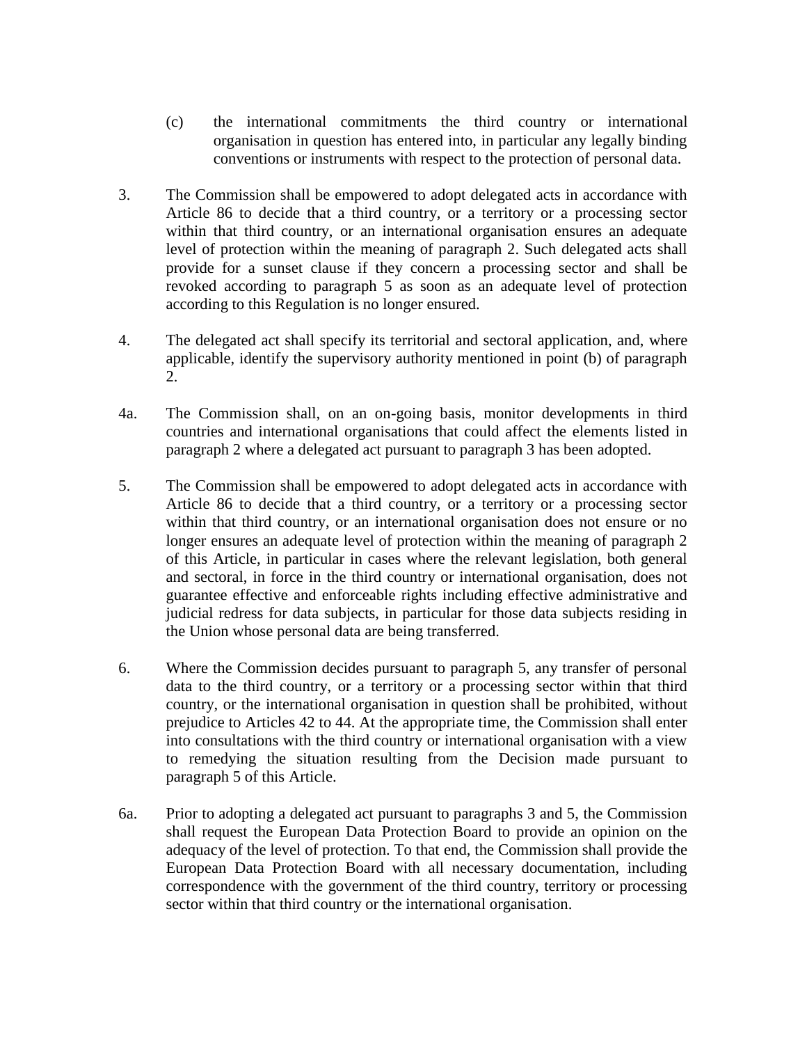(c) the international commitments the third country or international organisation in question has entered into, in particular any legally binding conventions or instruments with respect to the protection of personal data.

3. The Commission shall be empowered to adopt delegated acts in accordance with Article 86 to decide that a third country, or a territory or a processing sector within that third country, or an international organisation ensures an adequate level of protection within the meaning of paragraph 2. Such delegated acts shall provide for a sunset clause if they concern a processing sector and shall be revoked according to paragraph 5 as soon as an adequate level of protection according to this Regulation is no longer ensured.

4. The delegated act shall specify its territorial and sectoral application, and, where applicable, identify the supervisory authority mentioned in point (b) of paragraph 2.

4a. The Commission shall, on an on-going basis, monitor developments in third countries and international organisations that could affect the elements listed in paragraph 2 where a delegated act pursuant to paragraph 3 has been adopted.

5. The Commission shall be empowered to adopt delegated acts in accordance with Article 86 to decide that a third country, or a territory or a processing sector within that third country, or an international organisation does not ensure or no longer ensures an adequate level of protection within the meaning of paragraph 2 of this Article, in particular in cases where the relevant legislation, both general and sectoral, in force in the third country or international organisation, does not guarantee effective and enforceable rights including effective administrative and judicial redress for data subjects, in particular for those data subjects residing in the Union whose personal data are being transferred.

6. Where the Commission decides pursuant to paragraph 5, any transfer of personal data to the third country, or a territory or a processing sector within that third country, or the international organisation in question shall be prohibited, without prejudice to Articles 42 to 44. At the appropriate time, the Commission shall enter into consultations with the third country or international organisation with a view to remedying the situation resulting from the Decision made pursuant to paragraph 5 of this Article.

6a. Prior to adopting a delegated act pursuant to paragraphs 3 and 5, the Commission shall request the European Data Protection Board to provide an opinion on the adequacy of the level of protection. To that end, the Commission shall provide the European Data Protection Board with all necessary documentation, including correspondence with the government of the third country, territory or processing sector within that third country or the international organisation.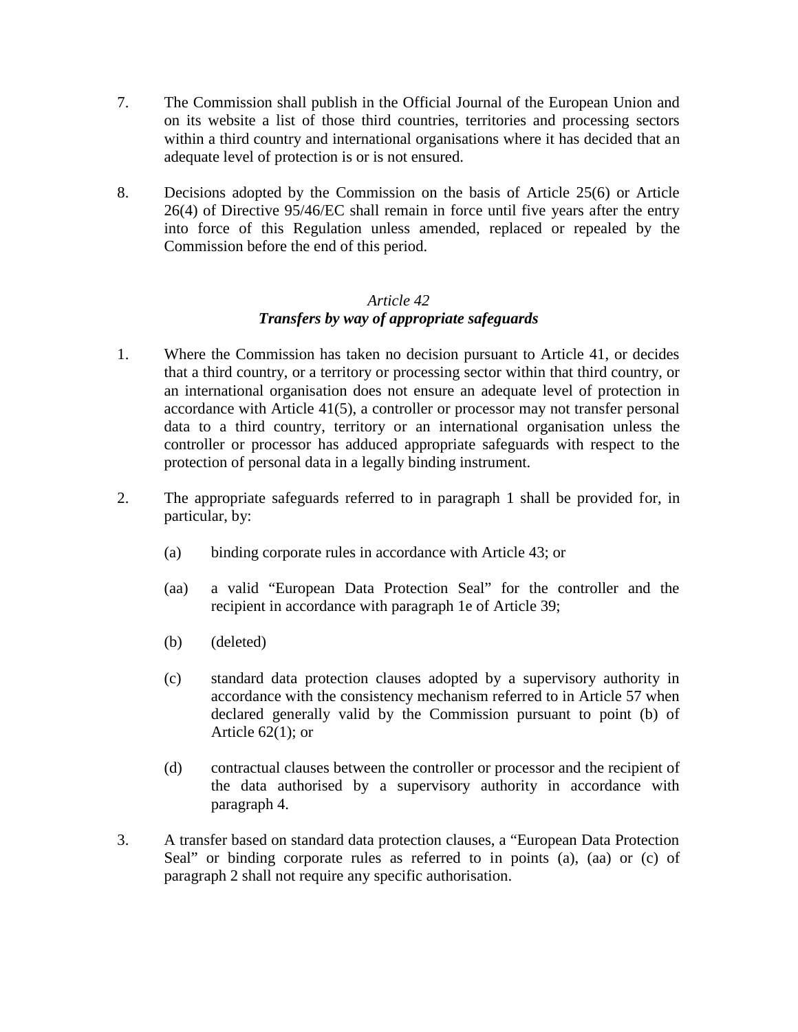7. The Commission shall publish in the Official Journal of the European Union and on its website a list of those third countries, territories and processing sectors within a third country and international organisations where it has decided that an adequate level of protection is or is not ensured.

8. Decisions adopted by the Commission on the basis of Article 25(6) or Article 26(4) of Directive 95/46/EC shall remain in force until five years after the entry into force of this Regulation unless amended, replaced or repealed by the Commission before the end of this period.

### *Article 42*
### ***Transfers by way of appropriate safeguards***

1. Where the Commission has taken no decision pursuant to Article 41, or decides that a third country, or a territory or processing sector within that third country, or an international organisation does not ensure an adequate level of protection in accordance with Article 41(5), a controller or processor may not transfer personal data to a third country, territory or an international organisation unless the controller or processor has adduced appropriate safeguards with respect to the protection of personal data in a legally binding instrument.

2. The appropriate safeguards referred to in paragraph 1 shall be provided for, in particular, by:

   (a) binding corporate rules in accordance with Article 43; or

   (aa) a valid “European Data Protection Seal” for the controller and the recipient in accordance with paragraph 1e of Article 39;

   (b) (deleted)

   (c) standard data protection clauses adopted by a supervisory authority in accordance with the consistency mechanism referred to in Article 57 when declared generally valid by the Commission pursuant to point (b) of Article 62(1); or

   (d) contractual clauses between the controller or processor and the recipient of the data authorised by a supervisory authority in accordance with paragraph 4.

3. A transfer based on standard data protection clauses, a “European Data Protection Seal” or binding corporate rules as referred to in points (a), (aa) or (c) of paragraph 2 shall not require any specific authorisation.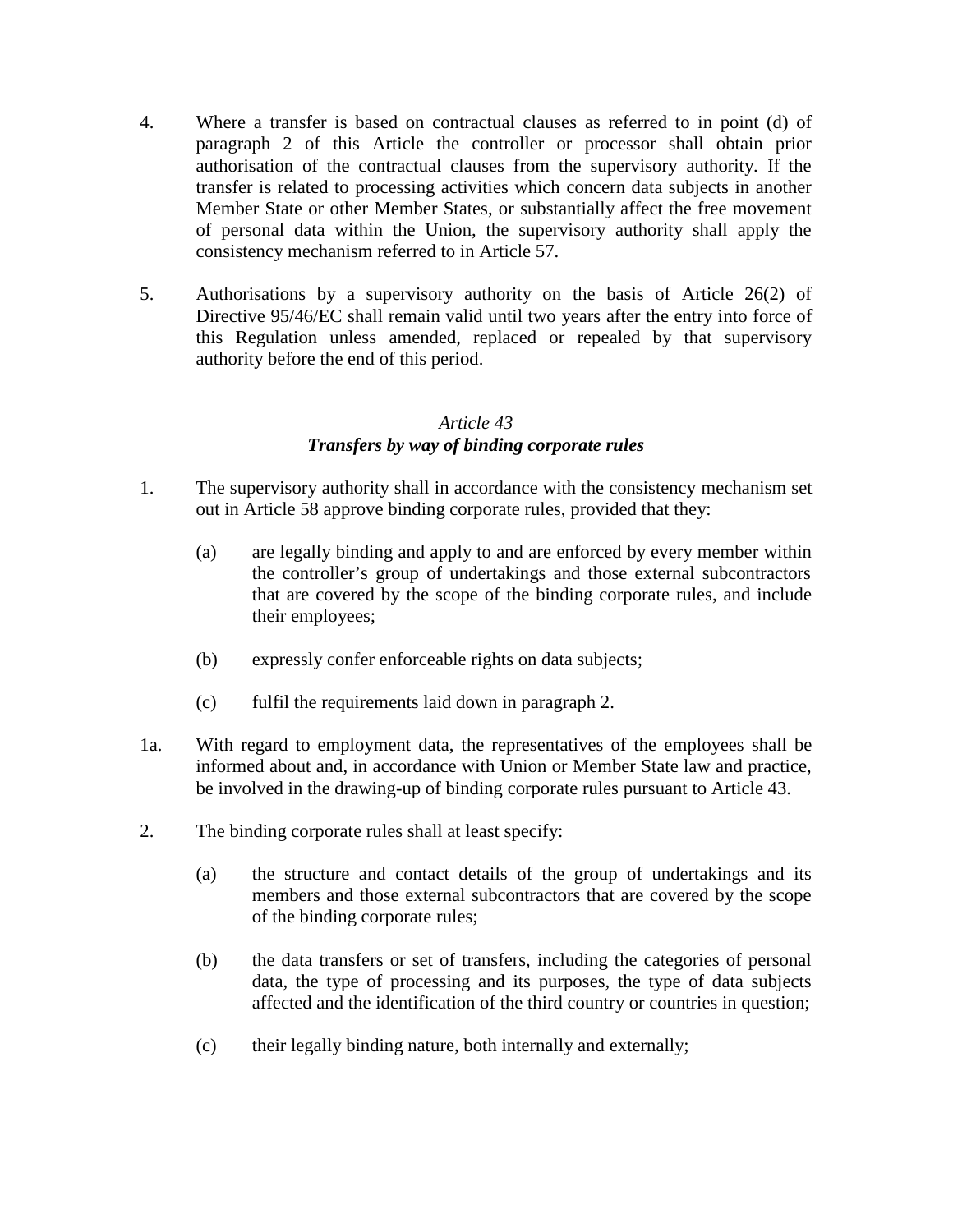4. Where a transfer is based on contractual clauses as referred to in point (d) of paragraph 2 of this Article the controller or processor shall obtain prior authorisation of the contractual clauses from the supervisory authority. If the transfer is related to processing activities which concern data subjects in another Member State or other Member States, or substantially affect the free movement of personal data within the Union, the supervisory authority shall apply the consistency mechanism referred to in Article 57.

5. Authorisations by a supervisory authority on the basis of Article 26(2) of Directive 95/46/EC shall remain valid until two years after the entry into force of this Regulation unless amended, replaced or repealed by that supervisory authority before the end of this period.

*Article 43*
***Transfers by way of binding corporate rules***

1. The supervisory authority shall in accordance with the consistency mechanism set out in Article 58 approve binding corporate rules, provided that they:

   (a) are legally binding and apply to and are enforced by every member within the controller's group of undertakings and those external subcontractors that are covered by the scope of the binding corporate rules, and include their employees;

   (b) expressly confer enforceable rights on data subjects;

   (c) fulfil the requirements laid down in paragraph 2.

1a. With regard to employment data, the representatives of the employees shall be informed about and, in accordance with Union or Member State law and practice, be involved in the drawing-up of binding corporate rules pursuant to Article 43.

2. The binding corporate rules shall at least specify:

   (a) the structure and contact details of the group of undertakings and its members and those external subcontractors that are covered by the scope of the binding corporate rules;

   (b) the data transfers or set of transfers, including the categories of personal data, the type of processing and its purposes, the type of data subjects affected and the identification of the third country or countries in question;

   (c) their legally binding nature, both internally and externally;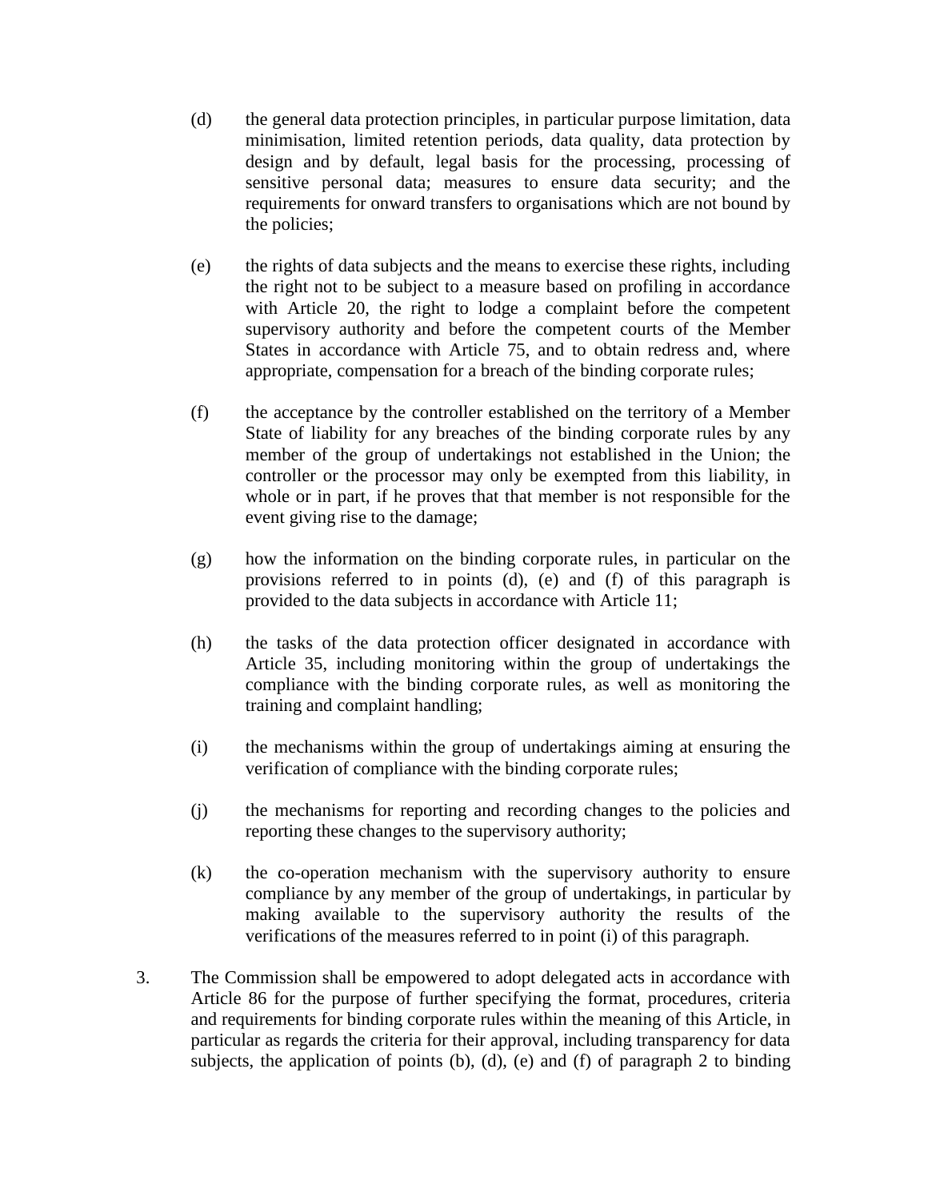(d) the general data protection principles, in particular purpose limitation, data minimisation, limited retention periods, data quality, data protection by design and by default, legal basis for the processing, processing of sensitive personal data; measures to ensure data security; and the requirements for onward transfers to organisations which are not bound by the policies;

(e) the rights of data subjects and the means to exercise these rights, including the right not to be subject to a measure based on profiling in accordance with Article 20, the right to lodge a complaint before the competent supervisory authority and before the competent courts of the Member States in accordance with Article 75, and to obtain redress and, where appropriate, compensation for a breach of the binding corporate rules;

(f) the acceptance by the controller established on the territory of a Member State of liability for any breaches of the binding corporate rules by any member of the group of undertakings not established in the Union; the controller or the processor may only be exempted from this liability, in whole or in part, if he proves that that member is not responsible for the event giving rise to the damage;

(g) how the information on the binding corporate rules, in particular on the provisions referred to in points (d), (e) and (f) of this paragraph is provided to the data subjects in accordance with Article 11;

(h) the tasks of the data protection officer designated in accordance with Article 35, including monitoring within the group of undertakings the compliance with the binding corporate rules, as well as monitoring the training and complaint handling;

(i) the mechanisms within the group of undertakings aiming at ensuring the verification of compliance with the binding corporate rules;

(j) the mechanisms for reporting and recording changes to the policies and reporting these changes to the supervisory authority;

(k) the co-operation mechanism with the supervisory authority to ensure compliance by any member of the group of undertakings, in particular by making available to the supervisory authority the results of the verifications of the measures referred to in point (i) of this paragraph.

3. The Commission shall be empowered to adopt delegated acts in accordance with Article 86 for the purpose of further specifying the format, procedures, criteria and requirements for binding corporate rules within the meaning of this Article, in particular as regards the criteria for their approval, including transparency for data subjects, the application of points (b), (d), (e) and (f) of paragraph 2 to binding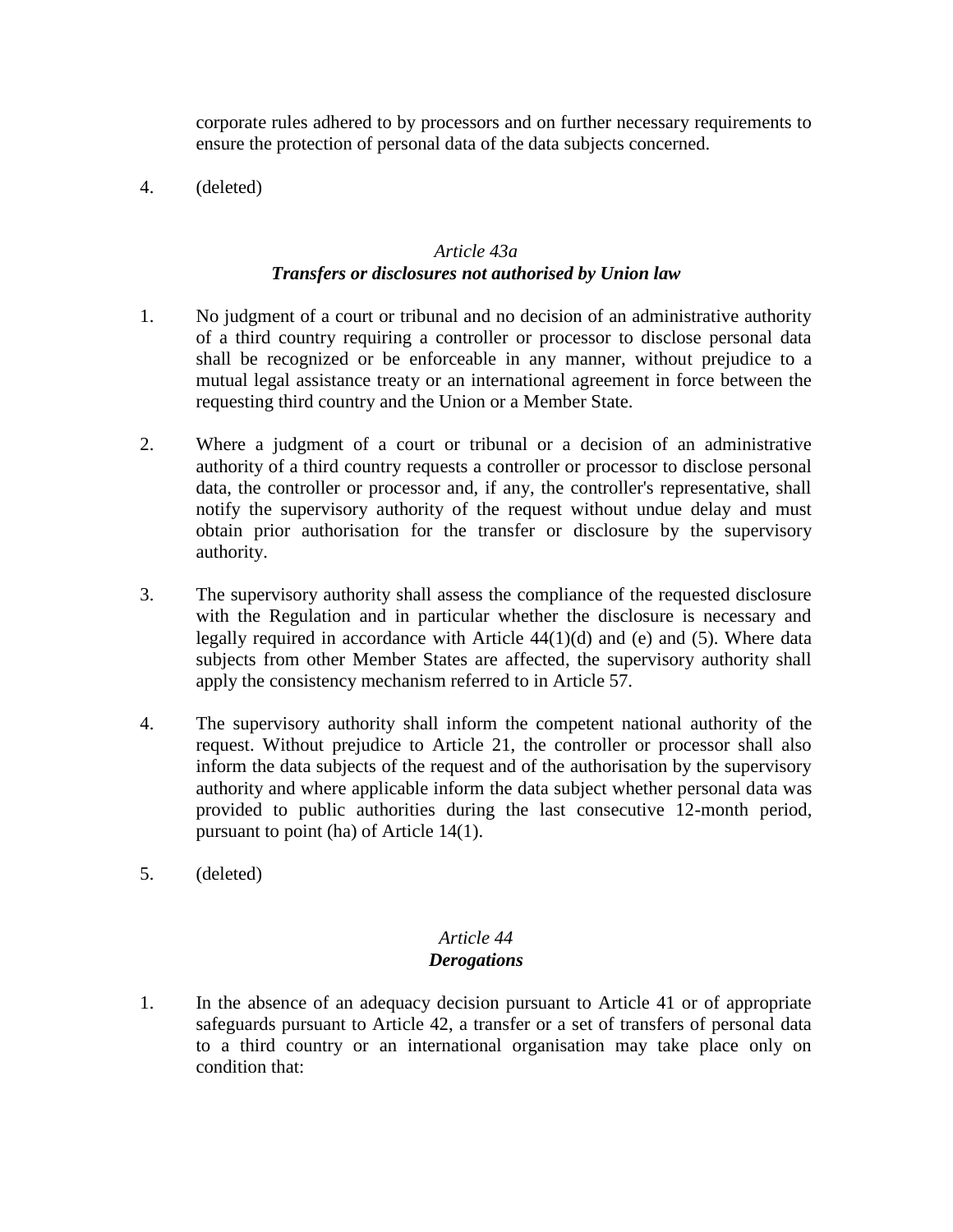corporate rules adhered to by processors and on further necessary requirements to ensure the protection of personal data of the data subjects concerned.

4. (deleted)

### *Article 43a*
### ***Transfers or disclosures not authorised by Union law***

1. No judgment of a court or tribunal and no decision of an administrative authority of a third country requiring a controller or processor to disclose personal data shall be recognized or be enforceable in any manner, without prejudice to a mutual legal assistance treaty or an international agreement in force between the requesting third country and the Union or a Member State.

2. Where a judgment of a court or tribunal or a decision of an administrative authority of a third country requests a controller or processor to disclose personal data, the controller or processor and, if any, the controller's representative, shall notify the supervisory authority of the request without undue delay and must obtain prior authorisation for the transfer or disclosure by the supervisory authority.

3. The supervisory authority shall assess the compliance of the requested disclosure with the Regulation and in particular whether the disclosure is necessary and legally required in accordance with Article 44(1)(d) and (e) and (5). Where data subjects from other Member States are affected, the supervisory authority shall apply the consistency mechanism referred to in Article 57.

4. The supervisory authority shall inform the competent national authority of the request. Without prejudice to Article 21, the controller or processor shall also inform the data subjects of the request and of the authorisation by the supervisory authority and where applicable inform the data subject whether personal data was provided to public authorities during the last consecutive 12-month period, pursuant to point (ha) of Article 14(1).

5. (deleted)

### *Article 44*
### ***Derogations***

1. In the absence of an adequacy decision pursuant to Article 41 or of appropriate safeguards pursuant to Article 42, a transfer or a set of transfers of personal data to a third country or an international organisation may take place only on condition that: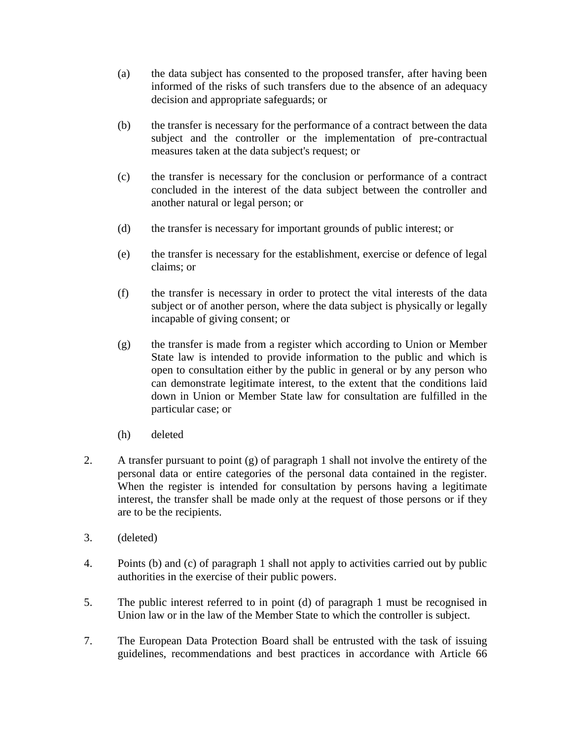(a) the data subject has consented to the proposed transfer, after having been informed of the risks of such transfers due to the absence of an adequacy decision and appropriate safeguards; or

(b) the transfer is necessary for the performance of a contract between the data subject and the controller or the implementation of pre-contractual measures taken at the data subject's request; or

(c) the transfer is necessary for the conclusion or performance of a contract concluded in the interest of the data subject between the controller and another natural or legal person; or

(d) the transfer is necessary for important grounds of public interest; or

(e) the transfer is necessary for the establishment, exercise or defence of legal claims; or

(f) the transfer is necessary in order to protect the vital interests of the data subject or of another person, where the data subject is physically or legally incapable of giving consent; or

(g) the transfer is made from a register which according to Union or Member State law is intended to provide information to the public and which is open to consultation either by the public in general or by any person who can demonstrate legitimate interest, to the extent that the conditions laid down in Union or Member State law for consultation are fulfilled in the particular case; or

(h) deleted

2. A transfer pursuant to point (g) of paragraph 1 shall not involve the entirety of the personal data or entire categories of the personal data contained in the register. When the register is intended for consultation by persons having a legitimate interest, the transfer shall be made only at the request of those persons or if they are to be the recipients.

3. (deleted)

4. Points (b) and (c) of paragraph 1 shall not apply to activities carried out by public authorities in the exercise of their public powers.

5. The public interest referred to in point (d) of paragraph 1 must be recognised in Union law or in the law of the Member State to which the controller is subject.

7. The European Data Protection Board shall be entrusted with the task of issuing guidelines, recommendations and best practices in accordance with Article 66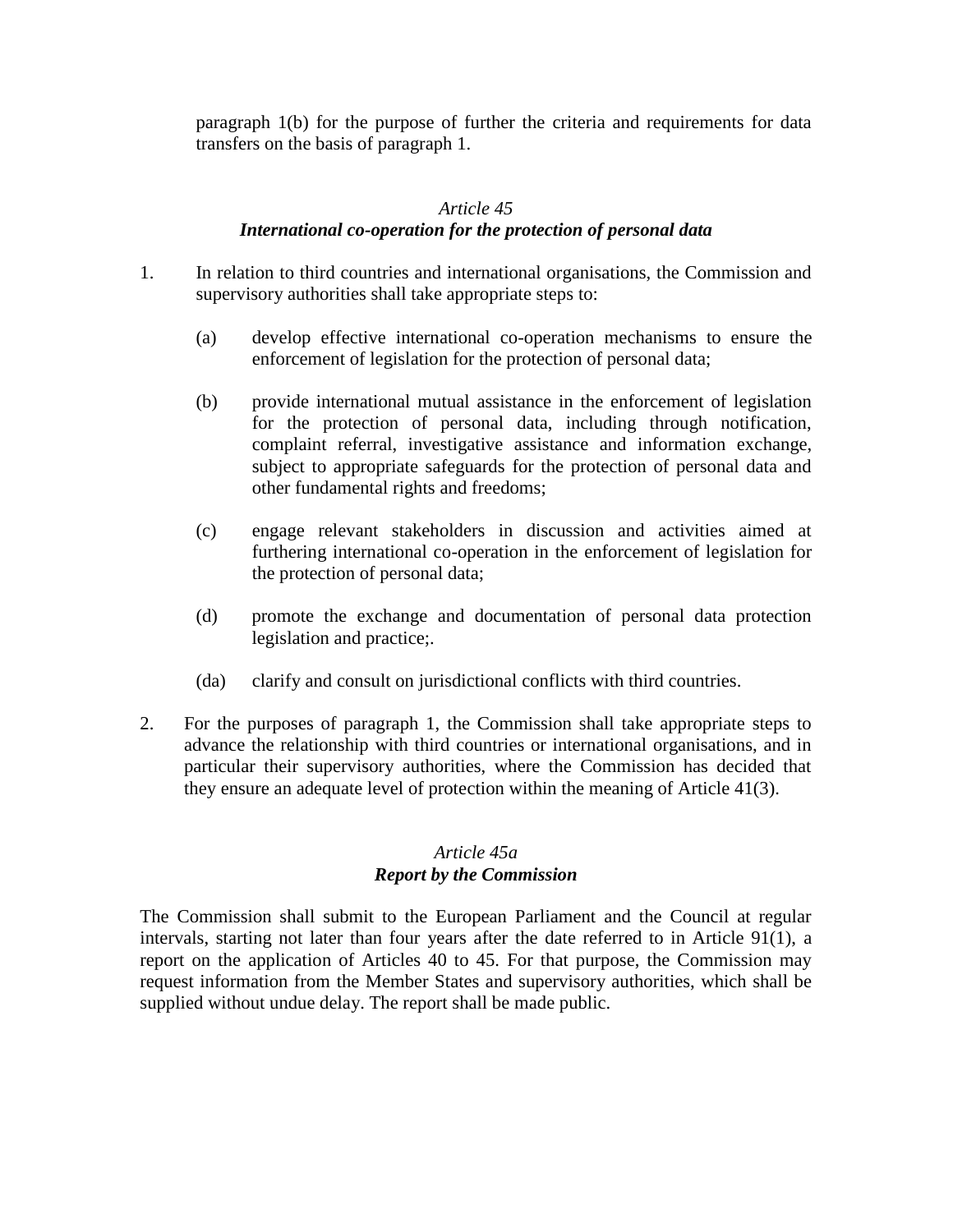paragraph 1(b) for the purpose of further the criteria and requirements for data transfers on the basis of paragraph 1.

### *Article 45*
### ***International co-operation for the protection of personal data***

1. In relation to third countries and international organisations, the Commission and supervisory authorities shall take appropriate steps to:

   (a) develop effective international co-operation mechanisms to ensure the enforcement of legislation for the protection of personal data;

   (b) provide international mutual assistance in the enforcement of legislation for the protection of personal data, including through notification, complaint referral, investigative assistance and information exchange, subject to appropriate safeguards for the protection of personal data and other fundamental rights and freedoms;

   (c) engage relevant stakeholders in discussion and activities aimed at furthering international co-operation in the enforcement of legislation for the protection of personal data;

   (d) promote the exchange and documentation of personal data protection legislation and practice;.

   (da) clarify and consult on jurisdictional conflicts with third countries.

2. For the purposes of paragraph 1, the Commission shall take appropriate steps to advance the relationship with third countries or international organisations, and in particular their supervisory authorities, where the Commission has decided that they ensure an adequate level of protection within the meaning of Article 41(3).

### *Article 45a*
### ***Report by the Commission***

The Commission shall submit to the European Parliament and the Council at regular intervals, starting not later than four years after the date referred to in Article 91(1), a report on the application of Articles 40 to 45. For that purpose, the Commission may request information from the Member States and supervisory authorities, which shall be supplied without undue delay. The report shall be made public.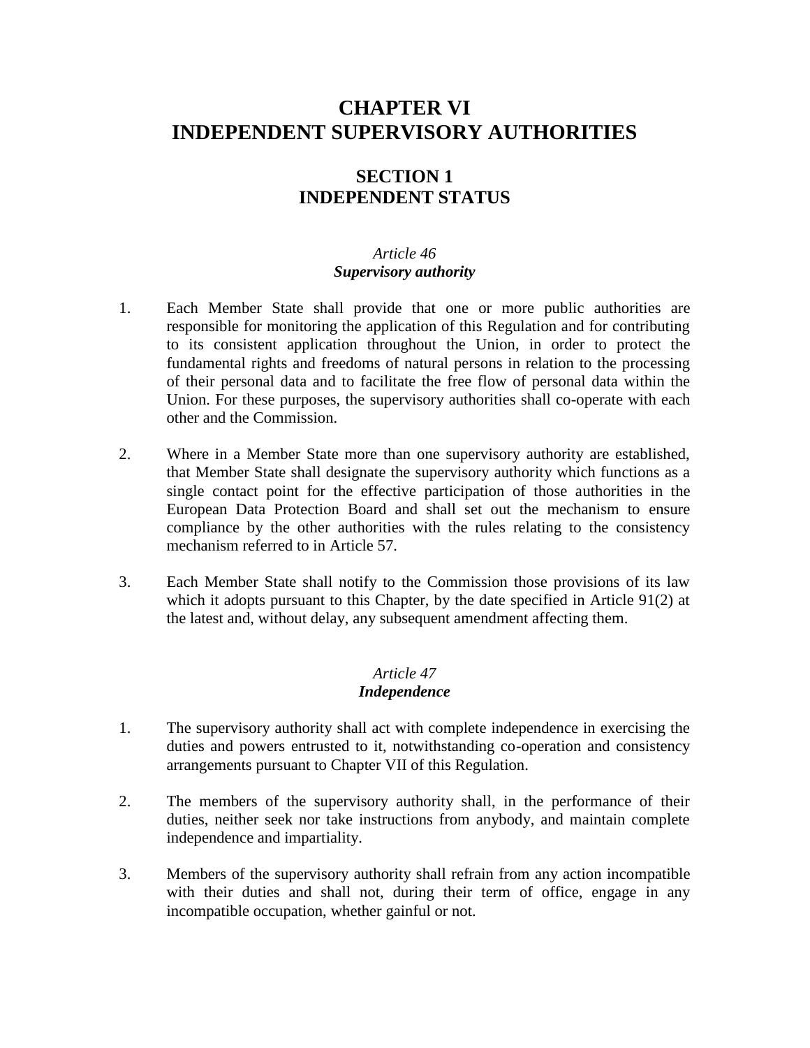# CHAPTER VI
# INDEPENDENT SUPERVISORY AUTHORITIES

## SECTION 1
## INDEPENDENT STATUS

### *Article 46*
### ***Supervisory authority***

1. Each Member State shall provide that one or more public authorities are responsible for monitoring the application of this Regulation and for contributing to its consistent application throughout the Union, in order to protect the fundamental rights and freedoms of natural persons in relation to the processing of their personal data and to facilitate the free flow of personal data within the Union. For these purposes, the supervisory authorities shall co-operate with each other and the Commission.

2. Where in a Member State more than one supervisory authority are established, that Member State shall designate the supervisory authority which functions as a single contact point for the effective participation of those authorities in the European Data Protection Board and shall set out the mechanism to ensure compliance by the other authorities with the rules relating to the consistency mechanism referred to in Article 57.

3. Each Member State shall notify to the Commission those provisions of its law which it adopts pursuant to this Chapter, by the date specified in Article 91(2) at the latest and, without delay, any subsequent amendment affecting them.

### *Article 47*
### ***Independence***

1. The supervisory authority shall act with complete independence in exercising the duties and powers entrusted to it, notwithstanding co-operation and consistency arrangements pursuant to Chapter VII of this Regulation.

2. The members of the supervisory authority shall, in the performance of their duties, neither seek nor take instructions from anybody, and maintain complete independence and impartiality.

3. Members of the supervisory authority shall refrain from any action incompatible with their duties and shall not, during their term of office, engage in any incompatible occupation, whether gainful or not.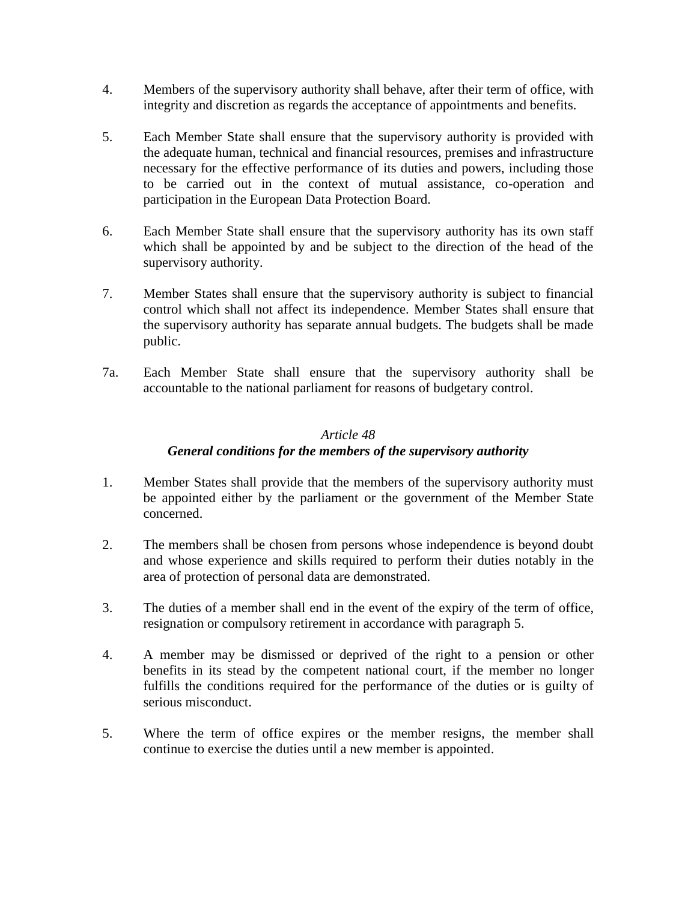4. Members of the supervisory authority shall behave, after their term of office, with integrity and discretion as regards the acceptance of appointments and benefits.

5. Each Member State shall ensure that the supervisory authority is provided with the adequate human, technical and financial resources, premises and infrastructure necessary for the effective performance of its duties and powers, including those to be carried out in the context of mutual assistance, co-operation and participation in the European Data Protection Board.

6. Each Member State shall ensure that the supervisory authority has its own staff which shall be appointed by and be subject to the direction of the head of the supervisory authority.

7. Member States shall ensure that the supervisory authority is subject to financial control which shall not affect its independence. Member States shall ensure that the supervisory authority has separate annual budgets. The budgets shall be made public.

7a. Each Member State shall ensure that the supervisory authority shall be accountable to the national parliament for reasons of budgetary control.

*Article 48*

***General conditions for the members of the supervisory authority***

1. Member States shall provide that the members of the supervisory authority must be appointed either by the parliament or the government of the Member State concerned.

2. The members shall be chosen from persons whose independence is beyond doubt and whose experience and skills required to perform their duties notably in the area of protection of personal data are demonstrated.

3. The duties of a member shall end in the event of the expiry of the term of office, resignation or compulsory retirement in accordance with paragraph 5.

4. A member may be dismissed or deprived of the right to a pension or other benefits in its stead by the competent national court, if the member no longer fulfills the conditions required for the performance of the duties or is guilty of serious misconduct.

5. Where the term of office expires or the member resigns, the member shall continue to exercise the duties until a new member is appointed.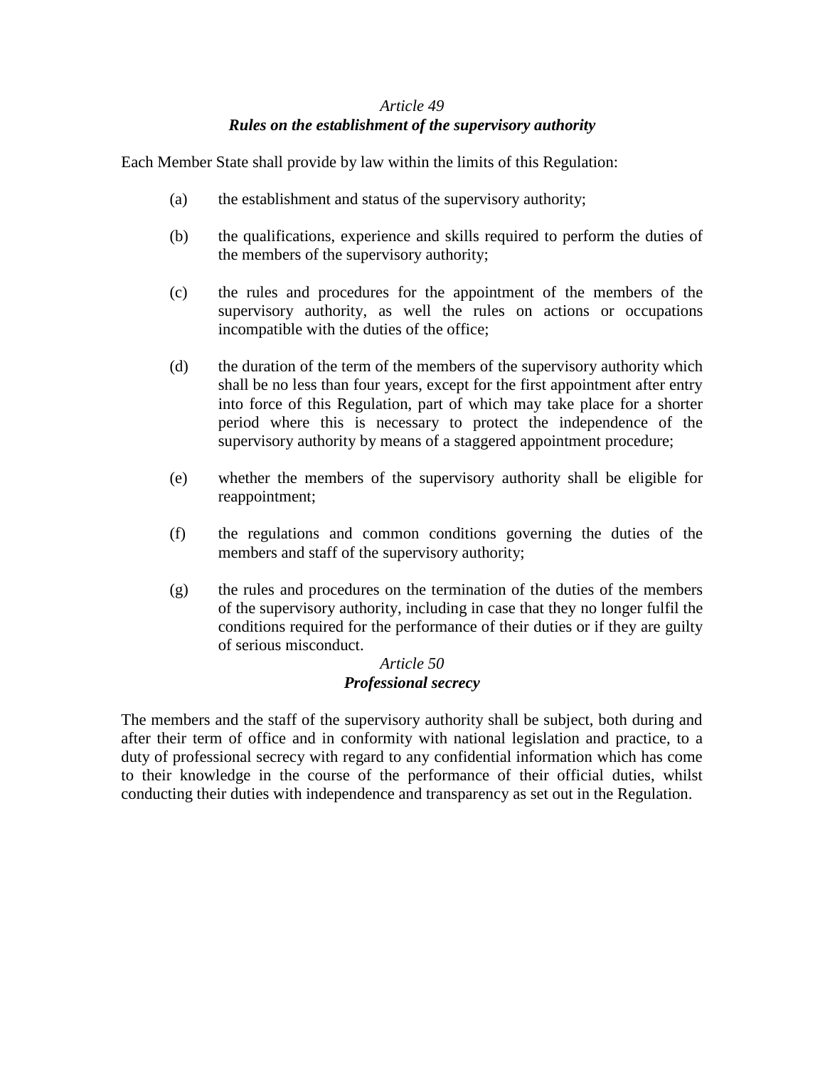*Article 49*

***Rules on the establishment of the supervisory authority***

Each Member State shall provide by law within the limits of this Regulation:

(a) the establishment and status of the supervisory authority;

(b) the qualifications, experience and skills required to perform the duties of the members of the supervisory authority;

(c) the rules and procedures for the appointment of the members of the supervisory authority, as well the rules on actions or occupations incompatible with the duties of the office;

(d) the duration of the term of the members of the supervisory authority which shall be no less than four years, except for the first appointment after entry into force of this Regulation, part of which may take place for a shorter period where this is necessary to protect the independence of the supervisory authority by means of a staggered appointment procedure;

(e) whether the members of the supervisory authority shall be eligible for reappointment;

(f) the regulations and common conditions governing the duties of the members and staff of the supervisory authority;

(g) the rules and procedures on the termination of the duties of the members of the supervisory authority, including in case that they no longer fulfil the conditions required for the performance of their duties or if they are guilty of serious misconduct.

*Article 50*

***Professional secrecy***

The members and the staff of the supervisory authority shall be subject, both during and after their term of office and in conformity with national legislation and practice, to a duty of professional secrecy with regard to any confidential information which has come to their knowledge in the course of the performance of their official duties, whilst conducting their duties with independence and transparency as set out in the Regulation.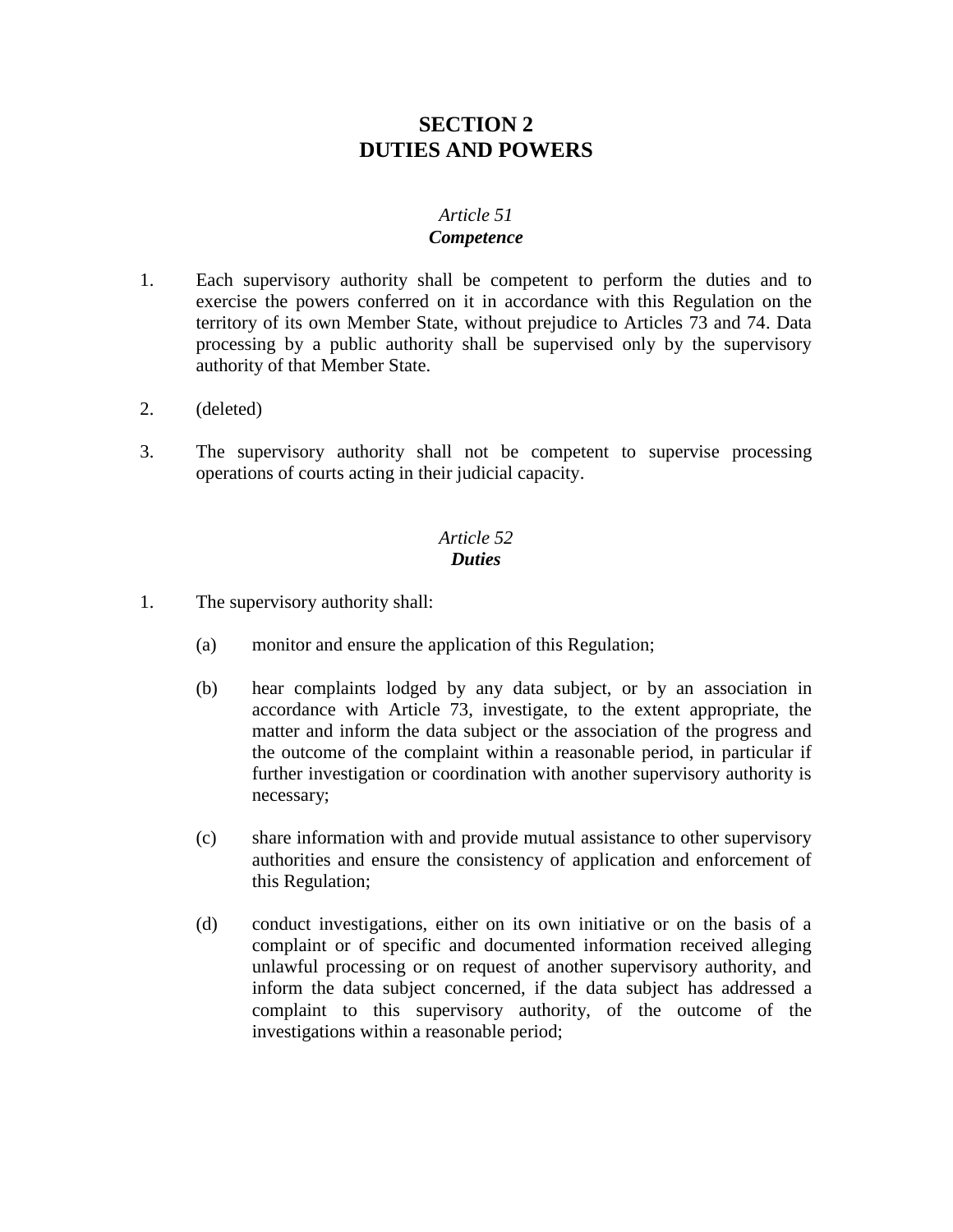## SECTION 2
## DUTIES AND POWERS

### *Article 51*
### ***Competence***

1. Each supervisory authority shall be competent to perform the duties and to exercise the powers conferred on it in accordance with this Regulation on the territory of its own Member State, without prejudice to Articles 73 and 74. Data processing by a public authority shall be supervised only by the supervisory authority of that Member State.

2. (deleted)

3. The supervisory authority shall not be competent to supervise processing operations of courts acting in their judicial capacity.

### *Article 52*
### ***Duties***

1. The supervisory authority shall:

   (a) monitor and ensure the application of this Regulation;

   (b) hear complaints lodged by any data subject, or by an association in accordance with Article 73, investigate, to the extent appropriate, the matter and inform the data subject or the association of the progress and the outcome of the complaint within a reasonable period, in particular if further investigation or coordination with another supervisory authority is necessary;

   (c) share information with and provide mutual assistance to other supervisory authorities and ensure the consistency of application and enforcement of this Regulation;

   (d) conduct investigations, either on its own initiative or on the basis of a complaint or of specific and documented information received alleging unlawful processing or on request of another supervisory authority, and inform the data subject concerned, if the data subject has addressed a complaint to this supervisory authority, of the outcome of the investigations within a reasonable period;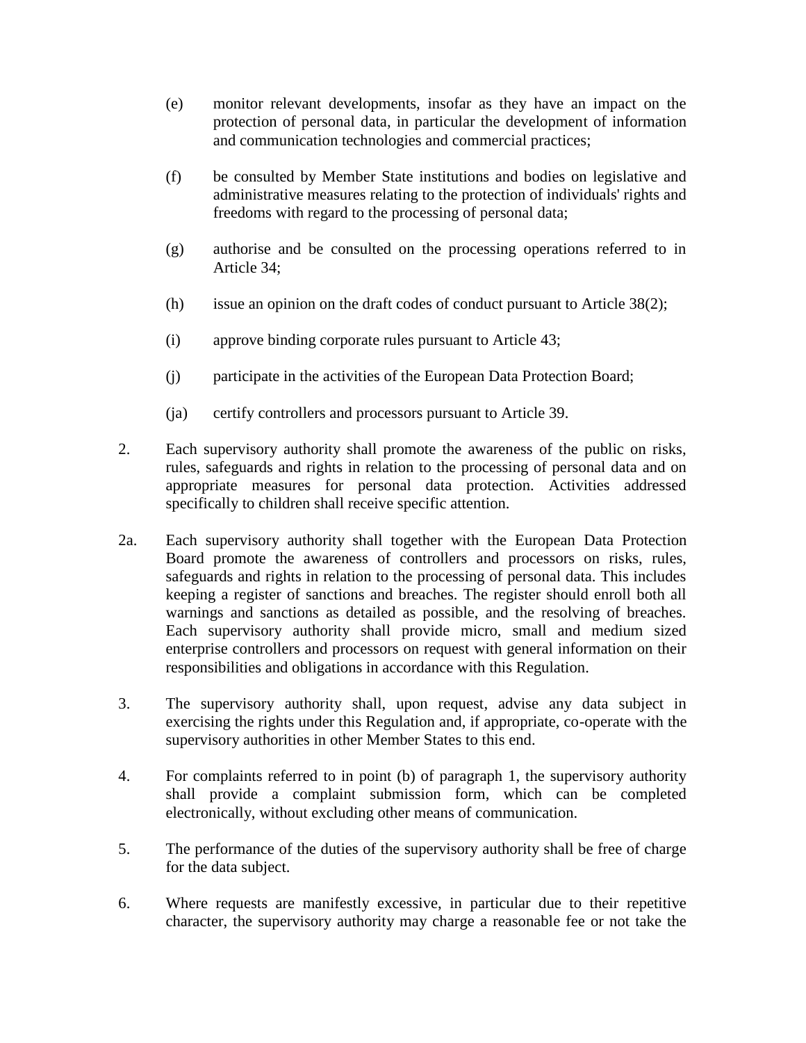(e) monitor relevant developments, insofar as they have an impact on the protection of personal data, in particular the development of information and communication technologies and commercial practices;

(f) be consulted by Member State institutions and bodies on legislative and administrative measures relating to the protection of individuals' rights and freedoms with regard to the processing of personal data;

(g) authorise and be consulted on the processing operations referred to in Article 34;

(h) issue an opinion on the draft codes of conduct pursuant to Article 38(2);

(i) approve binding corporate rules pursuant to Article 43;

(j) participate in the activities of the European Data Protection Board;

(ja) certify controllers and processors pursuant to Article 39.

2. Each supervisory authority shall promote the awareness of the public on risks, rules, safeguards and rights in relation to the processing of personal data and on appropriate measures for personal data protection. Activities addressed specifically to children shall receive specific attention.

2a. Each supervisory authority shall together with the European Data Protection Board promote the awareness of controllers and processors on risks, rules, safeguards and rights in relation to the processing of personal data. This includes keeping a register of sanctions and breaches. The register should enroll both all warnings and sanctions as detailed as possible, and the resolving of breaches. Each supervisory authority shall provide micro, small and medium sized enterprise controllers and processors on request with general information on their responsibilities and obligations in accordance with this Regulation.

3. The supervisory authority shall, upon request, advise any data subject in exercising the rights under this Regulation and, if appropriate, co-operate with the supervisory authorities in other Member States to this end.

4. For complaints referred to in point (b) of paragraph 1, the supervisory authority shall provide a complaint submission form, which can be completed electronically, without excluding other means of communication.

5. The performance of the duties of the supervisory authority shall be free of charge for the data subject.

6. Where requests are manifestly excessive, in particular due to their repetitive character, the supervisory authority may charge a reasonable fee or not take the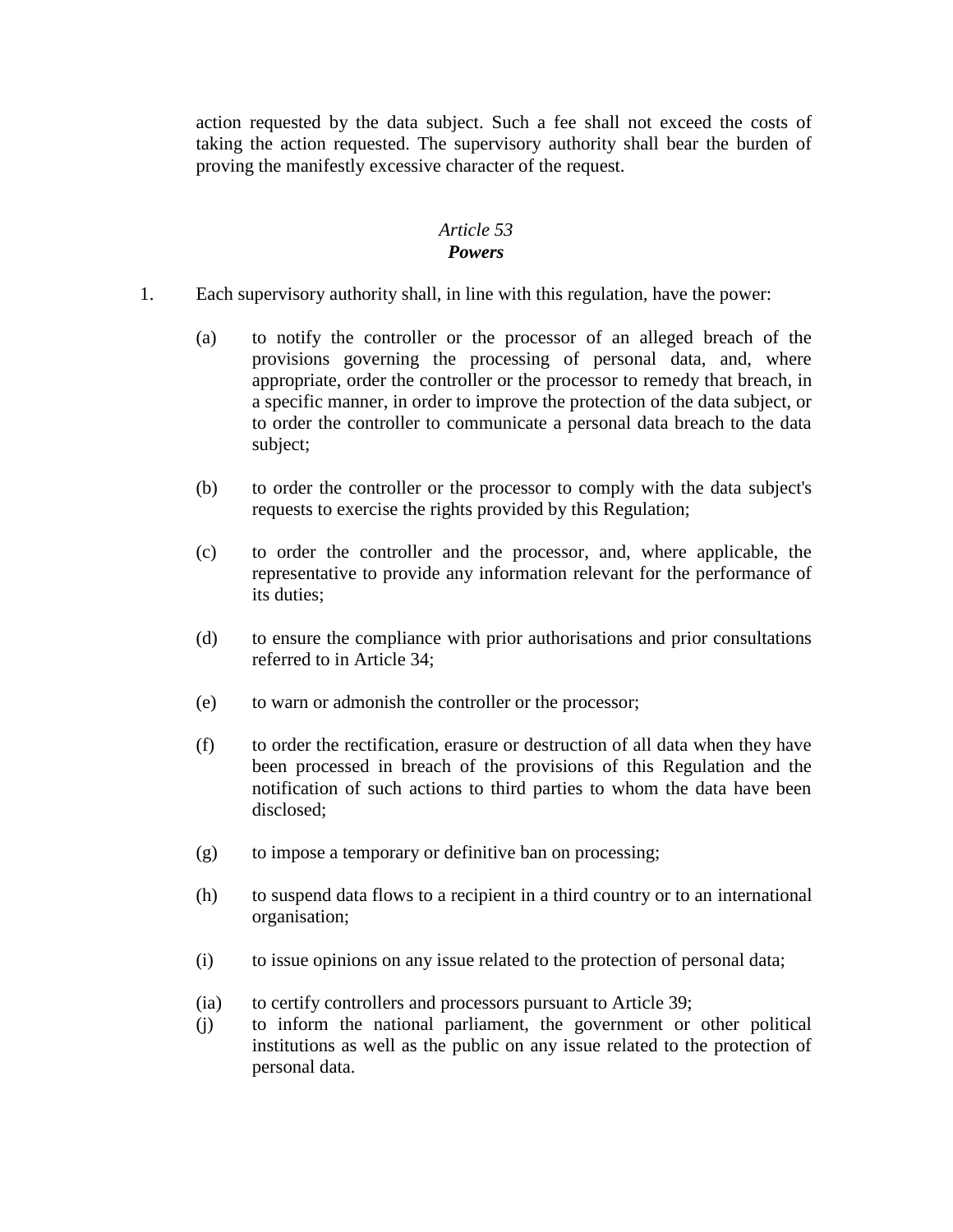action requested by the data subject. Such a fee shall not exceed the costs of taking the action requested. The supervisory authority shall bear the burden of proving the manifestly excessive character of the request.

### *Article 53*
### ***Powers***

1. Each supervisory authority shall, in line with this regulation, have the power:

   (a) to notify the controller or the processor of an alleged breach of the provisions governing the processing of personal data, and, where appropriate, order the controller or the processor to remedy that breach, in a specific manner, in order to improve the protection of the data subject, or to order the controller to communicate a personal data breach to the data subject;

   (b) to order the controller or the processor to comply with the data subject's requests to exercise the rights provided by this Regulation;

   (c) to order the controller and the processor, and, where applicable, the representative to provide any information relevant for the performance of its duties;

   (d) to ensure the compliance with prior authorisations and prior consultations referred to in Article 34;

   (e) to warn or admonish the controller or the processor;

   (f) to order the rectification, erasure or destruction of all data when they have been processed in breach of the provisions of this Regulation and the notification of such actions to third parties to whom the data have been disclosed;

   (g) to impose a temporary or definitive ban on processing;

   (h) to suspend data flows to a recipient in a third country or to an international organisation;

   (i) to issue opinions on any issue related to the protection of personal data;

   (ia) to certify controllers and processors pursuant to Article 39;

   (j) to inform the national parliament, the government or other political institutions as well as the public on any issue related to the protection of personal data.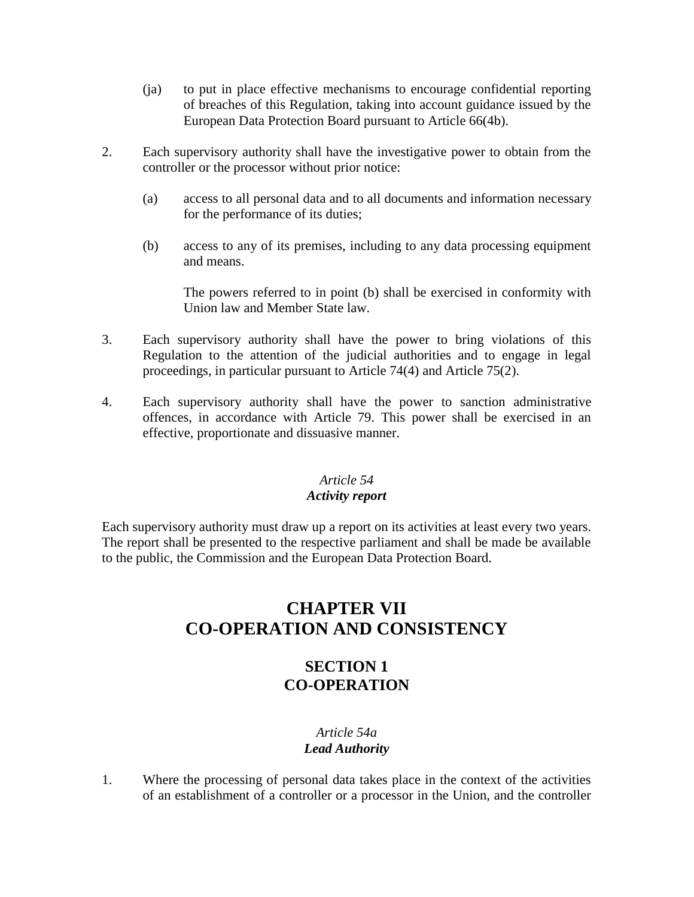(ja) to put in place effective mechanisms to encourage confidential reporting of breaches of this Regulation, taking into account guidance issued by the European Data Protection Board pursuant to Article 66(4b).

2. Each supervisory authority shall have the investigative power to obtain from the controller or the processor without prior notice:

   (a) access to all personal data and to all documents and information necessary for the performance of its duties;

   (b) access to any of its premises, including to any data processing equipment and means.

   The powers referred to in point (b) shall be exercised in conformity with Union law and Member State law.

3. Each supervisory authority shall have the power to bring violations of this Regulation to the attention of the judicial authorities and to engage in legal proceedings, in particular pursuant to Article 74(4) and Article 75(2).

4. Each supervisory authority shall have the power to sanction administrative offences, in accordance with Article 79. This power shall be exercised in an effective, proportionate and dissuasive manner.

*Article 54*
***Activity report***

Each supervisory authority must draw up a report on its activities at least every two years. The report shall be presented to the respective parliament and shall be made be available to the public, the Commission and the European Data Protection Board.

# CHAPTER VII
# CO-OPERATION AND CONSISTENCY

## SECTION 1
## CO-OPERATION

*Article 54a*
***Lead Authority***

1. Where the processing of personal data takes place in the context of the activities of an establishment of a controller or a processor in the Union, and the controller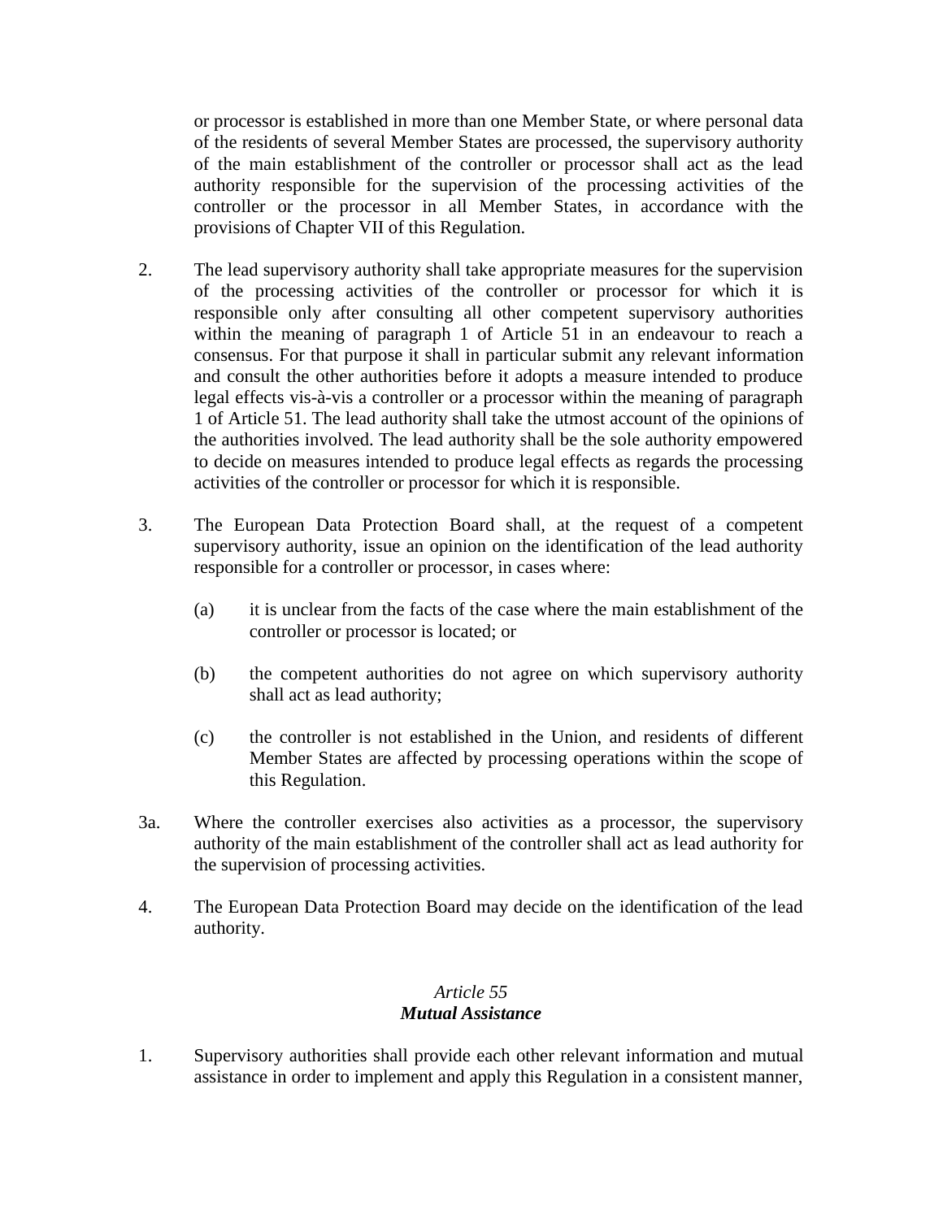or processor is established in more than one Member State, or where personal data of the residents of several Member States are processed, the supervisory authority of the main establishment of the controller or processor shall act as the lead authority responsible for the supervision of the processing activities of the controller or the processor in all Member States, in accordance with the provisions of Chapter VII of this Regulation.

2. The lead supervisory authority shall take appropriate measures for the supervision of the processing activities of the controller or processor for which it is responsible only after consulting all other competent supervisory authorities within the meaning of paragraph 1 of Article 51 in an endeavour to reach a consensus. For that purpose it shall in particular submit any relevant information and consult the other authorities before it adopts a measure intended to produce legal effects vis-à-vis a controller or a processor within the meaning of paragraph 1 of Article 51. The lead authority shall take the utmost account of the opinions of the authorities involved. The lead authority shall be the sole authority empowered to decide on measures intended to produce legal effects as regards the processing activities of the controller or processor for which it is responsible.

3. The European Data Protection Board shall, at the request of a competent supervisory authority, issue an opinion on the identification of the lead authority responsible for a controller or processor, in cases where:

   (a) it is unclear from the facts of the case where the main establishment of the controller or processor is located; or

   (b) the competent authorities do not agree on which supervisory authority shall act as lead authority;

   (c) the controller is not established in the Union, and residents of different Member States are affected by processing operations within the scope of this Regulation.

3a. Where the controller exercises also activities as a processor, the supervisory authority of the main establishment of the controller shall act as lead authority for the supervision of processing activities.

4. The European Data Protection Board may decide on the identification of the lead authority.

*Article 55*
***Mutual Assistance***

1. Supervisory authorities shall provide each other relevant information and mutual assistance in order to implement and apply this Regulation in a consistent manner,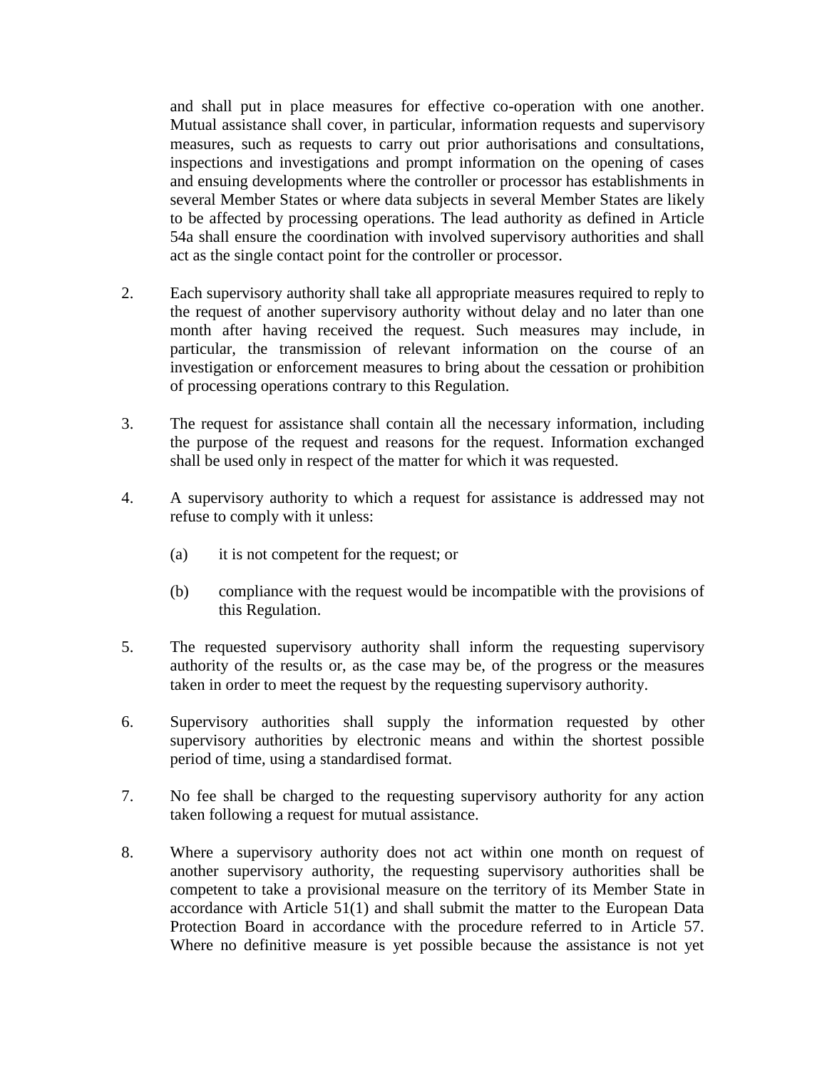and shall put in place measures for effective co-operation with one another. Mutual assistance shall cover, in particular, information requests and supervisory measures, such as requests to carry out prior authorisations and consultations, inspections and investigations and prompt information on the opening of cases and ensuing developments where the controller or processor has establishments in several Member States or where data subjects in several Member States are likely to be affected by processing operations. The lead authority as defined in Article 54a shall ensure the coordination with involved supervisory authorities and shall act as the single contact point for the controller or processor.

2. Each supervisory authority shall take all appropriate measures required to reply to the request of another supervisory authority without delay and no later than one month after having received the request. Such measures may include, in particular, the transmission of relevant information on the course of an investigation or enforcement measures to bring about the cessation or prohibition of processing operations contrary to this Regulation.

3. The request for assistance shall contain all the necessary information, including the purpose of the request and reasons for the request. Information exchanged shall be used only in respect of the matter for which it was requested.

4. A supervisory authority to which a request for assistance is addressed may not refuse to comply with it unless:

   (a) it is not competent for the request; or

   (b) compliance with the request would be incompatible with the provisions of this Regulation.

5. The requested supervisory authority shall inform the requesting supervisory authority of the results or, as the case may be, of the progress or the measures taken in order to meet the request by the requesting supervisory authority.

6. Supervisory authorities shall supply the information requested by other supervisory authorities by electronic means and within the shortest possible period of time, using a standardised format.

7. No fee shall be charged to the requesting supervisory authority for any action taken following a request for mutual assistance.

8. Where a supervisory authority does not act within one month on request of another supervisory authority, the requesting supervisory authorities shall be competent to take a provisional measure on the territory of its Member State in accordance with Article 51(1) and shall submit the matter to the European Data Protection Board in accordance with the procedure referred to in Article 57. Where no definitive measure is yet possible because the assistance is not yet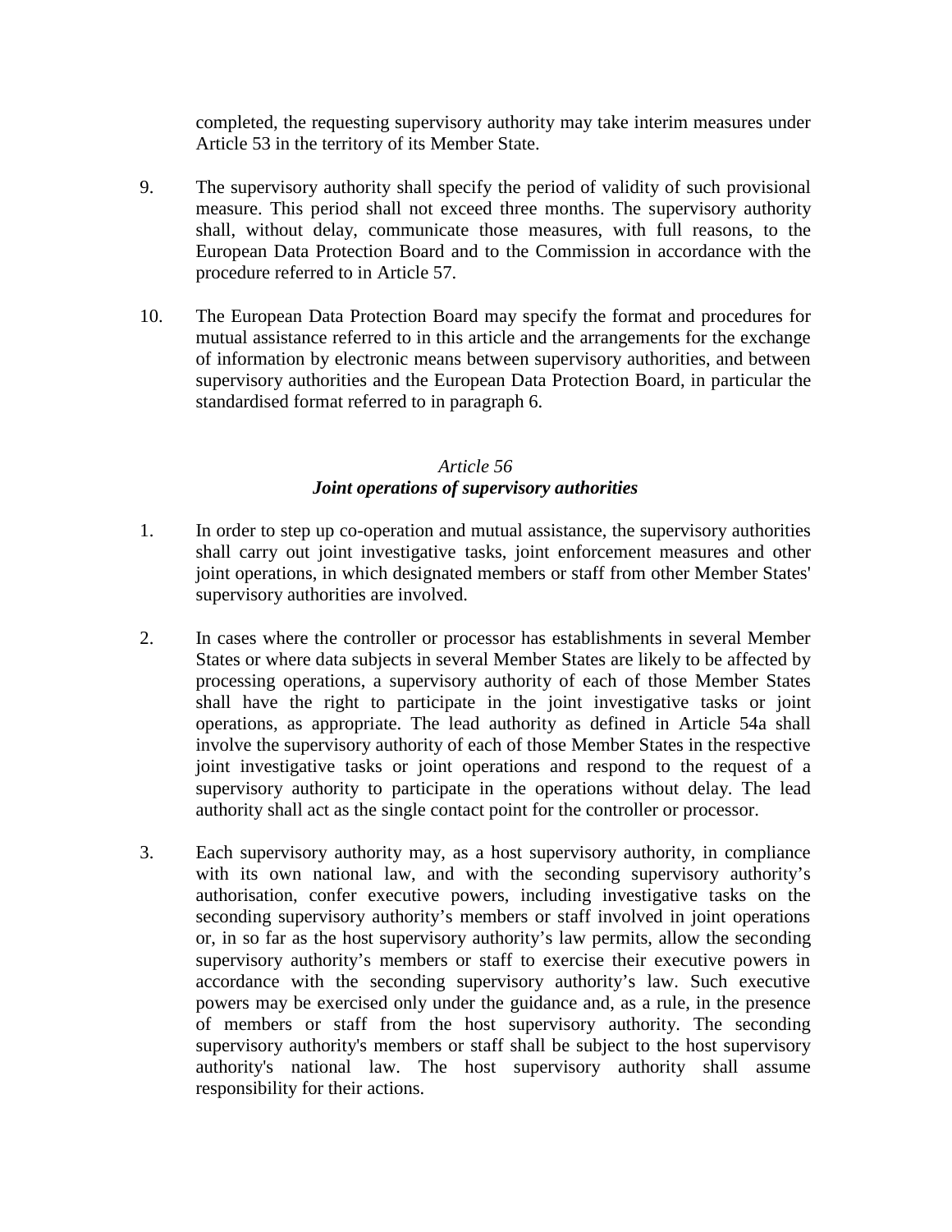completed, the requesting supervisory authority may take interim measures under Article 53 in the territory of its Member State.

9. The supervisory authority shall specify the period of validity of such provisional measure. This period shall not exceed three months. The supervisory authority shall, without delay, communicate those measures, with full reasons, to the European Data Protection Board and to the Commission in accordance with the procedure referred to in Article 57.

10. The European Data Protection Board may specify the format and procedures for mutual assistance referred to in this article and the arrangements for the exchange of information by electronic means between supervisory authorities, and between supervisory authorities and the European Data Protection Board, in particular the standardised format referred to in paragraph 6.

### *Article 56*
### ***Joint operations of supervisory authorities***

1. In order to step up co-operation and mutual assistance, the supervisory authorities shall carry out joint investigative tasks, joint enforcement measures and other joint operations, in which designated members or staff from other Member States' supervisory authorities are involved.

2. In cases where the controller or processor has establishments in several Member States or where data subjects in several Member States are likely to be affected by processing operations, a supervisory authority of each of those Member States shall have the right to participate in the joint investigative tasks or joint operations, as appropriate. The lead authority as defined in Article 54a shall involve the supervisory authority of each of those Member States in the respective joint investigative tasks or joint operations and respond to the request of a supervisory authority to participate in the operations without delay. The lead authority shall act as the single contact point for the controller or processor.

3. Each supervisory authority may, as a host supervisory authority, in compliance with its own national law, and with the seconding supervisory authority's authorisation, confer executive powers, including investigative tasks on the seconding supervisory authority's members or staff involved in joint operations or, in so far as the host supervisory authority's law permits, allow the seconding supervisory authority's members or staff to exercise their executive powers in accordance with the seconding supervisory authority's law. Such executive powers may be exercised only under the guidance and, as a rule, in the presence of members or staff from the host supervisory authority. The seconding supervisory authority's members or staff shall be subject to the host supervisory authority's national law. The host supervisory authority shall assume responsibility for their actions.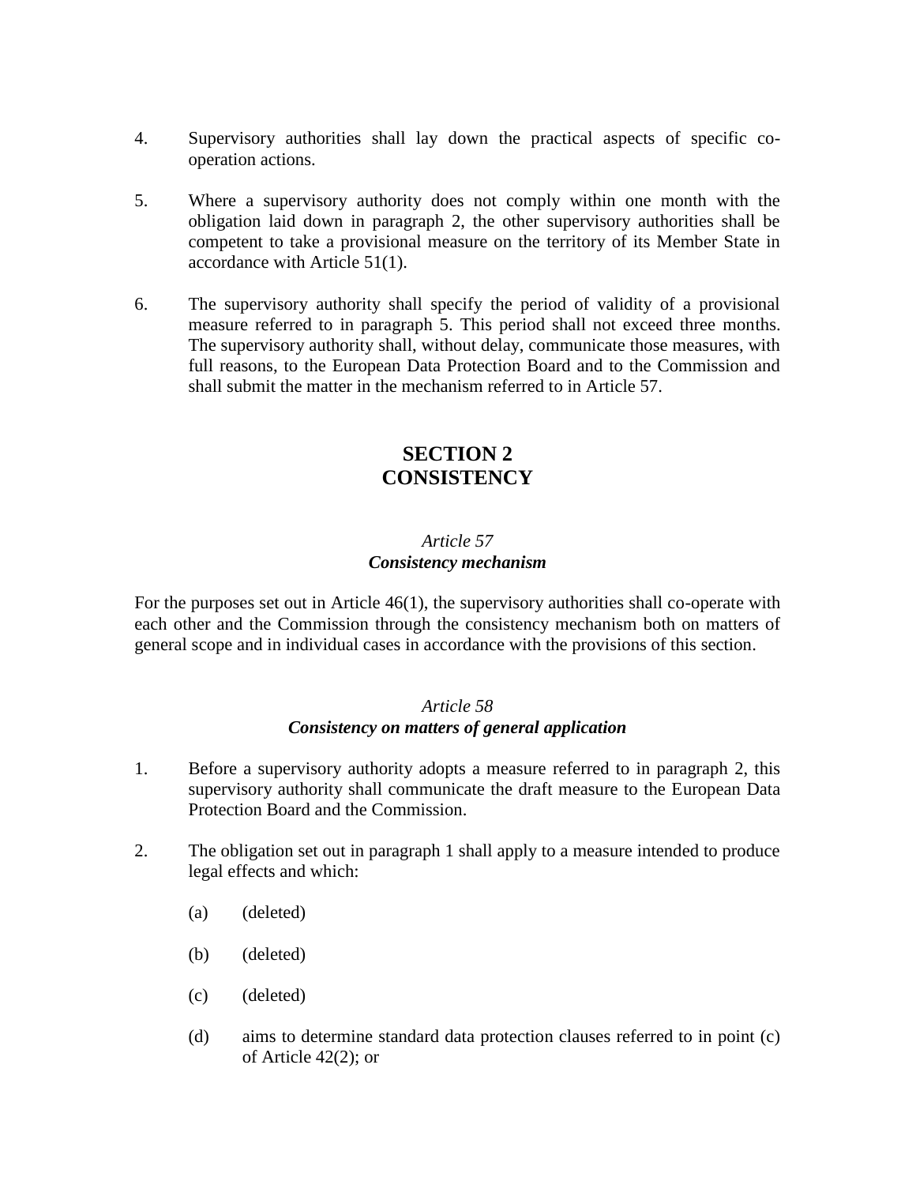4. Supervisory authorities shall lay down the practical aspects of specific co-operation actions.

5. Where a supervisory authority does not comply within one month with the obligation laid down in paragraph 2, the other supervisory authorities shall be competent to take a provisional measure on the territory of its Member State in accordance with Article 51(1).

6. The supervisory authority shall specify the period of validity of a provisional measure referred to in paragraph 5. This period shall not exceed three months. The supervisory authority shall, without delay, communicate those measures, with full reasons, to the European Data Protection Board and to the Commission and shall submit the matter in the mechanism referred to in Article 57.

## SECTION 2
## CONSISTENCY

### *Article 57*
### ***Consistency mechanism***

For the purposes set out in Article 46(1), the supervisory authorities shall co-operate with each other and the Commission through the consistency mechanism both on matters of general scope and in individual cases in accordance with the provisions of this section.

### *Article 58*
### ***Consistency on matters of general application***

1. Before a supervisory authority adopts a measure referred to in paragraph 2, this supervisory authority shall communicate the draft measure to the European Data Protection Board and the Commission.

2. The obligation set out in paragraph 1 shall apply to a measure intended to produce legal effects and which:

   (a) (deleted)

   (b) (deleted)

   (c) (deleted)

   (d) aims to determine standard data protection clauses referred to in point (c) of Article 42(2); or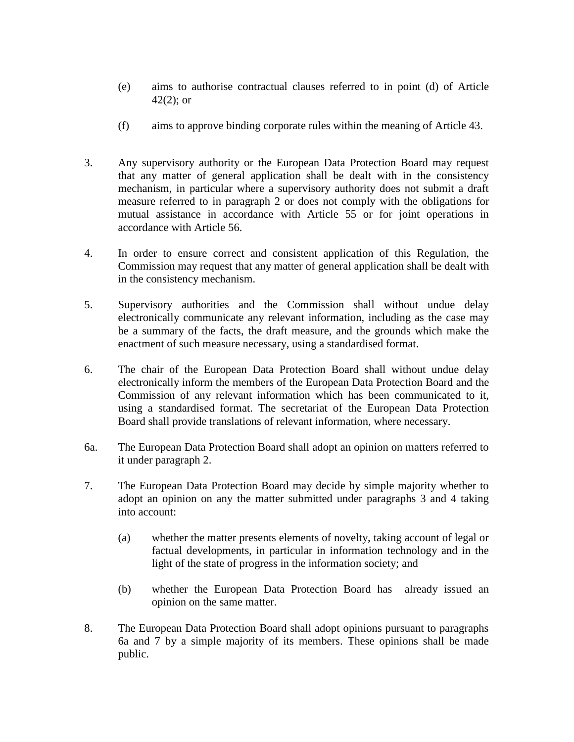(e) aims to authorise contractual clauses referred to in point (d) of Article 42(2); or

(f) aims to approve binding corporate rules within the meaning of Article 43.

3. Any supervisory authority or the European Data Protection Board may request that any matter of general application shall be dealt with in the consistency mechanism, in particular where a supervisory authority does not submit a draft measure referred to in paragraph 2 or does not comply with the obligations for mutual assistance in accordance with Article 55 or for joint operations in accordance with Article 56.

4. In order to ensure correct and consistent application of this Regulation, the Commission may request that any matter of general application shall be dealt with in the consistency mechanism.

5. Supervisory authorities and the Commission shall without undue delay electronically communicate any relevant information, including as the case may be a summary of the facts, the draft measure, and the grounds which make the enactment of such measure necessary, using a standardised format.

6. The chair of the European Data Protection Board shall without undue delay electronically inform the members of the European Data Protection Board and the Commission of any relevant information which has been communicated to it, using a standardised format. The secretariat of the European Data Protection Board shall provide translations of relevant information, where necessary.

6a. The European Data Protection Board shall adopt an opinion on matters referred to it under paragraph 2.

7. The European Data Protection Board may decide by simple majority whether to adopt an opinion on any the matter submitted under paragraphs 3 and 4 taking into account:

(a) whether the matter presents elements of novelty, taking account of legal or factual developments, in particular in information technology and in the light of the state of progress in the information society; and

(b) whether the European Data Protection Board has already issued an opinion on the same matter.

8. The European Data Protection Board shall adopt opinions pursuant to paragraphs 6a and 7 by a simple majority of its members. These opinions shall be made public.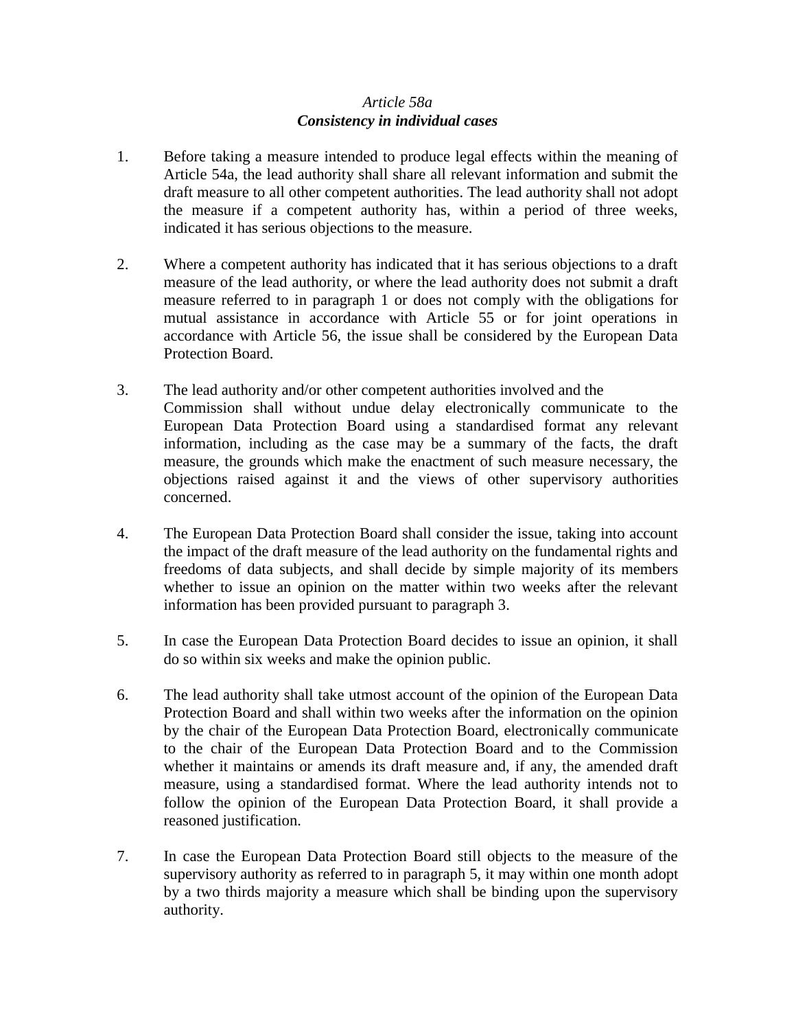*Article 58a*
***Consistency in individual cases***

1. Before taking a measure intended to produce legal effects within the meaning of Article 54a, the lead authority shall share all relevant information and submit the draft measure to all other competent authorities. The lead authority shall not adopt the measure if a competent authority has, within a period of three weeks, indicated it has serious objections to the measure.

2. Where a competent authority has indicated that it has serious objections to a draft measure of the lead authority, or where the lead authority does not submit a draft measure referred to in paragraph 1 or does not comply with the obligations for mutual assistance in accordance with Article 55 or for joint operations in accordance with Article 56, the issue shall be considered by the European Data Protection Board.

3. The lead authority and/or other competent authorities involved and the Commission shall without undue delay electronically communicate to the European Data Protection Board using a standardised format any relevant information, including as the case may be a summary of the facts, the draft measure, the grounds which make the enactment of such measure necessary, the objections raised against it and the views of other supervisory authorities concerned.

4. The European Data Protection Board shall consider the issue, taking into account the impact of the draft measure of the lead authority on the fundamental rights and freedoms of data subjects, and shall decide by simple majority of its members whether to issue an opinion on the matter within two weeks after the relevant information has been provided pursuant to paragraph 3.

5. In case the European Data Protection Board decides to issue an opinion, it shall do so within six weeks and make the opinion public.

6. The lead authority shall take utmost account of the opinion of the European Data Protection Board and shall within two weeks after the information on the opinion by the chair of the European Data Protection Board, electronically communicate to the chair of the European Data Protection Board and to the Commission whether it maintains or amends its draft measure and, if any, the amended draft measure, using a standardised format. Where the lead authority intends not to follow the opinion of the European Data Protection Board, it shall provide a reasoned justification.

7. In case the European Data Protection Board still objects to the measure of the supervisory authority as referred to in paragraph 5, it may within one month adopt by a two thirds majority a measure which shall be binding upon the supervisory authority.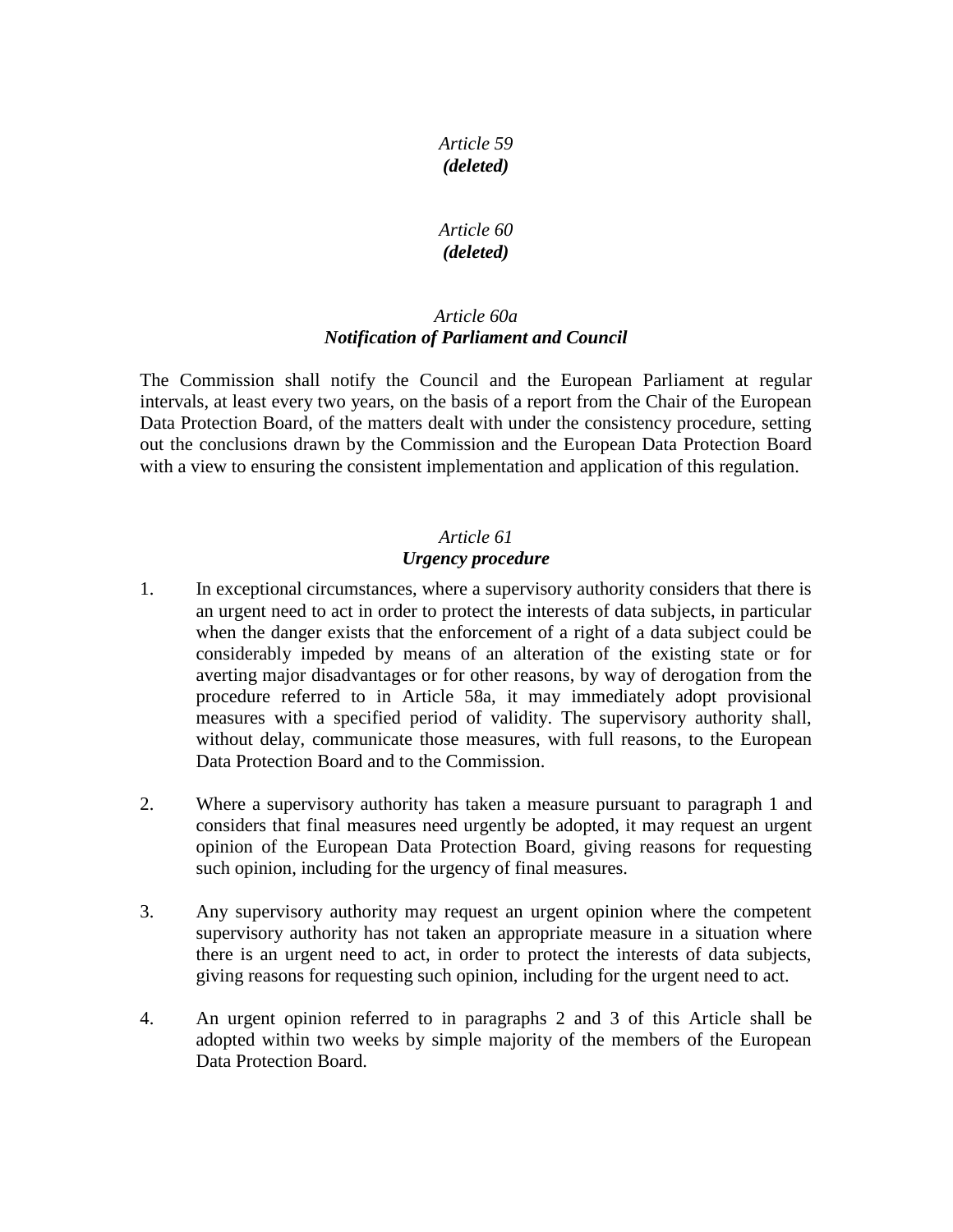*Article 59*
***(deleted)***

*Article 60*
***(deleted)***

*Article 60a*
***Notification of Parliament and Council***

The Commission shall notify the Council and the European Parliament at regular intervals, at least every two years, on the basis of a report from the Chair of the European Data Protection Board, of the matters dealt with under the consistency procedure, setting out the conclusions drawn by the Commission and the European Data Protection Board with a view to ensuring the consistent implementation and application of this regulation.

*Article 61*
***Urgency procedure***

1. In exceptional circumstances, where a supervisory authority considers that there is an urgent need to act in order to protect the interests of data subjects, in particular when the danger exists that the enforcement of a right of a data subject could be considerably impeded by means of an alteration of the existing state or for averting major disadvantages or for other reasons, by way of derogation from the procedure referred to in Article 58a, it may immediately adopt provisional measures with a specified period of validity. The supervisory authority shall, without delay, communicate those measures, with full reasons, to the European Data Protection Board and to the Commission.

2. Where a supervisory authority has taken a measure pursuant to paragraph 1 and considers that final measures need urgently be adopted, it may request an urgent opinion of the European Data Protection Board, giving reasons for requesting such opinion, including for the urgency of final measures.

3. Any supervisory authority may request an urgent opinion where the competent supervisory authority has not taken an appropriate measure in a situation where there is an urgent need to act, in order to protect the interests of data subjects, giving reasons for requesting such opinion, including for the urgent need to act.

4. An urgent opinion referred to in paragraphs 2 and 3 of this Article shall be adopted within two weeks by simple majority of the members of the European Data Protection Board.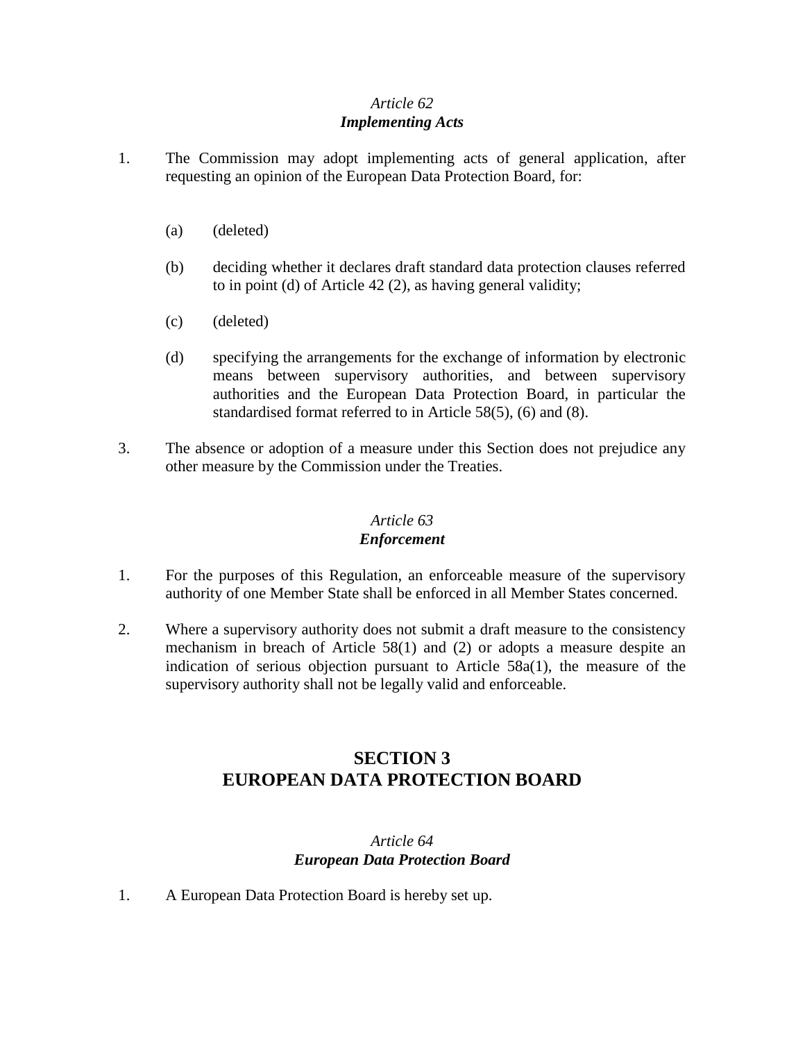*Article 62*
***Implementing Acts***

1. The Commission may adopt implementing acts of general application, after requesting an opinion of the European Data Protection Board, for:

   (a) (deleted)

   (b) deciding whether it declares draft standard data protection clauses referred to in point (d) of Article 42 (2), as having general validity;

   (c) (deleted)

   (d) specifying the arrangements for the exchange of information by electronic means between supervisory authorities, and between supervisory authorities and the European Data Protection Board, in particular the standardised format referred to in Article 58(5), (6) and (8).

3. The absence or adoption of a measure under this Section does not prejudice any other measure by the Commission under the Treaties.

*Article 63*
***Enforcement***

1. For the purposes of this Regulation, an enforceable measure of the supervisory authority of one Member State shall be enforced in all Member States concerned.

2. Where a supervisory authority does not submit a draft measure to the consistency mechanism in breach of Article 58(1) and (2) or adopts a measure despite an indication of serious objection pursuant to Article 58a(1), the measure of the supervisory authority shall not be legally valid and enforceable.

## SECTION 3
## EUROPEAN DATA PROTECTION BOARD

*Article 64*
***European Data Protection Board***

1. A European Data Protection Board is hereby set up.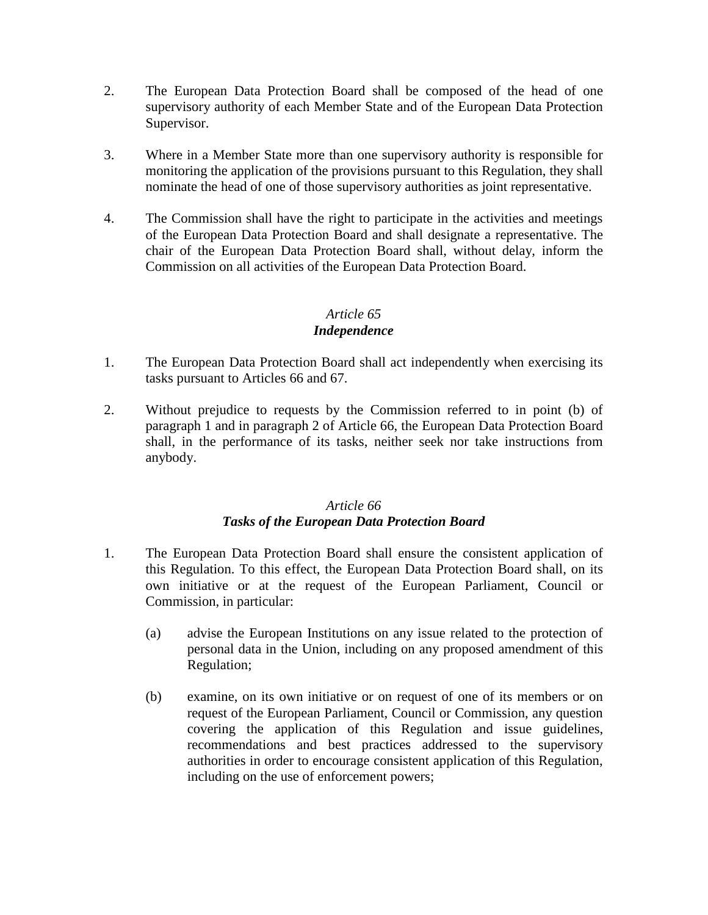2. The European Data Protection Board shall be composed of the head of one supervisory authority of each Member State and of the European Data Protection Supervisor.

3. Where in a Member State more than one supervisory authority is responsible for monitoring the application of the provisions pursuant to this Regulation, they shall nominate the head of one of those supervisory authorities as joint representative.

4. The Commission shall have the right to participate in the activities and meetings of the European Data Protection Board and shall designate a representative. The chair of the European Data Protection Board shall, without delay, inform the Commission on all activities of the European Data Protection Board.

### *Article 65*
### ***Independence***

1. The European Data Protection Board shall act independently when exercising its tasks pursuant to Articles 66 and 67.

2. Without prejudice to requests by the Commission referred to in point (b) of paragraph 1 and in paragraph 2 of Article 66, the European Data Protection Board shall, in the performance of its tasks, neither seek nor take instructions from anybody.

### *Article 66*
### ***Tasks of the European Data Protection Board***

1. The European Data Protection Board shall ensure the consistent application of this Regulation. To this effect, the European Data Protection Board shall, on its own initiative or at the request of the European Parliament, Council or Commission, in particular:

   (a) advise the European Institutions on any issue related to the protection of personal data in the Union, including on any proposed amendment of this Regulation;

   (b) examine, on its own initiative or on request of one of its members or on request of the European Parliament, Council or Commission, any question covering the application of this Regulation and issue guidelines, recommendations and best practices addressed to the supervisory authorities in order to encourage consistent application of this Regulation, including on the use of enforcement powers;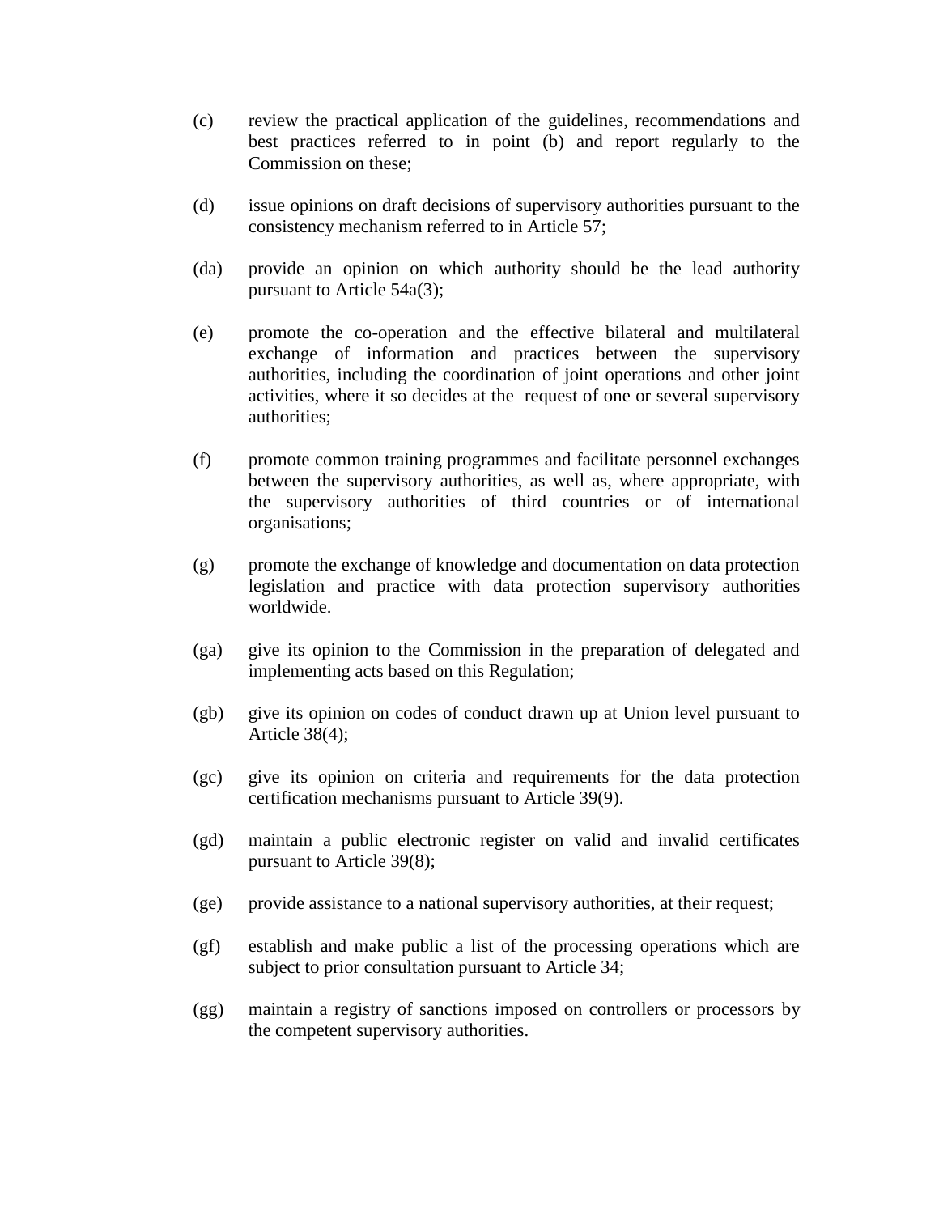(c) review the practical application of the guidelines, recommendations and best practices referred to in point (b) and report regularly to the Commission on these;

(d) issue opinions on draft decisions of supervisory authorities pursuant to the consistency mechanism referred to in Article 57;

(da) provide an opinion on which authority should be the lead authority pursuant to Article 54a(3);

(e) promote the co-operation and the effective bilateral and multilateral exchange of information and practices between the supervisory authorities, including the coordination of joint operations and other joint activities, where it so decides at the request of one or several supervisory authorities;

(f) promote common training programmes and facilitate personnel exchanges between the supervisory authorities, as well as, where appropriate, with the supervisory authorities of third countries or of international organisations;

(g) promote the exchange of knowledge and documentation on data protection legislation and practice with data protection supervisory authorities worldwide.

(ga) give its opinion to the Commission in the preparation of delegated and implementing acts based on this Regulation;

(gb) give its opinion on codes of conduct drawn up at Union level pursuant to Article 38(4);

(gc) give its opinion on criteria and requirements for the data protection certification mechanisms pursuant to Article 39(9).

(gd) maintain a public electronic register on valid and invalid certificates pursuant to Article 39(8);

(ge) provide assistance to a national supervisory authorities, at their request;

(gf) establish and make public a list of the processing operations which are subject to prior consultation pursuant to Article 34;

(gg) maintain a registry of sanctions imposed on controllers or processors by the competent supervisory authorities.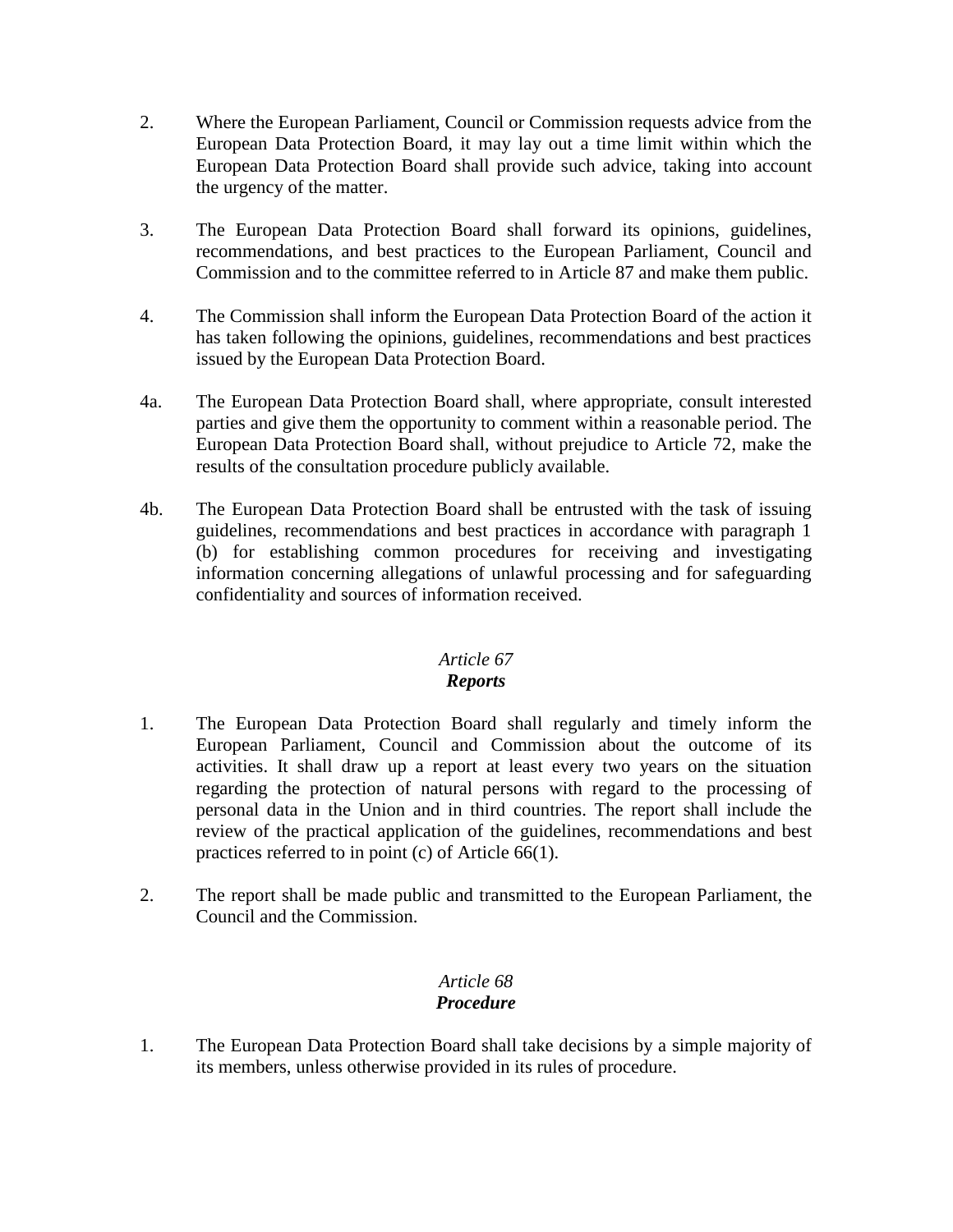2. Where the European Parliament, Council or Commission requests advice from the European Data Protection Board, it may lay out a time limit within which the European Data Protection Board shall provide such advice, taking into account the urgency of the matter.

3. The European Data Protection Board shall forward its opinions, guidelines, recommendations, and best practices to the European Parliament, Council and Commission and to the committee referred to in Article 87 and make them public.

4. The Commission shall inform the European Data Protection Board of the action it has taken following the opinions, guidelines, recommendations and best practices issued by the European Data Protection Board.

4a. The European Data Protection Board shall, where appropriate, consult interested parties and give them the opportunity to comment within a reasonable period. The European Data Protection Board shall, without prejudice to Article 72, make the results of the consultation procedure publicly available.

4b. The European Data Protection Board shall be entrusted with the task of issuing guidelines, recommendations and best practices in accordance with paragraph 1 (b) for establishing common procedures for receiving and investigating information concerning allegations of unlawful processing and for safeguarding confidentiality and sources of information received.

*Article 67*
***Reports***

1. The European Data Protection Board shall regularly and timely inform the European Parliament, Council and Commission about the outcome of its activities. It shall draw up a report at least every two years on the situation regarding the protection of natural persons with regard to the processing of personal data in the Union and in third countries. The report shall include the review of the practical application of the guidelines, recommendations and best practices referred to in point (c) of Article 66(1).

2. The report shall be made public and transmitted to the European Parliament, the Council and the Commission.

*Article 68*
***Procedure***

1. The European Data Protection Board shall take decisions by a simple majority of its members, unless otherwise provided in its rules of procedure.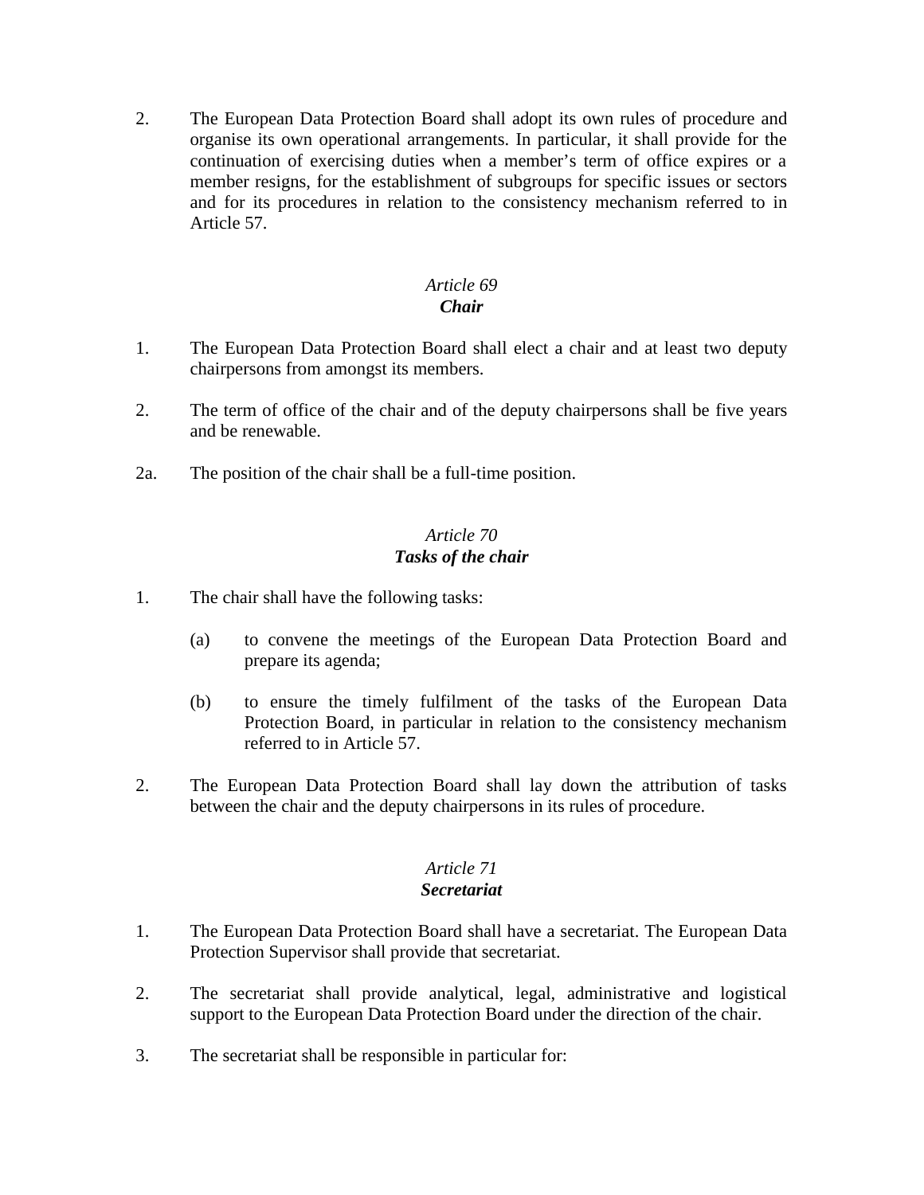2. The European Data Protection Board shall adopt its own rules of procedure and organise its own operational arrangements. In particular, it shall provide for the continuation of exercising duties when a member's term of office expires or a member resigns, for the establishment of subgroups for specific issues or sectors and for its procedures in relation to the consistency mechanism referred to in Article 57.

### *Article 69*
### ***Chair***

1. The European Data Protection Board shall elect a chair and at least two deputy chairpersons from amongst its members.

2. The term of office of the chair and of the deputy chairpersons shall be five years and be renewable.

2a. The position of the chair shall be a full-time position.

### *Article 70*
### ***Tasks of the chair***

1. The chair shall have the following tasks:

   (a) to convene the meetings of the European Data Protection Board and prepare its agenda;

   (b) to ensure the timely fulfilment of the tasks of the European Data Protection Board, in particular in relation to the consistency mechanism referred to in Article 57.

2. The European Data Protection Board shall lay down the attribution of tasks between the chair and the deputy chairpersons in its rules of procedure.

### *Article 71*
### ***Secretariat***

1. The European Data Protection Board shall have a secretariat. The European Data Protection Supervisor shall provide that secretariat.

2. The secretariat shall provide analytical, legal, administrative and logistical support to the European Data Protection Board under the direction of the chair.

3. The secretariat shall be responsible in particular for: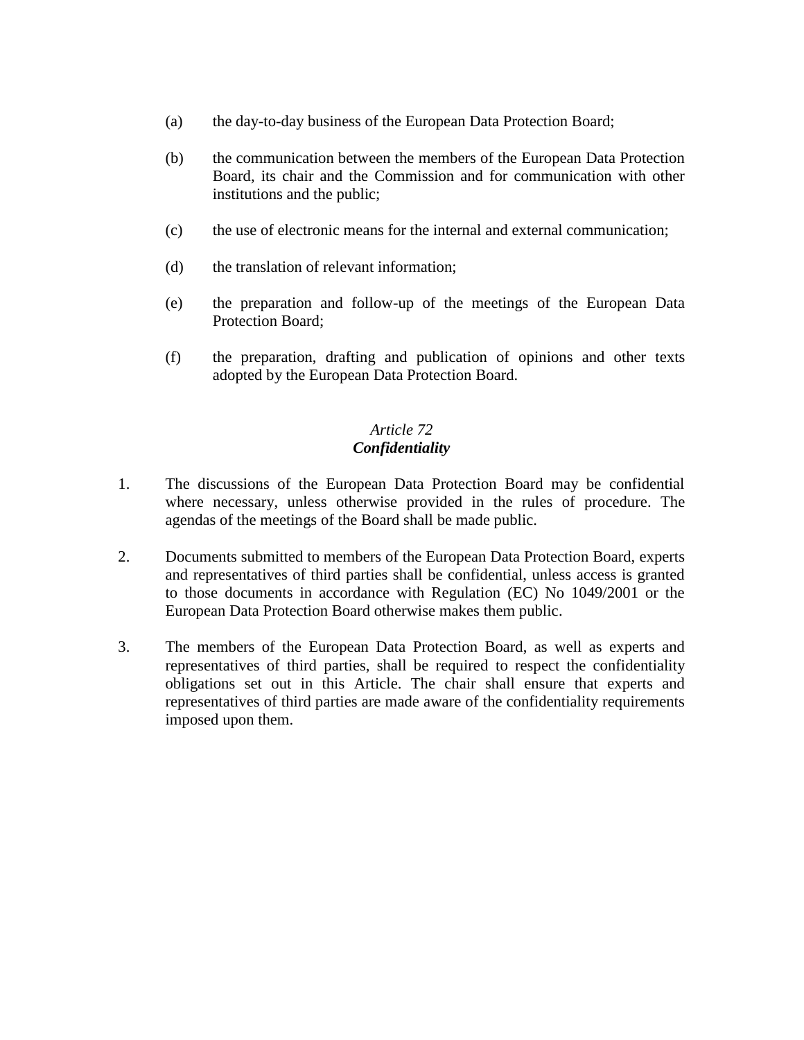(a) the day-to-day business of the European Data Protection Board;

(b) the communication between the members of the European Data Protection Board, its chair and the Commission and for communication with other institutions and the public;

(c) the use of electronic means for the internal and external communication;

(d) the translation of relevant information;

(e) the preparation and follow-up of the meetings of the European Data Protection Board;

(f) the preparation, drafting and publication of opinions and other texts adopted by the European Data Protection Board.

### *Article 72*
### ***Confidentiality***

1. The discussions of the European Data Protection Board may be confidential where necessary, unless otherwise provided in the rules of procedure. The agendas of the meetings of the Board shall be made public.

2. Documents submitted to members of the European Data Protection Board, experts and representatives of third parties shall be confidential, unless access is granted to those documents in accordance with Regulation (EC) No 1049/2001 or the European Data Protection Board otherwise makes them public.

3. The members of the European Data Protection Board, as well as experts and representatives of third parties, shall be required to respect the confidentiality obligations set out in this Article. The chair shall ensure that experts and representatives of third parties are made aware of the confidentiality requirements imposed upon them.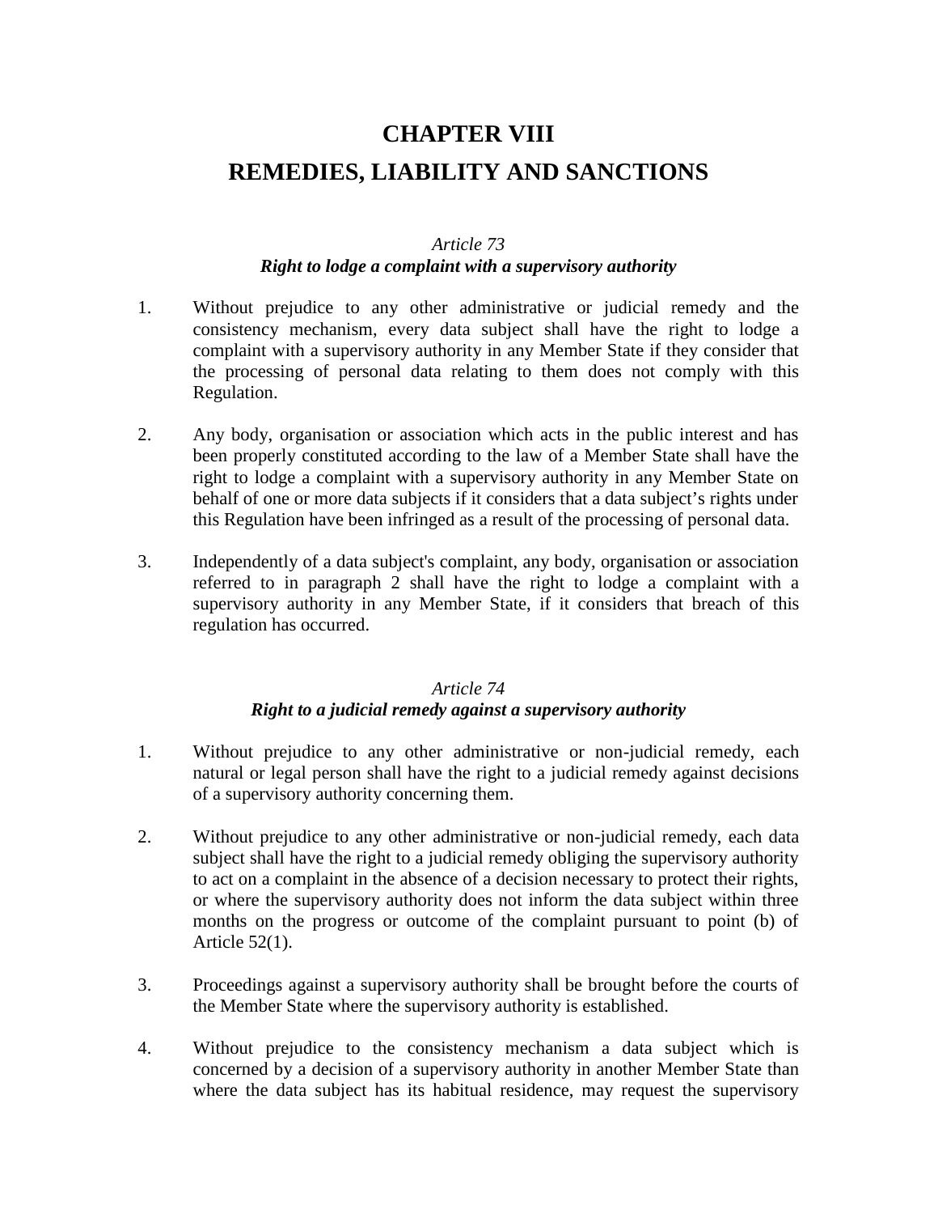# CHAPTER VIII
# REMEDIES, LIABILITY AND SANCTIONS

*Article 73*
***Right to lodge a complaint with a supervisory authority***

1. Without prejudice to any other administrative or judicial remedy and the consistency mechanism, every data subject shall have the right to lodge a complaint with a supervisory authority in any Member State if they consider that the processing of personal data relating to them does not comply with this Regulation.

2. Any body, organisation or association which acts in the public interest and has been properly constituted according to the law of a Member State shall have the right to lodge a complaint with a supervisory authority in any Member State on behalf of one or more data subjects if it considers that a data subject's rights under this Regulation have been infringed as a result of the processing of personal data.

3. Independently of a data subject's complaint, any body, organisation or association referred to in paragraph 2 shall have the right to lodge a complaint with a supervisory authority in any Member State, if it considers that breach of this regulation has occurred.

*Article 74*
***Right to a judicial remedy against a supervisory authority***

1. Without prejudice to any other administrative or non-judicial remedy, each natural or legal person shall have the right to a judicial remedy against decisions of a supervisory authority concerning them.

2. Without prejudice to any other administrative or non-judicial remedy, each data subject shall have the right to a judicial remedy obliging the supervisory authority to act on a complaint in the absence of a decision necessary to protect their rights, or where the supervisory authority does not inform the data subject within three months on the progress or outcome of the complaint pursuant to point (b) of Article 52(1).

3. Proceedings against a supervisory authority shall be brought before the courts of the Member State where the supervisory authority is established.

4. Without prejudice to the consistency mechanism a data subject which is concerned by a decision of a supervisory authority in another Member State than where the data subject has its habitual residence, may request the supervisory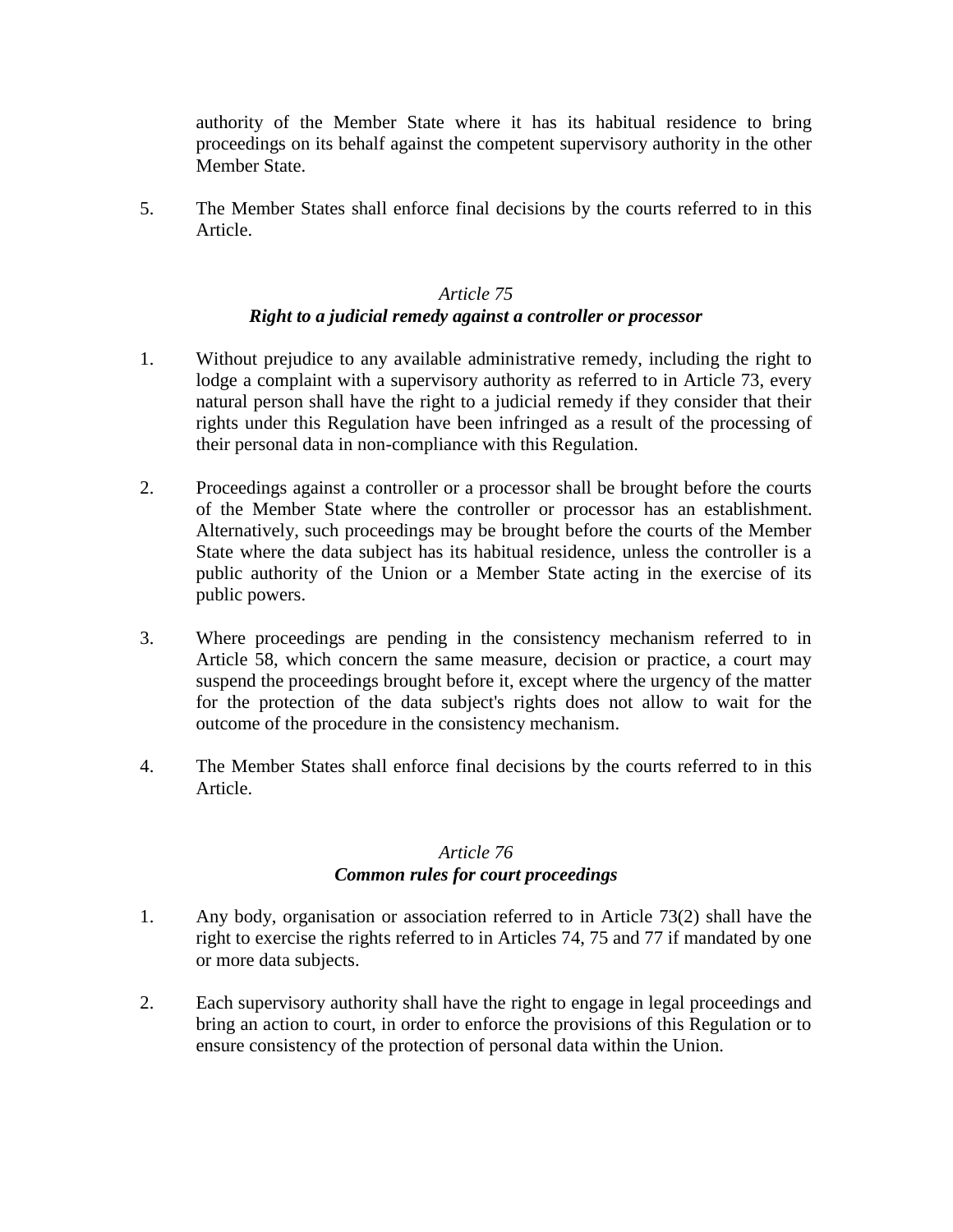authority of the Member State where it has its habitual residence to bring proceedings on its behalf against the competent supervisory authority in the other Member State.

5. The Member States shall enforce final decisions by the courts referred to in this Article.

### *Article 75*
### ***Right to a judicial remedy against a controller or processor***

1. Without prejudice to any available administrative remedy, including the right to lodge a complaint with a supervisory authority as referred to in Article 73, every natural person shall have the right to a judicial remedy if they consider that their rights under this Regulation have been infringed as a result of the processing of their personal data in non-compliance with this Regulation.

2. Proceedings against a controller or a processor shall be brought before the courts of the Member State where the controller or processor has an establishment. Alternatively, such proceedings may be brought before the courts of the Member State where the data subject has its habitual residence, unless the controller is a public authority of the Union or a Member State acting in the exercise of its public powers.

3. Where proceedings are pending in the consistency mechanism referred to in Article 58, which concern the same measure, decision or practice, a court may suspend the proceedings brought before it, except where the urgency of the matter for the protection of the data subject's rights does not allow to wait for the outcome of the procedure in the consistency mechanism.

4. The Member States shall enforce final decisions by the courts referred to in this Article.

### *Article 76*
### ***Common rules for court proceedings***

1. Any body, organisation or association referred to in Article 73(2) shall have the right to exercise the rights referred to in Articles 74, 75 and 77 if mandated by one or more data subjects.

2. Each supervisory authority shall have the right to engage in legal proceedings and bring an action to court, in order to enforce the provisions of this Regulation or to ensure consistency of the protection of personal data within the Union.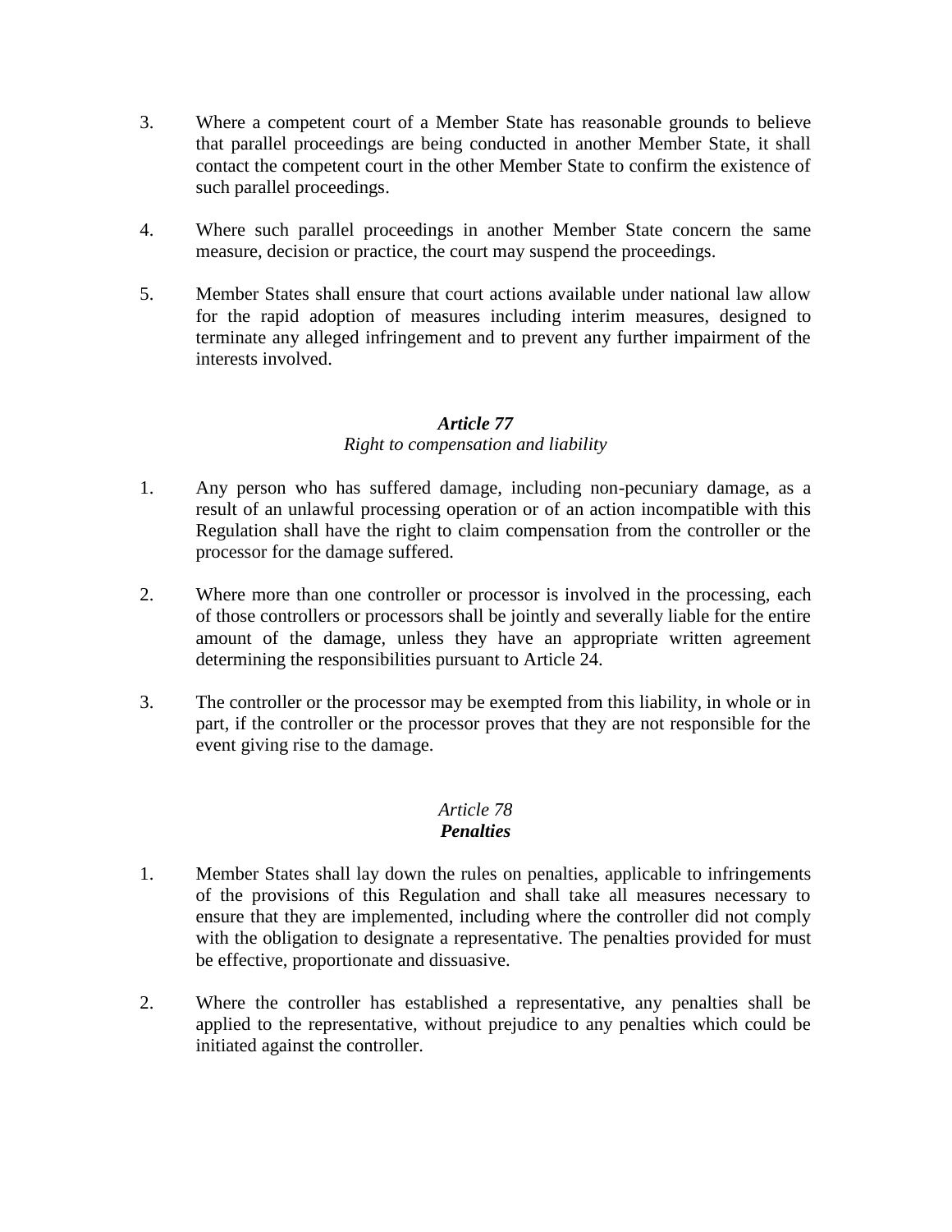3. Where a competent court of a Member State has reasonable grounds to believe that parallel proceedings are being conducted in another Member State, it shall contact the competent court in the other Member State to confirm the existence of such parallel proceedings.

4. Where such parallel proceedings in another Member State concern the same measure, decision or practice, the court may suspend the proceedings.

5. Member States shall ensure that court actions available under national law allow for the rapid adoption of measures including interim measures, designed to terminate any alleged infringement and to prevent any further impairment of the interests involved.

### *Article 77*
*Right to compensation and liability*

1. Any person who has suffered damage, including non-pecuniary damage, as a result of an unlawful processing operation or of an action incompatible with this Regulation shall have the right to claim compensation from the controller or the processor for the damage suffered.

2. Where more than one controller or processor is involved in the processing, each of those controllers or processors shall be jointly and severally liable for the entire amount of the damage, unless they have an appropriate written agreement determining the responsibilities pursuant to Article 24.

3. The controller or the processor may be exempted from this liability, in whole or in part, if the controller or the processor proves that they are not responsible for the event giving rise to the damage.

### *Article 78*
***Penalties***

1. Member States shall lay down the rules on penalties, applicable to infringements of the provisions of this Regulation and shall take all measures necessary to ensure that they are implemented, including where the controller did not comply with the obligation to designate a representative. The penalties provided for must be effective, proportionate and dissuasive.

2. Where the controller has established a representative, any penalties shall be applied to the representative, without prejudice to any penalties which could be initiated against the controller.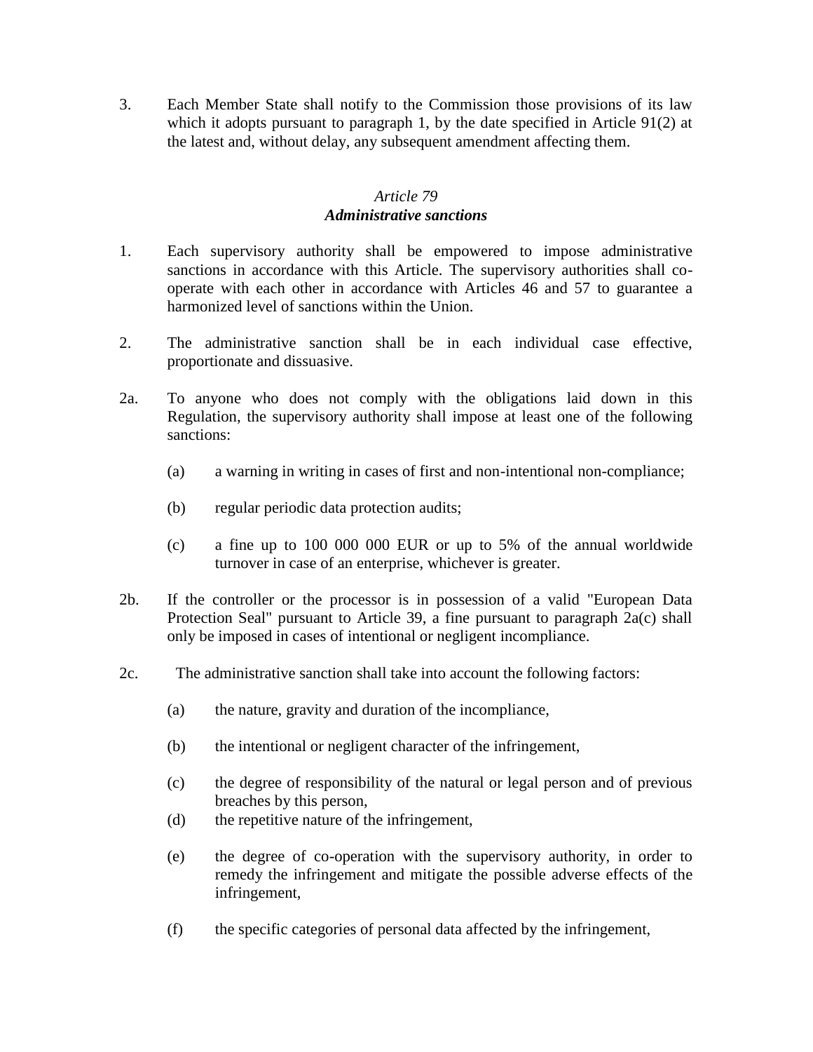3. Each Member State shall notify to the Commission those provisions of its law which it adopts pursuant to paragraph 1, by the date specified in Article 91(2) at the latest and, without delay, any subsequent amendment affecting them.

*Article 79*
***Administrative sanctions***

1. Each supervisory authority shall be empowered to impose administrative sanctions in accordance with this Article. The supervisory authorities shall co-operate with each other in accordance with Articles 46 and 57 to guarantee a harmonized level of sanctions within the Union.

2. The administrative sanction shall be in each individual case effective, proportionate and dissuasive.

2a. To anyone who does not comply with the obligations laid down in this Regulation, the supervisory authority shall impose at least one of the following sanctions:

(a) a warning in writing in cases of first and non-intentional non-compliance;

(b) regular periodic data protection audits;

(c) a fine up to 100 000 000 EUR or up to 5% of the annual worldwide turnover in case of an enterprise, whichever is greater.

2b. If the controller or the processor is in possession of a valid "European Data Protection Seal" pursuant to Article 39, a fine pursuant to paragraph 2a(c) shall only be imposed in cases of intentional or negligent incompliance.

2c. The administrative sanction shall take into account the following factors:

(a) the nature, gravity and duration of the incompliance,

(b) the intentional or negligent character of the infringement,

(c) the degree of responsibility of the natural or legal person and of previous breaches by this person,

(d) the repetitive nature of the infringement,

(e) the degree of co-operation with the supervisory authority, in order to remedy the infringement and mitigate the possible adverse effects of the infringement,

(f) the specific categories of personal data affected by the infringement,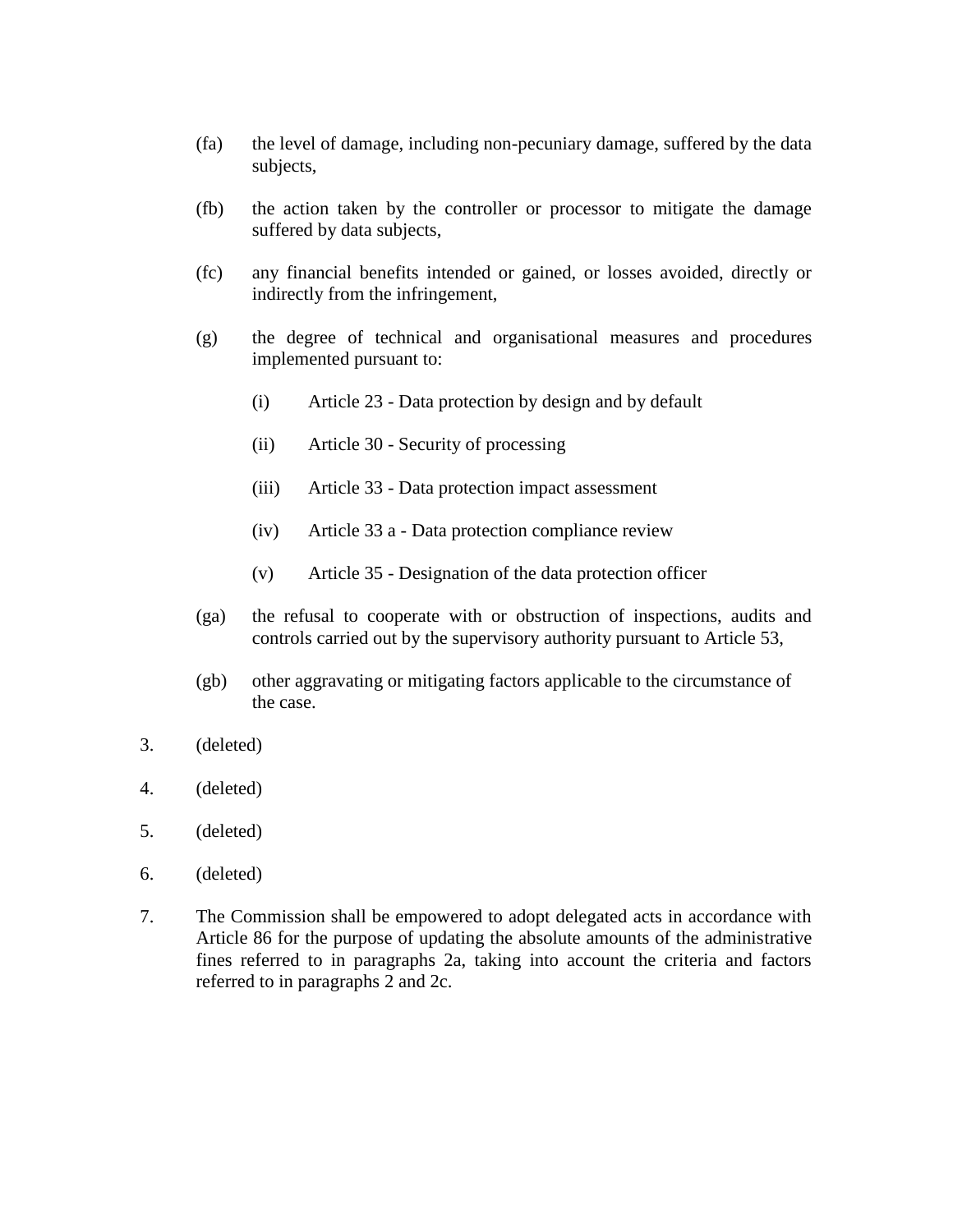(fa) the level of damage, including non-pecuniary damage, suffered by the data subjects,

(fb) the action taken by the controller or processor to mitigate the damage suffered by data subjects,

(fc) any financial benefits intended or gained, or losses avoided, directly or indirectly from the infringement,

(g) the degree of technical and organisational measures and procedures implemented pursuant to:

  (i) Article 23 - Data protection by design and by default

  (ii) Article 30 - Security of processing

  (iii) Article 33 - Data protection impact assessment

  (iv) Article 33 a - Data protection compliance review

  (v) Article 35 - Designation of the data protection officer

(ga) the refusal to cooperate with or obstruction of inspections, audits and controls carried out by the supervisory authority pursuant to Article 53,

(gb) other aggravating or mitigating factors applicable to the circumstance of the case.

3. (deleted)

4. (deleted)

5. (deleted)

6. (deleted)

7. The Commission shall be empowered to adopt delegated acts in accordance with Article 86 for the purpose of updating the absolute amounts of the administrative fines referred to in paragraphs 2a, taking into account the criteria and factors referred to in paragraphs 2 and 2c.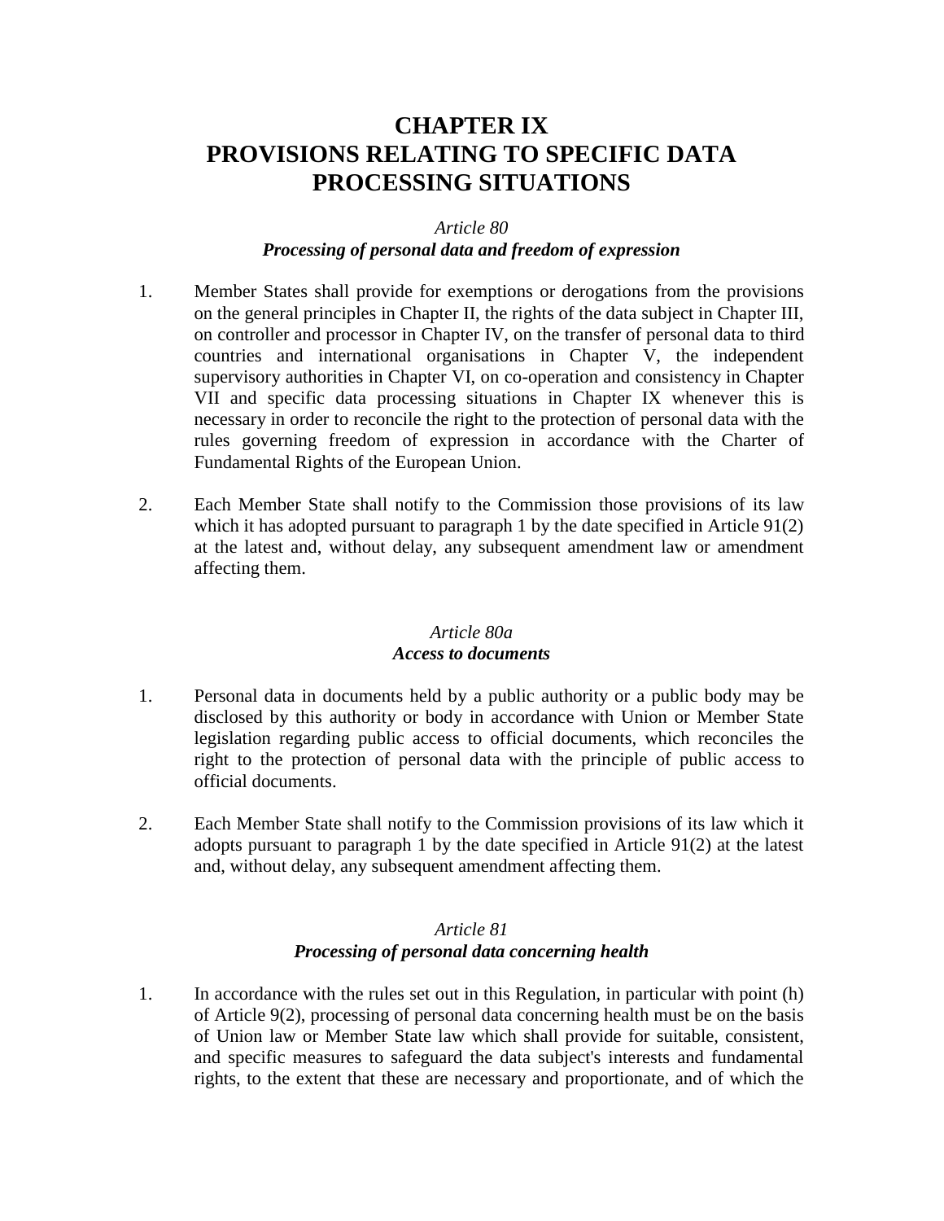# CHAPTER IX
# PROVISIONS RELATING TO SPECIFIC DATA PROCESSING SITUATIONS

*Article 80*

***Processing of personal data and freedom of expression***

1. Member States shall provide for exemptions or derogations from the provisions on the general principles in Chapter II, the rights of the data subject in Chapter III, on controller and processor in Chapter IV, on the transfer of personal data to third countries and international organisations in Chapter V, the independent supervisory authorities in Chapter VI, on co-operation and consistency in Chapter VII and specific data processing situations in Chapter IX whenever this is necessary in order to reconcile the right to the protection of personal data with the rules governing freedom of expression in accordance with the Charter of Fundamental Rights of the European Union.

2. Each Member State shall notify to the Commission those provisions of its law which it has adopted pursuant to paragraph 1 by the date specified in Article 91(2) at the latest and, without delay, any subsequent amendment law or amendment affecting them.

*Article 80a*

***Access to documents***

1. Personal data in documents held by a public authority or a public body may be disclosed by this authority or body in accordance with Union or Member State legislation regarding public access to official documents, which reconciles the right to the protection of personal data with the principle of public access to official documents.

2. Each Member State shall notify to the Commission provisions of its law which it adopts pursuant to paragraph 1 by the date specified in Article 91(2) at the latest and, without delay, any subsequent amendment affecting them.

*Article 81*

***Processing of personal data concerning health***

1. In accordance with the rules set out in this Regulation, in particular with point (h) of Article 9(2), processing of personal data concerning health must be on the basis of Union law or Member State law which shall provide for suitable, consistent, and specific measures to safeguard the data subject's interests and fundamental rights, to the extent that these are necessary and proportionate, and of which the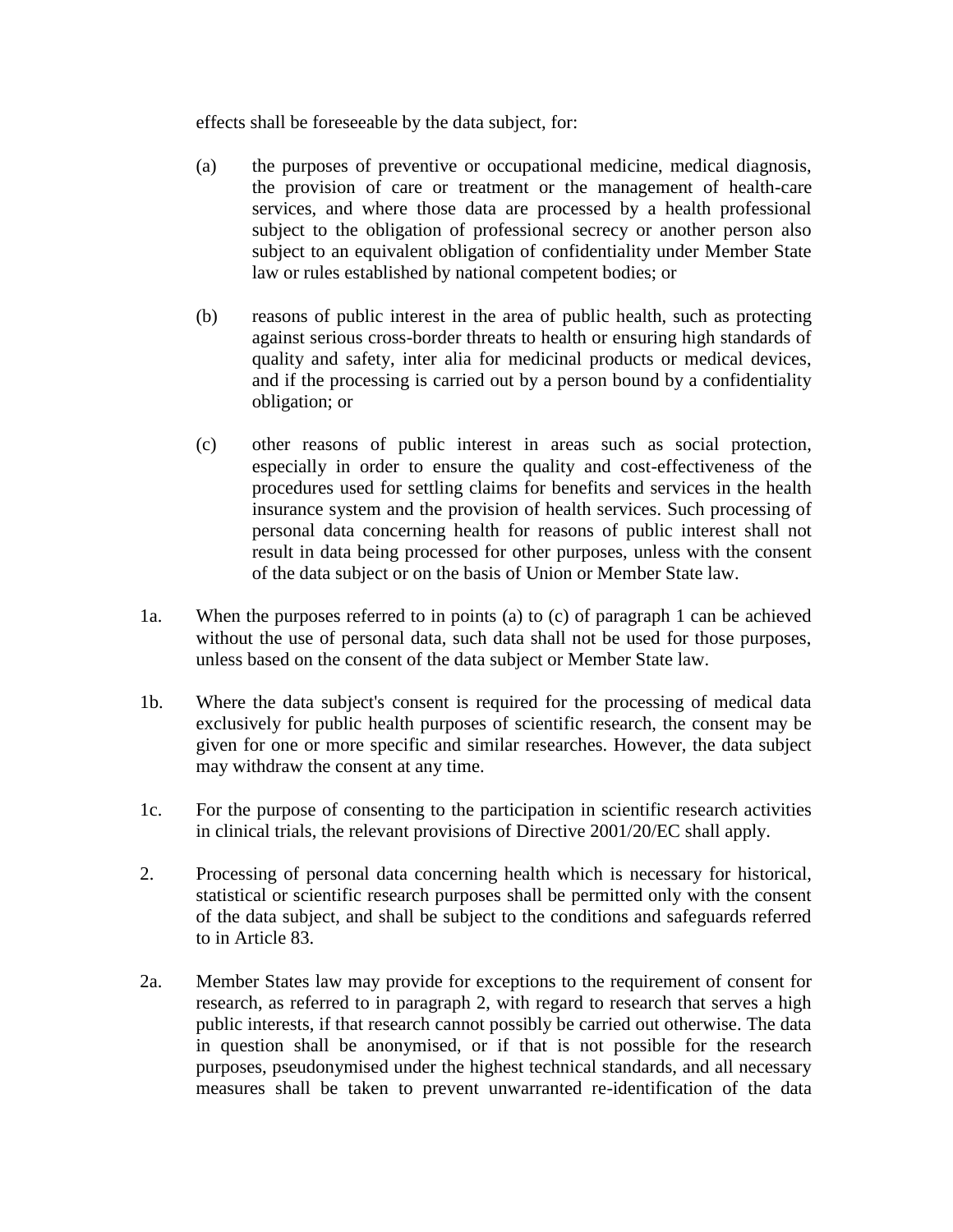effects shall be foreseeable by the data subject, for:

(a) the purposes of preventive or occupational medicine, medical diagnosis, the provision of care or treatment or the management of health-care services, and where those data are processed by a health professional subject to the obligation of professional secrecy or another person also subject to an equivalent obligation of confidentiality under Member State law or rules established by national competent bodies; or

(b) reasons of public interest in the area of public health, such as protecting against serious cross-border threats to health or ensuring high standards of quality and safety, inter alia for medicinal products or medical devices, and if the processing is carried out by a person bound by a confidentiality obligation; or

(c) other reasons of public interest in areas such as social protection, especially in order to ensure the quality and cost-effectiveness of the procedures used for settling claims for benefits and services in the health insurance system and the provision of health services. Such processing of personal data concerning health for reasons of public interest shall not result in data being processed for other purposes, unless with the consent of the data subject or on the basis of Union or Member State law.

1a. When the purposes referred to in points (a) to (c) of paragraph 1 can be achieved without the use of personal data, such data shall not be used for those purposes, unless based on the consent of the data subject or Member State law.

1b. Where the data subject's consent is required for the processing of medical data exclusively for public health purposes of scientific research, the consent may be given for one or more specific and similar researches. However, the data subject may withdraw the consent at any time.

1c. For the purpose of consenting to the participation in scientific research activities in clinical trials, the relevant provisions of Directive 2001/20/EC shall apply.

2. Processing of personal data concerning health which is necessary for historical, statistical or scientific research purposes shall be permitted only with the consent of the data subject, and shall be subject to the conditions and safeguards referred to in Article 83.

2a. Member States law may provide for exceptions to the requirement of consent for research, as referred to in paragraph 2, with regard to research that serves a high public interests, if that research cannot possibly be carried out otherwise. The data in question shall be anonymised, or if that is not possible for the research purposes, pseudonymised under the highest technical standards, and all necessary measures shall be taken to prevent unwarranted re-identification of the data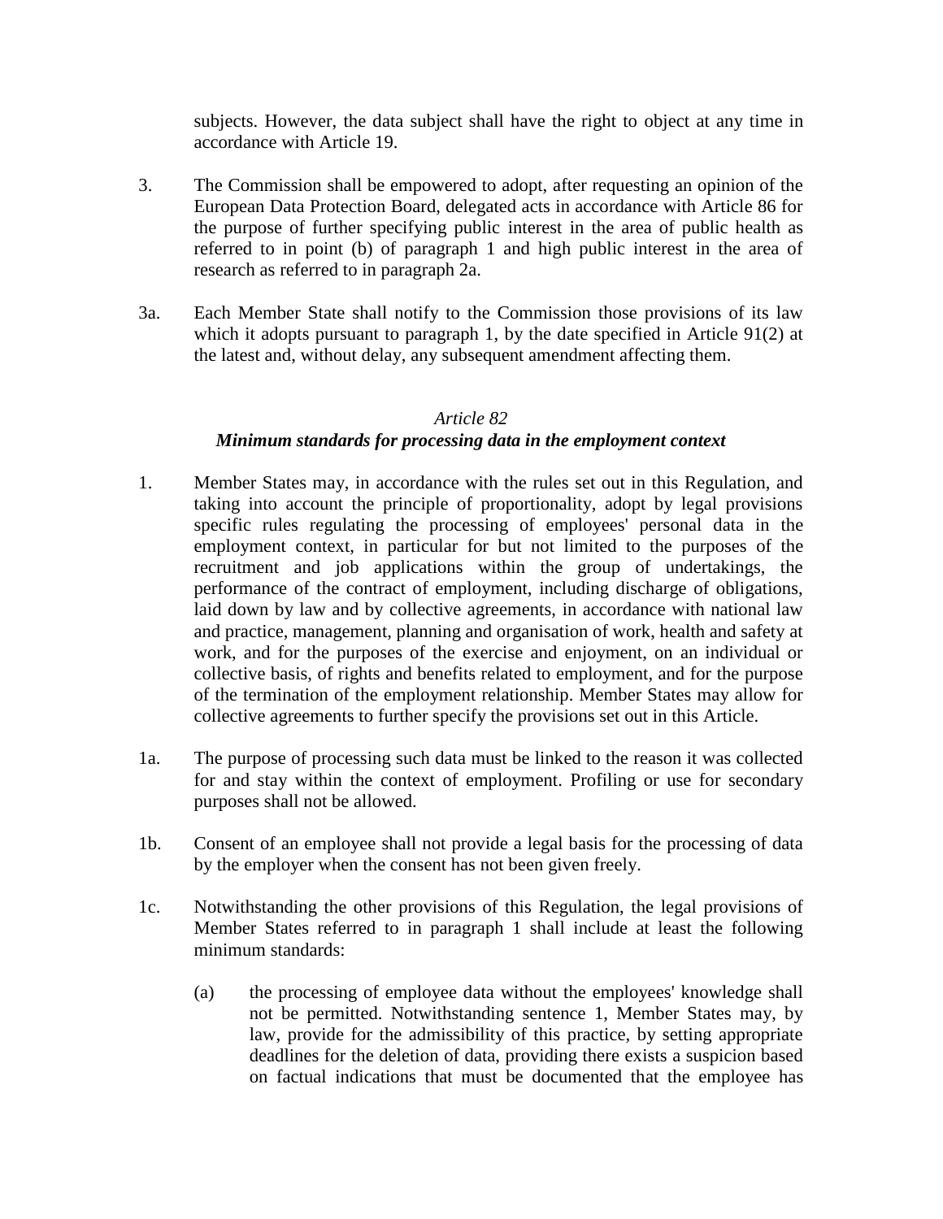subjects. However, the data subject shall have the right to object at any time in accordance with Article 19.

3. The Commission shall be empowered to adopt, after requesting an opinion of the European Data Protection Board, delegated acts in accordance with Article 86 for the purpose of further specifying public interest in the area of public health as referred to in point (b) of paragraph 1 and high public interest in the area of research as referred to in paragraph 2a.

3a. Each Member State shall notify to the Commission those provisions of its law which it adopts pursuant to paragraph 1, by the date specified in Article 91(2) at the latest and, without delay, any subsequent amendment affecting them.

### *Article 82*
### ***Minimum standards for processing data in the employment context***

1. Member States may, in accordance with the rules set out in this Regulation, and taking into account the principle of proportionality, adopt by legal provisions specific rules regulating the processing of employees' personal data in the employment context, in particular for but not limited to the purposes of the recruitment and job applications within the group of undertakings, the performance of the contract of employment, including discharge of obligations, laid down by law and by collective agreements, in accordance with national law and practice, management, planning and organisation of work, health and safety at work, and for the purposes of the exercise and enjoyment, on an individual or collective basis, of rights and benefits related to employment, and for the purpose of the termination of the employment relationship. Member States may allow for collective agreements to further specify the provisions set out in this Article.

1a. The purpose of processing such data must be linked to the reason it was collected for and stay within the context of employment. Profiling or use for secondary purposes shall not be allowed.

1b. Consent of an employee shall not provide a legal basis for the processing of data by the employer when the consent has not been given freely.

1c. Notwithstanding the other provisions of this Regulation, the legal provisions of Member States referred to in paragraph 1 shall include at least the following minimum standards:

   (a) the processing of employee data without the employees' knowledge shall not be permitted. Notwithstanding sentence 1, Member States may, by law, provide for the admissibility of this practice, by setting appropriate deadlines for the deletion of data, providing there exists a suspicion based on factual indications that must be documented that the employee has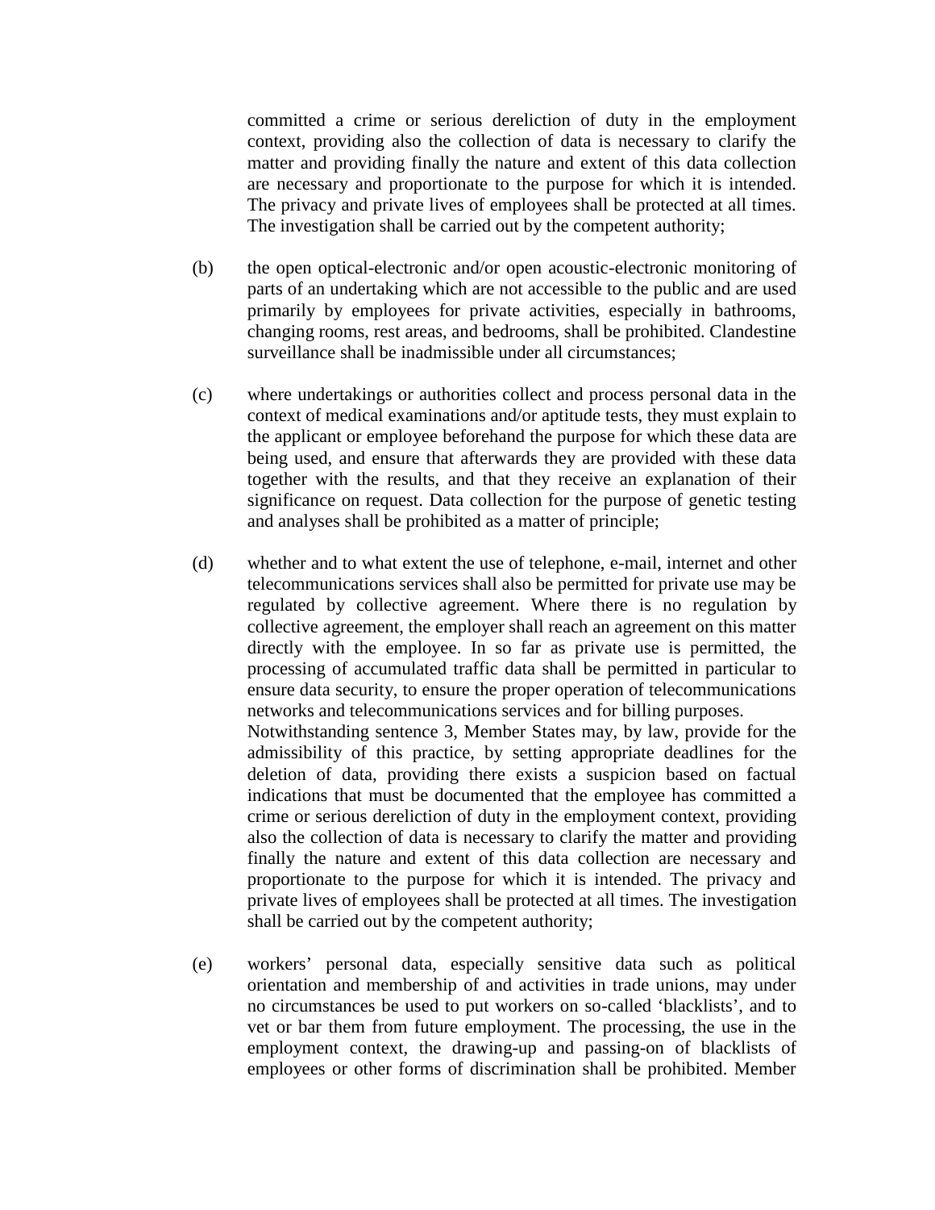committed a crime or serious dereliction of duty in the employment context, providing also the collection of data is necessary to clarify the matter and providing finally the nature and extent of this data collection are necessary and proportionate to the purpose for which it is intended. The privacy and private lives of employees shall be protected at all times. The investigation shall be carried out by the competent authority;

(b) the open optical-electronic and/or open acoustic-electronic monitoring of parts of an undertaking which are not accessible to the public and are used primarily by employees for private activities, especially in bathrooms, changing rooms, rest areas, and bedrooms, shall be prohibited. Clandestine surveillance shall be inadmissible under all circumstances;

(c) where undertakings or authorities collect and process personal data in the context of medical examinations and/or aptitude tests, they must explain to the applicant or employee beforehand the purpose for which these data are being used, and ensure that afterwards they are provided with these data together with the results, and that they receive an explanation of their significance on request. Data collection for the purpose of genetic testing and analyses shall be prohibited as a matter of principle;

(d) whether and to what extent the use of telephone, e-mail, internet and other telecommunications services shall also be permitted for private use may be regulated by collective agreement. Where there is no regulation by collective agreement, the employer shall reach an agreement on this matter directly with the employee. In so far as private use is permitted, the processing of accumulated traffic data shall be permitted in particular to ensure data security, to ensure the proper operation of telecommunications networks and telecommunications services and for billing purposes.
Notwithstanding sentence 3, Member States may, by law, provide for the admissibility of this practice, by setting appropriate deadlines for the deletion of data, providing there exists a suspicion based on factual indications that must be documented that the employee has committed a crime or serious dereliction of duty in the employment context, providing also the collection of data is necessary to clarify the matter and providing finally the nature and extent of this data collection are necessary and proportionate to the purpose for which it is intended. The privacy and private lives of employees shall be protected at all times. The investigation shall be carried out by the competent authority;

(e) workers' personal data, especially sensitive data such as political orientation and membership of and activities in trade unions, may under no circumstances be used to put workers on so-called 'blacklists', and to vet or bar them from future employment. The processing, the use in the employment context, the drawing-up and passing-on of blacklists of employees or other forms of discrimination shall be prohibited. Member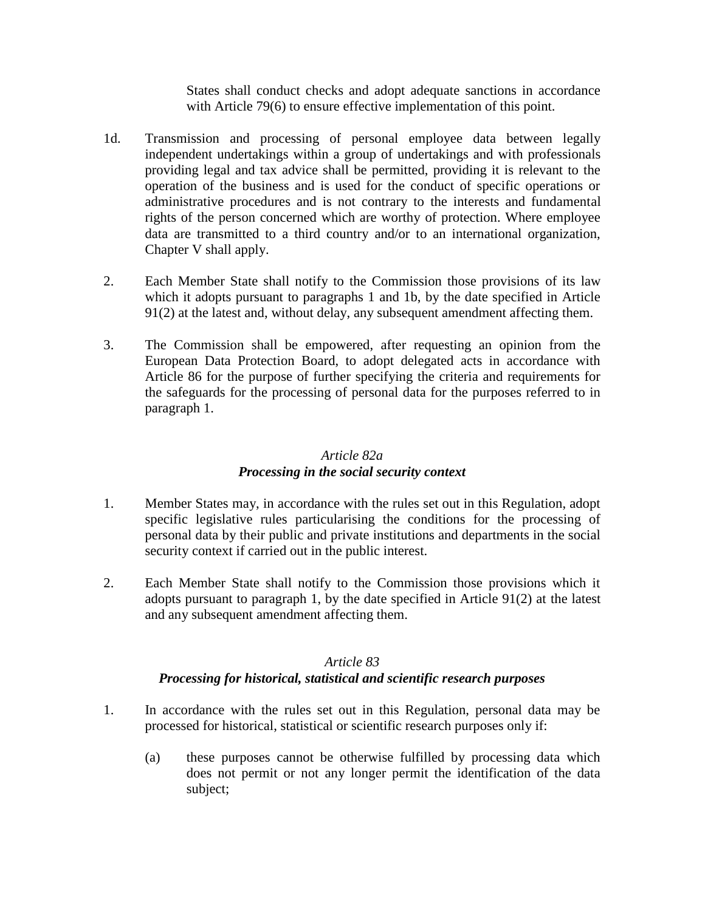States shall conduct checks and adopt adequate sanctions in accordance with Article 79(6) to ensure effective implementation of this point.

1d. Transmission and processing of personal employee data between legally independent undertakings within a group of undertakings and with professionals providing legal and tax advice shall be permitted, providing it is relevant to the operation of the business and is used for the conduct of specific operations or administrative procedures and is not contrary to the interests and fundamental rights of the person concerned which are worthy of protection. Where employee data are transmitted to a third country and/or to an international organization, Chapter V shall apply.

2. Each Member State shall notify to the Commission those provisions of its law which it adopts pursuant to paragraphs 1 and 1b, by the date specified in Article 91(2) at the latest and, without delay, any subsequent amendment affecting them.

3. The Commission shall be empowered, after requesting an opinion from the European Data Protection Board, to adopt delegated acts in accordance with Article 86 for the purpose of further specifying the criteria and requirements for the safeguards for the processing of personal data for the purposes referred to in paragraph 1.

### *Article 82a*
### ***Processing in the social security context***

1. Member States may, in accordance with the rules set out in this Regulation, adopt specific legislative rules particularising the conditions for the processing of personal data by their public and private institutions and departments in the social security context if carried out in the public interest.

2. Each Member State shall notify to the Commission those provisions which it adopts pursuant to paragraph 1, by the date specified in Article 91(2) at the latest and any subsequent amendment affecting them.

### *Article 83*
### ***Processing for historical, statistical and scientific research purposes***

1. In accordance with the rules set out in this Regulation, personal data may be processed for historical, statistical or scientific research purposes only if:

   (a) these purposes cannot be otherwise fulfilled by processing data which does not permit or not any longer permit the identification of the data subject;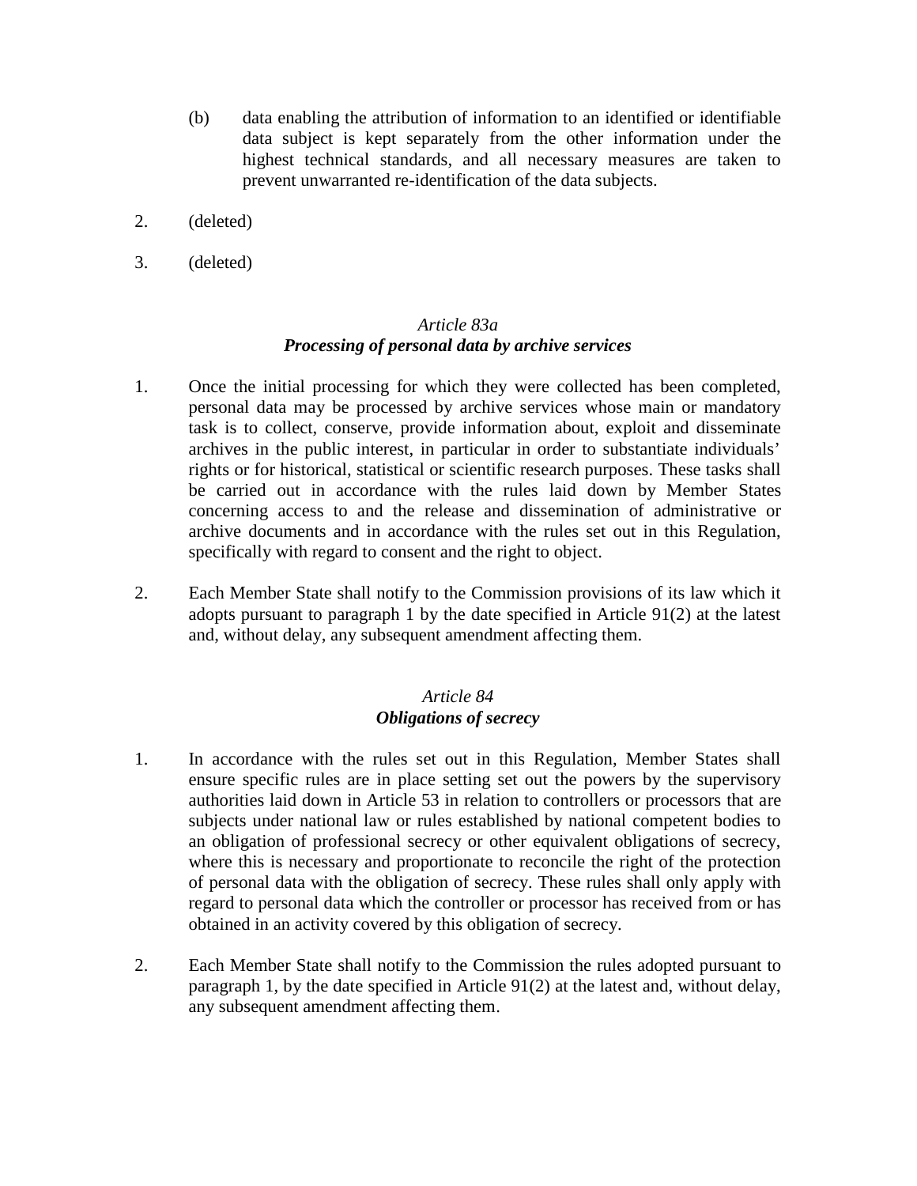(b) data enabling the attribution of information to an identified or identifiable data subject is kept separately from the other information under the highest technical standards, and all necessary measures are taken to prevent unwarranted re-identification of the data subjects.

2. (deleted)

3. (deleted)

*Article 83a*
***Processing of personal data by archive services***

1. Once the initial processing for which they were collected has been completed, personal data may be processed by archive services whose main or mandatory task is to collect, conserve, provide information about, exploit and disseminate archives in the public interest, in particular in order to substantiate individuals' rights or for historical, statistical or scientific research purposes. These tasks shall be carried out in accordance with the rules laid down by Member States concerning access to and the release and dissemination of administrative or archive documents and in accordance with the rules set out in this Regulation, specifically with regard to consent and the right to object.

2. Each Member State shall notify to the Commission provisions of its law which it adopts pursuant to paragraph 1 by the date specified in Article 91(2) at the latest and, without delay, any subsequent amendment affecting them.

*Article 84*
***Obligations of secrecy***

1. In accordance with the rules set out in this Regulation, Member States shall ensure specific rules are in place setting set out the powers by the supervisory authorities laid down in Article 53 in relation to controllers or processors that are subjects under national law or rules established by national competent bodies to an obligation of professional secrecy or other equivalent obligations of secrecy, where this is necessary and proportionate to reconcile the right of the protection of personal data with the obligation of secrecy. These rules shall only apply with regard to personal data which the controller or processor has received from or has obtained in an activity covered by this obligation of secrecy.

2. Each Member State shall notify to the Commission the rules adopted pursuant to paragraph 1, by the date specified in Article 91(2) at the latest and, without delay, any subsequent amendment affecting them.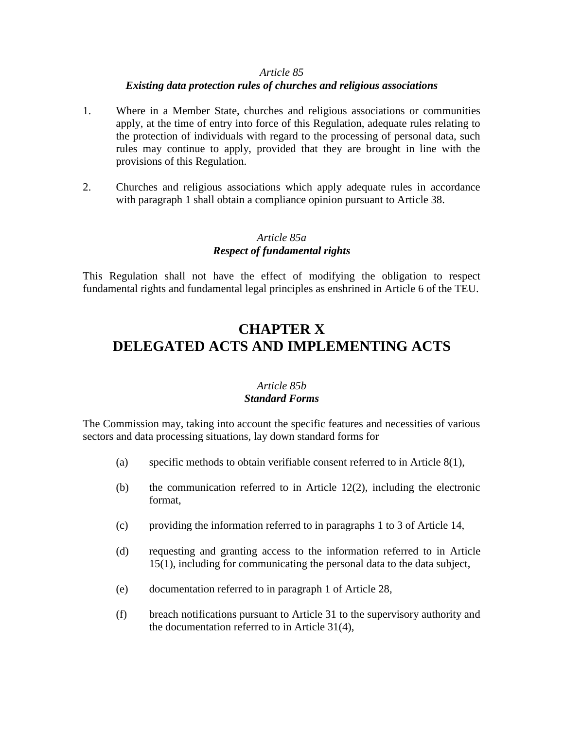### *Article 85*
### ***Existing data protection rules of churches and religious associations***

1. Where in a Member State, churches and religious associations or communities apply, at the time of entry into force of this Regulation, adequate rules relating to the protection of individuals with regard to the processing of personal data, such rules may continue to apply, provided that they are brought in line with the provisions of this Regulation.

2. Churches and religious associations which apply adequate rules in accordance with paragraph 1 shall obtain a compliance opinion pursuant to Article 38.

### *Article 85a*
### ***Respect of fundamental rights***

This Regulation shall not have the effect of modifying the obligation to respect fundamental rights and fundamental legal principles as enshrined in Article 6 of the TEU.

# CHAPTER X
# DELEGATED ACTS AND IMPLEMENTING ACTS

### *Article 85b*
### ***Standard Forms***

The Commission may, taking into account the specific features and necessities of various sectors and data processing situations, lay down standard forms for

(a) specific methods to obtain verifiable consent referred to in Article 8(1),

(b) the communication referred to in Article 12(2), including the electronic format,

(c) providing the information referred to in paragraphs 1 to 3 of Article 14,

(d) requesting and granting access to the information referred to in Article 15(1), including for communicating the personal data to the data subject,

(e) documentation referred to in paragraph 1 of Article 28,

(f) breach notifications pursuant to Article 31 to the supervisory authority and the documentation referred to in Article 31(4),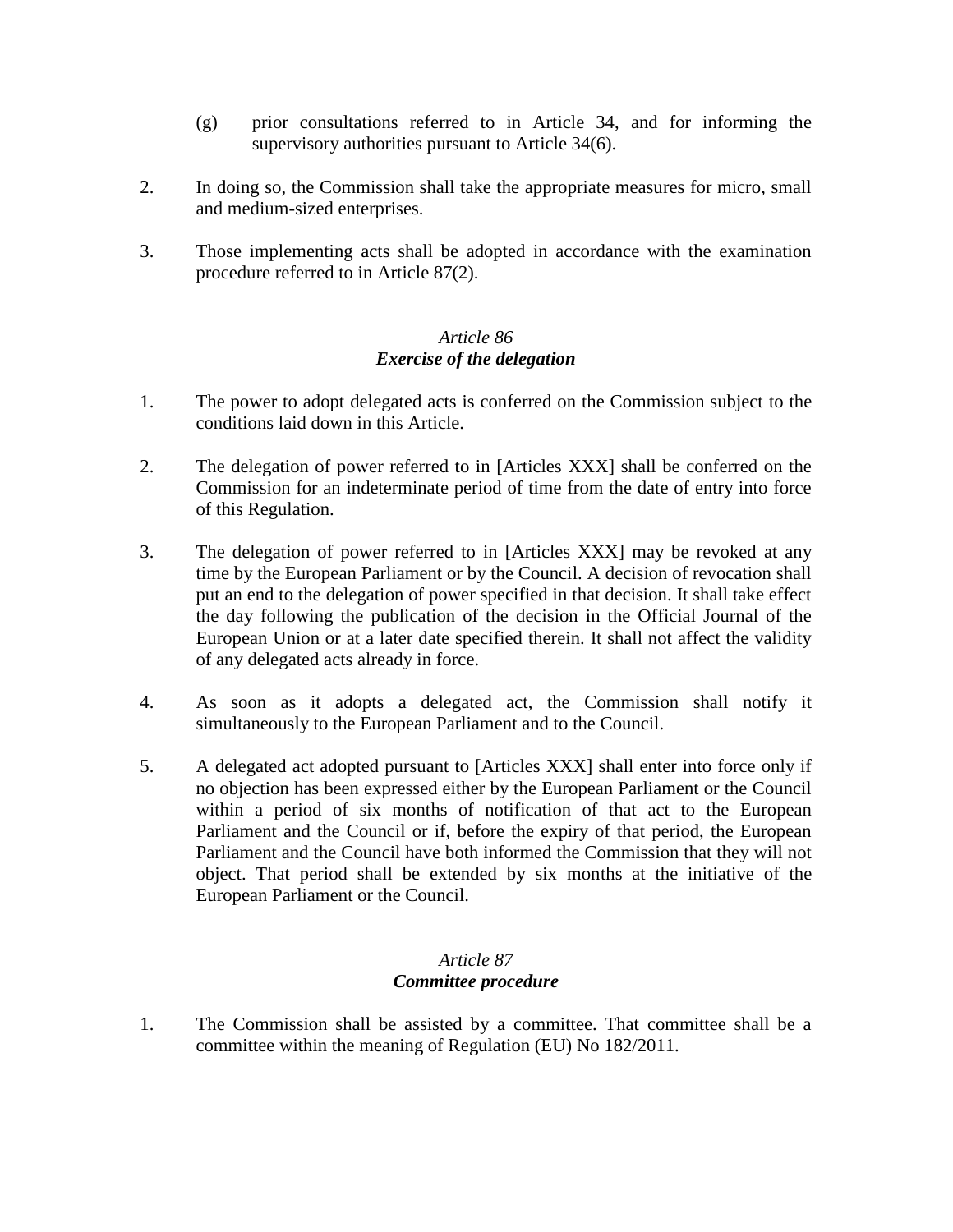(g) prior consultations referred to in Article 34, and for informing the supervisory authorities pursuant to Article 34(6).

2. In doing so, the Commission shall take the appropriate measures for micro, small and medium-sized enterprises.

3. Those implementing acts shall be adopted in accordance with the examination procedure referred to in Article 87(2).

### *Article 86*
### ***Exercise of the delegation***

1. The power to adopt delegated acts is conferred on the Commission subject to the conditions laid down in this Article.

2. The delegation of power referred to in [Articles XXX] shall be conferred on the Commission for an indeterminate period of time from the date of entry into force of this Regulation.

3. The delegation of power referred to in [Articles XXX] may be revoked at any time by the European Parliament or by the Council. A decision of revocation shall put an end to the delegation of power specified in that decision. It shall take effect the day following the publication of the decision in the Official Journal of the European Union or at a later date specified therein. It shall not affect the validity of any delegated acts already in force.

4. As soon as it adopts a delegated act, the Commission shall notify it simultaneously to the European Parliament and to the Council.

5. A delegated act adopted pursuant to [Articles XXX] shall enter into force only if no objection has been expressed either by the European Parliament or the Council within a period of six months of notification of that act to the European Parliament and the Council or if, before the expiry of that period, the European Parliament and the Council have both informed the Commission that they will not object. That period shall be extended by six months at the initiative of the European Parliament or the Council.

### *Article 87*
### ***Committee procedure***

1. The Commission shall be assisted by a committee. That committee shall be a committee within the meaning of Regulation (EU) No 182/2011.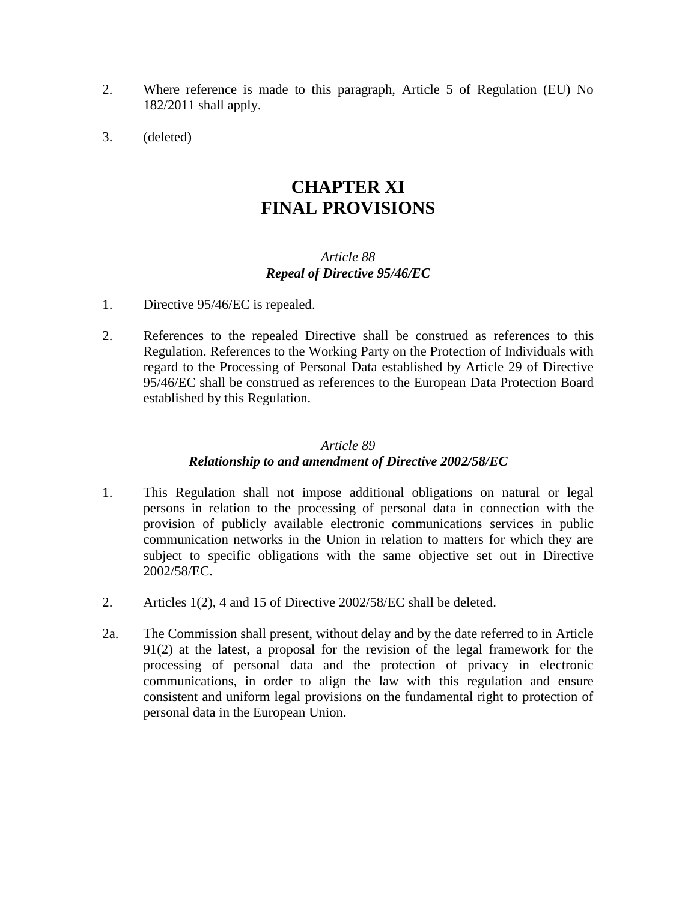2. Where reference is made to this paragraph, Article 5 of Regulation (EU) No 182/2011 shall apply.

3. (deleted)

# CHAPTER XI
# FINAL PROVISIONS

### *Article 88*
### ***Repeal of Directive 95/46/EC***

1. Directive 95/46/EC is repealed.

2. References to the repealed Directive shall be construed as references to this Regulation. References to the Working Party on the Protection of Individuals with regard to the Processing of Personal Data established by Article 29 of Directive 95/46/EC shall be construed as references to the European Data Protection Board established by this Regulation.

### *Article 89*
### ***Relationship to and amendment of Directive 2002/58/EC***

1. This Regulation shall not impose additional obligations on natural or legal persons in relation to the processing of personal data in connection with the provision of publicly available electronic communications services in public communication networks in the Union in relation to matters for which they are subject to specific obligations with the same objective set out in Directive 2002/58/EC.

2. Articles 1(2), 4 and 15 of Directive 2002/58/EC shall be deleted.

2a. The Commission shall present, without delay and by the date referred to in Article 91(2) at the latest, a proposal for the revision of the legal framework for the processing of personal data and the protection of privacy in electronic communications, in order to align the law with this regulation and ensure consistent and uniform legal provisions on the fundamental right to protection of personal data in the European Union.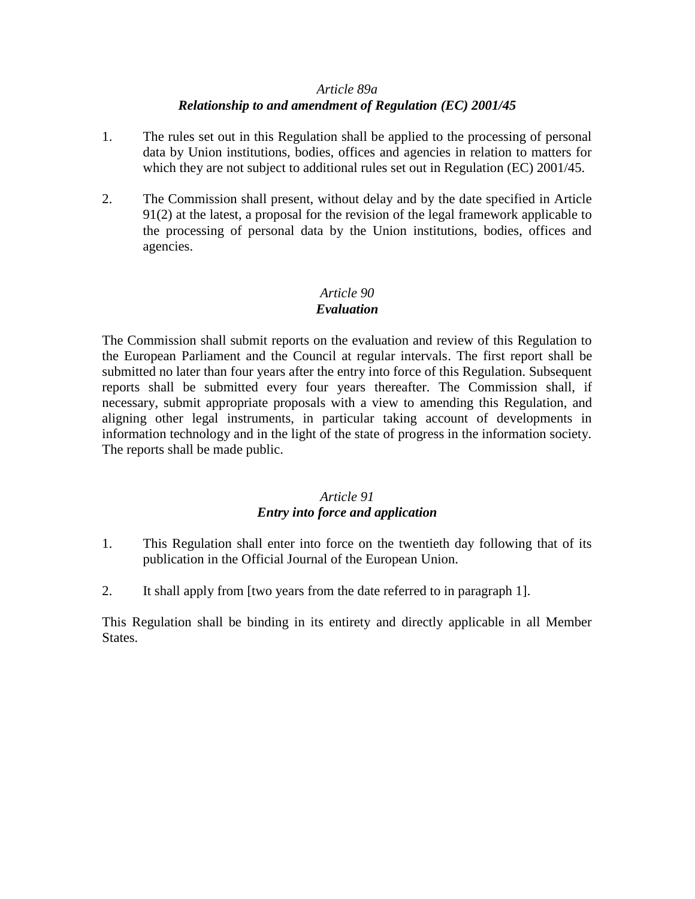*Article 89a*
***Relationship to and amendment of Regulation (EC) 2001/45***

1. The rules set out in this Regulation shall be applied to the processing of personal data by Union institutions, bodies, offices and agencies in relation to matters for which they are not subject to additional rules set out in Regulation (EC) 2001/45.

2. The Commission shall present, without delay and by the date specified in Article 91(2) at the latest, a proposal for the revision of the legal framework applicable to the processing of personal data by the Union institutions, bodies, offices and agencies.

*Article 90*
***Evaluation***

The Commission shall submit reports on the evaluation and review of this Regulation to the European Parliament and the Council at regular intervals. The first report shall be submitted no later than four years after the entry into force of this Regulation. Subsequent reports shall be submitted every four years thereafter. The Commission shall, if necessary, submit appropriate proposals with a view to amending this Regulation, and aligning other legal instruments, in particular taking account of developments in information technology and in the light of the state of progress in the information society. The reports shall be made public.

*Article 91*
***Entry into force and application***

1. This Regulation shall enter into force on the twentieth day following that of its publication in the Official Journal of the European Union.

2. It shall apply from [two years from the date referred to in paragraph 1].

This Regulation shall be binding in its entirety and directly applicable in all Member States.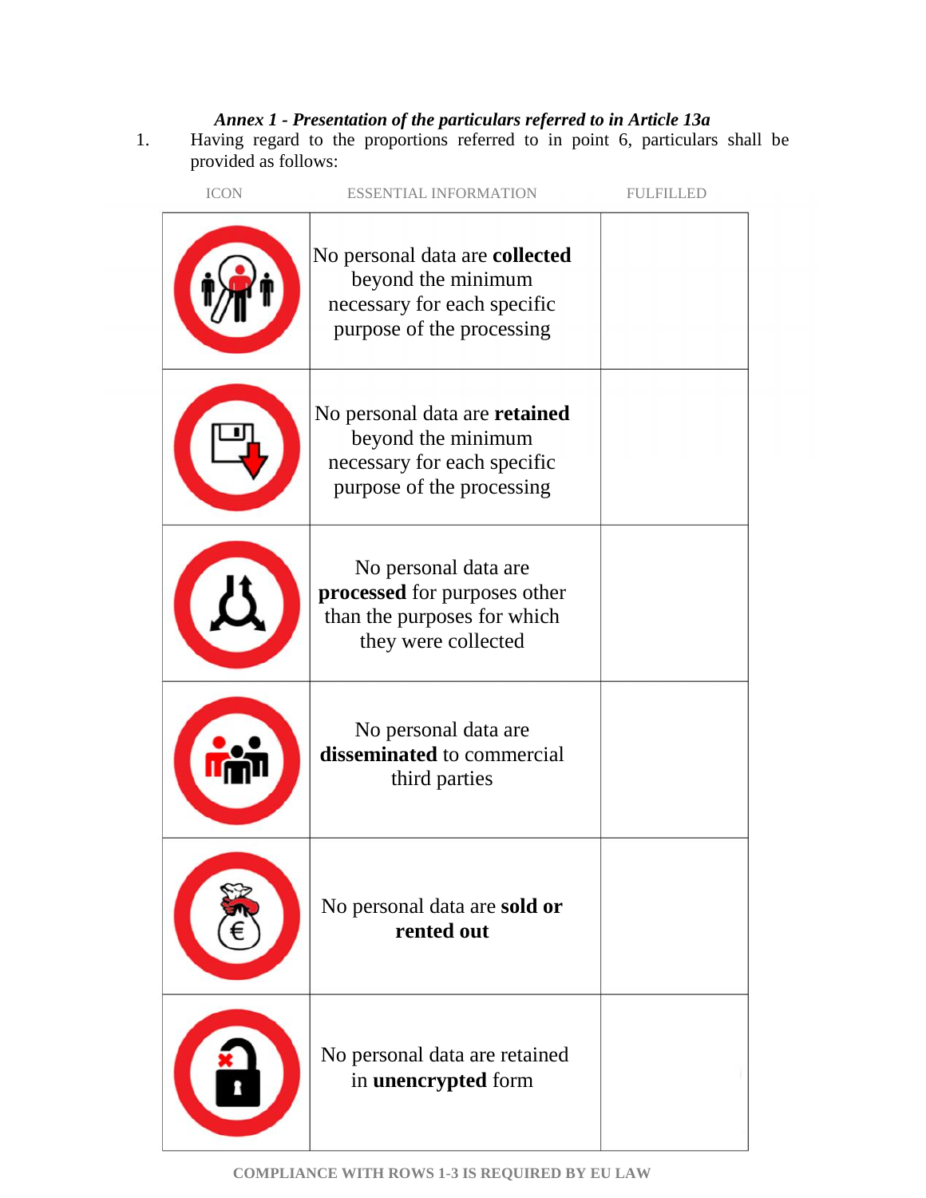*Annex 1 - Presentation of the particulars referred to in Article 13a*

1. Having regard to the proportions referred to in point 6, particulars shall be provided as follows:

| ICON | ESSENTIAL INFORMATION | FULFILLED |
|---|---|---|
| | No personal data are **collected** beyond the minimum necessary for each specific purpose of the processing | |
| | No personal data are **retained** beyond the minimum necessary for each specific purpose of the processing | |
| | No personal data are **processed** for purposes other than the purposes for which they were collected | |
| | No personal data are **disseminated** to commercial third parties | |
| | No personal data are **sold or rented out** | |
| | No personal data are retained in **unencrypted** form | |

COMPLIANCE WITH ROWS 1-3 IS REQUIRED BY EU LAW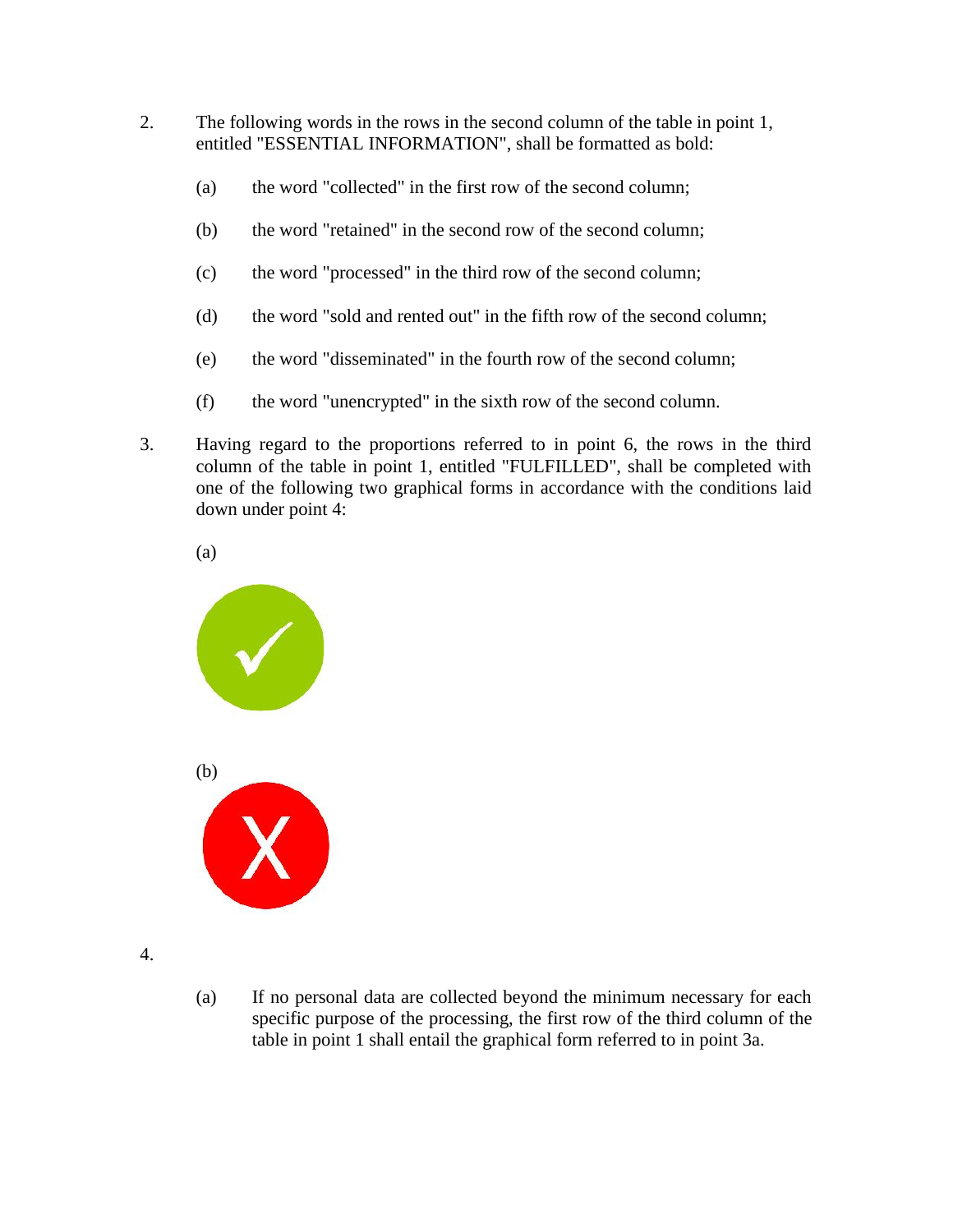2. The following words in the rows in the second column of the table in point 1, entitled "ESSENTIAL INFORMATION", shall be formatted as bold:

   (a) the word "collected" in the first row of the second column;

   (b) the word "retained" in the second row of the second column;

   (c) the word "processed" in the third row of the second column;

   (d) the word "sold and rented out" in the fifth row of the second column;

   (e) the word "disseminated" in the fourth row of the second column;

   (f) the word "unencrypted" in the sixth row of the second column.

3. Having regard to the proportions referred to in point 6, the rows in the third column of the table in point 1, entitled "FULFILLED", shall be completed with one of the following two graphical forms in accordance with the conditions laid down under point 4:

   (a)

   (b)

4.

   (a) If no personal data are collected beyond the minimum necessary for each specific purpose of the processing, the first row of the third column of the table in point 1 shall entail the graphical form referred to in point 3a.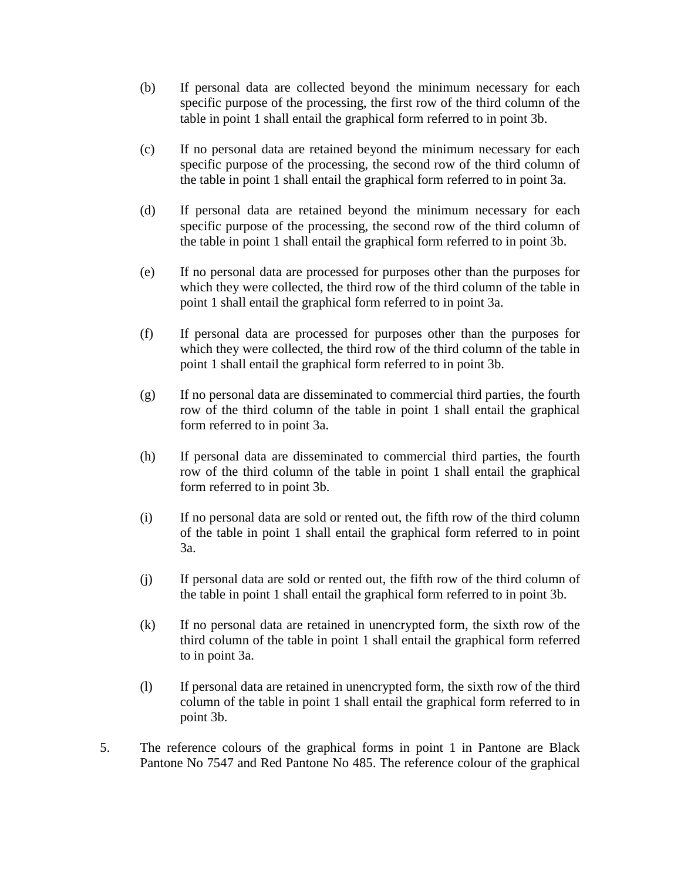(b) If personal data are collected beyond the minimum necessary for each specific purpose of the processing, the first row of the third column of the table in point 1 shall entail the graphical form referred to in point 3b.

(c) If no personal data are retained beyond the minimum necessary for each specific purpose of the processing, the second row of the third column of the table in point 1 shall entail the graphical form referred to in point 3a.

(d) If personal data are retained beyond the minimum necessary for each specific purpose of the processing, the second row of the third column of the table in point 1 shall entail the graphical form referred to in point 3b.

(e) If no personal data are processed for purposes other than the purposes for which they were collected, the third row of the third column of the table in point 1 shall entail the graphical form referred to in point 3a.

(f) If personal data are processed for purposes other than the purposes for which they were collected, the third row of the third column of the table in point 1 shall entail the graphical form referred to in point 3b.

(g) If no personal data are disseminated to commercial third parties, the fourth row of the third column of the table in point 1 shall entail the graphical form referred to in point 3a.

(h) If personal data are disseminated to commercial third parties, the fourth row of the third column of the table in point 1 shall entail the graphical form referred to in point 3b.

(i) If no personal data are sold or rented out, the fifth row of the third column of the table in point 1 shall entail the graphical form referred to in point 3a.

(j) If personal data are sold or rented out, the fifth row of the third column of the table in point 1 shall entail the graphical form referred to in point 3b.

(k) If no personal data are retained in unencrypted form, the sixth row of the third column of the table in point 1 shall entail the graphical form referred to in point 3a.

(l) If personal data are retained in unencrypted form, the sixth row of the third column of the table in point 1 shall entail the graphical form referred to in point 3b.

5. The reference colours of the graphical forms in point 1 in Pantone are Black Pantone No 7547 and Red Pantone No 485. The reference colour of the graphical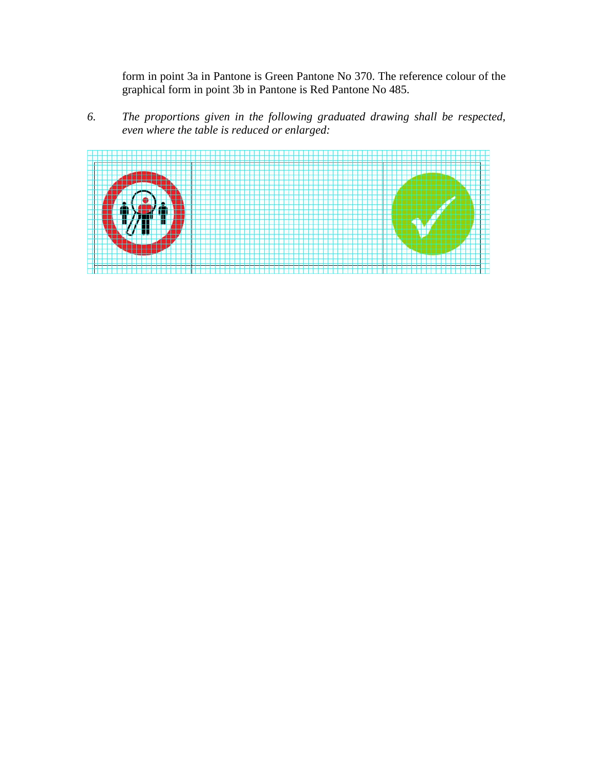form in point 3a in Pantone is Green Pantone No 370. The reference colour of the graphical form in point 3b in Pantone is Red Pantone No 485.

6. *The proportions given in the following graduated drawing shall be respected, even where the table is reduced or enlarged:*